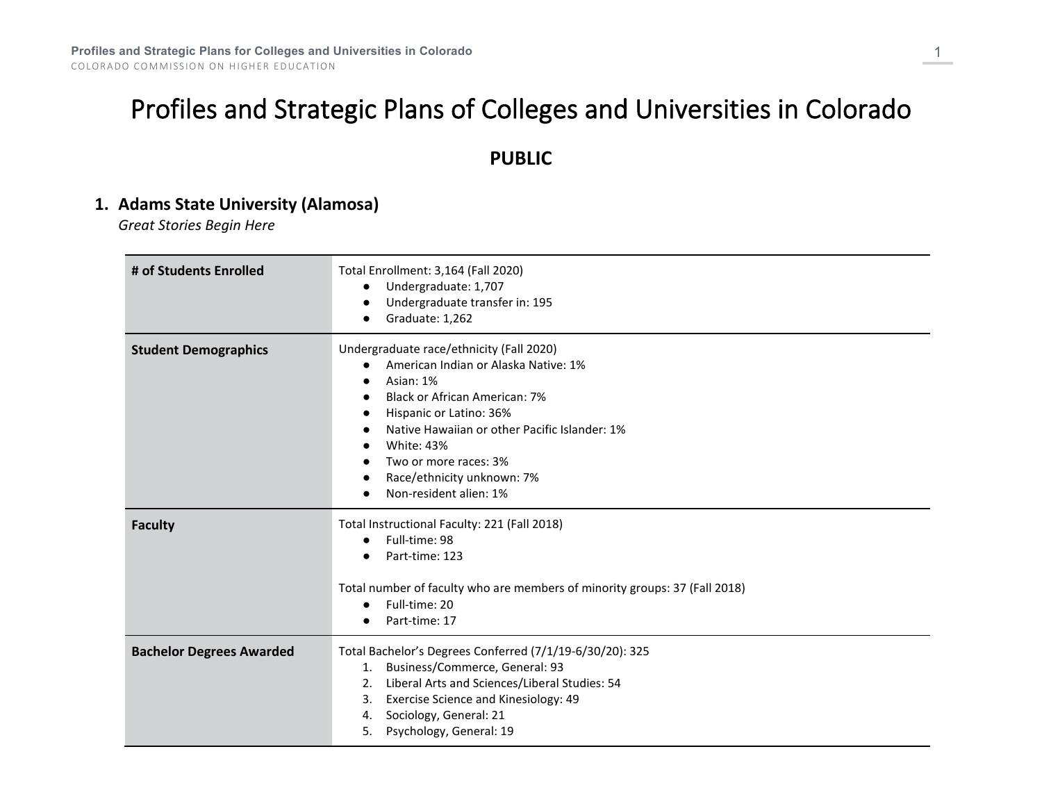# Profiles and Strategic Plans of Colleges and Universities in Colorado

## PUBLIC

### 1. Adams State University (Alamosa)

*Great Stories Begin Here*

| | |
|---|---|
| **# of Students Enrolled** | Total Enrollment: 3,164 (Fall 2020)<br>● Undergraduate: 1,707<br>● Undergraduate transfer in: 195<br>● Graduate: 1,262 |
| **Student Demographics** | Undergraduate race/ethnicity (Fall 2020)<br>● American Indian or Alaska Native: 1%<br>● Asian: 1%<br>● Black or African American: 7%<br>● Hispanic or Latino: 36%<br>● Native Hawaiian or other Pacific Islander: 1%<br>● White: 43%<br>● Two or more races: 3%<br>● Race/ethnicity unknown: 7%<br>● Non-resident alien: 1% |
| **Faculty** | Total Instructional Faculty: 221 (Fall 2018)<br>● Full-time: 98<br>● Part-time: 123<br><br>Total number of faculty who are members of minority groups: 37 (Fall 2018)<br>● Full-time: 20<br>● Part-time: 17 |
| **Bachelor Degrees Awarded** | Total Bachelor's Degrees Conferred (7/1/19-6/30/20): 325<br>1. Business/Commerce, General: 93<br>2. Liberal Arts and Sciences/Liberal Studies: 54<br>3. Exercise Science and Kinesiology: 49<br>4. Sociology, General: 21<br>5. Psychology, General: 19 |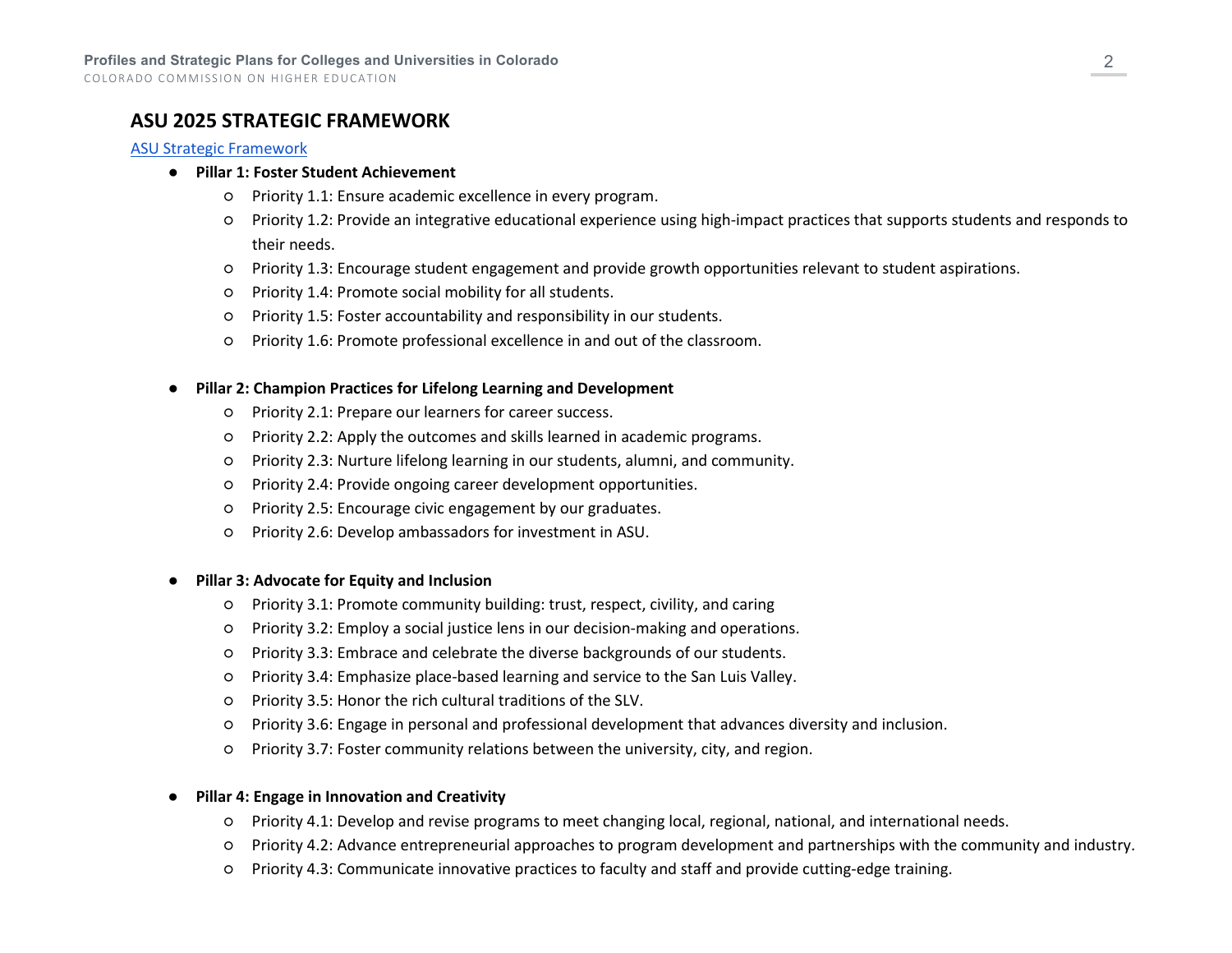## ASU 2025 STRATEGIC FRAMEWORK

[ASU Strategic Framework]

- **Pillar 1: Foster Student Achievement**
  - Priority 1.1: Ensure academic excellence in every program.
  - Priority 1.2: Provide an integrative educational experience using high-impact practices that supports students and responds to their needs.
  - Priority 1.3: Encourage student engagement and provide growth opportunities relevant to student aspirations.
  - Priority 1.4: Promote social mobility for all students.
  - Priority 1.5: Foster accountability and responsibility in our students.
  - Priority 1.6: Promote professional excellence in and out of the classroom.

- **Pillar 2: Champion Practices for Lifelong Learning and Development**
  - Priority 2.1: Prepare our learners for career success.
  - Priority 2.2: Apply the outcomes and skills learned in academic programs.
  - Priority 2.3: Nurture lifelong learning in our students, alumni, and community.
  - Priority 2.4: Provide ongoing career development opportunities.
  - Priority 2.5: Encourage civic engagement by our graduates.
  - Priority 2.6: Develop ambassadors for investment in ASU.

- **Pillar 3: Advocate for Equity and Inclusion**
  - Priority 3.1: Promote community building: trust, respect, civility, and caring
  - Priority 3.2: Employ a social justice lens in our decision-making and operations.
  - Priority 3.3: Embrace and celebrate the diverse backgrounds of our students.
  - Priority 3.4: Emphasize place-based learning and service to the San Luis Valley.
  - Priority 3.5: Honor the rich cultural traditions of the SLV.
  - Priority 3.6: Engage in personal and professional development that advances diversity and inclusion.
  - Priority 3.7: Foster community relations between the university, city, and region.

- **Pillar 4: Engage in Innovation and Creativity**
  - Priority 4.1: Develop and revise programs to meet changing local, regional, national, and international needs.
  - Priority 4.2: Advance entrepreneurial approaches to program development and partnerships with the community and industry.
  - Priority 4.3: Communicate innovative practices to faculty and staff and provide cutting-edge training.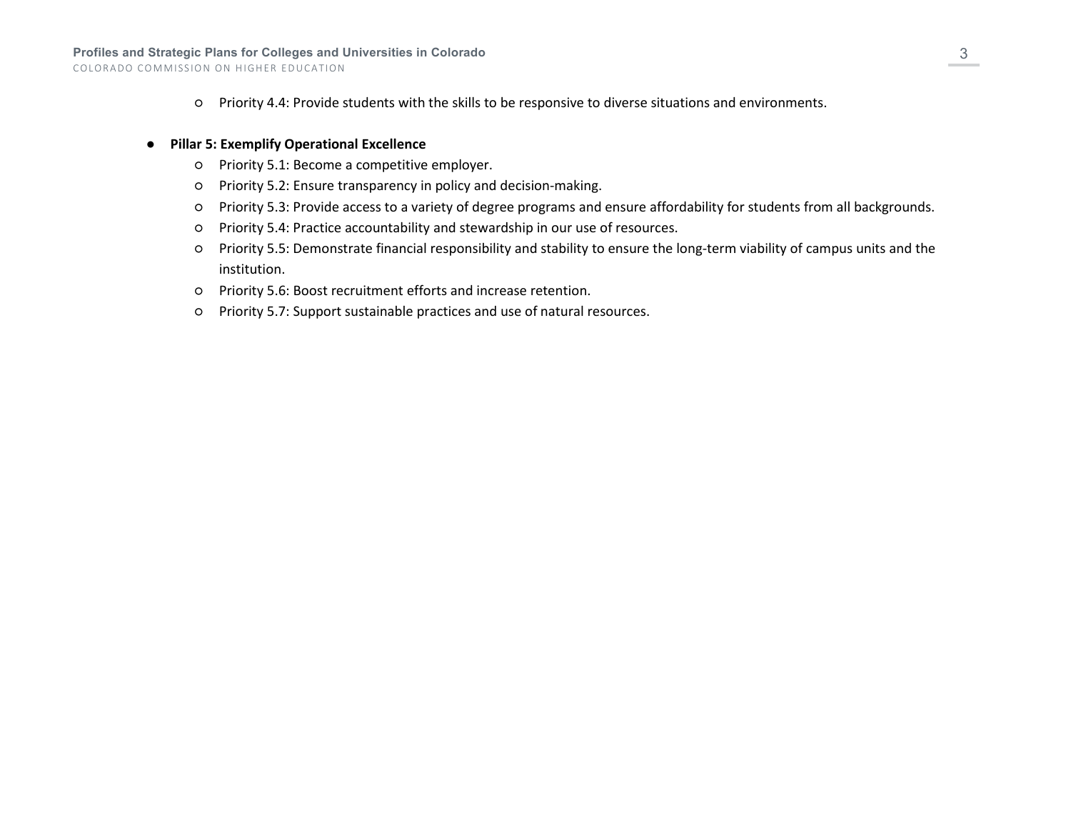- Priority 4.4: Provide students with the skills to be responsive to diverse situations and environments.

- **Pillar 5: Exemplify Operational Excellence**
    - Priority 5.1: Become a competitive employer.
    - Priority 5.2: Ensure transparency in policy and decision-making.
    - Priority 5.3: Provide access to a variety of degree programs and ensure affordability for students from all backgrounds.
    - Priority 5.4: Practice accountability and stewardship in our use of resources.
    - Priority 5.5: Demonstrate financial responsibility and stability to ensure the long-term viability of campus units and the institution.
    - Priority 5.6: Boost recruitment efforts and increase retention.
    - Priority 5.7: Support sustainable practices and use of natural resources.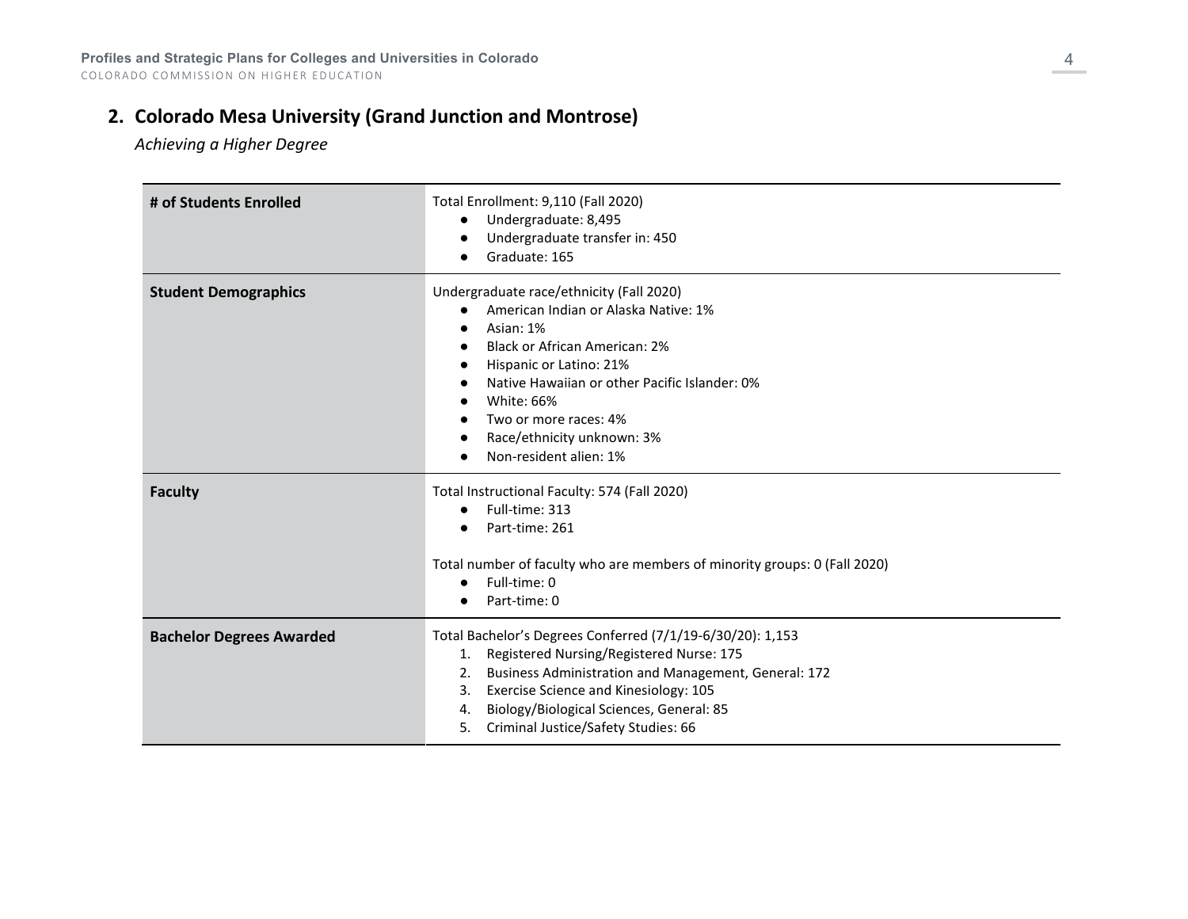## 2. Colorado Mesa University (Grand Junction and Montrose)

*Achieving a Higher Degree*

| | |
|---|---|
| **# of Students Enrolled** | Total Enrollment: 9,110 (Fall 2020)<br>● Undergraduate: 8,495<br>● Undergraduate transfer in: 450<br>● Graduate: 165 |
| **Student Demographics** | Undergraduate race/ethnicity (Fall 2020)<br>● American Indian or Alaska Native: 1%<br>● Asian: 1%<br>● Black or African American: 2%<br>● Hispanic or Latino: 21%<br>● Native Hawaiian or other Pacific Islander: 0%<br>● White: 66%<br>● Two or more races: 4%<br>● Race/ethnicity unknown: 3%<br>● Non-resident alien: 1% |
| **Faculty** | Total Instructional Faculty: 574 (Fall 2020)<br>● Full-time: 313<br>● Part-time: 261<br><br>Total number of faculty who are members of minority groups: 0 (Fall 2020)<br>● Full-time: 0<br>● Part-time: 0 |
| **Bachelor Degrees Awarded** | Total Bachelor's Degrees Conferred (7/1/19-6/30/20): 1,153<br>1. Registered Nursing/Registered Nurse: 175<br>2. Business Administration and Management, General: 172<br>3. Exercise Science and Kinesiology: 105<br>4. Biology/Biological Sciences, General: 85<br>5. Criminal Justice/Safety Studies: 66 |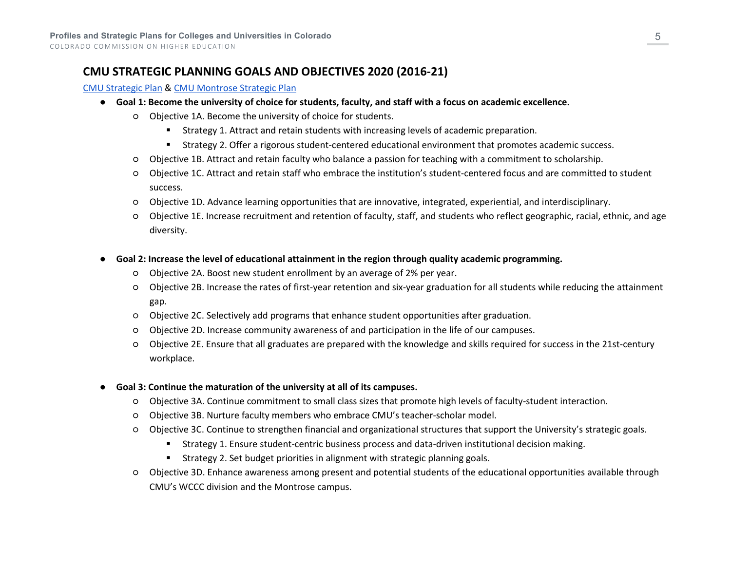## CMU STRATEGIC PLANNING GOALS AND OBJECTIVES 2020 (2016-21)

[CMU Strategic Plan] & [CMU Montrose Strategic Plan]

- **Goal 1: Become the university of choice for students, faculty, and staff with a focus on academic excellence.**
  - Objective 1A. Become the university of choice for students.
    - Strategy 1. Attract and retain students with increasing levels of academic preparation.
    - Strategy 2. Offer a rigorous student-centered educational environment that promotes academic success.
  - Objective 1B. Attract and retain faculty who balance a passion for teaching with a commitment to scholarship.
  - Objective 1C. Attract and retain staff who embrace the institution's student-centered focus and are committed to student success.
  - Objective 1D. Advance learning opportunities that are innovative, integrated, experiential, and interdisciplinary.
  - Objective 1E. Increase recruitment and retention of faculty, staff, and students who reflect geographic, racial, ethnic, and age diversity.

- **Goal 2: Increase the level of educational attainment in the region through quality academic programming.**
  - Objective 2A. Boost new student enrollment by an average of 2% per year.
  - Objective 2B. Increase the rates of first-year retention and six-year graduation for all students while reducing the attainment gap.
  - Objective 2C. Selectively add programs that enhance student opportunities after graduation.
  - Objective 2D. Increase community awareness of and participation in the life of our campuses.
  - Objective 2E. Ensure that all graduates are prepared with the knowledge and skills required for success in the 21st-century workplace.

- **Goal 3: Continue the maturation of the university at all of its campuses.**
  - Objective 3A. Continue commitment to small class sizes that promote high levels of faculty-student interaction.
  - Objective 3B. Nurture faculty members who embrace CMU's teacher-scholar model.
  - Objective 3C. Continue to strengthen financial and organizational structures that support the University's strategic goals.
    - Strategy 1. Ensure student-centric business process and data-driven institutional decision making.
    - Strategy 2. Set budget priorities in alignment with strategic planning goals.
  - Objective 3D. Enhance awareness among present and potential students of the educational opportunities available through CMU's WCCC division and the Montrose campus.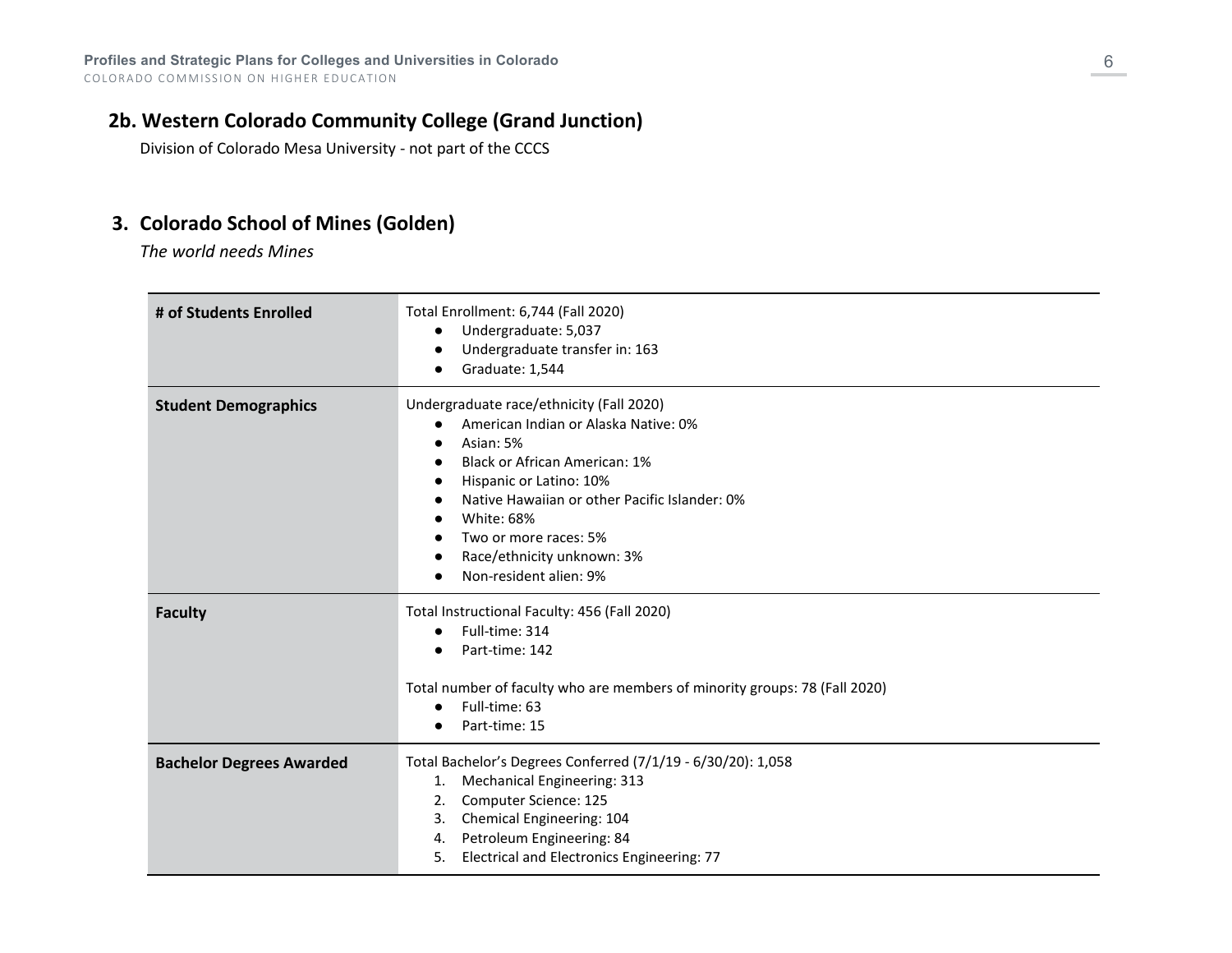## 2b. Western Colorado Community College (Grand Junction)

Division of Colorado Mesa University - not part of the CCCS

## 3. Colorado School of Mines (Golden)

*The world needs Mines*

| | |
|---|---|
| **# of Students Enrolled** | Total Enrollment: 6,744 (Fall 2020)<br>● Undergraduate: 5,037<br>● Undergraduate transfer in: 163<br>● Graduate: 1,544 |
| **Student Demographics** | Undergraduate race/ethnicity (Fall 2020)<br>● American Indian or Alaska Native: 0%<br>● Asian: 5%<br>● Black or African American: 1%<br>● Hispanic or Latino: 10%<br>● Native Hawaiian or other Pacific Islander: 0%<br>● White: 68%<br>● Two or more races: 5%<br>● Race/ethnicity unknown: 3%<br>● Non-resident alien: 9% |
| **Faculty** | Total Instructional Faculty: 456 (Fall 2020)<br>● Full-time: 314<br>● Part-time: 142<br><br>Total number of faculty who are members of minority groups: 78 (Fall 2020)<br>● Full-time: 63<br>● Part-time: 15 |
| **Bachelor Degrees Awarded** | Total Bachelor's Degrees Conferred (7/1/19 - 6/30/20): 1,058<br>1. Mechanical Engineering: 313<br>2. Computer Science: 125<br>3. Chemical Engineering: 104<br>4. Petroleum Engineering: 84<br>5. Electrical and Electronics Engineering: 77 |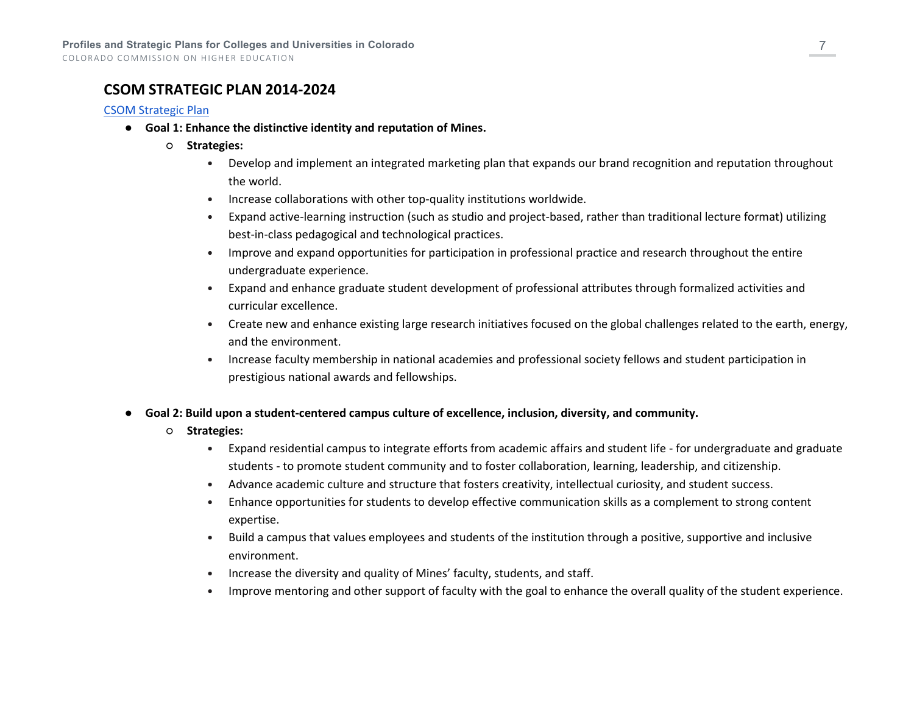## CSOM STRATEGIC PLAN 2014-2024

[CSOM Strategic Plan]

- **Goal 1: Enhance the distinctive identity and reputation of Mines.**
  - **Strategies:**
    - Develop and implement an integrated marketing plan that expands our brand recognition and reputation throughout the world.
    - Increase collaborations with other top-quality institutions worldwide.
    - Expand active-learning instruction (such as studio and project-based, rather than traditional lecture format) utilizing best-in-class pedagogical and technological practices.
    - Improve and expand opportunities for participation in professional practice and research throughout the entire undergraduate experience.
    - Expand and enhance graduate student development of professional attributes through formalized activities and curricular excellence.
    - Create new and enhance existing large research initiatives focused on the global challenges related to the earth, energy, and the environment.
    - Increase faculty membership in national academies and professional society fellows and student participation in prestigious national awards and fellowships.

- **Goal 2: Build upon a student-centered campus culture of excellence, inclusion, diversity, and community.**
  - **Strategies:**
    - Expand residential campus to integrate efforts from academic affairs and student life - for undergraduate and graduate students - to promote student community and to foster collaboration, learning, leadership, and citizenship.
    - Advance academic culture and structure that fosters creativity, intellectual curiosity, and student success.
    - Enhance opportunities for students to develop effective communication skills as a complement to strong content expertise.
    - Build a campus that values employees and students of the institution through a positive, supportive and inclusive environment.
    - Increase the diversity and quality of Mines' faculty, students, and staff.
    - Improve mentoring and other support of faculty with the goal to enhance the overall quality of the student experience.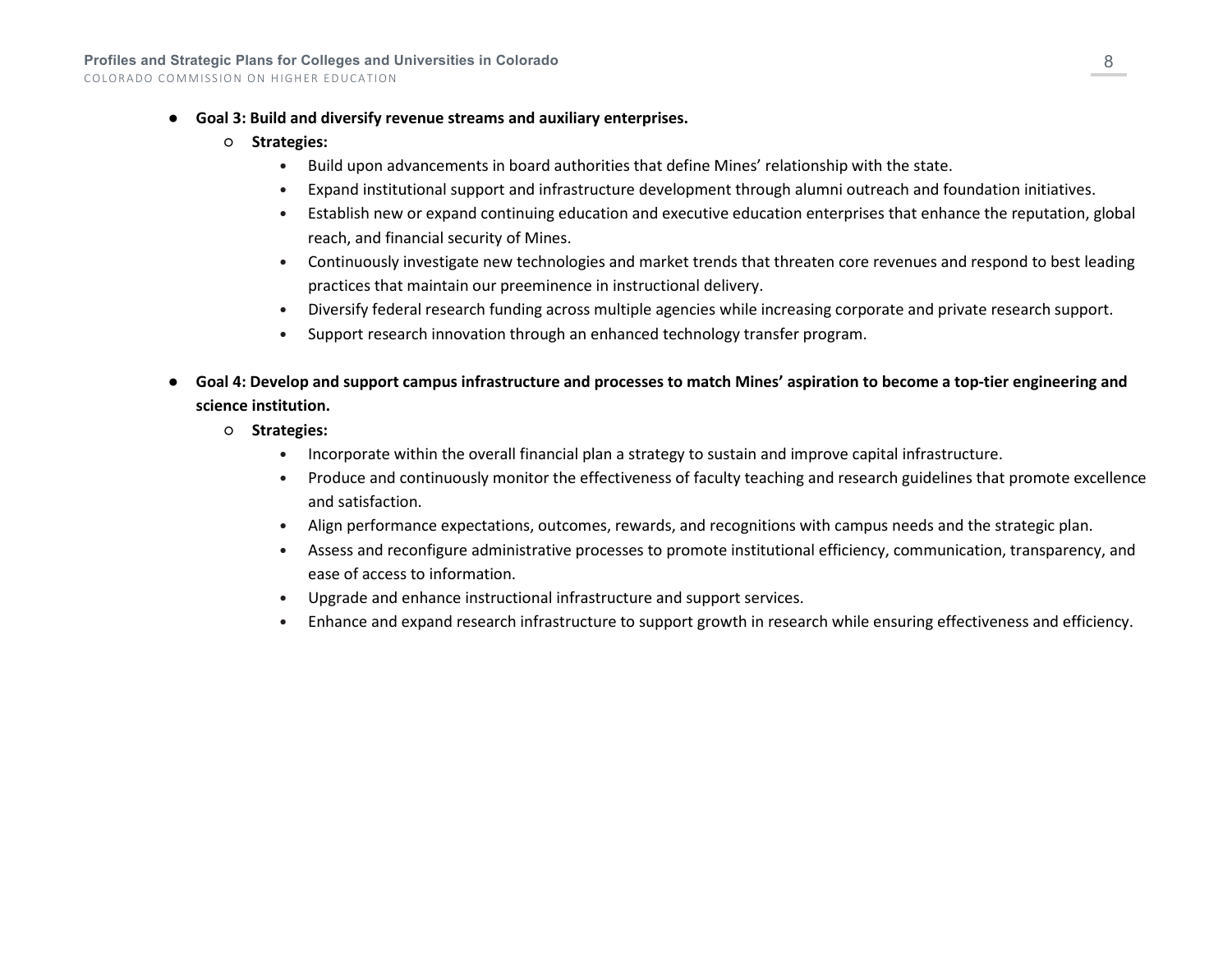- **Goal 3: Build and diversify revenue streams and auxiliary enterprises.**
  - **Strategies:**
    - Build upon advancements in board authorities that define Mines' relationship with the state.
    - Expand institutional support and infrastructure development through alumni outreach and foundation initiatives.
    - Establish new or expand continuing education and executive education enterprises that enhance the reputation, global reach, and financial security of Mines.
    - Continuously investigate new technologies and market trends that threaten core revenues and respond to best leading practices that maintain our preeminence in instructional delivery.
    - Diversify federal research funding across multiple agencies while increasing corporate and private research support.
    - Support research innovation through an enhanced technology transfer program.

- **Goal 4: Develop and support campus infrastructure and processes to match Mines' aspiration to become a top-tier engineering and science institution.**
  - **Strategies:**
    - Incorporate within the overall financial plan a strategy to sustain and improve capital infrastructure.
    - Produce and continuously monitor the effectiveness of faculty teaching and research guidelines that promote excellence and satisfaction.
    - Align performance expectations, outcomes, rewards, and recognitions with campus needs and the strategic plan.
    - Assess and reconfigure administrative processes to promote institutional efficiency, communication, transparency, and ease of access to information.
    - Upgrade and enhance instructional infrastructure and support services.
    - Enhance and expand research infrastructure to support growth in research while ensuring effectiveness and efficiency.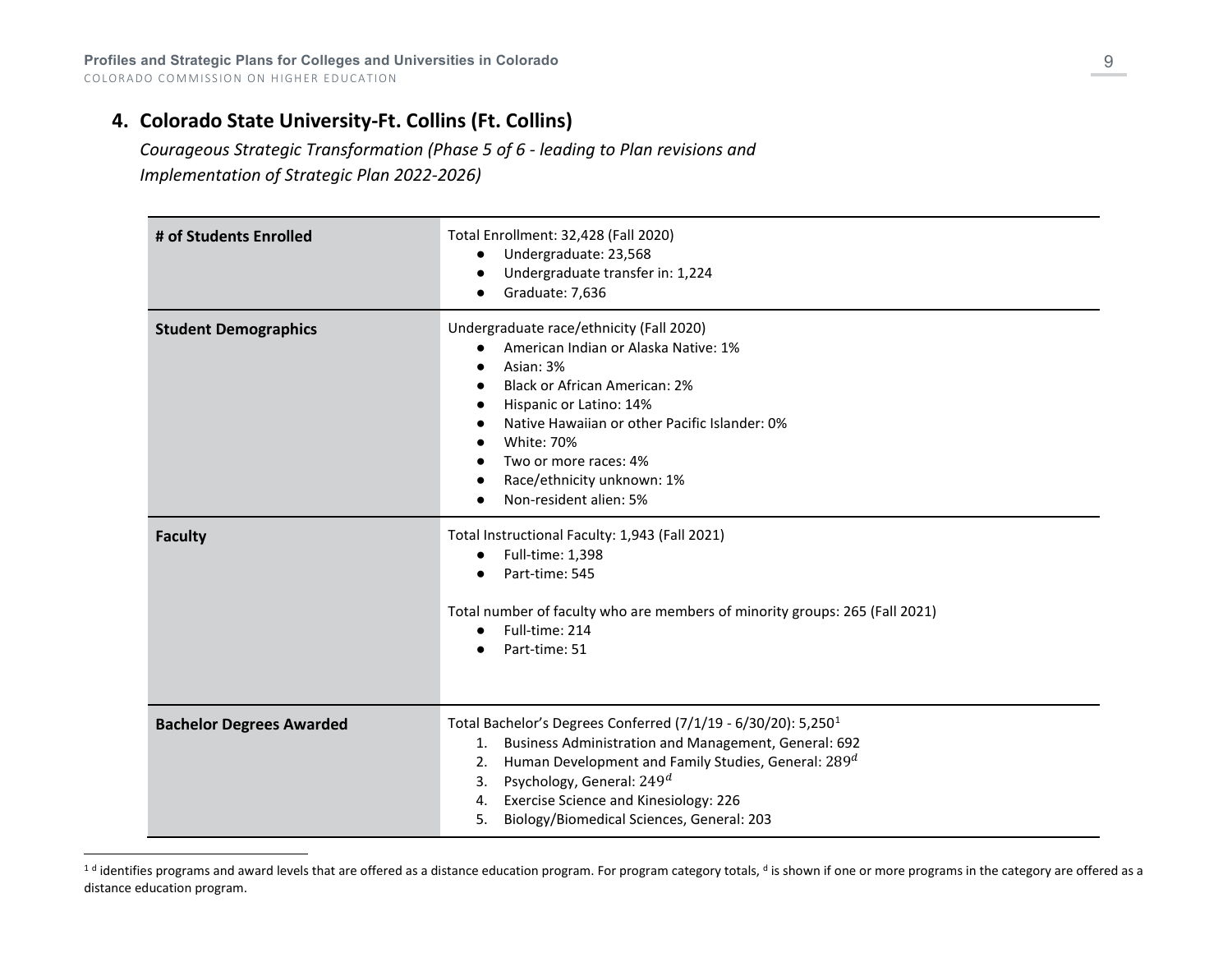## 4. Colorado State University-Ft. Collins (Ft. Collins)

*Courageous Strategic Transformation (Phase 5 of 6 - leading to Plan revisions and Implementation of Strategic Plan 2022-2026)*

| | |
|---|---|
| **# of Students Enrolled** | Total Enrollment: 32,428 (Fall 2020)<br>• Undergraduate: 23,568<br>• Undergraduate transfer in: 1,224<br>• Graduate: 7,636 |
| **Student Demographics** | Undergraduate race/ethnicity (Fall 2020)<br>• American Indian or Alaska Native: 1%<br>• Asian: 3%<br>• Black or African American: 2%<br>• Hispanic or Latino: 14%<br>• Native Hawaiian or other Pacific Islander: 0%<br>• White: 70%<br>• Two or more races: 4%<br>• Race/ethnicity unknown: 1%<br>• Non-resident alien: 5% |
| **Faculty** | Total Instructional Faculty: 1,943 (Fall 2021)<br>• Full-time: 1,398<br>• Part-time: 545<br><br>Total number of faculty who are members of minority groups: 265 (Fall 2021)<br>• Full-time: 214<br>• Part-time: 51 |
| **Bachelor Degrees Awarded** | Total Bachelor's Degrees Conferred (7/1/19 - 6/30/20): 5,250[1]<br>1. Business Administration and Management, General: 692<br>2. Human Development and Family Studies, General: 289[d]<br>3. Psychology, General: 249[d]<br>4. Exercise Science and Kinesiology: 226<br>5. Biology/Biomedical Sciences, General: 203 |

[1] [d] identifies programs and award levels that are offered as a distance education program. For program category totals, [d] is shown if one or more programs in the category are offered as a distance education program.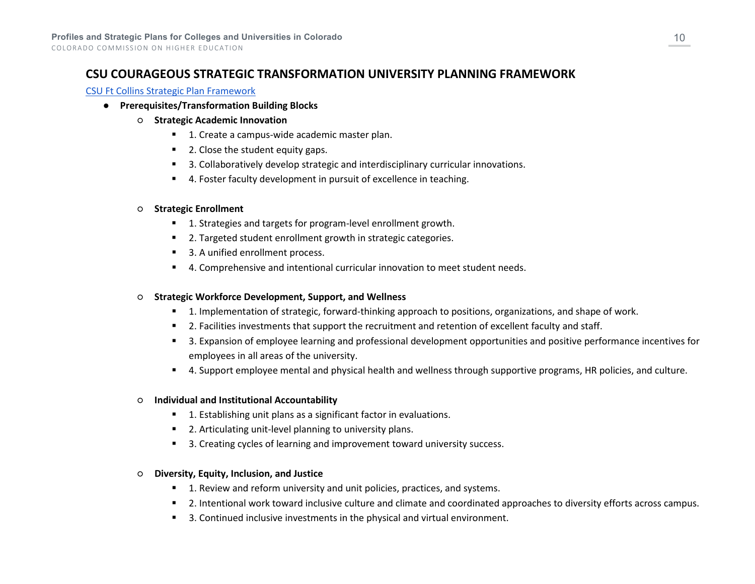## CSU COURAGEOUS STRATEGIC TRANSFORMATION UNIVERSITY PLANNING FRAMEWORK

[CSU Ft Collins Strategic Plan Framework]

- **Prerequisites/Transformation Building Blocks**
  - **Strategic Academic Innovation**
    - 1. Create a campus-wide academic master plan.
    - 2. Close the student equity gaps.
    - 3. Collaboratively develop strategic and interdisciplinary curricular innovations.
    - 4. Foster faculty development in pursuit of excellence in teaching.
  - **Strategic Enrollment**
    - 1. Strategies and targets for program-level enrollment growth.
    - 2. Targeted student enrollment growth in strategic categories.
    - 3. A unified enrollment process.
    - 4. Comprehensive and intentional curricular innovation to meet student needs.
  - **Strategic Workforce Development, Support, and Wellness**
    - 1. Implementation of strategic, forward-thinking approach to positions, organizations, and shape of work.
    - 2. Facilities investments that support the recruitment and retention of excellent faculty and staff.
    - 3. Expansion of employee learning and professional development opportunities and positive performance incentives for employees in all areas of the university.
    - 4. Support employee mental and physical health and wellness through supportive programs, HR policies, and culture.
  - **Individual and Institutional Accountability**
    - 1. Establishing unit plans as a significant factor in evaluations.
    - 2. Articulating unit-level planning to university plans.
    - 3. Creating cycles of learning and improvement toward university success.
  - **Diversity, Equity, Inclusion, and Justice**
    - 1. Review and reform university and unit policies, practices, and systems.
    - 2. Intentional work toward inclusive culture and climate and coordinated approaches to diversity efforts across campus.
    - 3. Continued inclusive investments in the physical and virtual environment.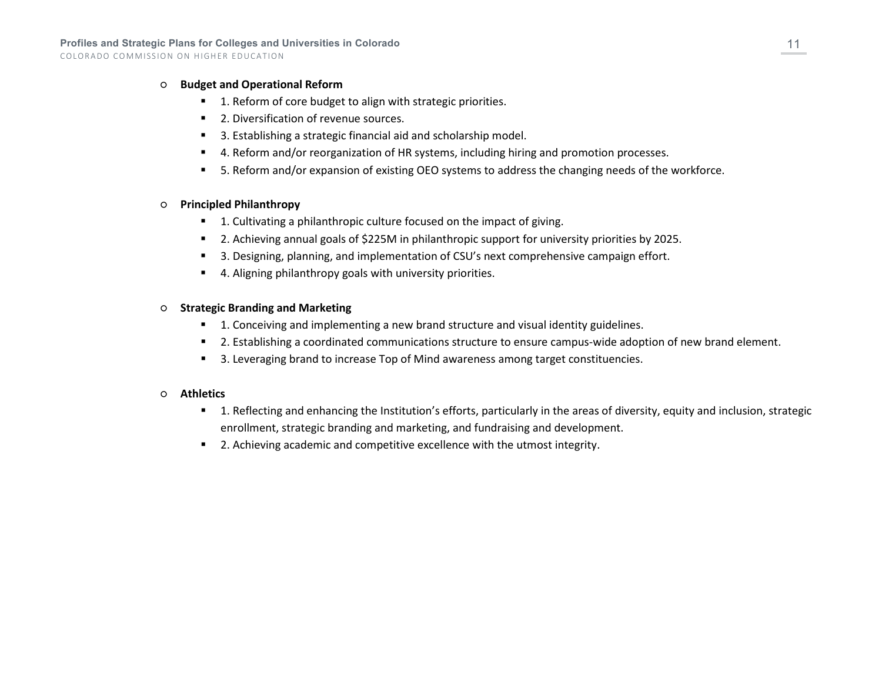- **Budget and Operational Reform**
  - 1. Reform of core budget to align with strategic priorities.
  - 2. Diversification of revenue sources.
  - 3. Establishing a strategic financial aid and scholarship model.
  - 4. Reform and/or reorganization of HR systems, including hiring and promotion processes.
  - 5. Reform and/or expansion of existing OEO systems to address the changing needs of the workforce.

- **Principled Philanthropy**
  - 1. Cultivating a philanthropic culture focused on the impact of giving.
  - 2. Achieving annual goals of $225M in philanthropic support for university priorities by 2025.
  - 3. Designing, planning, and implementation of CSU's next comprehensive campaign effort.
  - 4. Aligning philanthropy goals with university priorities.

- **Strategic Branding and Marketing**
  - 1. Conceiving and implementing a new brand structure and visual identity guidelines.
  - 2. Establishing a coordinated communications structure to ensure campus-wide adoption of new brand element.
  - 3. Leveraging brand to increase Top of Mind awareness among target constituencies.

- **Athletics**
  - 1. Reflecting and enhancing the Institution's efforts, particularly in the areas of diversity, equity and inclusion, strategic enrollment, strategic branding and marketing, and fundraising and development.
  - 2. Achieving academic and competitive excellence with the utmost integrity.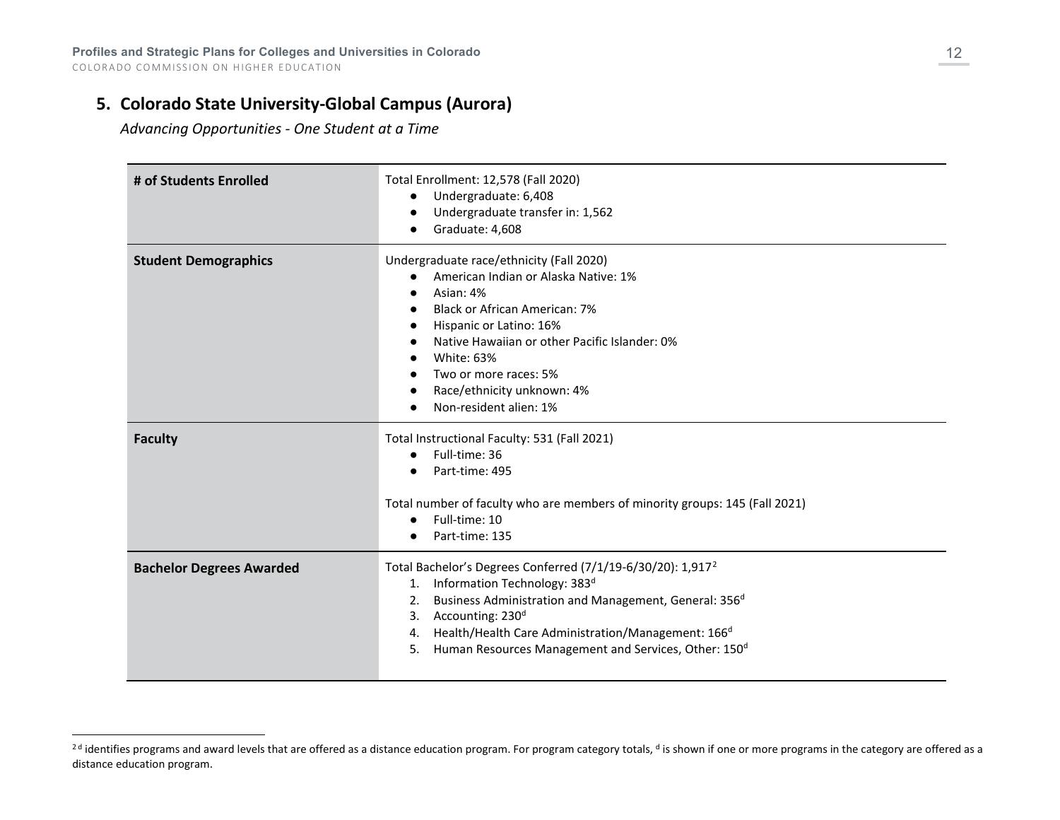## 5. Colorado State University-Global Campus (Aurora)

*Advancing Opportunities - One Student at a Time*

| | |
|---|---|
| **# of Students Enrolled** | Total Enrollment: 12,578 (Fall 2020)<br>● Undergraduate: 6,408<br>● Undergraduate transfer in: 1,562<br>● Graduate: 4,608 |
| **Student Demographics** | Undergraduate race/ethnicity (Fall 2020)<br>● American Indian or Alaska Native: 1%<br>● Asian: 4%<br>● Black or African American: 7%<br>● Hispanic or Latino: 16%<br>● Native Hawaiian or other Pacific Islander: 0%<br>● White: 63%<br>● Two or more races: 5%<br>● Race/ethnicity unknown: 4%<br>● Non-resident alien: 1% |
| **Faculty** | Total Instructional Faculty: 531 (Fall 2021)<br>● Full-time: 36<br>● Part-time: 495<br><br>Total number of faculty who are members of minority groups: 145 (Fall 2021)<br>● Full-time: 10<br>● Part-time: 135 |
| **Bachelor Degrees Awarded** | Total Bachelor's Degrees Conferred (7/1/19-6/30/20): 1,917[2]<br>1. Information Technology: 383[d]<br>2. Business Administration and Management, General: 356[d]<br>3. Accounting: 230[d]<br>4. Health/Health Care Administration/Management: 166[d]<br>5. Human Resources Management and Services, Other: 150[d] |

[2] [d] identifies programs and award levels that are offered as a distance education program. For program category totals, [d] is shown if one or more programs in the category are offered as a distance education program.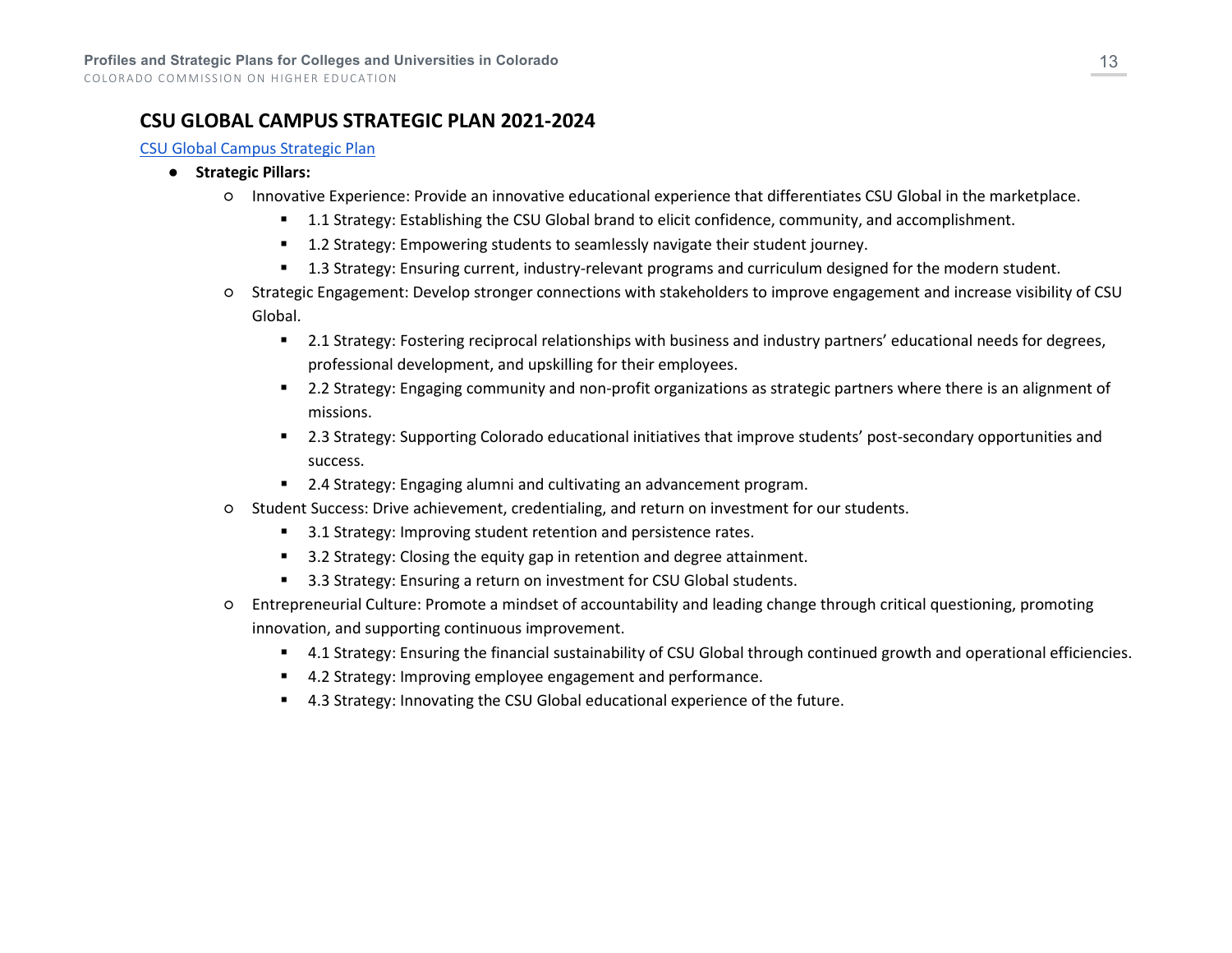## CSU GLOBAL CAMPUS STRATEGIC PLAN 2021-2024

CSU Global Campus Strategic Plan

- **Strategic Pillars:**
    - Innovative Experience: Provide an innovative educational experience that differentiates CSU Global in the marketplace.
        - 1.1 Strategy: Establishing the CSU Global brand to elicit confidence, community, and accomplishment.
        - 1.2 Strategy: Empowering students to seamlessly navigate their student journey.
        - 1.3 Strategy: Ensuring current, industry-relevant programs and curriculum designed for the modern student.
    - Strategic Engagement: Develop stronger connections with stakeholders to improve engagement and increase visibility of CSU Global.
        - 2.1 Strategy: Fostering reciprocal relationships with business and industry partners' educational needs for degrees, professional development, and upskilling for their employees.
        - 2.2 Strategy: Engaging community and non-profit organizations as strategic partners where there is an alignment of missions.
        - 2.3 Strategy: Supporting Colorado educational initiatives that improve students' post-secondary opportunities and success.
        - 2.4 Strategy: Engaging alumni and cultivating an advancement program.
    - Student Success: Drive achievement, credentialing, and return on investment for our students.
        - 3.1 Strategy: Improving student retention and persistence rates.
        - 3.2 Strategy: Closing the equity gap in retention and degree attainment.
        - 3.3 Strategy: Ensuring a return on investment for CSU Global students.
    - Entrepreneurial Culture: Promote a mindset of accountability and leading change through critical questioning, promoting innovation, and supporting continuous improvement.
        - 4.1 Strategy: Ensuring the financial sustainability of CSU Global through continued growth and operational efficiencies.
        - 4.2 Strategy: Improving employee engagement and performance.
        - 4.3 Strategy: Innovating the CSU Global educational experience of the future.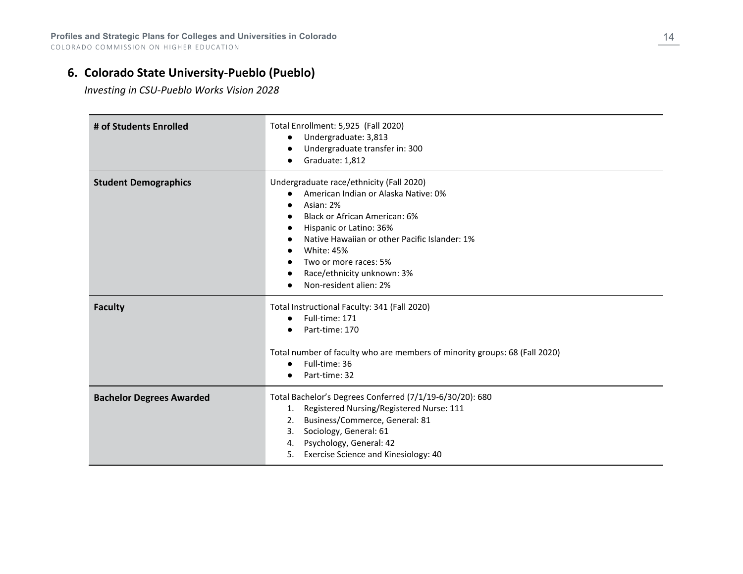## 6. Colorado State University-Pueblo (Pueblo)

*Investing in CSU-Pueblo Works Vision 2028*

| | |
|---|---|
| **# of Students Enrolled** | Total Enrollment: 5,925 (Fall 2020)<br>● Undergraduate: 3,813<br>● Undergraduate transfer in: 300<br>● Graduate: 1,812 |
| **Student Demographics** | Undergraduate race/ethnicity (Fall 2020)<br>● American Indian or Alaska Native: 0%<br>● Asian: 2%<br>● Black or African American: 6%<br>● Hispanic or Latino: 36%<br>● Native Hawaiian or other Pacific Islander: 1%<br>● White: 45%<br>● Two or more races: 5%<br>● Race/ethnicity unknown: 3%<br>● Non-resident alien: 2% |
| **Faculty** | Total Instructional Faculty: 341 (Fall 2020)<br>● Full-time: 171<br>● Part-time: 170<br><br>Total number of faculty who are members of minority groups: 68 (Fall 2020)<br>● Full-time: 36<br>● Part-time: 32 |
| **Bachelor Degrees Awarded** | Total Bachelor's Degrees Conferred (7/1/19-6/30/20): 680<br>1. Registered Nursing/Registered Nurse: 111<br>2. Business/Commerce, General: 81<br>3. Sociology, General: 61<br>4. Psychology, General: 42<br>5. Exercise Science and Kinesiology: 40 |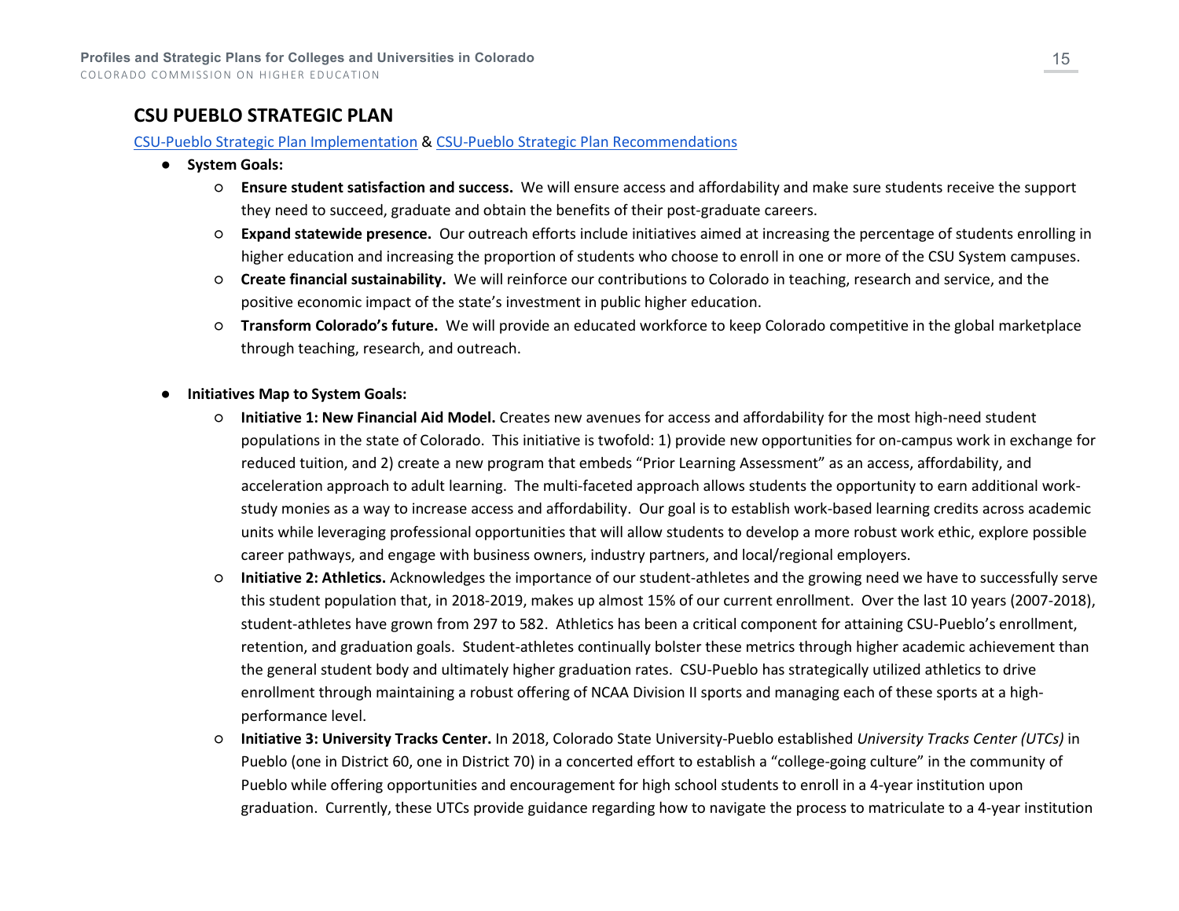## CSU PUEBLO STRATEGIC PLAN

[CSU-Pueblo Strategic Plan Implementation] & [CSU-Pueblo Strategic Plan Recommendations]

- **System Goals:**
  - **Ensure student satisfaction and success.** We will ensure access and affordability and make sure students receive the support they need to succeed, graduate and obtain the benefits of their post-graduate careers.
  - **Expand statewide presence.** Our outreach efforts include initiatives aimed at increasing the percentage of students enrolling in higher education and increasing the proportion of students who choose to enroll in one or more of the CSU System campuses.
  - **Create financial sustainability.** We will reinforce our contributions to Colorado in teaching, research and service, and the positive economic impact of the state's investment in public higher education.
  - **Transform Colorado's future.** We will provide an educated workforce to keep Colorado competitive in the global marketplace through teaching, research, and outreach.

- **Initiatives Map to System Goals:**
  - **Initiative 1: New Financial Aid Model.** Creates new avenues for access and affordability for the most high-need student populations in the state of Colorado. This initiative is twofold: 1) provide new opportunities for on-campus work in exchange for reduced tuition, and 2) create a new program that embeds "Prior Learning Assessment" as an access, affordability, and acceleration approach to adult learning. The multi-faceted approach allows students the opportunity to earn additional work-study monies as a way to increase access and affordability. Our goal is to establish work-based learning credits across academic units while leveraging professional opportunities that will allow students to develop a more robust work ethic, explore possible career pathways, and engage with business owners, industry partners, and local/regional employers.
  - **Initiative 2: Athletics.** Acknowledges the importance of our student-athletes and the growing need we have to successfully serve this student population that, in 2018-2019, makes up almost 15% of our current enrollment. Over the last 10 years (2007-2018), student-athletes have grown from 297 to 582. Athletics has been a critical component for attaining CSU-Pueblo's enrollment, retention, and graduation goals. Student-athletes continually bolster these metrics through higher academic achievement than the general student body and ultimately higher graduation rates. CSU-Pueblo has strategically utilized athletics to drive enrollment through maintaining a robust offering of NCAA Division II sports and managing each of these sports at a high-performance level.
  - **Initiative 3: University Tracks Center.** In 2018, Colorado State University-Pueblo established *University Tracks Center (UTCs)* in Pueblo (one in District 60, one in District 70) in a concerted effort to establish a "college-going culture" in the community of Pueblo while offering opportunities and encouragement for high school students to enroll in a 4-year institution upon graduation. Currently, these UTCs provide guidance regarding how to navigate the process to matriculate to a 4-year institution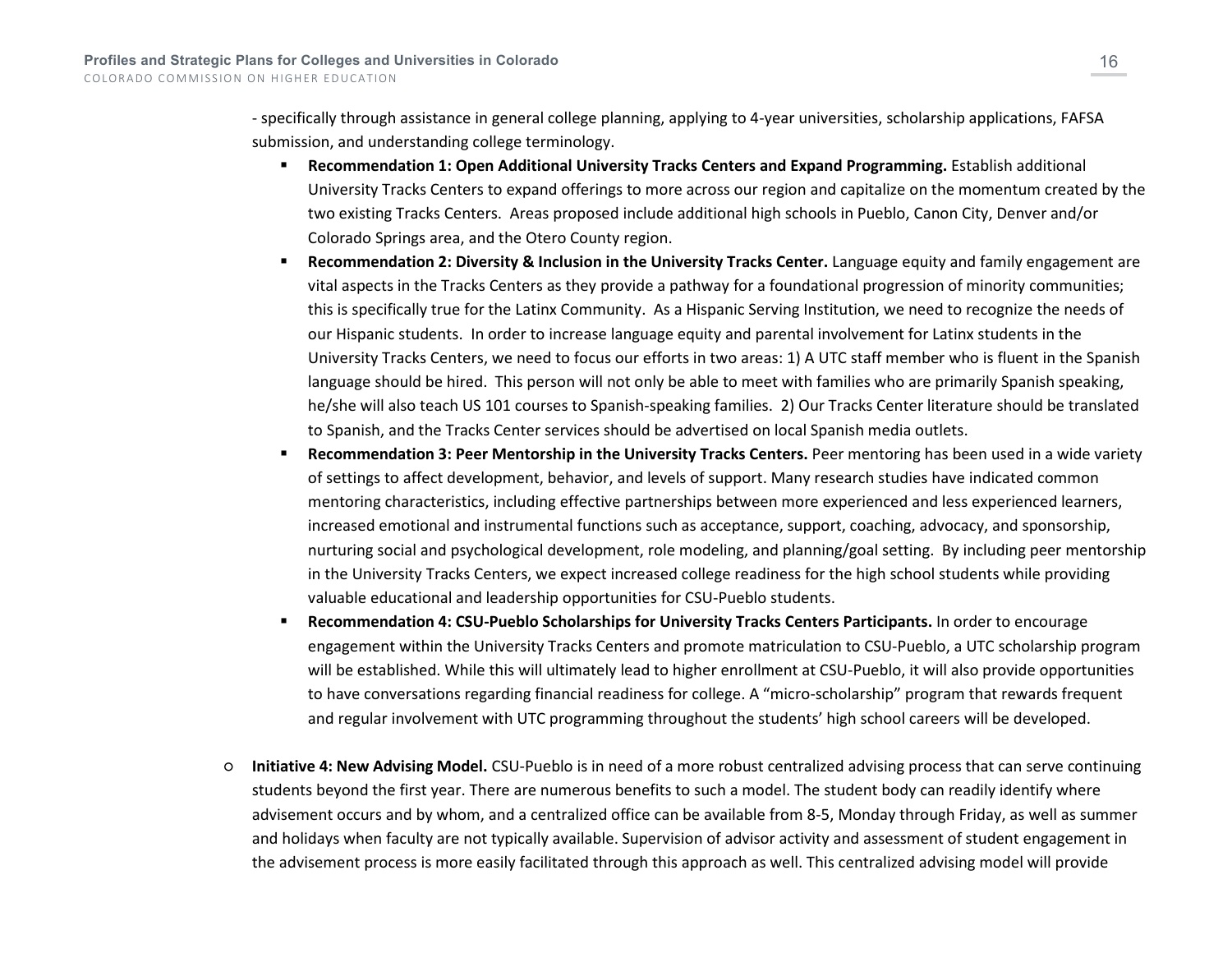- specifically through assistance in general college planning, applying to 4-year universities, scholarship applications, FAFSA submission, and understanding college terminology.

  - **Recommendation 1: Open Additional University Tracks Centers and Expand Programming.** Establish additional University Tracks Centers to expand offerings to more across our region and capitalize on the momentum created by the two existing Tracks Centers. Areas proposed include additional high schools in Pueblo, Canon City, Denver and/or Colorado Springs area, and the Otero County region.
  - **Recommendation 2: Diversity & Inclusion in the University Tracks Center.** Language equity and family engagement are vital aspects in the Tracks Centers as they provide a pathway for a foundational progression of minority communities; this is specifically true for the Latinx Community. As a Hispanic Serving Institution, we need to recognize the needs of our Hispanic students. In order to increase language equity and parental involvement for Latinx students in the University Tracks Centers, we need to focus our efforts in two areas: 1) A UTC staff member who is fluent in the Spanish language should be hired. This person will not only be able to meet with families who are primarily Spanish speaking, he/she will also teach US 101 courses to Spanish-speaking families. 2) Our Tracks Center literature should be translated to Spanish, and the Tracks Center services should be advertised on local Spanish media outlets.
  - **Recommendation 3: Peer Mentorship in the University Tracks Centers.** Peer mentoring has been used in a wide variety of settings to affect development, behavior, and levels of support. Many research studies have indicated common mentoring characteristics, including effective partnerships between more experienced and less experienced learners, increased emotional and instrumental functions such as acceptance, support, coaching, advocacy, and sponsorship, nurturing social and psychological development, role modeling, and planning/goal setting. By including peer mentorship in the University Tracks Centers, we expect increased college readiness for the high school students while providing valuable educational and leadership opportunities for CSU-Pueblo students.
  - **Recommendation 4: CSU-Pueblo Scholarships for University Tracks Centers Participants.** In order to encourage engagement within the University Tracks Centers and promote matriculation to CSU-Pueblo, a UTC scholarship program will be established. While this will ultimately lead to higher enrollment at CSU-Pueblo, it will also provide opportunities to have conversations regarding financial readiness for college. A "micro-scholarship" program that rewards frequent and regular involvement with UTC programming throughout the students' high school careers will be developed.

- **Initiative 4: New Advising Model.** CSU-Pueblo is in need of a more robust centralized advising process that can serve continuing students beyond the first year. There are numerous benefits to such a model. The student body can readily identify where advisement occurs and by whom, and a centralized office can be available from 8-5, Monday through Friday, as well as summer and holidays when faculty are not typically available. Supervision of advisor activity and assessment of student engagement in the advisement process is more easily facilitated through this approach as well. This centralized advising model will provide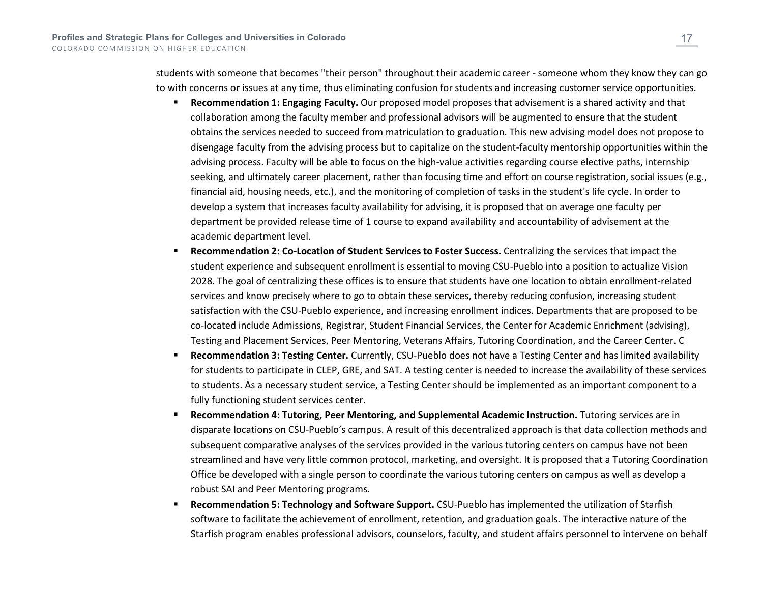students with someone that becomes "their person" throughout their academic career - someone whom they know they can go to with concerns or issues at any time, thus eliminating confusion for students and increasing customer service opportunities.

- **Recommendation 1: Engaging Faculty.** Our proposed model proposes that advisement is a shared activity and that collaboration among the faculty member and professional advisors will be augmented to ensure that the student obtains the services needed to succeed from matriculation to graduation. This new advising model does not propose to disengage faculty from the advising process but to capitalize on the student-faculty mentorship opportunities within the advising process. Faculty will be able to focus on the high-value activities regarding course elective paths, internship seeking, and ultimately career placement, rather than focusing time and effort on course registration, social issues (e.g., financial aid, housing needs, etc.), and the monitoring of completion of tasks in the student's life cycle. In order to develop a system that increases faculty availability for advising, it is proposed that on average one faculty per department be provided release time of 1 course to expand availability and accountability of advisement at the academic department level.
- **Recommendation 2: Co-Location of Student Services to Foster Success.** Centralizing the services that impact the student experience and subsequent enrollment is essential to moving CSU-Pueblo into a position to actualize Vision 2028. The goal of centralizing these offices is to ensure that students have one location to obtain enrollment-related services and know precisely where to go to obtain these services, thereby reducing confusion, increasing student satisfaction with the CSU-Pueblo experience, and increasing enrollment indices. Departments that are proposed to be co-located include Admissions, Registrar, Student Financial Services, the Center for Academic Enrichment (advising), Testing and Placement Services, Peer Mentoring, Veterans Affairs, Tutoring Coordination, and the Career Center. C
- **Recommendation 3: Testing Center.** Currently, CSU-Pueblo does not have a Testing Center and has limited availability for students to participate in CLEP, GRE, and SAT. A testing center is needed to increase the availability of these services to students. As a necessary student service, a Testing Center should be implemented as an important component to a fully functioning student services center.
- **Recommendation 4: Tutoring, Peer Mentoring, and Supplemental Academic Instruction.** Tutoring services are in disparate locations on CSU-Pueblo's campus. A result of this decentralized approach is that data collection methods and subsequent comparative analyses of the services provided in the various tutoring centers on campus have not been streamlined and have very little common protocol, marketing, and oversight. It is proposed that a Tutoring Coordination Office be developed with a single person to coordinate the various tutoring centers on campus as well as develop a robust SAI and Peer Mentoring programs.
- **Recommendation 5: Technology and Software Support.** CSU-Pueblo has implemented the utilization of Starfish software to facilitate the achievement of enrollment, retention, and graduation goals. The interactive nature of the Starfish program enables professional advisors, counselors, faculty, and student affairs personnel to intervene on behalf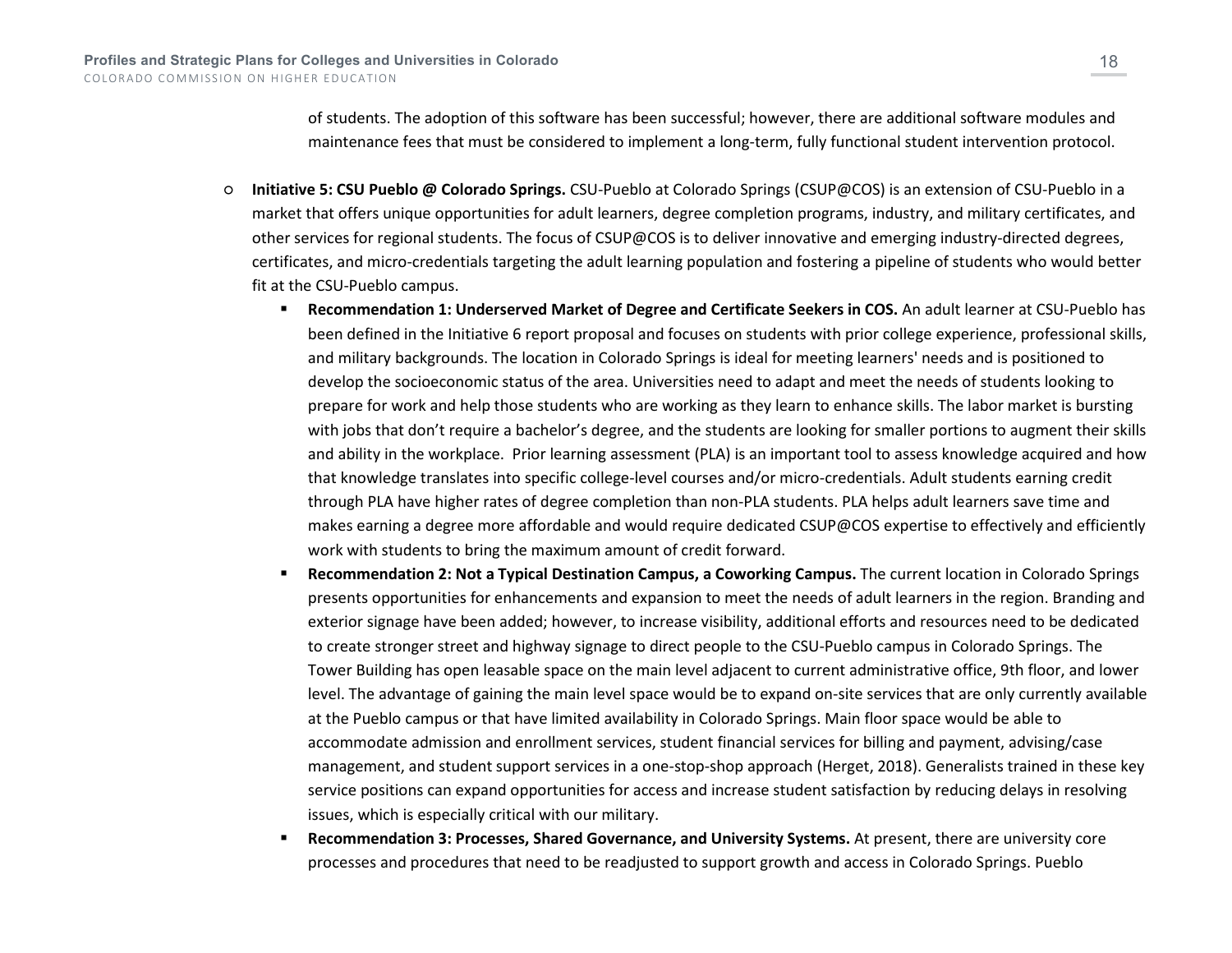of students. The adoption of this software has been successful; however, there are additional software modules and maintenance fees that must be considered to implement a long-term, fully functional student intervention protocol.

- **Initiative 5: CSU Pueblo @ Colorado Springs.** CSU-Pueblo at Colorado Springs (CSUP@COS) is an extension of CSU-Pueblo in a market that offers unique opportunities for adult learners, degree completion programs, industry, and military certificates, and other services for regional students. The focus of CSUP@COS is to deliver innovative and emerging industry-directed degrees, certificates, and micro-credentials targeting the adult learning population and fostering a pipeline of students who would better fit at the CSU-Pueblo campus.
  - **Recommendation 1: Underserved Market of Degree and Certificate Seekers in COS.** An adult learner at CSU-Pueblo has been defined in the Initiative 6 report proposal and focuses on students with prior college experience, professional skills, and military backgrounds. The location in Colorado Springs is ideal for meeting learners' needs and is positioned to develop the socioeconomic status of the area. Universities need to adapt and meet the needs of students looking to prepare for work and help those students who are working as they learn to enhance skills. The labor market is bursting with jobs that don't require a bachelor's degree, and the students are looking for smaller portions to augment their skills and ability in the workplace. Prior learning assessment (PLA) is an important tool to assess knowledge acquired and how that knowledge translates into specific college-level courses and/or micro-credentials. Adult students earning credit through PLA have higher rates of degree completion than non-PLA students. PLA helps adult learners save time and makes earning a degree more affordable and would require dedicated CSUP@COS expertise to effectively and efficiently work with students to bring the maximum amount of credit forward.
  - **Recommendation 2: Not a Typical Destination Campus, a Coworking Campus.** The current location in Colorado Springs presents opportunities for enhancements and expansion to meet the needs of adult learners in the region. Branding and exterior signage have been added; however, to increase visibility, additional efforts and resources need to be dedicated to create stronger street and highway signage to direct people to the CSU-Pueblo campus in Colorado Springs. The Tower Building has open leasable space on the main level adjacent to current administrative office, 9th floor, and lower level. The advantage of gaining the main level space would be to expand on-site services that are only currently available at the Pueblo campus or that have limited availability in Colorado Springs. Main floor space would be able to accommodate admission and enrollment services, student financial services for billing and payment, advising/case management, and student support services in a one-stop-shop approach (Herget, 2018). Generalists trained in these key service positions can expand opportunities for access and increase student satisfaction by reducing delays in resolving issues, which is especially critical with our military.
  - **Recommendation 3: Processes, Shared Governance, and University Systems.** At present, there are university core processes and procedures that need to be readjusted to support growth and access in Colorado Springs. Pueblo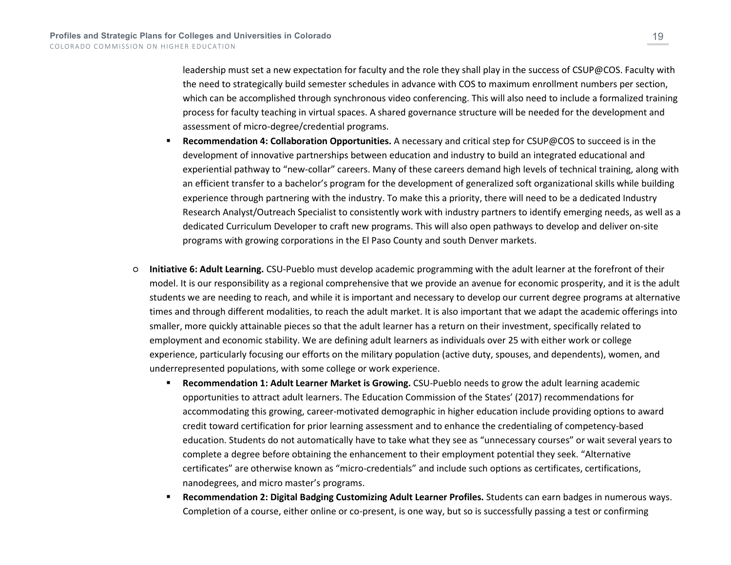leadership must set a new expectation for faculty and the role they shall play in the success of CSUP@COS. Faculty with the need to strategically build semester schedules in advance with COS to maximum enrollment numbers per section, which can be accomplished through synchronous video conferencing. This will also need to include a formalized training process for faculty teaching in virtual spaces. A shared governance structure will be needed for the development and assessment of micro-degree/credential programs.

- **Recommendation 4: Collaboration Opportunities.** A necessary and critical step for CSUP@COS to succeed is in the development of innovative partnerships between education and industry to build an integrated educational and experiential pathway to "new-collar" careers. Many of these careers demand high levels of technical training, along with an efficient transfer to a bachelor's program for the development of generalized soft organizational skills while building experience through partnering with the industry. To make this a priority, there will need to be a dedicated Industry Research Analyst/Outreach Specialist to consistently work with industry partners to identify emerging needs, as well as a dedicated Curriculum Developer to craft new programs. This will also open pathways to develop and deliver on-site programs with growing corporations in the El Paso County and south Denver markets.

- **Initiative 6: Adult Learning.** CSU-Pueblo must develop academic programming with the adult learner at the forefront of their model. It is our responsibility as a regional comprehensive that we provide an avenue for economic prosperity, and it is the adult students we are needing to reach, and while it is important and necessary to develop our current degree programs at alternative times and through different modalities, to reach the adult market. It is also important that we adapt the academic offerings into smaller, more quickly attainable pieces so that the adult learner has a return on their investment, specifically related to employment and economic stability. We are defining adult learners as individuals over 25 with either work or college experience, particularly focusing our efforts on the military population (active duty, spouses, and dependents), women, and underrepresented populations, with some college or work experience.
  - **Recommendation 1: Adult Learner Market is Growing.** CSU-Pueblo needs to grow the adult learning academic opportunities to attract adult learners. The Education Commission of the States' (2017) recommendations for accommodating this growing, career-motivated demographic in higher education include providing options to award credit toward certification for prior learning assessment and to enhance the credentialing of competency-based education. Students do not automatically have to take what they see as "unnecessary courses" or wait several years to complete a degree before obtaining the enhancement to their employment potential they seek. "Alternative certificates" are otherwise known as "micro-credentials" and include such options as certificates, certifications, nanodegrees, and micro master's programs.
  - **Recommendation 2: Digital Badging Customizing Adult Learner Profiles.** Students can earn badges in numerous ways. Completion of a course, either online or co-present, is one way, but so is successfully passing a test or confirming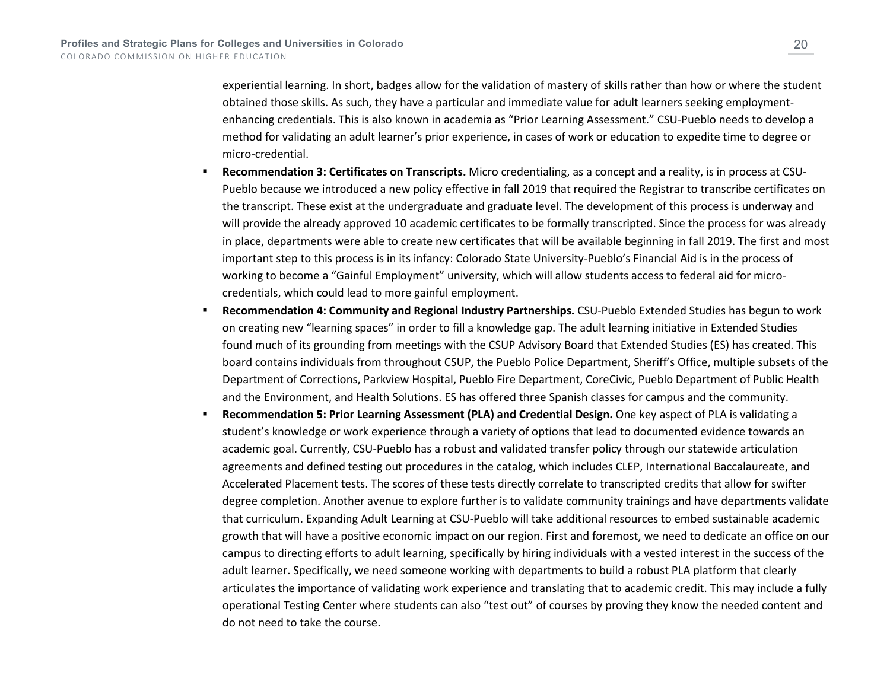experiential learning. In short, badges allow for the validation of mastery of skills rather than how or where the student obtained those skills. As such, they have a particular and immediate value for adult learners seeking employment-enhancing credentials. This is also known in academia as "Prior Learning Assessment." CSU-Pueblo needs to develop a method for validating an adult learner's prior experience, in cases of work or education to expedite time to degree or micro-credential.

- **Recommendation 3: Certificates on Transcripts.** Micro credentialing, as a concept and a reality, is in process at CSU-Pueblo because we introduced a new policy effective in fall 2019 that required the Registrar to transcribe certificates on the transcript. These exist at the undergraduate and graduate level. The development of this process is underway and will provide the already approved 10 academic certificates to be formally transcripted. Since the process for was already in place, departments were able to create new certificates that will be available beginning in fall 2019. The first and most important step to this process is in its infancy: Colorado State University-Pueblo's Financial Aid is in the process of working to become a "Gainful Employment" university, which will allow students access to federal aid for micro-credentials, which could lead to more gainful employment.
- **Recommendation 4: Community and Regional Industry Partnerships.** CSU-Pueblo Extended Studies has begun to work on creating new "learning spaces" in order to fill a knowledge gap. The adult learning initiative in Extended Studies found much of its grounding from meetings with the CSUP Advisory Board that Extended Studies (ES) has created. This board contains individuals from throughout CSUP, the Pueblo Police Department, Sheriff's Office, multiple subsets of the Department of Corrections, Parkview Hospital, Pueblo Fire Department, CoreCivic, Pueblo Department of Public Health and the Environment, and Health Solutions. ES has offered three Spanish classes for campus and the community.
- **Recommendation 5: Prior Learning Assessment (PLA) and Credential Design.** One key aspect of PLA is validating a student's knowledge or work experience through a variety of options that lead to documented evidence towards an academic goal. Currently, CSU-Pueblo has a robust and validated transfer policy through our statewide articulation agreements and defined testing out procedures in the catalog, which includes CLEP, International Baccalaureate, and Accelerated Placement tests. The scores of these tests directly correlate to transcripted credits that allow for swifter degree completion. Another avenue to explore further is to validate community trainings and have departments validate that curriculum. Expanding Adult Learning at CSU-Pueblo will take additional resources to embed sustainable academic growth that will have a positive economic impact on our region. First and foremost, we need to dedicate an office on our campus to directing efforts to adult learning, specifically by hiring individuals with a vested interest in the success of the adult learner. Specifically, we need someone working with departments to build a robust PLA platform that clearly articulates the importance of validating work experience and translating that to academic credit. This may include a fully operational Testing Center where students can also "test out" of courses by proving they know the needed content and do not need to take the course.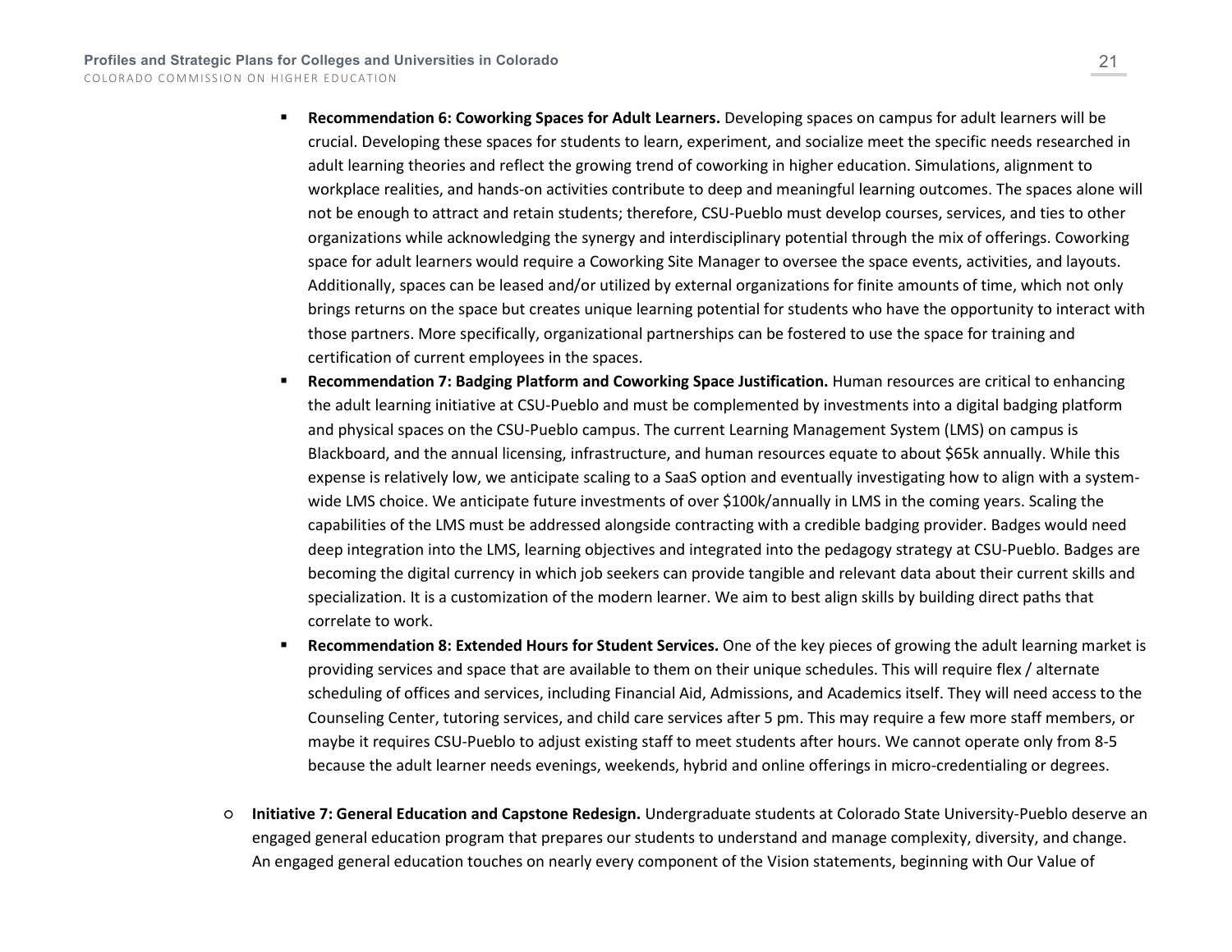- **Recommendation 6: Coworking Spaces for Adult Learners.** Developing spaces on campus for adult learners will be crucial. Developing these spaces for students to learn, experiment, and socialize meet the specific needs researched in adult learning theories and reflect the growing trend of coworking in higher education. Simulations, alignment to workplace realities, and hands-on activities contribute to deep and meaningful learning outcomes. The spaces alone will not be enough to attract and retain students; therefore, CSU-Pueblo must develop courses, services, and ties to other organizations while acknowledging the synergy and interdisciplinary potential through the mix of offerings. Coworking space for adult learners would require a Coworking Site Manager to oversee the space events, activities, and layouts. Additionally, spaces can be leased and/or utilized by external organizations for finite amounts of time, which not only brings returns on the space but creates unique learning potential for students who have the opportunity to interact with those partners. More specifically, organizational partnerships can be fostered to use the space for training and certification of current employees in the spaces.
- **Recommendation 7: Badging Platform and Coworking Space Justification.** Human resources are critical to enhancing the adult learning initiative at CSU-Pueblo and must be complemented by investments into a digital badging platform and physical spaces on the CSU-Pueblo campus. The current Learning Management System (LMS) on campus is Blackboard, and the annual licensing, infrastructure, and human resources equate to about $65k annually. While this expense is relatively low, we anticipate scaling to a SaaS option and eventually investigating how to align with a system-wide LMS choice. We anticipate future investments of over $100k/annually in LMS in the coming years. Scaling the capabilities of the LMS must be addressed alongside contracting with a credible badging provider. Badges would need deep integration into the LMS, learning objectives and integrated into the pedagogy strategy at CSU-Pueblo. Badges are becoming the digital currency in which job seekers can provide tangible and relevant data about their current skills and specialization. It is a customization of the modern learner. We aim to best align skills by building direct paths that correlate to work.
- **Recommendation 8: Extended Hours for Student Services.** One of the key pieces of growing the adult learning market is providing services and space that are available to them on their unique schedules. This will require flex / alternate scheduling of offices and services, including Financial Aid, Admissions, and Academics itself. They will need access to the Counseling Center, tutoring services, and child care services after 5 pm. This may require a few more staff members, or maybe it requires CSU-Pueblo to adjust existing staff to meet students after hours. We cannot operate only from 8-5 because the adult learner needs evenings, weekends, hybrid and online offerings in micro-credentialing or degrees.

- **Initiative 7: General Education and Capstone Redesign.** Undergraduate students at Colorado State University-Pueblo deserve an engaged general education program that prepares our students to understand and manage complexity, diversity, and change. An engaged general education touches on nearly every component of the Vision statements, beginning with Our Value of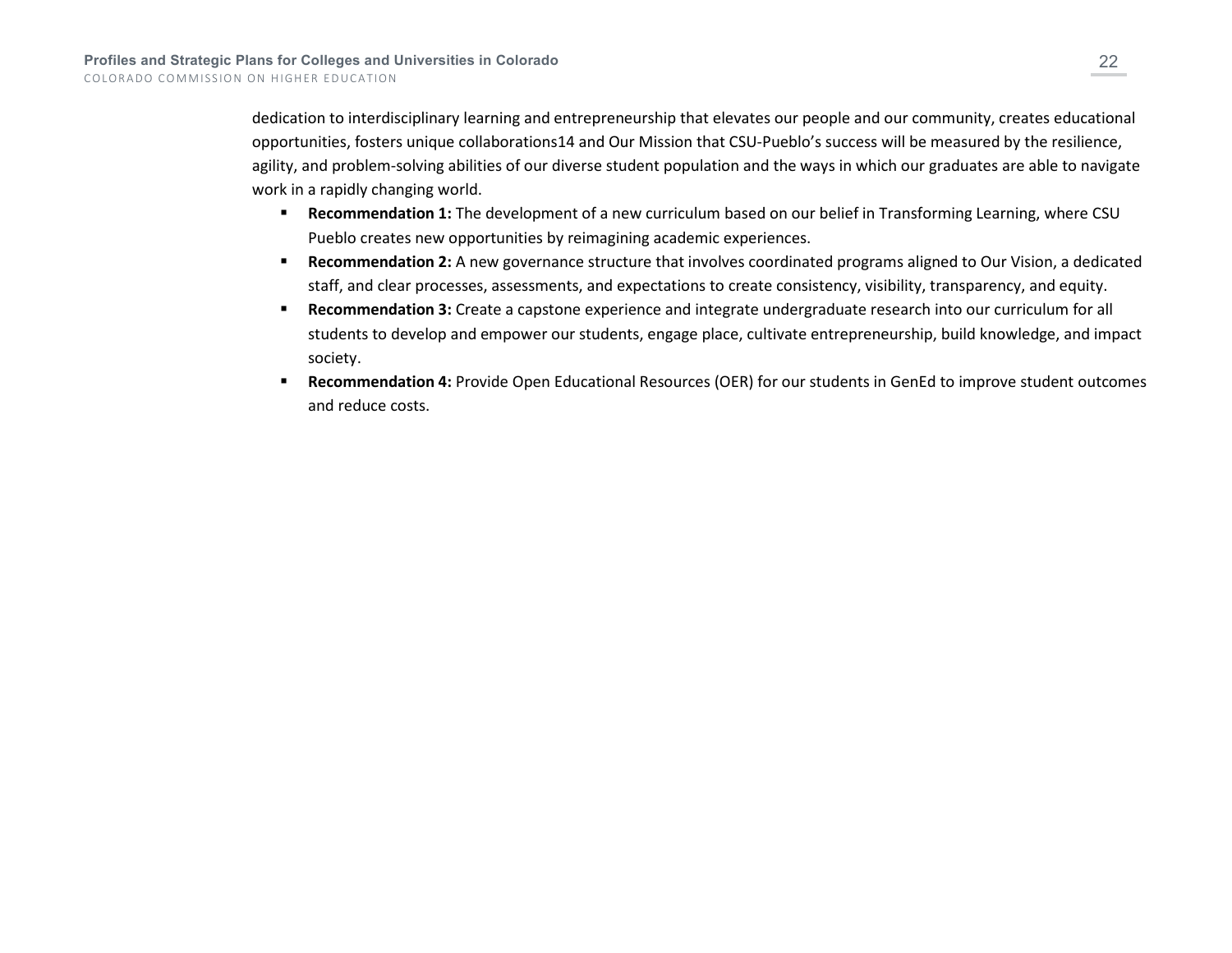dedication to interdisciplinary learning and entrepreneurship that elevates our people and our community, creates educational opportunities, fosters unique collaborations14 and Our Mission that CSU-Pueblo's success will be measured by the resilience, agility, and problem-solving abilities of our diverse student population and the ways in which our graduates are able to navigate work in a rapidly changing world.

- **Recommendation 1:** The development of a new curriculum based on our belief in Transforming Learning, where CSU Pueblo creates new opportunities by reimagining academic experiences.
- **Recommendation 2:** A new governance structure that involves coordinated programs aligned to Our Vision, a dedicated staff, and clear processes, assessments, and expectations to create consistency, visibility, transparency, and equity.
- **Recommendation 3:** Create a capstone experience and integrate undergraduate research into our curriculum for all students to develop and empower our students, engage place, cultivate entrepreneurship, build knowledge, and impact society.
- **Recommendation 4:** Provide Open Educational Resources (OER) for our students in GenEd to improve student outcomes and reduce costs.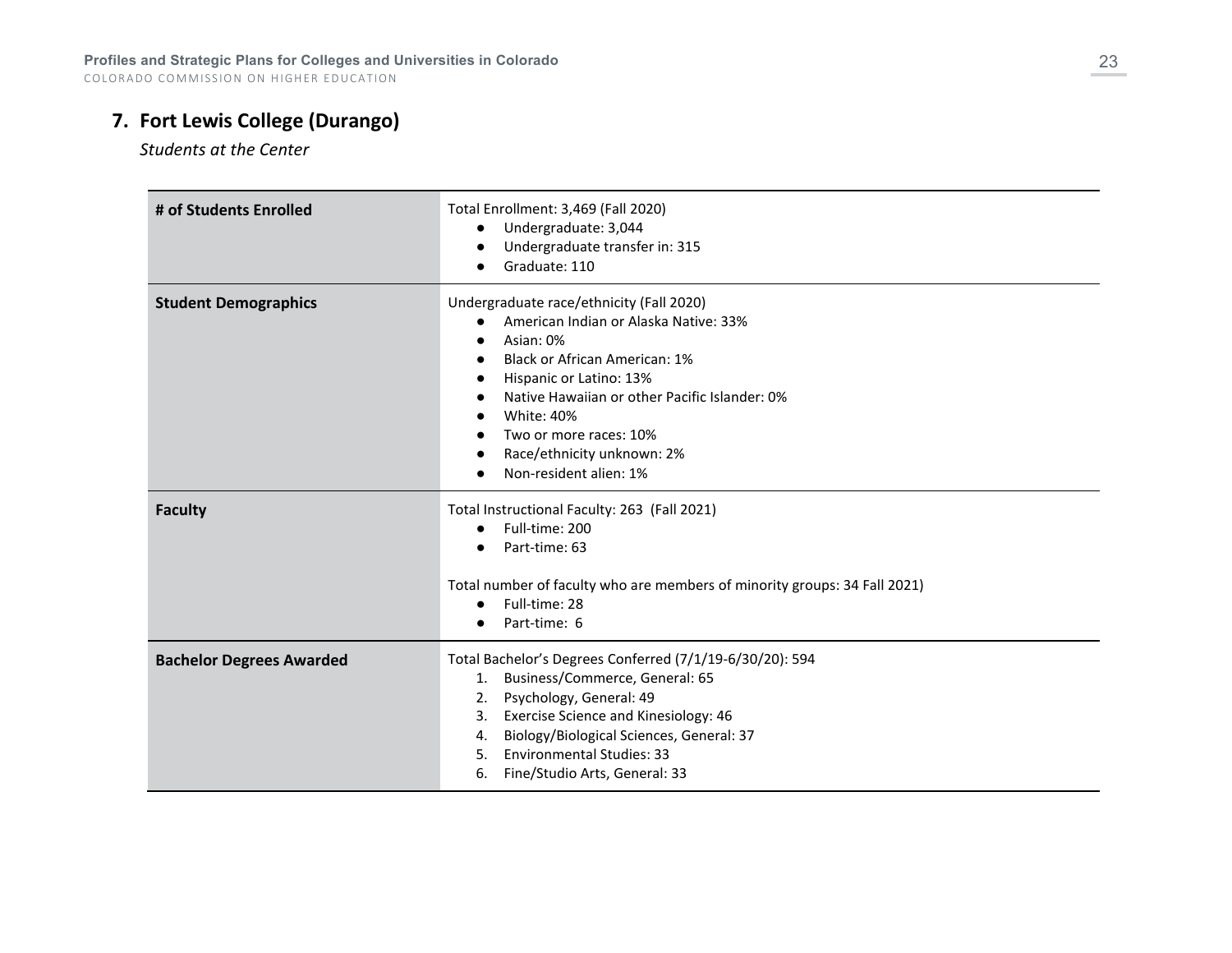## 7. Fort Lewis College (Durango)

*Students at the Center*

| | |
|---|---|
| **# of Students Enrolled** | Total Enrollment: 3,469 (Fall 2020)<br>• Undergraduate: 3,044<br>• Undergraduate transfer in: 315<br>• Graduate: 110 |
| **Student Demographics** | Undergraduate race/ethnicity (Fall 2020)<br>• American Indian or Alaska Native: 33%<br>• Asian: 0%<br>• Black or African American: 1%<br>• Hispanic or Latino: 13%<br>• Native Hawaiian or other Pacific Islander: 0%<br>• White: 40%<br>• Two or more races: 10%<br>• Race/ethnicity unknown: 2%<br>• Non-resident alien: 1% |
| **Faculty** | Total Instructional Faculty: 263 (Fall 2021)<br>• Full-time: 200<br>• Part-time: 63<br><br>Total number of faculty who are members of minority groups: 34 Fall 2021)<br>• Full-time: 28<br>• Part-time: 6 |
| **Bachelor Degrees Awarded** | Total Bachelor's Degrees Conferred (7/1/19-6/30/20): 594<br>1. Business/Commerce, General: 65<br>2. Psychology, General: 49<br>3. Exercise Science and Kinesiology: 46<br>4. Biology/Biological Sciences, General: 37<br>5. Environmental Studies: 33<br>6. Fine/Studio Arts, General: 33 |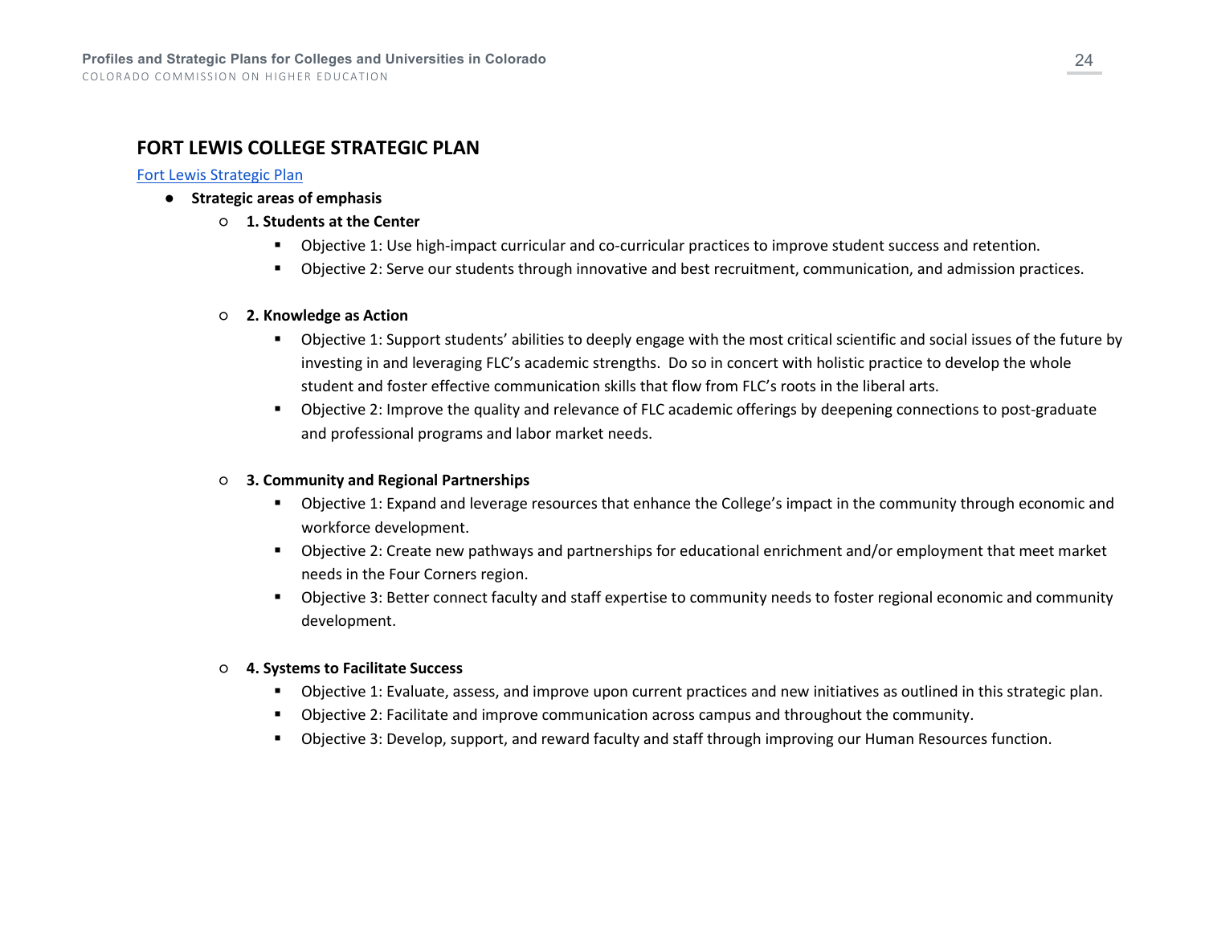## FORT LEWIS COLLEGE STRATEGIC PLAN

[Fort Lewis Strategic Plan]

- **Strategic areas of emphasis**
  - **1. Students at the Center**
    - Objective 1: Use high-impact curricular and co-curricular practices to improve student success and retention.
    - Objective 2: Serve our students through innovative and best recruitment, communication, and admission practices.

  - **2. Knowledge as Action**
    - Objective 1: Support students' abilities to deeply engage with the most critical scientific and social issues of the future by investing in and leveraging FLC's academic strengths. Do so in concert with holistic practice to develop the whole student and foster effective communication skills that flow from FLC's roots in the liberal arts.
    - Objective 2: Improve the quality and relevance of FLC academic offerings by deepening connections to post-graduate and professional programs and labor market needs.

  - **3. Community and Regional Partnerships**
    - Objective 1: Expand and leverage resources that enhance the College's impact in the community through economic and workforce development.
    - Objective 2: Create new pathways and partnerships for educational enrichment and/or employment that meet market needs in the Four Corners region.
    - Objective 3: Better connect faculty and staff expertise to community needs to foster regional economic and community development.

  - **4. Systems to Facilitate Success**
    - Objective 1: Evaluate, assess, and improve upon current practices and new initiatives as outlined in this strategic plan.
    - Objective 2: Facilitate and improve communication across campus and throughout the community.
    - Objective 3: Develop, support, and reward faculty and staff through improving our Human Resources function.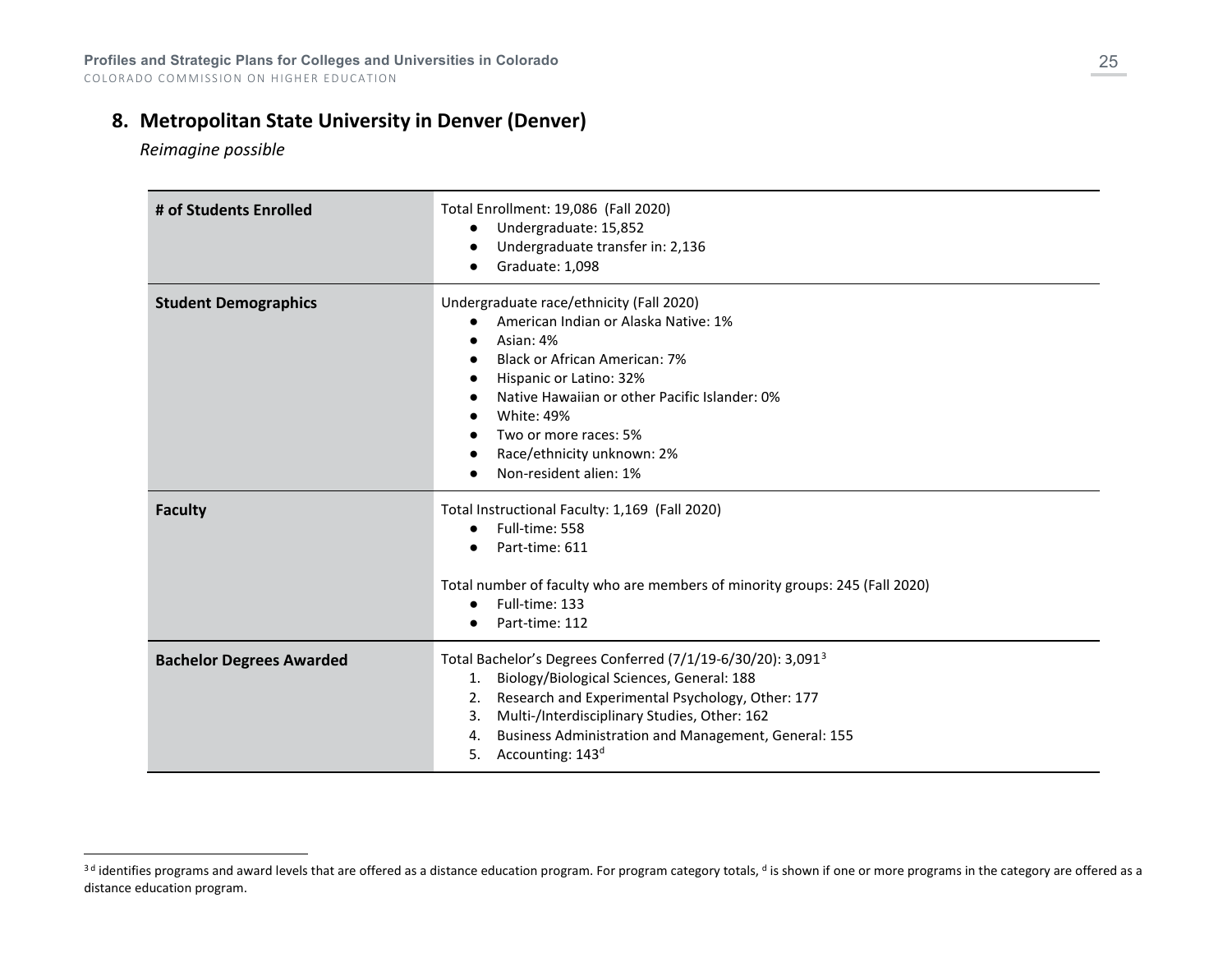## 8. Metropolitan State University in Denver (Denver)

*Reimagine possible*

| | |
|---|---|
| **# of Students Enrolled** | Total Enrollment: 19,086 (Fall 2020)<br>● Undergraduate: 15,852<br>● Undergraduate transfer in: 2,136<br>● Graduate: 1,098 |
| **Student Demographics** | Undergraduate race/ethnicity (Fall 2020)<br>● American Indian or Alaska Native: 1%<br>● Asian: 4%<br>● Black or African American: 7%<br>● Hispanic or Latino: 32%<br>● Native Hawaiian or other Pacific Islander: 0%<br>● White: 49%<br>● Two or more races: 5%<br>● Race/ethnicity unknown: 2%<br>● Non-resident alien: 1% |
| **Faculty** | Total Instructional Faculty: 1,169 (Fall 2020)<br>● Full-time: 558<br>● Part-time: 611<br><br>Total number of faculty who are members of minority groups: 245 (Fall 2020)<br>● Full-time: 133<br>● Part-time: 112 |
| **Bachelor Degrees Awarded** | Total Bachelor's Degrees Conferred (7/1/19-6/30/20): 3,091[3]<br>1. Biology/Biological Sciences, General: 188<br>2. Research and Experimental Psychology, Other: 177<br>3. Multi-/Interdisciplinary Studies, Other: 162<br>4. Business Administration and Management, General: 155<br>5. Accounting: 143[d] |

[3] [d] identifies programs and award levels that are offered as a distance education program. For program category totals, [d] is shown if one or more programs in the category are offered as a distance education program.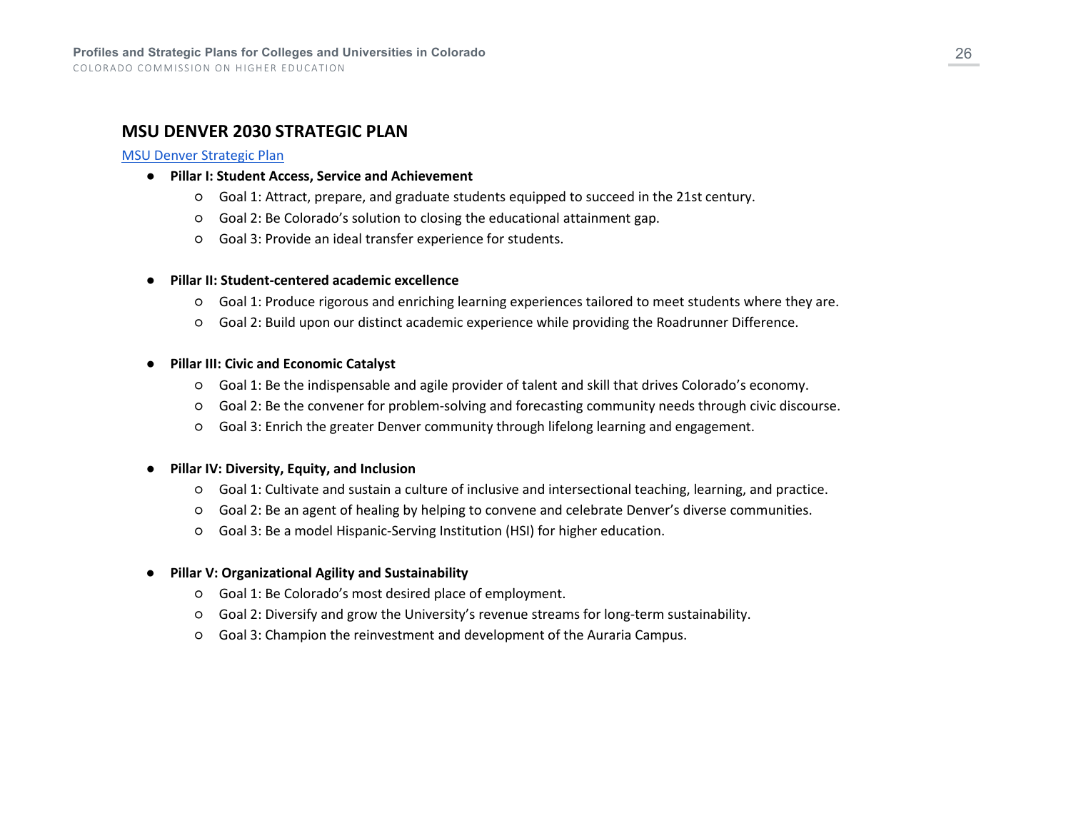## MSU DENVER 2030 STRATEGIC PLAN

[MSU Denver Strategic Plan]

- **Pillar I: Student Access, Service and Achievement**
  - Goal 1: Attract, prepare, and graduate students equipped to succeed in the 21st century.
  - Goal 2: Be Colorado's solution to closing the educational attainment gap.
  - Goal 3: Provide an ideal transfer experience for students.

- **Pillar II: Student-centered academic excellence**
  - Goal 1: Produce rigorous and enriching learning experiences tailored to meet students where they are.
  - Goal 2: Build upon our distinct academic experience while providing the Roadrunner Difference.

- **Pillar III: Civic and Economic Catalyst**
  - Goal 1: Be the indispensable and agile provider of talent and skill that drives Colorado's economy.
  - Goal 2: Be the convener for problem-solving and forecasting community needs through civic discourse.
  - Goal 3: Enrich the greater Denver community through lifelong learning and engagement.

- **Pillar IV: Diversity, Equity, and Inclusion**
  - Goal 1: Cultivate and sustain a culture of inclusive and intersectional teaching, learning, and practice.
  - Goal 2: Be an agent of healing by helping to convene and celebrate Denver's diverse communities.
  - Goal 3: Be a model Hispanic-Serving Institution (HSI) for higher education.

- **Pillar V: Organizational Agility and Sustainability**
  - Goal 1: Be Colorado's most desired place of employment.
  - Goal 2: Diversify and grow the University's revenue streams for long-term sustainability.
  - Goal 3: Champion the reinvestment and development of the Auraria Campus.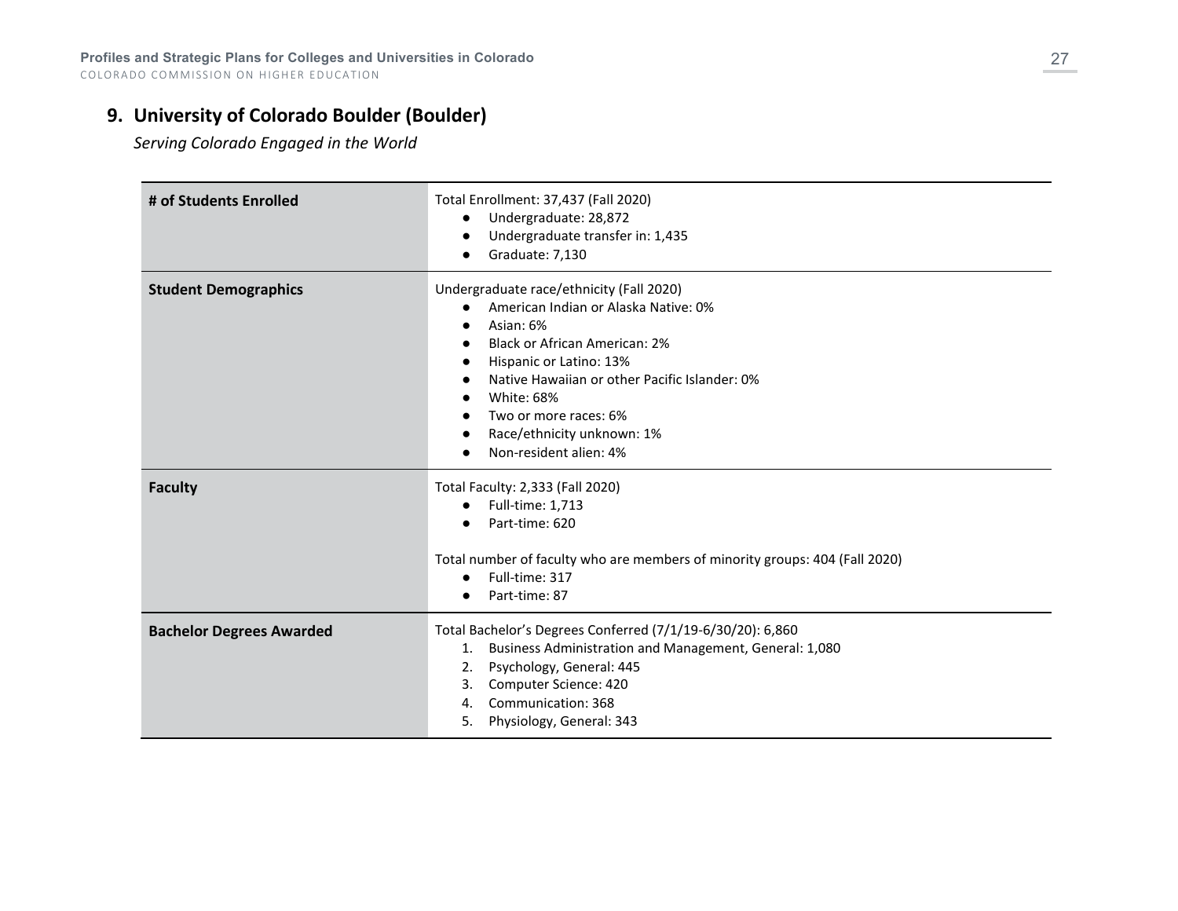## 9. University of Colorado Boulder (Boulder)

*Serving Colorado Engaged in the World*

| | |
|---|---|
| **# of Students Enrolled** | Total Enrollment: 37,437 (Fall 2020)<br>● Undergraduate: 28,872<br>● Undergraduate transfer in: 1,435<br>● Graduate: 7,130 |
| **Student Demographics** | Undergraduate race/ethnicity (Fall 2020)<br>● American Indian or Alaska Native: 0%<br>● Asian: 6%<br>● Black or African American: 2%<br>● Hispanic or Latino: 13%<br>● Native Hawaiian or other Pacific Islander: 0%<br>● White: 68%<br>● Two or more races: 6%<br>● Race/ethnicity unknown: 1%<br>● Non-resident alien: 4% |
| **Faculty** | Total Faculty: 2,333 (Fall 2020)<br>● Full-time: 1,713<br>● Part-time: 620<br><br>Total number of faculty who are members of minority groups: 404 (Fall 2020)<br>● Full-time: 317<br>● Part-time: 87 |
| **Bachelor Degrees Awarded** | Total Bachelor's Degrees Conferred (7/1/19-6/30/20): 6,860<br>1. Business Administration and Management, General: 1,080<br>2. Psychology, General: 445<br>3. Computer Science: 420<br>4. Communication: 368<br>5. Physiology, General: 343 |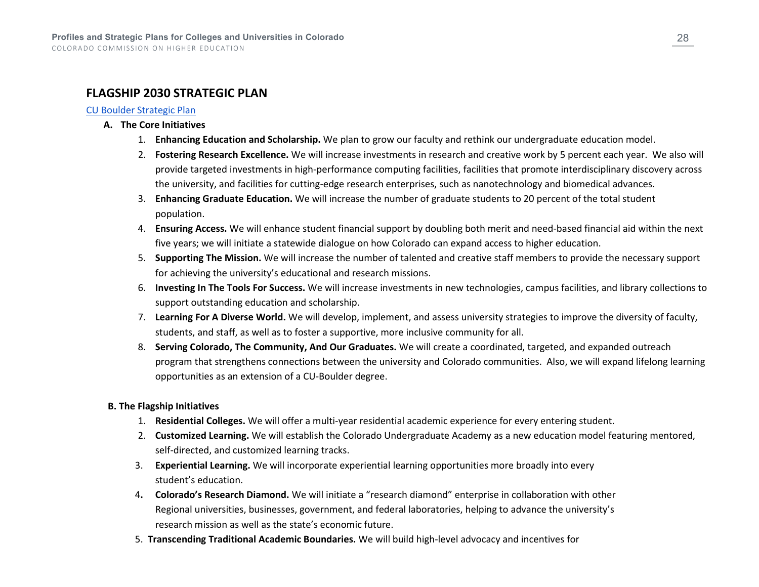## FLAGSHIP 2030 STRATEGIC PLAN

[CU Boulder Strategic Plan]

**A. The Core Initiatives**

1. **Enhancing Education and Scholarship.** We plan to grow our faculty and rethink our undergraduate education model.
2. **Fostering Research Excellence.** We will increase investments in research and creative work by 5 percent each year. We also will provide targeted investments in high-performance computing facilities, facilities that promote interdisciplinary discovery across the university, and facilities for cutting-edge research enterprises, such as nanotechnology and biomedical advances.
3. **Enhancing Graduate Education.** We will increase the number of graduate students to 20 percent of the total student population.
4. **Ensuring Access.** We will enhance student financial support by doubling both merit and need-based financial aid within the next five years; we will initiate a statewide dialogue on how Colorado can expand access to higher education.
5. **Supporting The Mission.** We will increase the number of talented and creative staff members to provide the necessary support for achieving the university's educational and research missions.
6. **Investing In The Tools For Success.** We will increase investments in new technologies, campus facilities, and library collections to support outstanding education and scholarship.
7. **Learning For A Diverse World.** We will develop, implement, and assess university strategies to improve the diversity of faculty, students, and staff, as well as to foster a supportive, more inclusive community for all.
8. **Serving Colorado, The Community, And Our Graduates.** We will create a coordinated, targeted, and expanded outreach program that strengthens connections between the university and Colorado communities. Also, we will expand lifelong learning opportunities as an extension of a CU-Boulder degree.

**B. The Flagship Initiatives**

1. **Residential Colleges.** We will offer a multi-year residential academic experience for every entering student.
2. **Customized Learning.** We will establish the Colorado Undergraduate Academy as a new education model featuring mentored, self-directed, and customized learning tracks.
3. **Experiential Learning.** We will incorporate experiential learning opportunities more broadly into every student's education.
4. **Colorado's Research Diamond.** We will initiate a "research diamond" enterprise in collaboration with other Regional universities, businesses, government, and federal laboratories, helping to advance the university's research mission as well as the state's economic future.
5. **Transcending Traditional Academic Boundaries.** We will build high-level advocacy and incentives for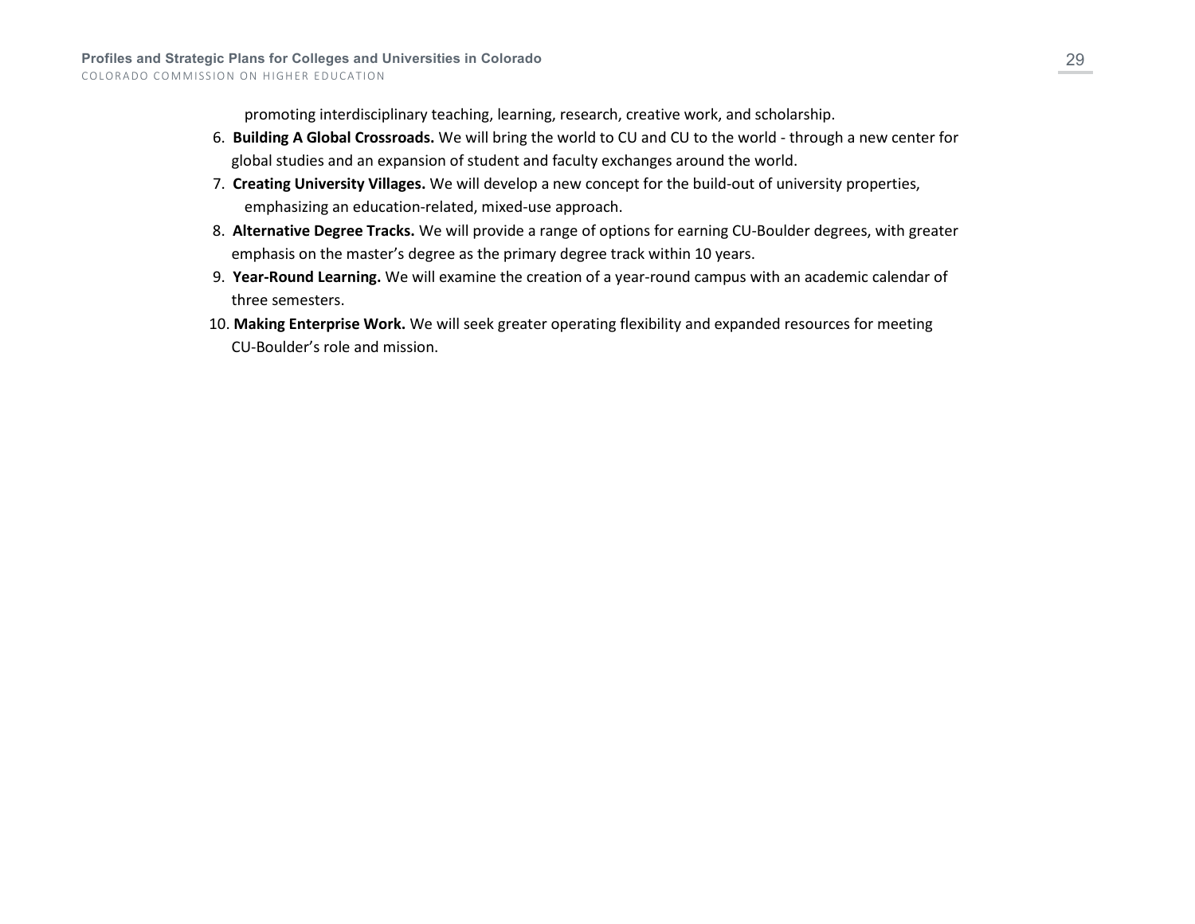promoting interdisciplinary teaching, learning, research, creative work, and scholarship.

6. **Building A Global Crossroads.** We will bring the world to CU and CU to the world - through a new center for global studies and an expansion of student and faculty exchanges around the world.
7. **Creating University Villages.** We will develop a new concept for the build-out of university properties, emphasizing an education-related, mixed-use approach.
8. **Alternative Degree Tracks.** We will provide a range of options for earning CU-Boulder degrees, with greater emphasis on the master's degree as the primary degree track within 10 years.
9. **Year-Round Learning.** We will examine the creation of a year-round campus with an academic calendar of three semesters.
10. **Making Enterprise Work.** We will seek greater operating flexibility and expanded resources for meeting CU-Boulder's role and mission.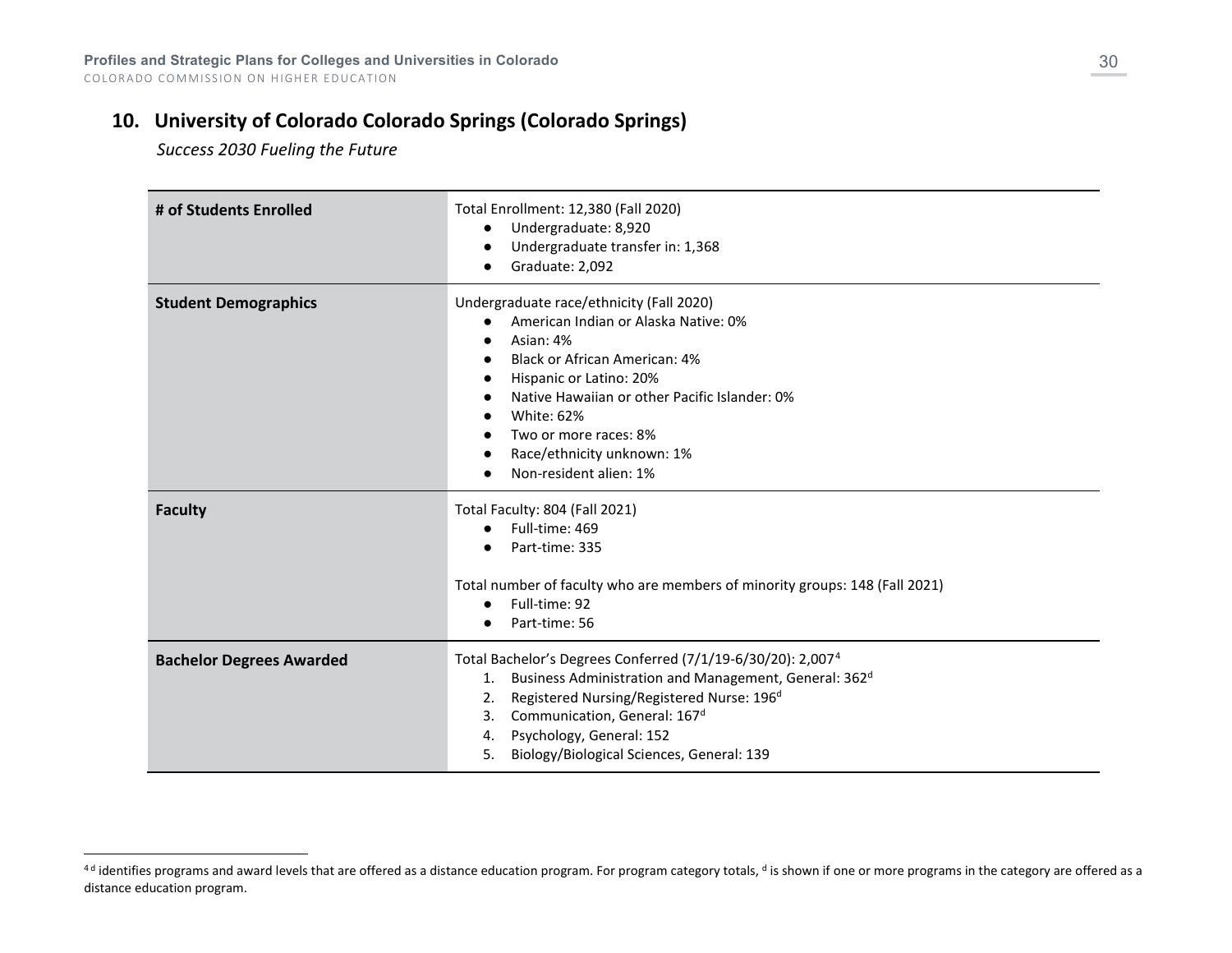## 10. University of Colorado Colorado Springs (Colorado Springs)

*Success 2030 Fueling the Future*

| | |
|---|---|
| **# of Students Enrolled** | Total Enrollment: 12,380 (Fall 2020)<br>• Undergraduate: 8,920<br>• Undergraduate transfer in: 1,368<br>• Graduate: 2,092 |
| **Student Demographics** | Undergraduate race/ethnicity (Fall 2020)<br>• American Indian or Alaska Native: 0%<br>• Asian: 4%<br>• Black or African American: 4%<br>• Hispanic or Latino: 20%<br>• Native Hawaiian or other Pacific Islander: 0%<br>• White: 62%<br>• Two or more races: 8%<br>• Race/ethnicity unknown: 1%<br>• Non-resident alien: 1% |
| **Faculty** | Total Faculty: 804 (Fall 2021)<br>• Full-time: 469<br>• Part-time: 335<br><br>Total number of faculty who are members of minority groups: 148 (Fall 2021)<br>• Full-time: 92<br>• Part-time: 56 |
| **Bachelor Degrees Awarded** | Total Bachelor's Degrees Conferred (7/1/19-6/30/20): 2,007[4]<br>1. Business Administration and Management, General: 362[d]<br>2. Registered Nursing/Registered Nurse: 196[d]<br>3. Communication, General: 167[d]<br>4. Psychology, General: 152<br>5. Biology/Biological Sciences, General: 139 |

[4] [d] identifies programs and award levels that are offered as a distance education program. For program category totals, [d] is shown if one or more programs in the category are offered as a distance education program.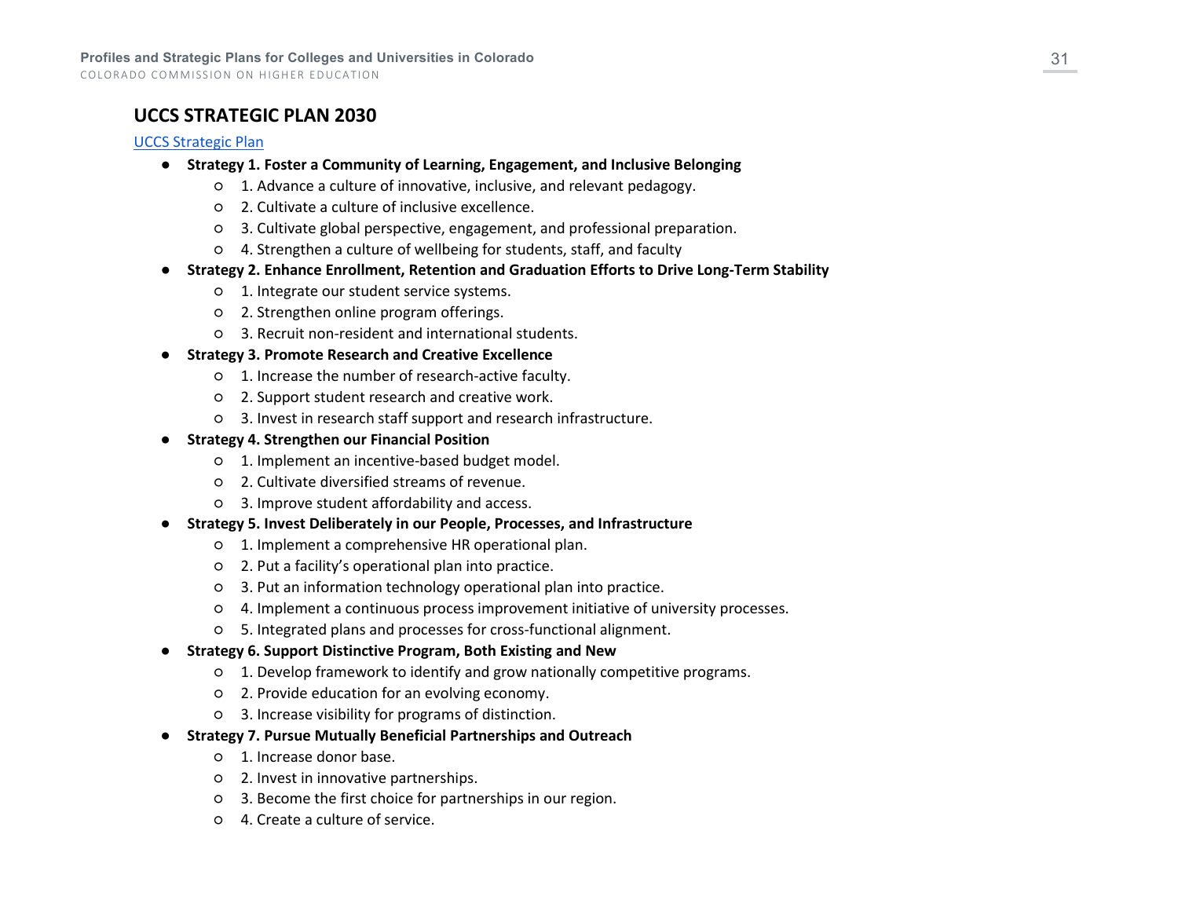## UCCS STRATEGIC PLAN 2030

[UCCS Strategic Plan]

- **Strategy 1. Foster a Community of Learning, Engagement, and Inclusive Belonging**
  - 1. Advance a culture of innovative, inclusive, and relevant pedagogy.
  - 2. Cultivate a culture of inclusive excellence.
  - 3. Cultivate global perspective, engagement, and professional preparation.
  - 4. Strengthen a culture of wellbeing for students, staff, and faculty
- **Strategy 2. Enhance Enrollment, Retention and Graduation Efforts to Drive Long-Term Stability**
  - 1. Integrate our student service systems.
  - 2. Strengthen online program offerings.
  - 3. Recruit non-resident and international students.
- **Strategy 3. Promote Research and Creative Excellence**
  - 1. Increase the number of research-active faculty.
  - 2. Support student research and creative work.
  - 3. Invest in research staff support and research infrastructure.
- **Strategy 4. Strengthen our Financial Position**
  - 1. Implement an incentive-based budget model.
  - 2. Cultivate diversified streams of revenue.
  - 3. Improve student affordability and access.
- **Strategy 5. Invest Deliberately in our People, Processes, and Infrastructure**
  - 1. Implement a comprehensive HR operational plan.
  - 2. Put a facility's operational plan into practice.
  - 3. Put an information technology operational plan into practice.
  - 4. Implement a continuous process improvement initiative of university processes.
  - 5. Integrated plans and processes for cross-functional alignment.
- **Strategy 6. Support Distinctive Program, Both Existing and New**
  - 1. Develop framework to identify and grow nationally competitive programs.
  - 2. Provide education for an evolving economy.
  - 3. Increase visibility for programs of distinction.
- **Strategy 7. Pursue Mutually Beneficial Partnerships and Outreach**
  - 1. Increase donor base.
  - 2. Invest in innovative partnerships.
  - 3. Become the first choice for partnerships in our region.
  - 4. Create a culture of service.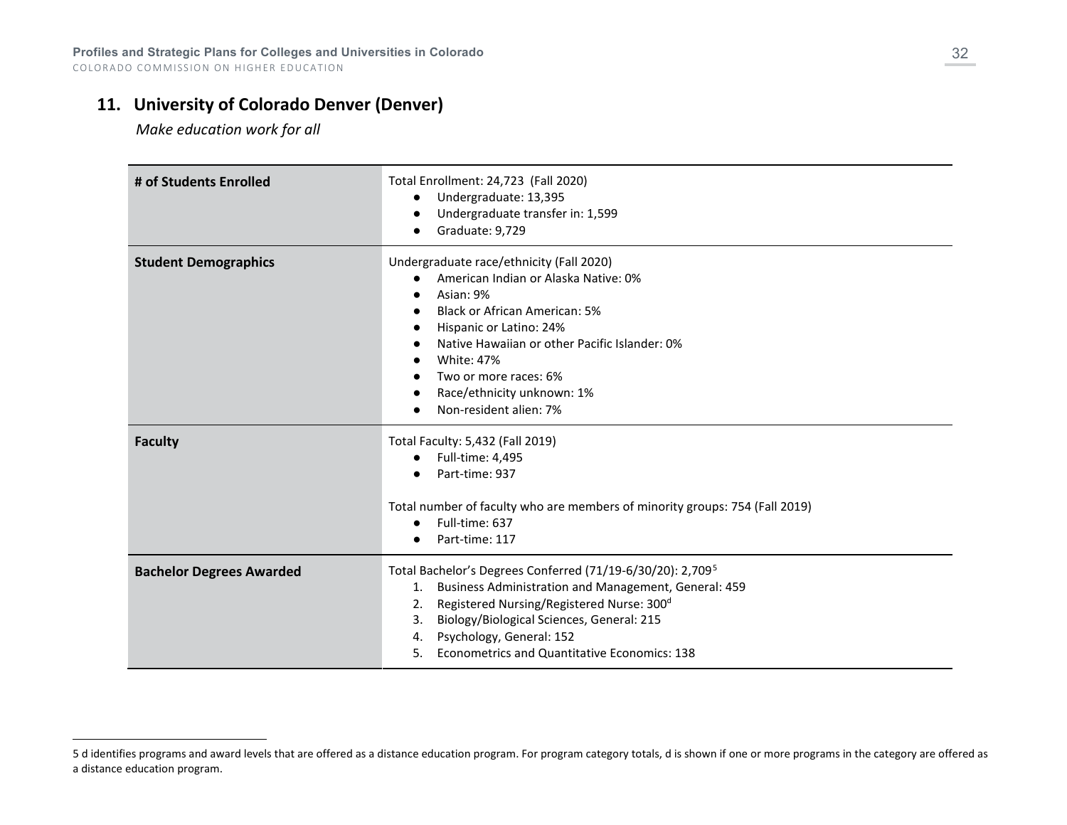## 11. University of Colorado Denver (Denver)

*Make education work for all*

| | |
|---|---|
| **# of Students Enrolled** | Total Enrollment: 24,723 (Fall 2020)<br>• Undergraduate: 13,395<br>• Undergraduate transfer in: 1,599<br>• Graduate: 9,729 |
| **Student Demographics** | Undergraduate race/ethnicity (Fall 2020)<br>• American Indian or Alaska Native: 0%<br>• Asian: 9%<br>• Black or African American: 5%<br>• Hispanic or Latino: 24%<br>• Native Hawaiian or other Pacific Islander: 0%<br>• White: 47%<br>• Two or more races: 6%<br>• Race/ethnicity unknown: 1%<br>• Non-resident alien: 7% |
| **Faculty** | Total Faculty: 5,432 (Fall 2019)<br>• Full-time: 4,495<br>• Part-time: 937<br><br>Total number of faculty who are members of minority groups: 754 (Fall 2019)<br>• Full-time: 637<br>• Part-time: 117 |
| **Bachelor Degrees Awarded** | Total Bachelor's Degrees Conferred (71/19-6/30/20): 2,709[5]<br>1. Business Administration and Management, General: 459<br>2. Registered Nursing/Registered Nurse: 300[d]<br>3. Biology/Biological Sciences, General: 215<br>4. Psychology, General: 152<br>5. Econometrics and Quantitative Economics: 138 |

5 d identifies programs and award levels that are offered as a distance education program. For program category totals, d is shown if one or more programs in the category are offered as a distance education program.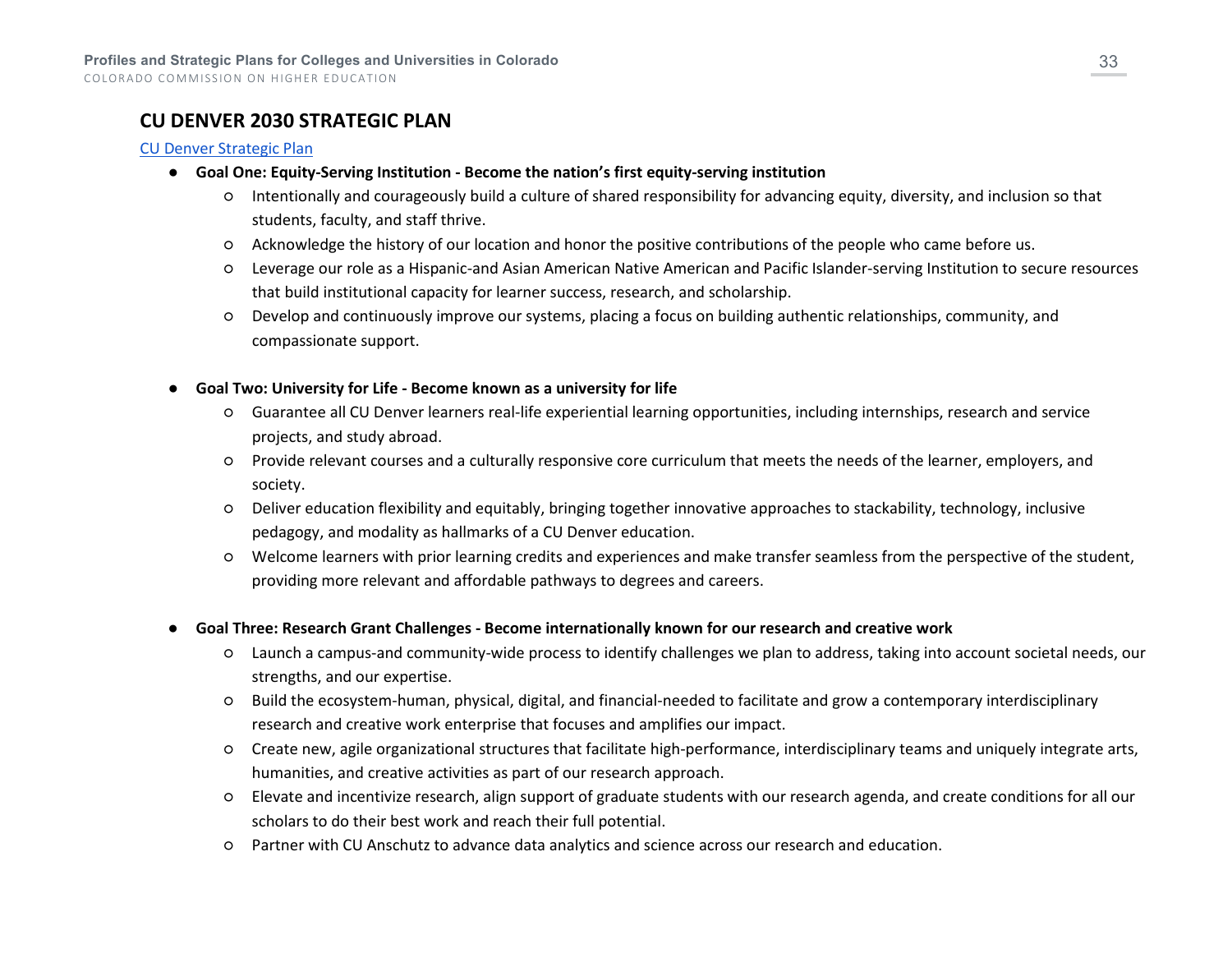## CU DENVER 2030 STRATEGIC PLAN

[CU Denver Strategic Plan]

- **Goal One: Equity-Serving Institution - Become the nation's first equity-serving institution**
  - Intentionally and courageously build a culture of shared responsibility for advancing equity, diversity, and inclusion so that students, faculty, and staff thrive.
  - Acknowledge the history of our location and honor the positive contributions of the people who came before us.
  - Leverage our role as a Hispanic-and Asian American Native American and Pacific Islander-serving Institution to secure resources that build institutional capacity for learner success, research, and scholarship.
  - Develop and continuously improve our systems, placing a focus on building authentic relationships, community, and compassionate support.

- **Goal Two: University for Life - Become known as a university for life**
  - Guarantee all CU Denver learners real-life experiential learning opportunities, including internships, research and service projects, and study abroad.
  - Provide relevant courses and a culturally responsive core curriculum that meets the needs of the learner, employers, and society.
  - Deliver education flexibility and equitably, bringing together innovative approaches to stackability, technology, inclusive pedagogy, and modality as hallmarks of a CU Denver education.
  - Welcome learners with prior learning credits and experiences and make transfer seamless from the perspective of the student, providing more relevant and affordable pathways to degrees and careers.

- **Goal Three: Research Grant Challenges - Become internationally known for our research and creative work**
  - Launch a campus-and community-wide process to identify challenges we plan to address, taking into account societal needs, our strengths, and our expertise.
  - Build the ecosystem-human, physical, digital, and financial-needed to facilitate and grow a contemporary interdisciplinary research and creative work enterprise that focuses and amplifies our impact.
  - Create new, agile organizational structures that facilitate high-performance, interdisciplinary teams and uniquely integrate arts, humanities, and creative activities as part of our research approach.
  - Elevate and incentivize research, align support of graduate students with our research agenda, and create conditions for all our scholars to do their best work and reach their full potential.
  - Partner with CU Anschutz to advance data analytics and science across our research and education.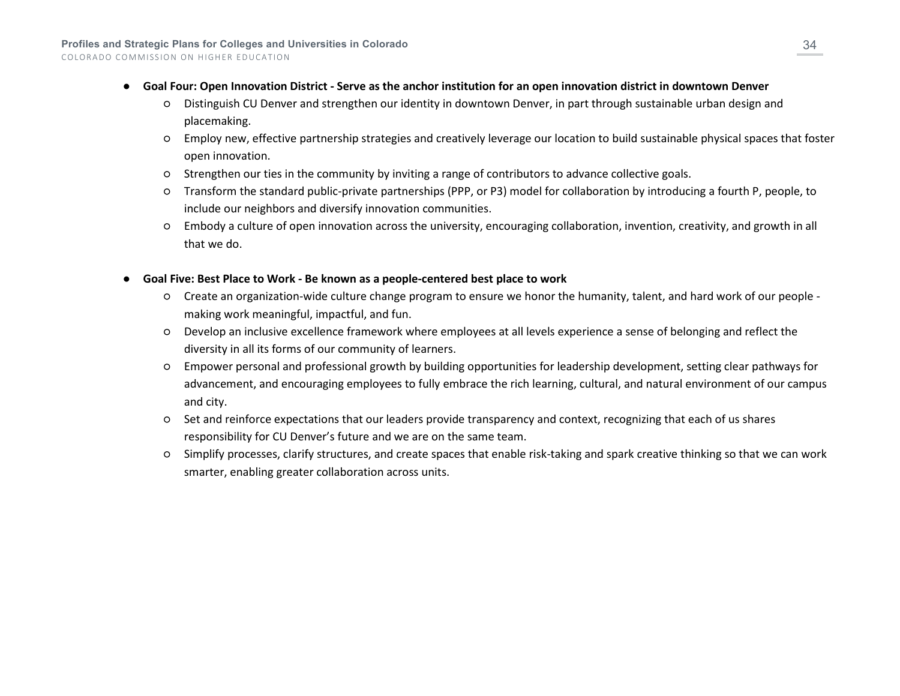- **Goal Four: Open Innovation District - Serve as the anchor institution for an open innovation district in downtown Denver**
    - Distinguish CU Denver and strengthen our identity in downtown Denver, in part through sustainable urban design and placemaking.
    - Employ new, effective partnership strategies and creatively leverage our location to build sustainable physical spaces that foster open innovation.
    - Strengthen our ties in the community by inviting a range of contributors to advance collective goals.
    - Transform the standard public-private partnerships (PPP, or P3) model for collaboration by introducing a fourth P, people, to include our neighbors and diversify innovation communities.
    - Embody a culture of open innovation across the university, encouraging collaboration, invention, creativity, and growth in all that we do.

- **Goal Five: Best Place to Work - Be known as a people-centered best place to work**
    - Create an organization-wide culture change program to ensure we honor the humanity, talent, and hard work of our people - making work meaningful, impactful, and fun.
    - Develop an inclusive excellence framework where employees at all levels experience a sense of belonging and reflect the diversity in all its forms of our community of learners.
    - Empower personal and professional growth by building opportunities for leadership development, setting clear pathways for advancement, and encouraging employees to fully embrace the rich learning, cultural, and natural environment of our campus and city.
    - Set and reinforce expectations that our leaders provide transparency and context, recognizing that each of us shares responsibility for CU Denver's future and we are on the same team.
    - Simplify processes, clarify structures, and create spaces that enable risk-taking and spark creative thinking so that we can work smarter, enabling greater collaboration across units.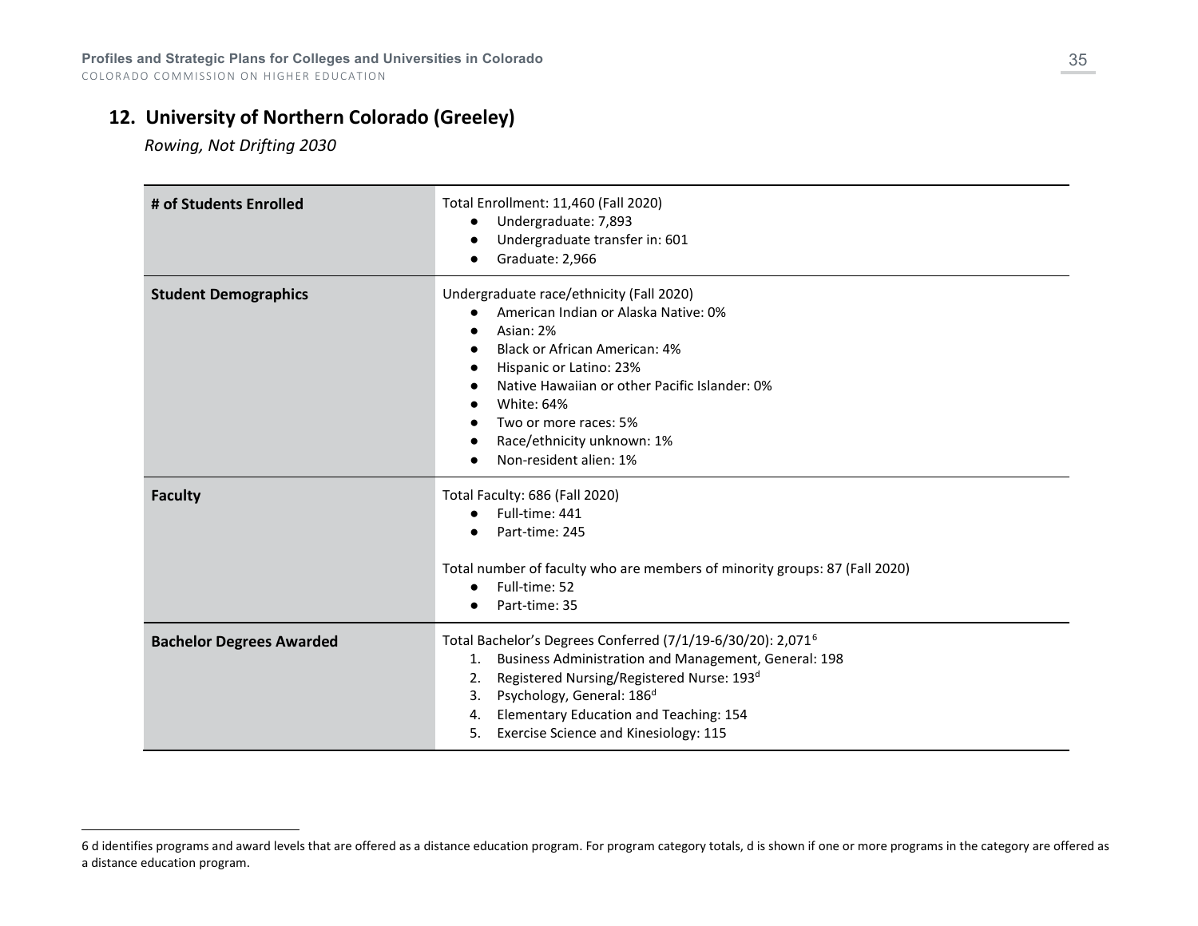## 12. University of Northern Colorado (Greeley)

*Rowing, Not Drifting 2030*

| | |
|---|---|
| **# of Students Enrolled** | Total Enrollment: 11,460 (Fall 2020)<br>● Undergraduate: 7,893<br>● Undergraduate transfer in: 601<br>● Graduate: 2,966 |
| **Student Demographics** | Undergraduate race/ethnicity (Fall 2020)<br>● American Indian or Alaska Native: 0%<br>● Asian: 2%<br>● Black or African American: 4%<br>● Hispanic or Latino: 23%<br>● Native Hawaiian or other Pacific Islander: 0%<br>● White: 64%<br>● Two or more races: 5%<br>● Race/ethnicity unknown: 1%<br>● Non-resident alien: 1% |
| **Faculty** | Total Faculty: 686 (Fall 2020)<br>● Full-time: 441<br>● Part-time: 245<br><br>Total number of faculty who are members of minority groups: 87 (Fall 2020)<br>● Full-time: 52<br>● Part-time: 35 |
| **Bachelor Degrees Awarded** | Total Bachelor's Degrees Conferred (7/1/19-6/30/20): 2,071[6]<br>1. Business Administration and Management, General: 198<br>2. Registered Nursing/Registered Nurse: 193[d]<br>3. Psychology, General: 186[d]<br>4. Elementary Education and Teaching: 154<br>5. Exercise Science and Kinesiology: 115 |

---

6 d identifies programs and award levels that are offered as a distance education program. For program category totals, d is shown if one or more programs in the category are offered as a distance education program.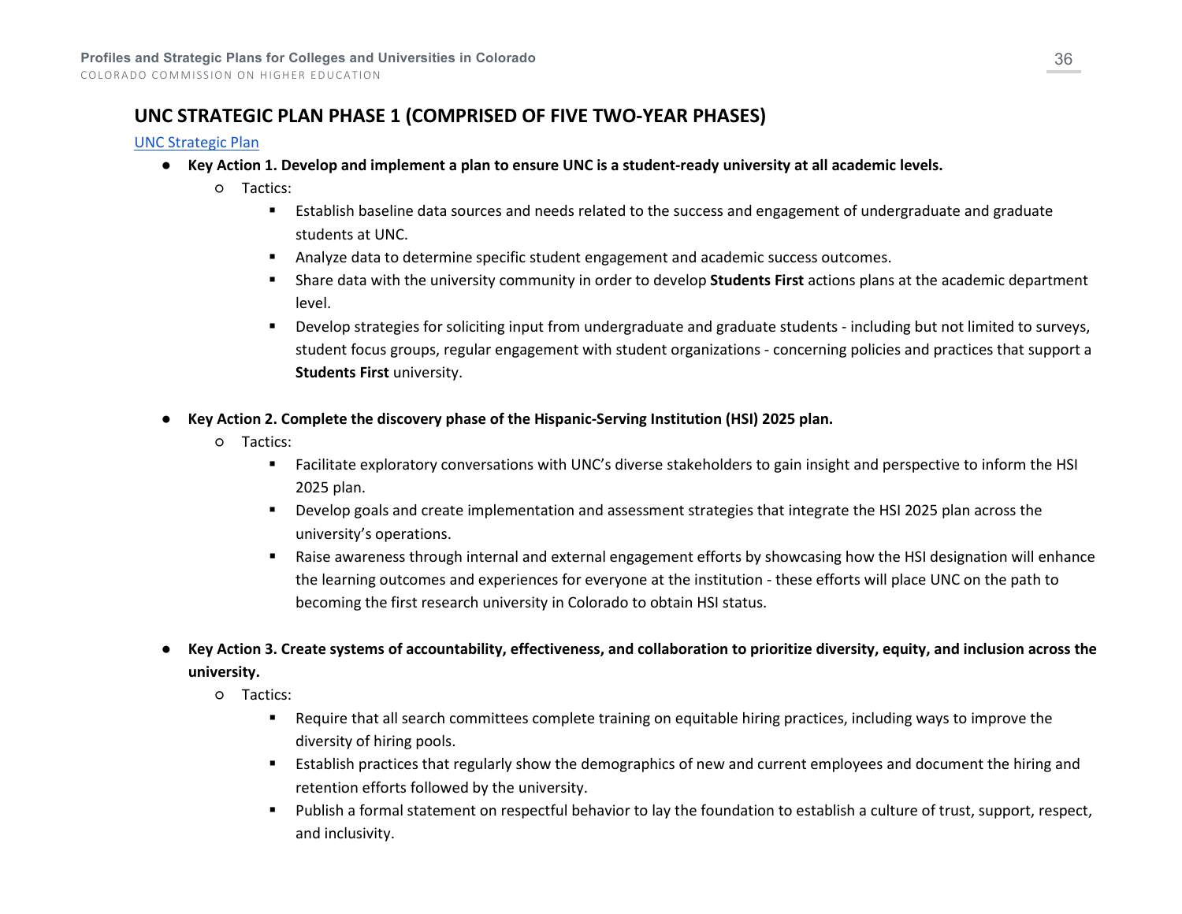## UNC STRATEGIC PLAN PHASE 1 (COMPRISED OF FIVE TWO-YEAR PHASES)

[UNC Strategic Plan]

- **Key Action 1. Develop and implement a plan to ensure UNC is a student-ready university at all academic levels.**
    - Tactics:
        - Establish baseline data sources and needs related to the success and engagement of undergraduate and graduate students at UNC.
        - Analyze data to determine specific student engagement and academic success outcomes.
        - Share data with the university community in order to develop **Students First** actions plans at the academic department level.
        - Develop strategies for soliciting input from undergraduate and graduate students - including but not limited to surveys, student focus groups, regular engagement with student organizations - concerning policies and practices that support a **Students First** university.

- **Key Action 2. Complete the discovery phase of the Hispanic-Serving Institution (HSI) 2025 plan.**
    - Tactics:
        - Facilitate exploratory conversations with UNC's diverse stakeholders to gain insight and perspective to inform the HSI 2025 plan.
        - Develop goals and create implementation and assessment strategies that integrate the HSI 2025 plan across the university's operations.
        - Raise awareness through internal and external engagement efforts by showcasing how the HSI designation will enhance the learning outcomes and experiences for everyone at the institution - these efforts will place UNC on the path to becoming the first research university in Colorado to obtain HSI status.

- **Key Action 3. Create systems of accountability, effectiveness, and collaboration to prioritize diversity, equity, and inclusion across the university.**
    - Tactics:
        - Require that all search committees complete training on equitable hiring practices, including ways to improve the diversity of hiring pools.
        - Establish practices that regularly show the demographics of new and current employees and document the hiring and retention efforts followed by the university.
        - Publish a formal statement on respectful behavior to lay the foundation to establish a culture of trust, support, respect, and inclusivity.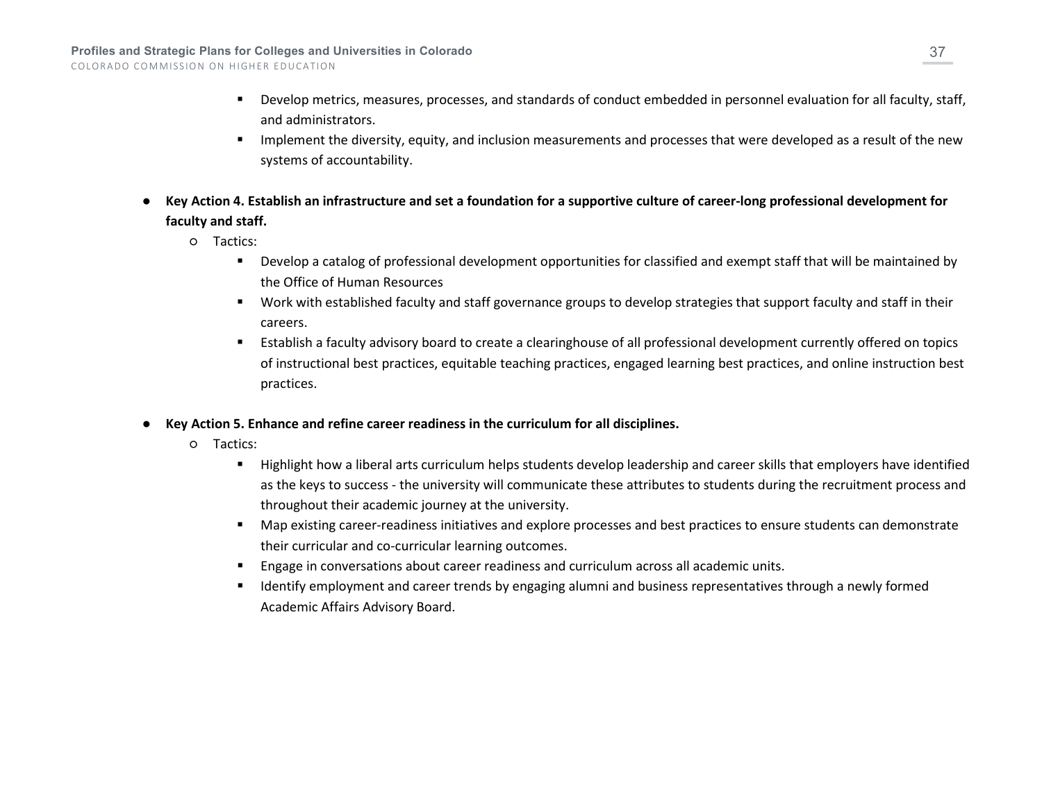- Develop metrics, measures, processes, and standards of conduct embedded in personnel evaluation for all faculty, staff, and administrators.
        - Implement the diversity, equity, and inclusion measurements and processes that were developed as a result of the new systems of accountability.

- **Key Action 4. Establish an infrastructure and set a foundation for a supportive culture of career-long professional development for faculty and staff.**
    - Tactics:
        - Develop a catalog of professional development opportunities for classified and exempt staff that will be maintained by the Office of Human Resources
        - Work with established faculty and staff governance groups to develop strategies that support faculty and staff in their careers.
        - Establish a faculty advisory board to create a clearinghouse of all professional development currently offered on topics of instructional best practices, equitable teaching practices, engaged learning best practices, and online instruction best practices.

- **Key Action 5. Enhance and refine career readiness in the curriculum for all disciplines.**
    - Tactics:
        - Highlight how a liberal arts curriculum helps students develop leadership and career skills that employers have identified as the keys to success - the university will communicate these attributes to students during the recruitment process and throughout their academic journey at the university.
        - Map existing career-readiness initiatives and explore processes and best practices to ensure students can demonstrate their curricular and co-curricular learning outcomes.
        - Engage in conversations about career readiness and curriculum across all academic units.
        - Identify employment and career trends by engaging alumni and business representatives through a newly formed Academic Affairs Advisory Board.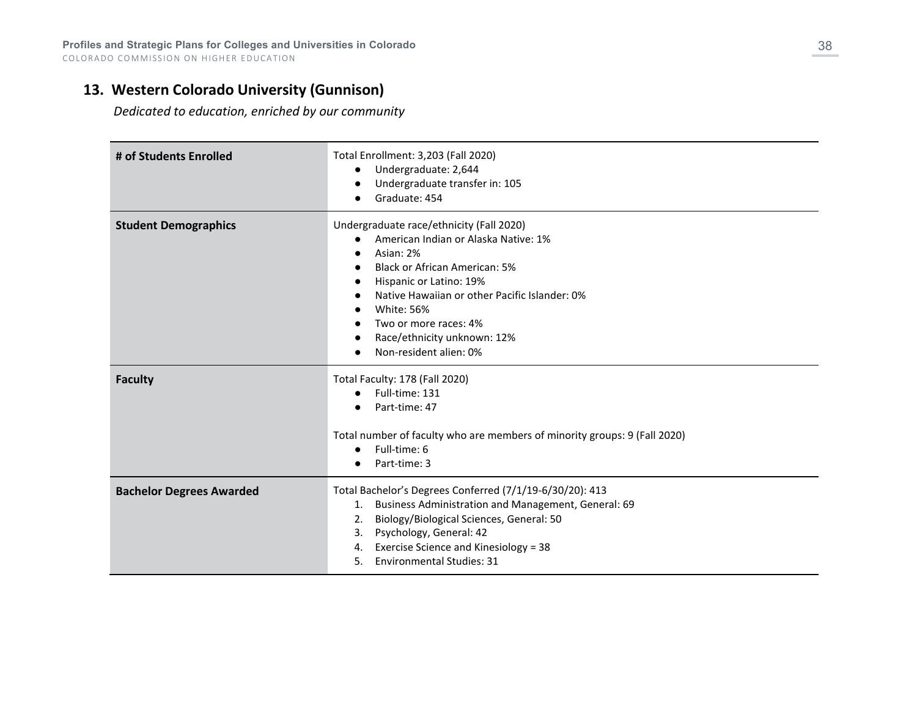## 13. Western Colorado University (Gunnison)

*Dedicated to education, enriched by our community*

| | |
|---|---|
| **# of Students Enrolled** | Total Enrollment: 3,203 (Fall 2020)<br>• Undergraduate: 2,644<br>• Undergraduate transfer in: 105<br>• Graduate: 454 |
| **Student Demographics** | Undergraduate race/ethnicity (Fall 2020)<br>• American Indian or Alaska Native: 1%<br>• Asian: 2%<br>• Black or African American: 5%<br>• Hispanic or Latino: 19%<br>• Native Hawaiian or other Pacific Islander: 0%<br>• White: 56%<br>• Two or more races: 4%<br>• Race/ethnicity unknown: 12%<br>• Non-resident alien: 0% |
| **Faculty** | Total Faculty: 178 (Fall 2020)<br>• Full-time: 131<br>• Part-time: 47<br><br>Total number of faculty who are members of minority groups: 9 (Fall 2020)<br>• Full-time: 6<br>• Part-time: 3 |
| **Bachelor Degrees Awarded** | Total Bachelor's Degrees Conferred (7/1/19-6/30/20): 413<br>1. Business Administration and Management, General: 69<br>2. Biology/Biological Sciences, General: 50<br>3. Psychology, General: 42<br>4. Exercise Science and Kinesiology = 38<br>5. Environmental Studies: 31 |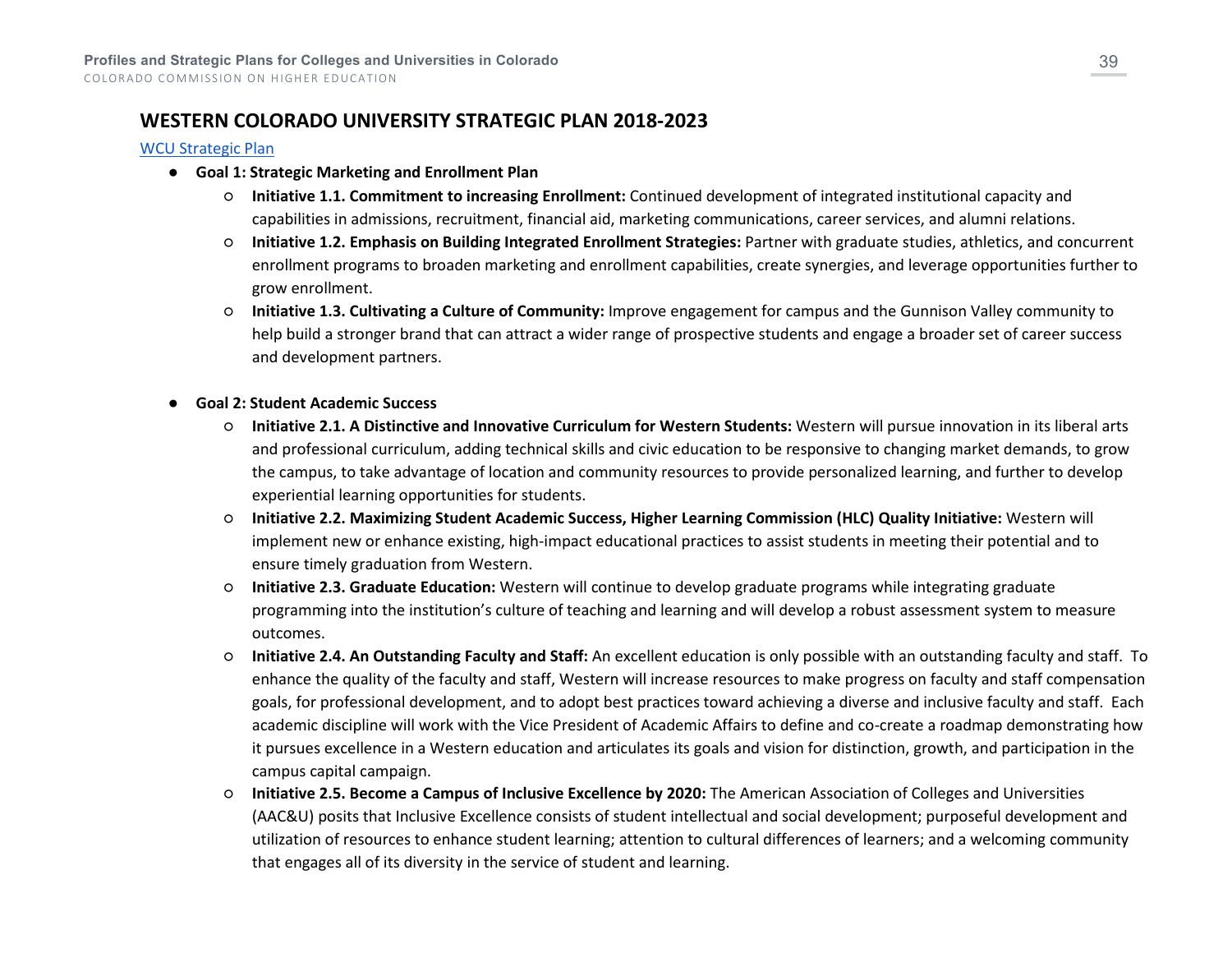## WESTERN COLORADO UNIVERSITY STRATEGIC PLAN 2018-2023

WCU Strategic Plan

- **Goal 1: Strategic Marketing and Enrollment Plan**
    - **Initiative 1.1. Commitment to increasing Enrollment:** Continued development of integrated institutional capacity and capabilities in admissions, recruitment, financial aid, marketing communications, career services, and alumni relations.
    - **Initiative 1.2. Emphasis on Building Integrated Enrollment Strategies:** Partner with graduate studies, athletics, and concurrent enrollment programs to broaden marketing and enrollment capabilities, create synergies, and leverage opportunities further to grow enrollment.
    - **Initiative 1.3. Cultivating a Culture of Community:** Improve engagement for campus and the Gunnison Valley community to help build a stronger brand that can attract a wider range of prospective students and engage a broader set of career success and development partners.

- **Goal 2: Student Academic Success**
    - **Initiative 2.1. A Distinctive and Innovative Curriculum for Western Students:** Western will pursue innovation in its liberal arts and professional curriculum, adding technical skills and civic education to be responsive to changing market demands, to grow the campus, to take advantage of location and community resources to provide personalized learning, and further to develop experiential learning opportunities for students.
    - **Initiative 2.2. Maximizing Student Academic Success, Higher Learning Commission (HLC) Quality Initiative:** Western will implement new or enhance existing, high-impact educational practices to assist students in meeting their potential and to ensure timely graduation from Western.
    - **Initiative 2.3. Graduate Education:** Western will continue to develop graduate programs while integrating graduate programming into the institution's culture of teaching and learning and will develop a robust assessment system to measure outcomes.
    - **Initiative 2.4. An Outstanding Faculty and Staff:** An excellent education is only possible with an outstanding faculty and staff. To enhance the quality of the faculty and staff, Western will increase resources to make progress on faculty and staff compensation goals, for professional development, and to adopt best practices toward achieving a diverse and inclusive faculty and staff. Each academic discipline will work with the Vice President of Academic Affairs to define and co-create a roadmap demonstrating how it pursues excellence in a Western education and articulates its goals and vision for distinction, growth, and participation in the campus capital campaign.
    - **Initiative 2.5. Become a Campus of Inclusive Excellence by 2020:** The American Association of Colleges and Universities (AAC&U) posits that Inclusive Excellence consists of student intellectual and social development; purposeful development and utilization of resources to enhance student learning; attention to cultural differences of learners; and a welcoming community that engages all of its diversity in the service of student and learning.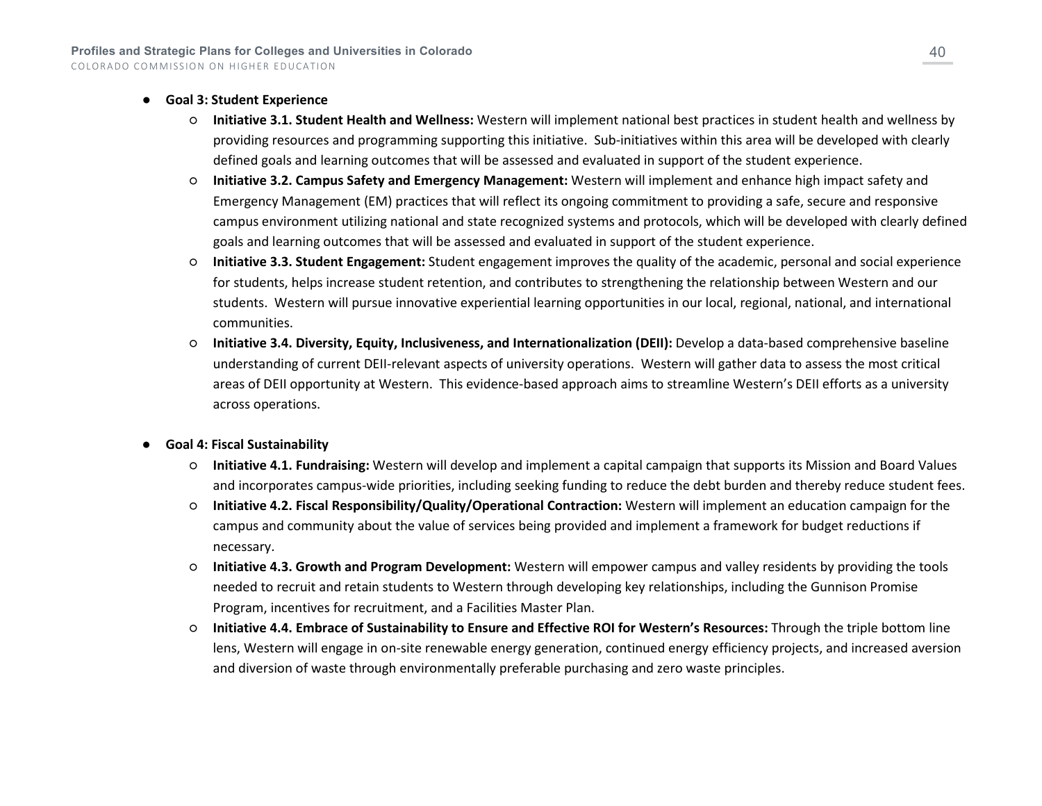- **Goal 3: Student Experience**
  - **Initiative 3.1. Student Health and Wellness:** Western will implement national best practices in student health and wellness by providing resources and programming supporting this initiative. Sub-initiatives within this area will be developed with clearly defined goals and learning outcomes that will be assessed and evaluated in support of the student experience.
  - **Initiative 3.2. Campus Safety and Emergency Management:** Western will implement and enhance high impact safety and Emergency Management (EM) practices that will reflect its ongoing commitment to providing a safe, secure and responsive campus environment utilizing national and state recognized systems and protocols, which will be developed with clearly defined goals and learning outcomes that will be assessed and evaluated in support of the student experience.
  - **Initiative 3.3. Student Engagement:** Student engagement improves the quality of the academic, personal and social experience for students, helps increase student retention, and contributes to strengthening the relationship between Western and our students. Western will pursue innovative experiential learning opportunities in our local, regional, national, and international communities.
  - **Initiative 3.4. Diversity, Equity, Inclusiveness, and Internationalization (DEII):** Develop a data-based comprehensive baseline understanding of current DEII-relevant aspects of university operations. Western will gather data to assess the most critical areas of DEII opportunity at Western. This evidence-based approach aims to streamline Western's DEII efforts as a university across operations.

- **Goal 4: Fiscal Sustainability**
  - **Initiative 4.1. Fundraising:** Western will develop and implement a capital campaign that supports its Mission and Board Values and incorporates campus-wide priorities, including seeking funding to reduce the debt burden and thereby reduce student fees.
  - **Initiative 4.2. Fiscal Responsibility/Quality/Operational Contraction:** Western will implement an education campaign for the campus and community about the value of services being provided and implement a framework for budget reductions if necessary.
  - **Initiative 4.3. Growth and Program Development:** Western will empower campus and valley residents by providing the tools needed to recruit and retain students to Western through developing key relationships, including the Gunnison Promise Program, incentives for recruitment, and a Facilities Master Plan.
  - **Initiative 4.4. Embrace of Sustainability to Ensure and Effective ROI for Western's Resources:** Through the triple bottom line lens, Western will engage in on-site renewable energy generation, continued energy efficiency projects, and increased aversion and diversion of waste through environmentally preferable purchasing and zero waste principles.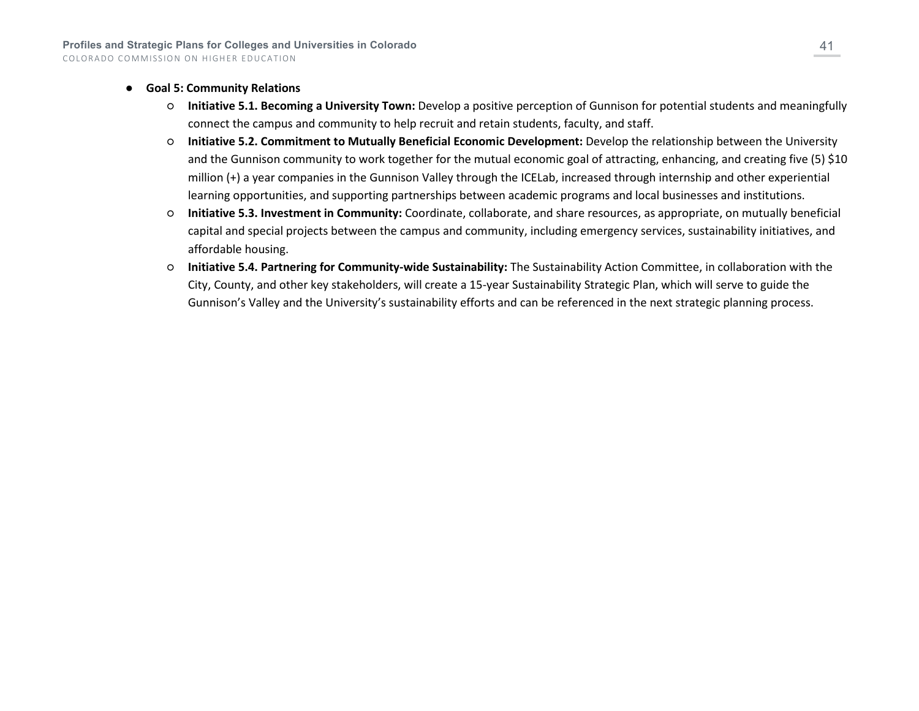- **Goal 5: Community Relations**
    - **Initiative 5.1. Becoming a University Town:** Develop a positive perception of Gunnison for potential students and meaningfully connect the campus and community to help recruit and retain students, faculty, and staff.
    - **Initiative 5.2. Commitment to Mutually Beneficial Economic Development:** Develop the relationship between the University and the Gunnison community to work together for the mutual economic goal of attracting, enhancing, and creating five (5) $10 million (+) a year companies in the Gunnison Valley through the ICELab, increased through internship and other experiential learning opportunities, and supporting partnerships between academic programs and local businesses and institutions.
    - **Initiative 5.3. Investment in Community:** Coordinate, collaborate, and share resources, as appropriate, on mutually beneficial capital and special projects between the campus and community, including emergency services, sustainability initiatives, and affordable housing.
    - **Initiative 5.4. Partnering for Community-wide Sustainability:** The Sustainability Action Committee, in collaboration with the City, County, and other key stakeholders, will create a 15-year Sustainability Strategic Plan, which will serve to guide the Gunnison's Valley and the University's sustainability efforts and can be referenced in the next strategic planning process.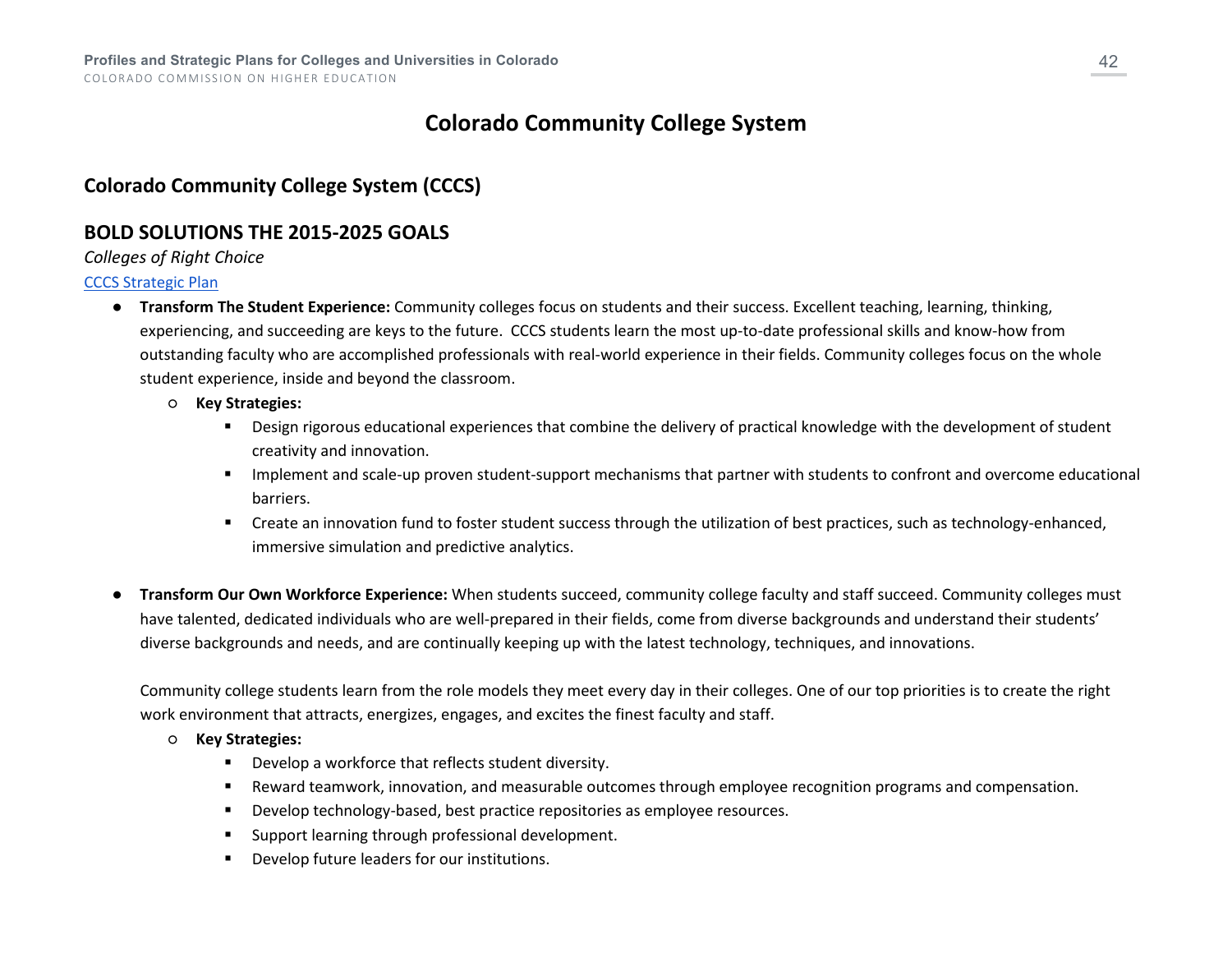# Colorado Community College System

## Colorado Community College System (CCCS)

## BOLD SOLUTIONS THE 2015-2025 GOALS

*Colleges of Right Choice*

[CCCS Strategic Plan]

- **Transform The Student Experience:** Community colleges focus on students and their success. Excellent teaching, learning, thinking, experiencing, and succeeding are keys to the future. CCCS students learn the most up-to-date professional skills and know-how from outstanding faculty who are accomplished professionals with real-world experience in their fields. Community colleges focus on the whole student experience, inside and beyond the classroom.
  - **Key Strategies:**
    - Design rigorous educational experiences that combine the delivery of practical knowledge with the development of student creativity and innovation.
    - Implement and scale-up proven student-support mechanisms that partner with students to confront and overcome educational barriers.
    - Create an innovation fund to foster student success through the utilization of best practices, such as technology-enhanced, immersive simulation and predictive analytics.

- **Transform Our Own Workforce Experience:** When students succeed, community college faculty and staff succeed. Community colleges must have talented, dedicated individuals who are well-prepared in their fields, come from diverse backgrounds and understand their students' diverse backgrounds and needs, and are continually keeping up with the latest technology, techniques, and innovations.

  Community college students learn from the role models they meet every day in their colleges. One of our top priorities is to create the right work environment that attracts, energizes, engages, and excites the finest faculty and staff.
  - **Key Strategies:**
    - Develop a workforce that reflects student diversity.
    - Reward teamwork, innovation, and measurable outcomes through employee recognition programs and compensation.
    - Develop technology-based, best practice repositories as employee resources.
    - Support learning through professional development.
    - Develop future leaders for our institutions.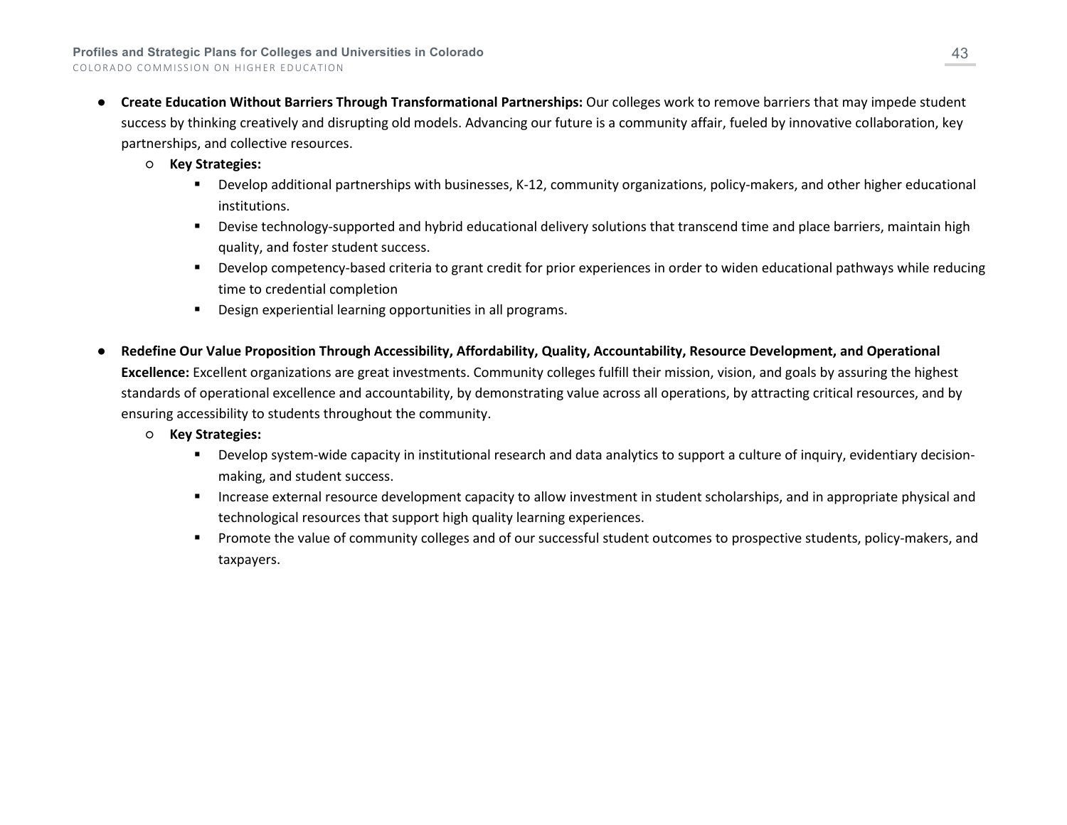- **Create Education Without Barriers Through Transformational Partnerships:** Our colleges work to remove barriers that may impede student success by thinking creatively and disrupting old models. Advancing our future is a community affair, fueled by innovative collaboration, key partnerships, and collective resources.
  - **Key Strategies:**
    - Develop additional partnerships with businesses, K-12, community organizations, policy-makers, and other higher educational institutions.
    - Devise technology-supported and hybrid educational delivery solutions that transcend time and place barriers, maintain high quality, and foster student success.
    - Develop competency-based criteria to grant credit for prior experiences in order to widen educational pathways while reducing time to credential completion
    - Design experiential learning opportunities in all programs.

- **Redefine Our Value Proposition Through Accessibility, Affordability, Quality, Accountability, Resource Development, and Operational Excellence:** Excellent organizations are great investments. Community colleges fulfill their mission, vision, and goals by assuring the highest standards of operational excellence and accountability, by demonstrating value across all operations, by attracting critical resources, and by ensuring accessibility to students throughout the community.
  - **Key Strategies:**
    - Develop system-wide capacity in institutional research and data analytics to support a culture of inquiry, evidentiary decision-making, and student success.
    - Increase external resource development capacity to allow investment in student scholarships, and in appropriate physical and technological resources that support high quality learning experiences.
    - Promote the value of community colleges and of our successful student outcomes to prospective students, policy-makers, and taxpayers.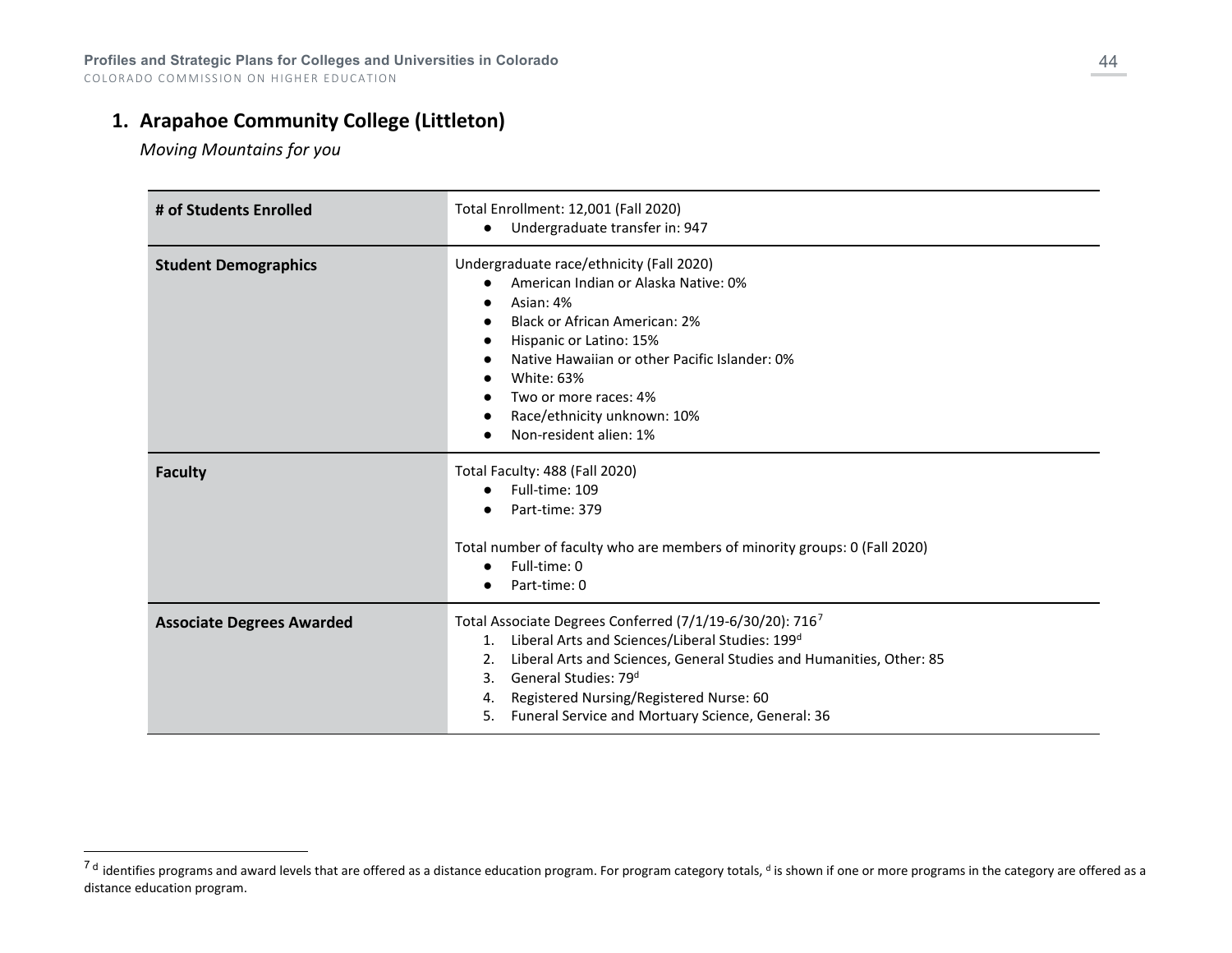## 1. Arapahoe Community College (Littleton)

*Moving Mountains for you*

| | |
|---|---|
| **# of Students Enrolled** | Total Enrollment: 12,001 (Fall 2020)<br>● Undergraduate transfer in: 947 |
| **Student Demographics** | Undergraduate race/ethnicity (Fall 2020)<br>● American Indian or Alaska Native: 0%<br>● Asian: 4%<br>● Black or African American: 2%<br>● Hispanic or Latino: 15%<br>● Native Hawaiian or other Pacific Islander: 0%<br>● White: 63%<br>● Two or more races: 4%<br>● Race/ethnicity unknown: 10%<br>● Non-resident alien: 1% |
| **Faculty** | Total Faculty: 488 (Fall 2020)<br>● Full-time: 109<br>● Part-time: 379<br><br>Total number of faculty who are members of minority groups: 0 (Fall 2020)<br>● Full-time: 0<br>● Part-time: 0 |
| **Associate Degrees Awarded** | Total Associate Degrees Conferred (7/1/19-6/30/20): 716[7]<br>1. Liberal Arts and Sciences/Liberal Studies: 199[d]<br>2. Liberal Arts and Sciences, General Studies and Humanities, Other: 85<br>3. General Studies: 79[d]<br>4. Registered Nursing/Registered Nurse: 60<br>5. Funeral Service and Mortuary Science, General: 36 |

[7] [d] identifies programs and award levels that are offered as a distance education program. For program category totals, [d] is shown if one or more programs in the category are offered as a distance education program.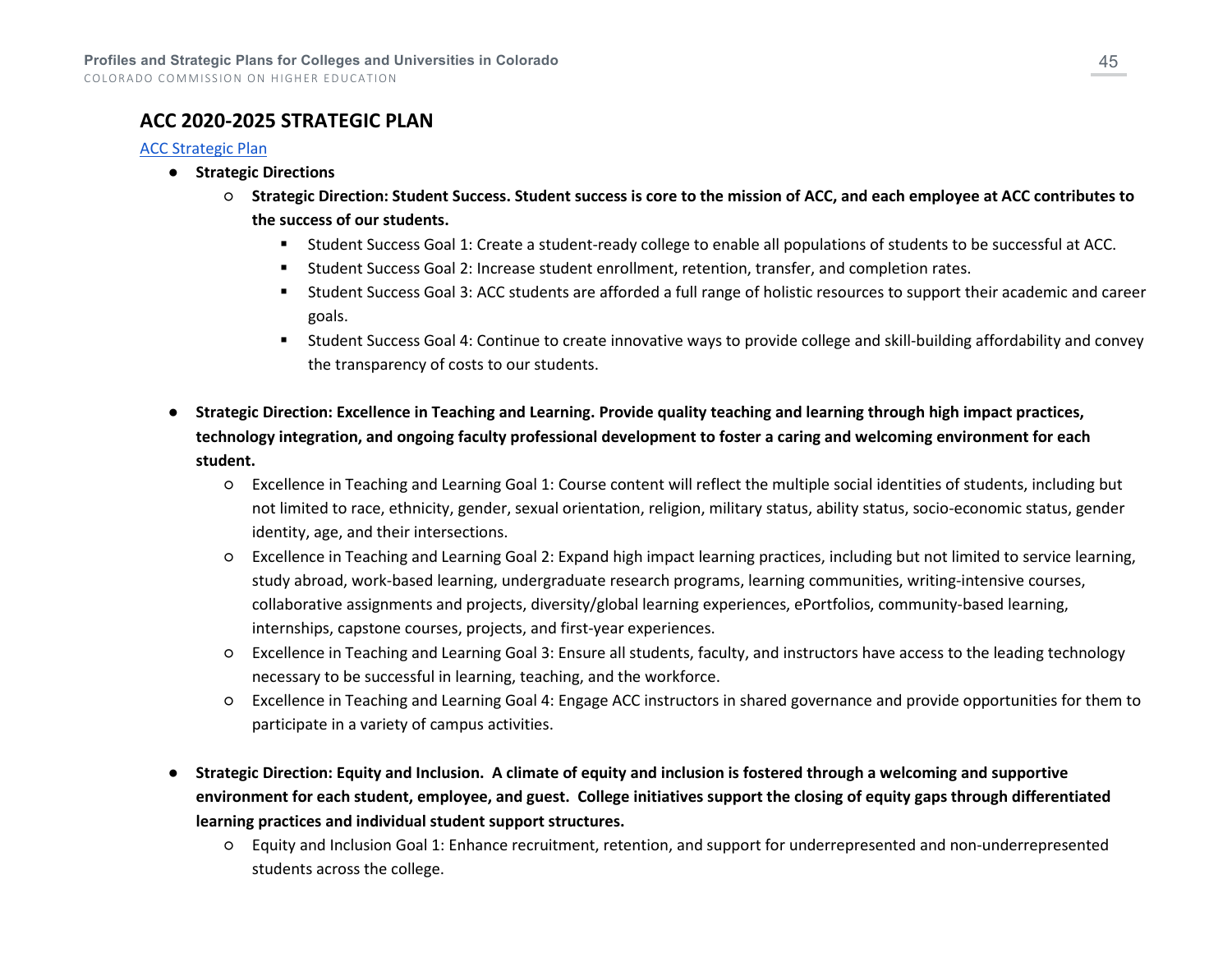## ACC 2020-2025 STRATEGIC PLAN

[ACC Strategic Plan]

- **Strategic Directions**
  - **Strategic Direction: Student Success. Student success is core to the mission of ACC, and each employee at ACC contributes to the success of our students.**
    - Student Success Goal 1: Create a student-ready college to enable all populations of students to be successful at ACC.
    - Student Success Goal 2: Increase student enrollment, retention, transfer, and completion rates.
    - Student Success Goal 3: ACC students are afforded a full range of holistic resources to support their academic and career goals.
    - Student Success Goal 4: Continue to create innovative ways to provide college and skill-building affordability and convey the transparency of costs to our students.

- **Strategic Direction: Excellence in Teaching and Learning. Provide quality teaching and learning through high impact practices, technology integration, and ongoing faculty professional development to foster a caring and welcoming environment for each student.**
  - Excellence in Teaching and Learning Goal 1: Course content will reflect the multiple social identities of students, including but not limited to race, ethnicity, gender, sexual orientation, religion, military status, ability status, socio-economic status, gender identity, age, and their intersections.
  - Excellence in Teaching and Learning Goal 2: Expand high impact learning practices, including but not limited to service learning, study abroad, work-based learning, undergraduate research programs, learning communities, writing-intensive courses, collaborative assignments and projects, diversity/global learning experiences, ePortfolios, community-based learning, internships, capstone courses, projects, and first-year experiences.
  - Excellence in Teaching and Learning Goal 3: Ensure all students, faculty, and instructors have access to the leading technology necessary to be successful in learning, teaching, and the workforce.
  - Excellence in Teaching and Learning Goal 4: Engage ACC instructors in shared governance and provide opportunities for them to participate in a variety of campus activities.

- **Strategic Direction: Equity and Inclusion. A climate of equity and inclusion is fostered through a welcoming and supportive environment for each student, employee, and guest. College initiatives support the closing of equity gaps through differentiated learning practices and individual student support structures.**
  - Equity and Inclusion Goal 1: Enhance recruitment, retention, and support for underrepresented and non-underrepresented students across the college.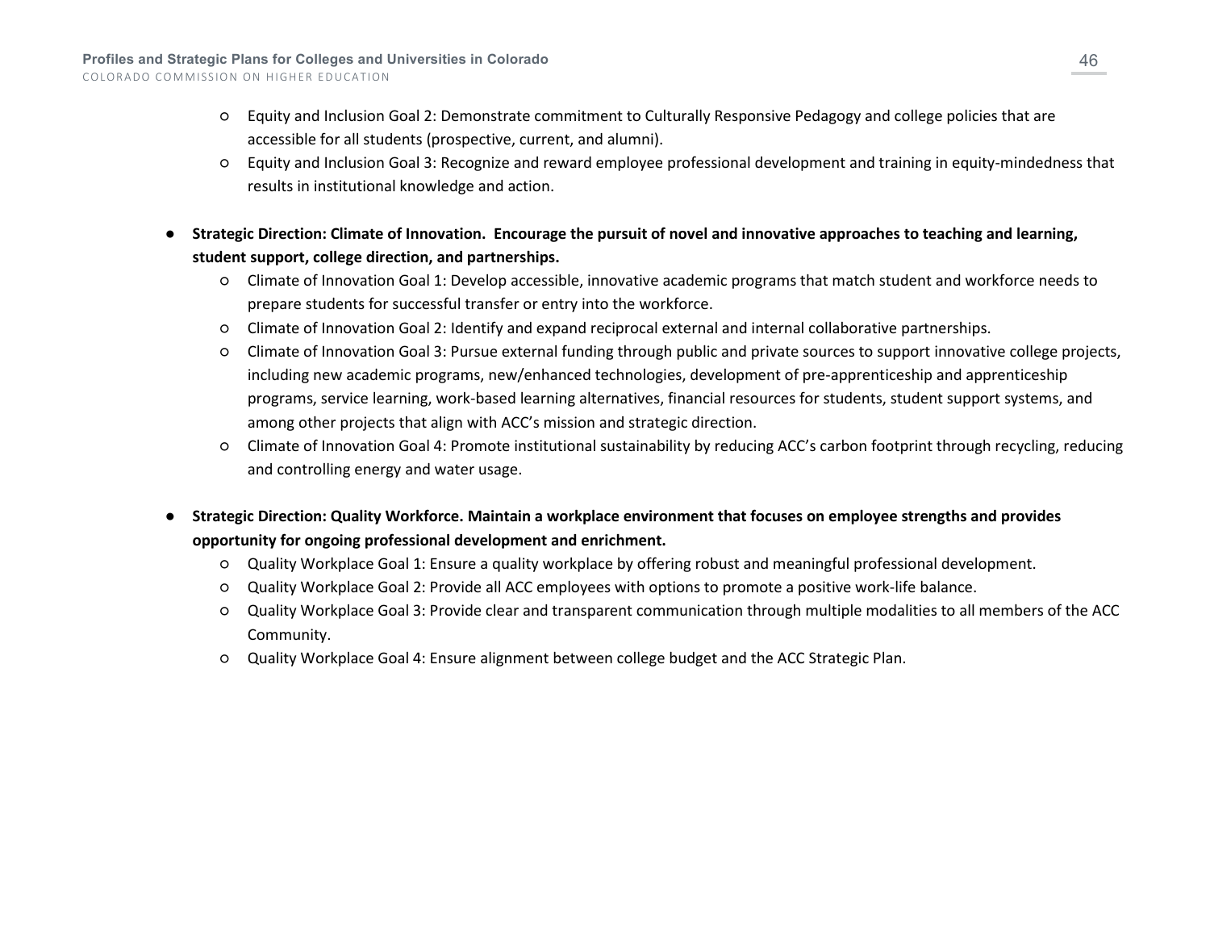- Equity and Inclusion Goal 2: Demonstrate commitment to Culturally Responsive Pedagogy and college policies that are accessible for all students (prospective, current, and alumni).
  - Equity and Inclusion Goal 3: Recognize and reward employee professional development and training in equity-mindedness that results in institutional knowledge and action.

- **Strategic Direction: Climate of Innovation. Encourage the pursuit of novel and innovative approaches to teaching and learning, student support, college direction, and partnerships.**
  - Climate of Innovation Goal 1: Develop accessible, innovative academic programs that match student and workforce needs to prepare students for successful transfer or entry into the workforce.
  - Climate of Innovation Goal 2: Identify and expand reciprocal external and internal collaborative partnerships.
  - Climate of Innovation Goal 3: Pursue external funding through public and private sources to support innovative college projects, including new academic programs, new/enhanced technologies, development of pre-apprenticeship and apprenticeship programs, service learning, work-based learning alternatives, financial resources for students, student support systems, and among other projects that align with ACC's mission and strategic direction.
  - Climate of Innovation Goal 4: Promote institutional sustainability by reducing ACC's carbon footprint through recycling, reducing and controlling energy and water usage.

- **Strategic Direction: Quality Workforce. Maintain a workplace environment that focuses on employee strengths and provides opportunity for ongoing professional development and enrichment.**
  - Quality Workplace Goal 1: Ensure a quality workplace by offering robust and meaningful professional development.
  - Quality Workplace Goal 2: Provide all ACC employees with options to promote a positive work-life balance.
  - Quality Workplace Goal 3: Provide clear and transparent communication through multiple modalities to all members of the ACC Community.
  - Quality Workplace Goal 4: Ensure alignment between college budget and the ACC Strategic Plan.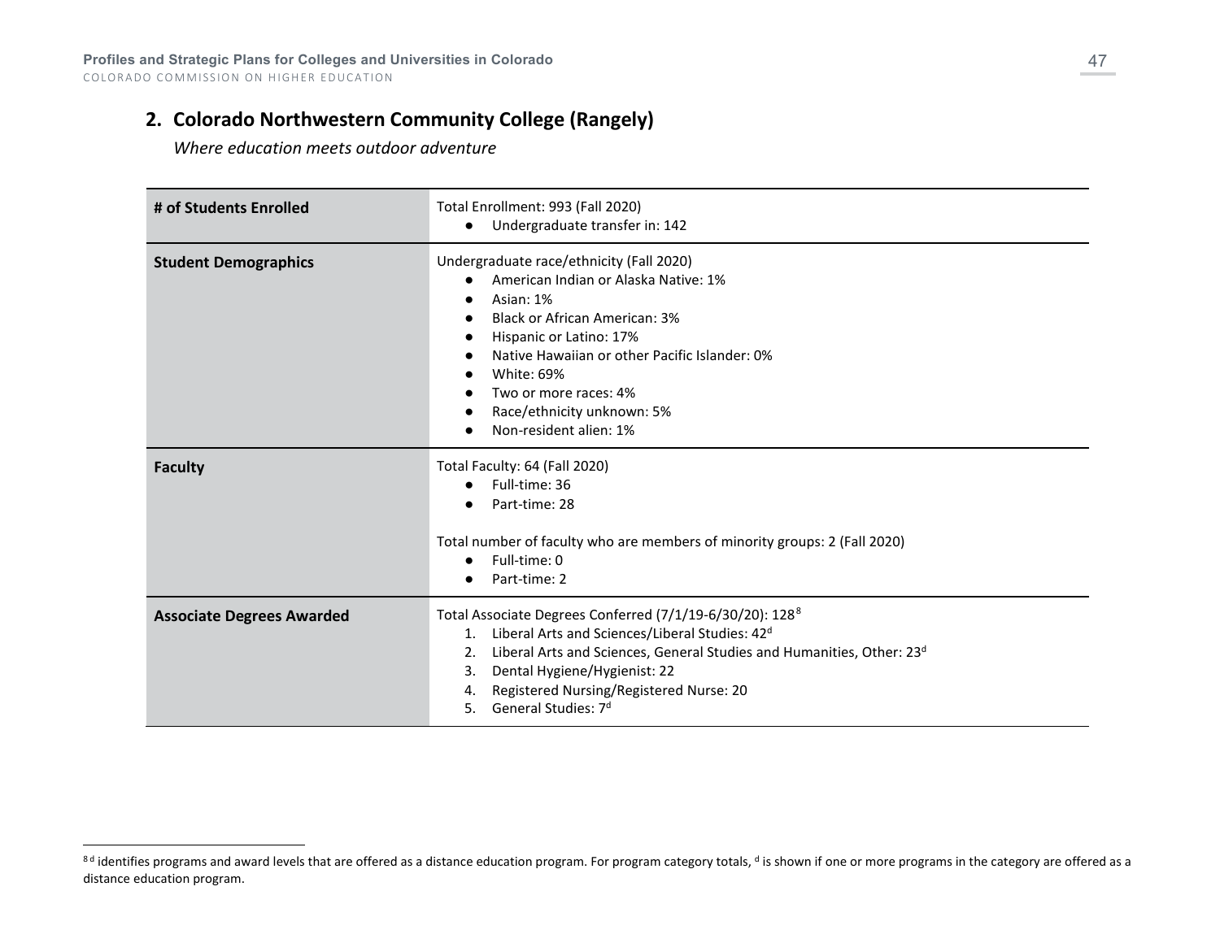## 2. Colorado Northwestern Community College (Rangely)

*Where education meets outdoor adventure*

| | |
|---|---|
| **# of Students Enrolled** | Total Enrollment: 993 (Fall 2020)<br>• Undergraduate transfer in: 142 |
| **Student Demographics** | Undergraduate race/ethnicity (Fall 2020)<br>• American Indian or Alaska Native: 1%<br>• Asian: 1%<br>• Black or African American: 3%<br>• Hispanic or Latino: 17%<br>• Native Hawaiian or other Pacific Islander: 0%<br>• White: 69%<br>• Two or more races: 4%<br>• Race/ethnicity unknown: 5%<br>• Non-resident alien: 1% |
| **Faculty** | Total Faculty: 64 (Fall 2020)<br>• Full-time: 36<br>• Part-time: 28<br><br>Total number of faculty who are members of minority groups: 2 (Fall 2020)<br>• Full-time: 0<br>• Part-time: 2 |
| **Associate Degrees Awarded** | Total Associate Degrees Conferred (7/1/19-6/30/20): 128[8]<br>1. Liberal Arts and Sciences/Liberal Studies: 42[d]<br>2. Liberal Arts and Sciences, General Studies and Humanities, Other: 23[d]<br>3. Dental Hygiene/Hygienist: 22<br>4. Registered Nursing/Registered Nurse: 20<br>5. General Studies: 7[d] |

[8] [d] identifies programs and award levels that are offered as a distance education program. For program category totals, [d] is shown if one or more programs in the category are offered as a distance education program.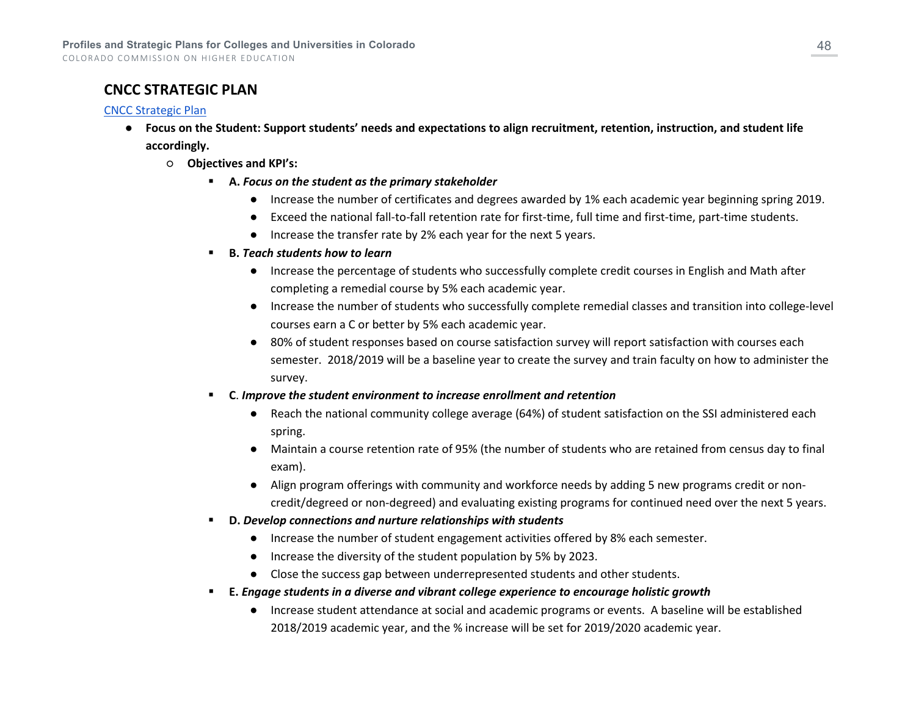## CNCC STRATEGIC PLAN

[CNCC Strategic Plan]

- **Focus on the Student: Support students' needs and expectations to align recruitment, retention, instruction, and student life accordingly.**
  - **Objectives and KPI's:**
    - **A.** ***Focus on the student as the primary stakeholder***
      - Increase the number of certificates and degrees awarded by 1% each academic year beginning spring 2019.
      - Exceed the national fall-to-fall retention rate for first-time, full time and first-time, part-time students.
      - Increase the transfer rate by 2% each year for the next 5 years.
    - **B.** ***Teach students how to learn***
      - Increase the percentage of students who successfully complete credit courses in English and Math after completing a remedial course by 5% each academic year.
      - Increase the number of students who successfully complete remedial classes and transition into college-level courses earn a C or better by 5% each academic year.
      - 80% of student responses based on course satisfaction survey will report satisfaction with courses each semester. 2018/2019 will be a baseline year to create the survey and train faculty on how to administer the survey.
    - **C**. ***Improve the student environment to increase enrollment and retention***
      - Reach the national community college average (64%) of student satisfaction on the SSI administered each spring.
      - Maintain a course retention rate of 95% (the number of students who are retained from census day to final exam).
      - Align program offerings with community and workforce needs by adding 5 new programs credit or non-credit/degreed or non-degreed) and evaluating existing programs for continued need over the next 5 years.
    - **D.** ***Develop connections and nurture relationships with students***
      - Increase the number of student engagement activities offered by 8% each semester.
      - Increase the diversity of the student population by 5% by 2023.
      - Close the success gap between underrepresented students and other students.
    - **E.** ***Engage students in a diverse and vibrant college experience to encourage holistic growth***
      - Increase student attendance at social and academic programs or events. A baseline will be established 2018/2019 academic year, and the % increase will be set for 2019/2020 academic year.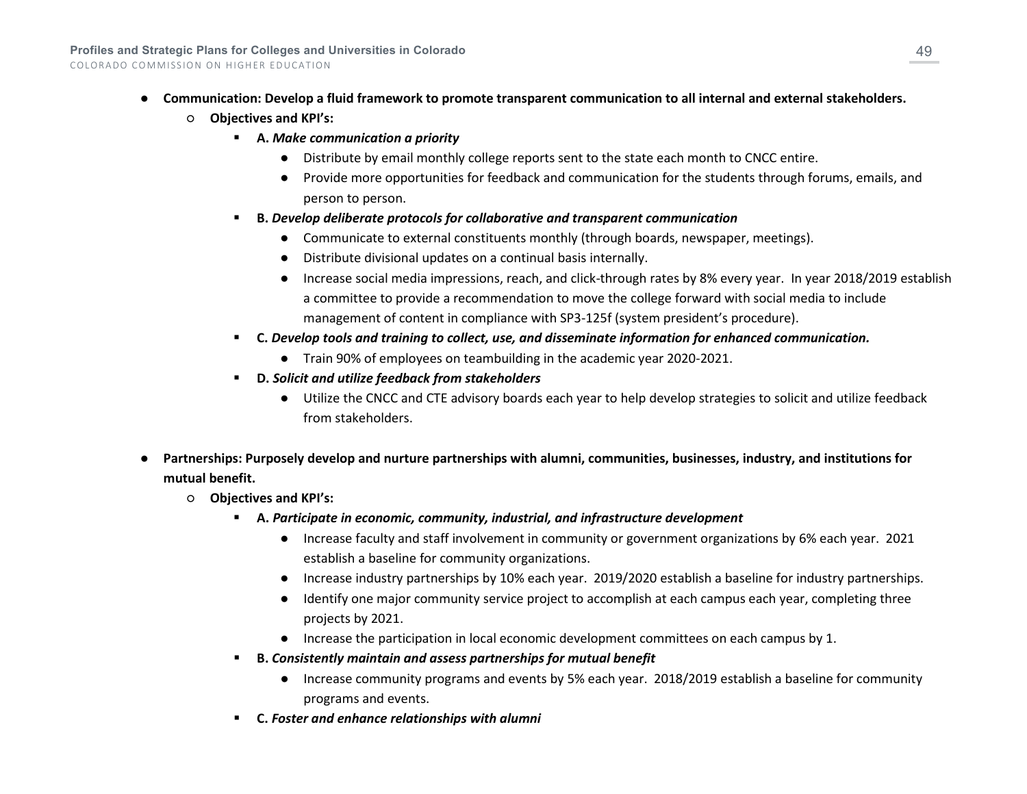- **Communication: Develop a fluid framework to promote transparent communication to all internal and external stakeholders.**
  - **Objectives and KPI's:**
    - **A.** ***Make communication a priority***
      - Distribute by email monthly college reports sent to the state each month to CNCC entire.
      - Provide more opportunities for feedback and communication for the students through forums, emails, and person to person.
    - **B.** ***Develop deliberate protocols for collaborative and transparent communication***
      - Communicate to external constituents monthly (through boards, newspaper, meetings).
      - Distribute divisional updates on a continual basis internally.
      - Increase social media impressions, reach, and click-through rates by 8% every year. In year 2018/2019 establish a committee to provide a recommendation to move the college forward with social media to include management of content in compliance with SP3-125f (system president's procedure).
    - **C.** ***Develop tools and training to collect, use, and disseminate information for enhanced communication.***
      - Train 90% of employees on teambuilding in the academic year 2020-2021.
    - **D.** ***Solicit and utilize feedback from stakeholders***
      - Utilize the CNCC and CTE advisory boards each year to help develop strategies to solicit and utilize feedback from stakeholders.

- **Partnerships: Purposely develop and nurture partnerships with alumni, communities, businesses, industry, and institutions for mutual benefit.**
  - **Objectives and KPI's:**
    - **A.** ***Participate in economic, community, industrial, and infrastructure development***
      - Increase faculty and staff involvement in community or government organizations by 6% each year. 2021 establish a baseline for community organizations.
      - Increase industry partnerships by 10% each year. 2019/2020 establish a baseline for industry partnerships.
      - Identify one major community service project to accomplish at each campus each year, completing three projects by 2021.
      - Increase the participation in local economic development committees on each campus by 1.
    - **B.** ***Consistently maintain and assess partnerships for mutual benefit***
      - Increase community programs and events by 5% each year. 2018/2019 establish a baseline for community programs and events.
    - **C.** ***Foster and enhance relationships with alumni***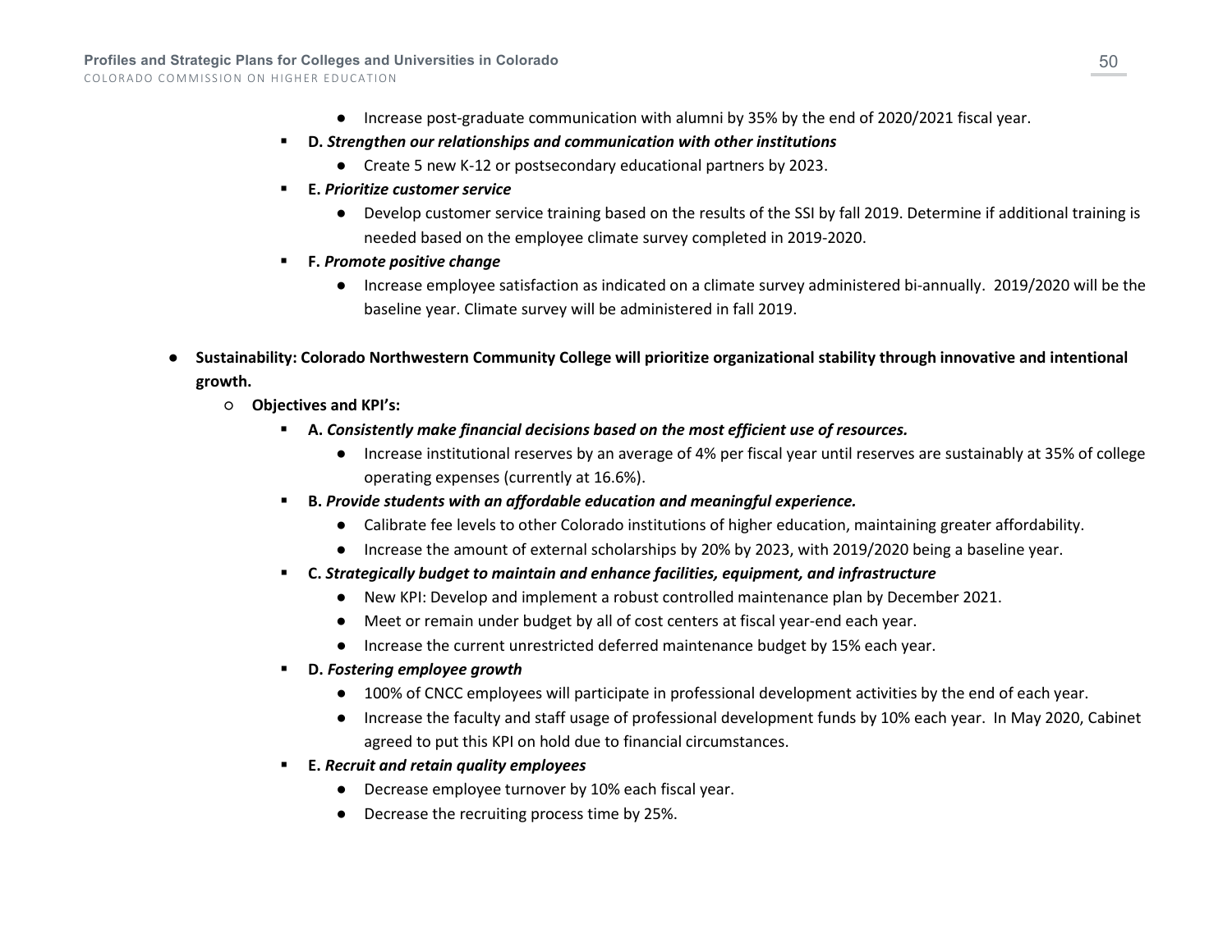- Increase post-graduate communication with alumni by 35% by the end of 2020/2021 fiscal year.

- **D.** ***Strengthen our relationships and communication with other institutions***
  - Create 5 new K-12 or postsecondary educational partners by 2023.
- **E.** ***Prioritize customer service***
  - Develop customer service training based on the results of the SSI by fall 2019. Determine if additional training is needed based on the employee climate survey completed in 2019-2020.
- **F.** ***Promote positive change***
  - Increase employee satisfaction as indicated on a climate survey administered bi-annually. 2019/2020 will be the baseline year. Climate survey will be administered in fall 2019.

- **Sustainability: Colorado Northwestern Community College will prioritize organizational stability through innovative and intentional growth.**
  - **Objectives and KPI's:**
    - **A.** ***Consistently make financial decisions based on the most efficient use of resources.***
      - Increase institutional reserves by an average of 4% per fiscal year until reserves are sustainably at 35% of college operating expenses (currently at 16.6%).
    - **B.** ***Provide students with an affordable education and meaningful experience.***
      - Calibrate fee levels to other Colorado institutions of higher education, maintaining greater affordability.
      - Increase the amount of external scholarships by 20% by 2023, with 2019/2020 being a baseline year.
    - **C.** ***Strategically budget to maintain and enhance facilities, equipment, and infrastructure***
      - New KPI: Develop and implement a robust controlled maintenance plan by December 2021.
      - Meet or remain under budget by all of cost centers at fiscal year-end each year.
      - Increase the current unrestricted deferred maintenance budget by 15% each year.
    - **D.** ***Fostering employee growth***
      - 100% of CNCC employees will participate in professional development activities by the end of each year.
      - Increase the faculty and staff usage of professional development funds by 10% each year. In May 2020, Cabinet agreed to put this KPI on hold due to financial circumstances.
    - **E.** ***Recruit and retain quality employees***
      - Decrease employee turnover by 10% each fiscal year.
      - Decrease the recruiting process time by 25%.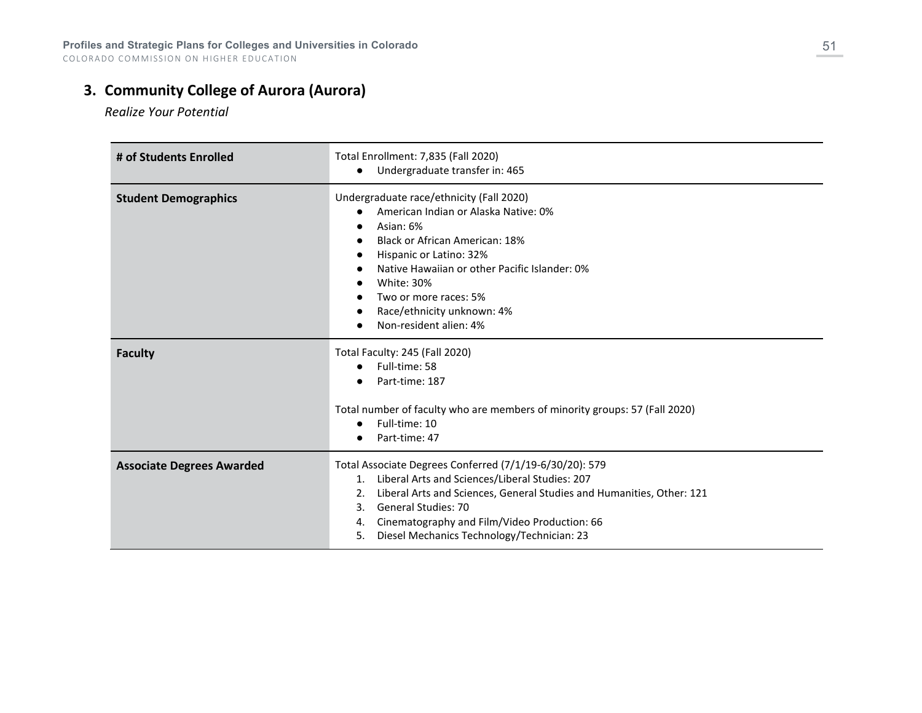## 3. Community College of Aurora (Aurora)

*Realize Your Potential*

| | |
|---|---|
| **# of Students Enrolled** | Total Enrollment: 7,835 (Fall 2020)<br>● Undergraduate transfer in: 465 |
| **Student Demographics** | Undergraduate race/ethnicity (Fall 2020)<br>● American Indian or Alaska Native: 0%<br>● Asian: 6%<br>● Black or African American: 18%<br>● Hispanic or Latino: 32%<br>● Native Hawaiian or other Pacific Islander: 0%<br>● White: 30%<br>● Two or more races: 5%<br>● Race/ethnicity unknown: 4%<br>● Non-resident alien: 4% |
| **Faculty** | Total Faculty: 245 (Fall 2020)<br>● Full-time: 58<br>● Part-time: 187<br><br>Total number of faculty who are members of minority groups: 57 (Fall 2020)<br>● Full-time: 10<br>● Part-time: 47 |
| **Associate Degrees Awarded** | Total Associate Degrees Conferred (7/1/19-6/30/20): 579<br>1. Liberal Arts and Sciences/Liberal Studies: 207<br>2. Liberal Arts and Sciences, General Studies and Humanities, Other: 121<br>3. General Studies: 70<br>4. Cinematography and Film/Video Production: 66<br>5. Diesel Mechanics Technology/Technician: 23 |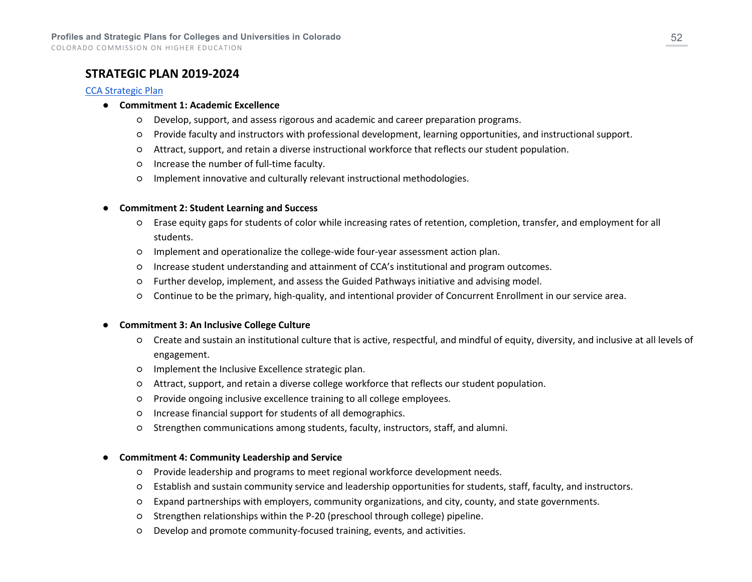## STRATEGIC PLAN 2019-2024

[CCA Strategic Plan]

- **Commitment 1: Academic Excellence**
    - Develop, support, and assess rigorous and academic and career preparation programs.
    - Provide faculty and instructors with professional development, learning opportunities, and instructional support.
    - Attract, support, and retain a diverse instructional workforce that reflects our student population.
    - Increase the number of full-time faculty.
    - Implement innovative and culturally relevant instructional methodologies.

- **Commitment 2: Student Learning and Success**
    - Erase equity gaps for students of color while increasing rates of retention, completion, transfer, and employment for all students.
    - Implement and operationalize the college-wide four-year assessment action plan.
    - Increase student understanding and attainment of CCA's institutional and program outcomes.
    - Further develop, implement, and assess the Guided Pathways initiative and advising model.
    - Continue to be the primary, high-quality, and intentional provider of Concurrent Enrollment in our service area.

- **Commitment 3: An Inclusive College Culture**
    - Create and sustain an institutional culture that is active, respectful, and mindful of equity, diversity, and inclusive at all levels of engagement.
    - Implement the Inclusive Excellence strategic plan.
    - Attract, support, and retain a diverse college workforce that reflects our student population.
    - Provide ongoing inclusive excellence training to all college employees.
    - Increase financial support for students of all demographics.
    - Strengthen communications among students, faculty, instructors, staff, and alumni.

- **Commitment 4: Community Leadership and Service**
    - Provide leadership and programs to meet regional workforce development needs.
    - Establish and sustain community service and leadership opportunities for students, staff, faculty, and instructors.
    - Expand partnerships with employers, community organizations, and city, county, and state governments.
    - Strengthen relationships within the P-20 (preschool through college) pipeline.
    - Develop and promote community-focused training, events, and activities.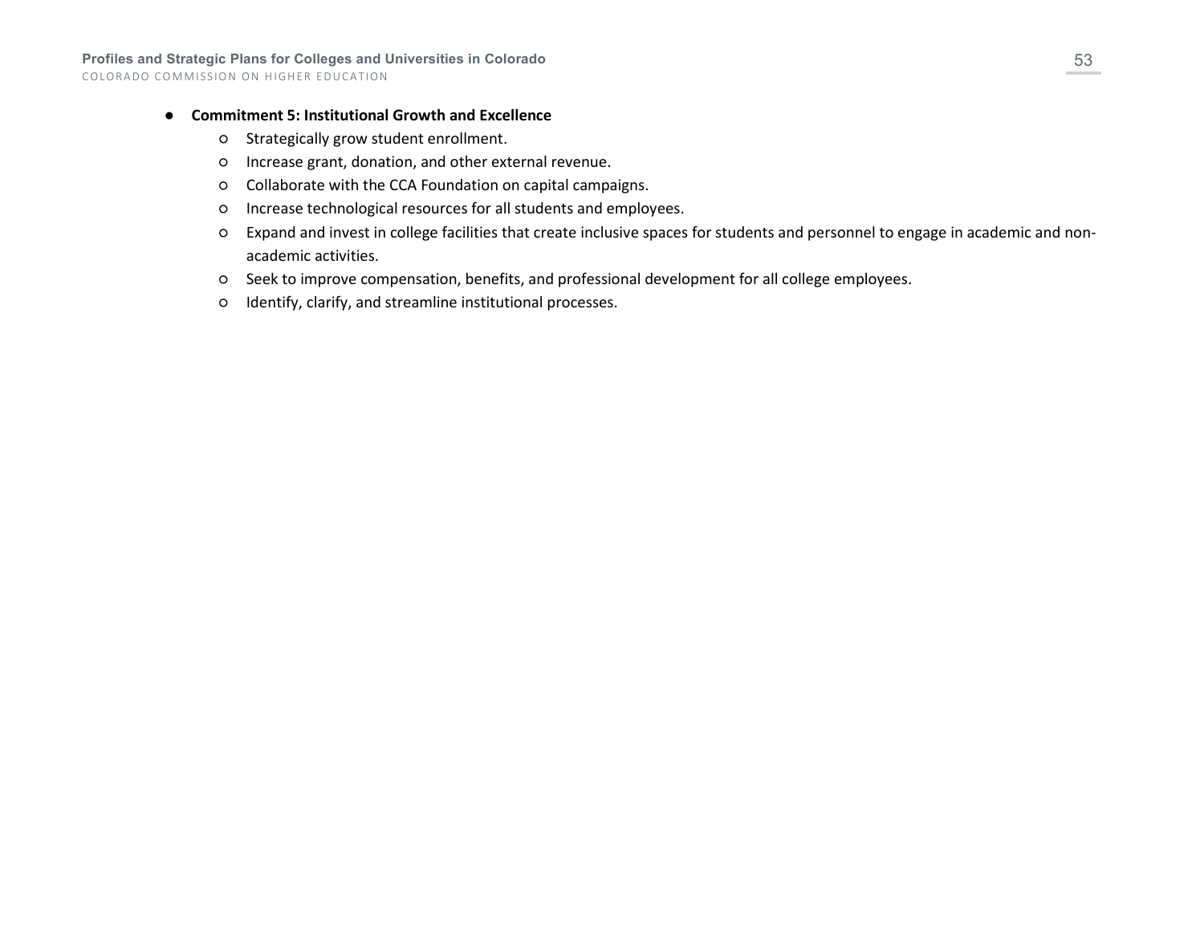- **Commitment 5: Institutional Growth and Excellence**
  - Strategically grow student enrollment.
  - Increase grant, donation, and other external revenue.
  - Collaborate with the CCA Foundation on capital campaigns.
  - Increase technological resources for all students and employees.
  - Expand and invest in college facilities that create inclusive spaces for students and personnel to engage in academic and non-academic activities.
  - Seek to improve compensation, benefits, and professional development for all college employees.
  - Identify, clarify, and streamline institutional processes.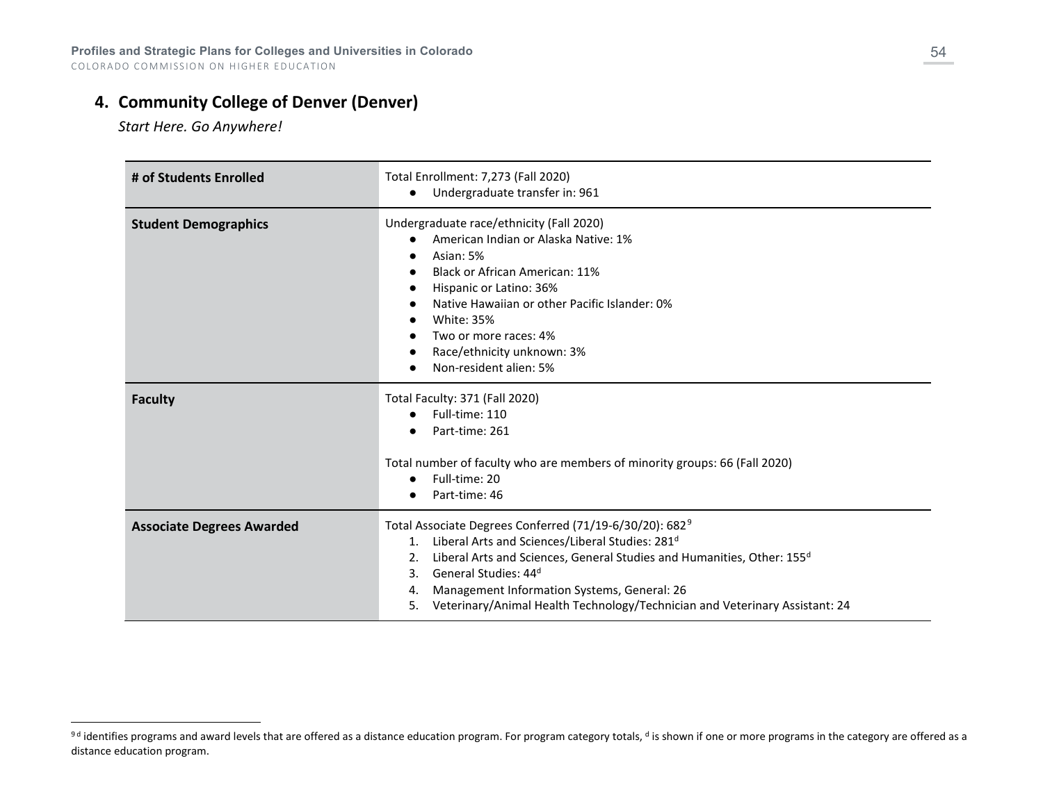## 4. Community College of Denver (Denver)

*Start Here. Go Anywhere!*

| | |
|---|---|
| **# of Students Enrolled** | Total Enrollment: 7,273 (Fall 2020)<br>● Undergraduate transfer in: 961 |
| **Student Demographics** | Undergraduate race/ethnicity (Fall 2020)<br>● American Indian or Alaska Native: 1%<br>● Asian: 5%<br>● Black or African American: 11%<br>● Hispanic or Latino: 36%<br>● Native Hawaiian or other Pacific Islander: 0%<br>● White: 35%<br>● Two or more races: 4%<br>● Race/ethnicity unknown: 3%<br>● Non-resident alien: 5% |
| **Faculty** | Total Faculty: 371 (Fall 2020)<br>● Full-time: 110<br>● Part-time: 261<br><br>Total number of faculty who are members of minority groups: 66 (Fall 2020)<br>● Full-time: 20<br>● Part-time: 46 |
| **Associate Degrees Awarded** | Total Associate Degrees Conferred (71/19-6/30/20): 682[9]<br>1. Liberal Arts and Sciences/Liberal Studies: 281[d]<br>2. Liberal Arts and Sciences, General Studies and Humanities, Other: 155[d]<br>3. General Studies: 44[d]<br>4. Management Information Systems, General: 26<br>5. Veterinary/Animal Health Technology/Technician and Veterinary Assistant: 24 |

[9] [d] identifies programs and award levels that are offered as a distance education program. For program category totals, [d] is shown if one or more programs in the category are offered as a distance education program.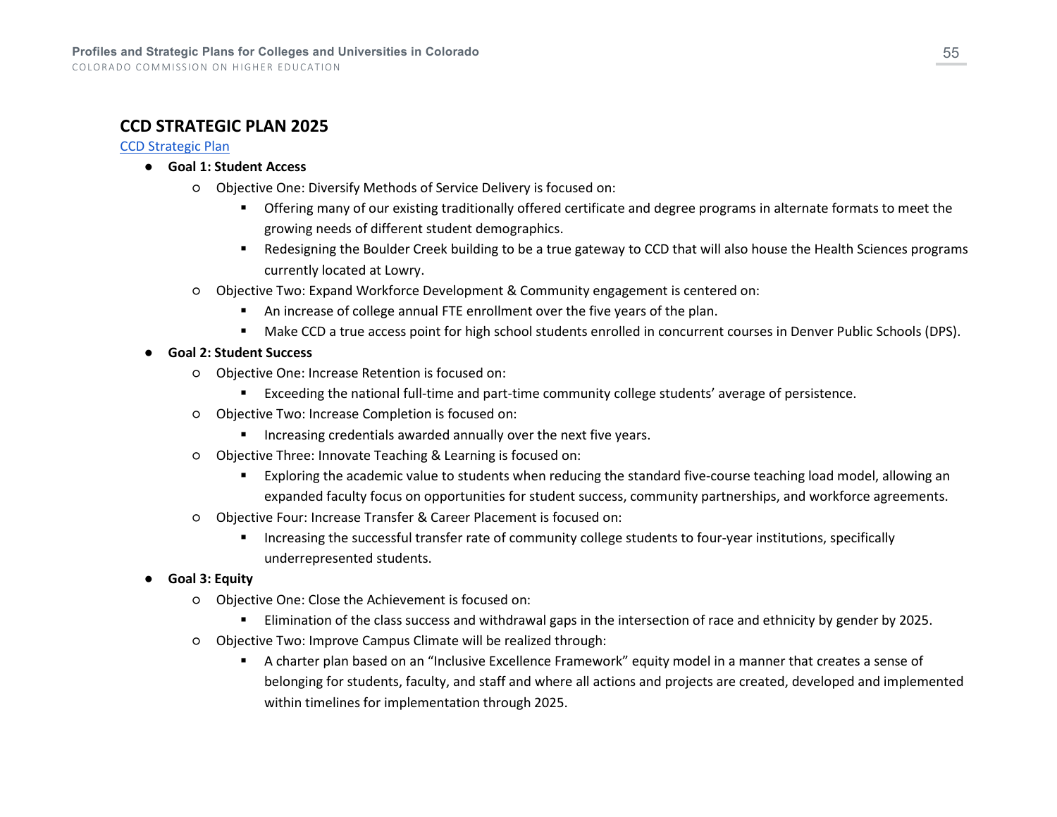## CCD STRATEGIC PLAN 2025

[CCD Strategic Plan]

- **Goal 1: Student Access**
  - Objective One: Diversify Methods of Service Delivery is focused on:
    - Offering many of our existing traditionally offered certificate and degree programs in alternate formats to meet the growing needs of different student demographics.
    - Redesigning the Boulder Creek building to be a true gateway to CCD that will also house the Health Sciences programs currently located at Lowry.
  - Objective Two: Expand Workforce Development & Community engagement is centered on:
    - An increase of college annual FTE enrollment over the five years of the plan.
    - Make CCD a true access point for high school students enrolled in concurrent courses in Denver Public Schools (DPS).
- **Goal 2: Student Success**
  - Objective One: Increase Retention is focused on:
    - Exceeding the national full-time and part-time community college students' average of persistence.
  - Objective Two: Increase Completion is focused on:
    - Increasing credentials awarded annually over the next five years.
  - Objective Three: Innovate Teaching & Learning is focused on:
    - Exploring the academic value to students when reducing the standard five-course teaching load model, allowing an expanded faculty focus on opportunities for student success, community partnerships, and workforce agreements.
  - Objective Four: Increase Transfer & Career Placement is focused on:
    - Increasing the successful transfer rate of community college students to four-year institutions, specifically underrepresented students.
- **Goal 3: Equity**
  - Objective One: Close the Achievement is focused on:
    - Elimination of the class success and withdrawal gaps in the intersection of race and ethnicity by gender by 2025.
  - Objective Two: Improve Campus Climate will be realized through:
    - A charter plan based on an "Inclusive Excellence Framework" equity model in a manner that creates a sense of belonging for students, faculty, and staff and where all actions and projects are created, developed and implemented within timelines for implementation through 2025.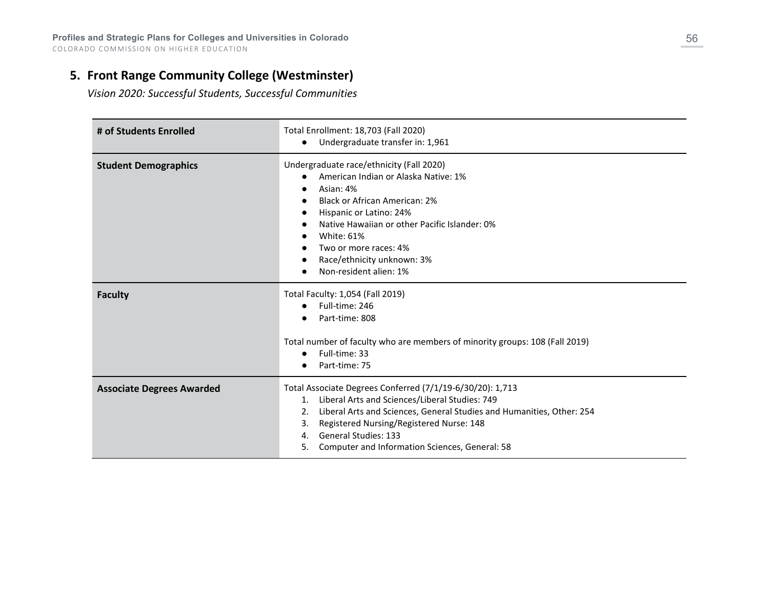## 5. Front Range Community College (Westminster)

*Vision 2020: Successful Students, Successful Communities*

| | |
|---|---|
| **# of Students Enrolled** | Total Enrollment: 18,703 (Fall 2020)<br>• Undergraduate transfer in: 1,961 |
| **Student Demographics** | Undergraduate race/ethnicity (Fall 2020)<br>• American Indian or Alaska Native: 1%<br>• Asian: 4%<br>• Black or African American: 2%<br>• Hispanic or Latino: 24%<br>• Native Hawaiian or other Pacific Islander: 0%<br>• White: 61%<br>• Two or more races: 4%<br>• Race/ethnicity unknown: 3%<br>• Non-resident alien: 1% |
| **Faculty** | Total Faculty: 1,054 (Fall 2019)<br>• Full-time: 246<br>• Part-time: 808<br><br>Total number of faculty who are members of minority groups: 108 (Fall 2019)<br>• Full-time: 33<br>• Part-time: 75 |
| **Associate Degrees Awarded** | Total Associate Degrees Conferred (7/1/19-6/30/20): 1,713<br>1. Liberal Arts and Sciences/Liberal Studies: 749<br>2. Liberal Arts and Sciences, General Studies and Humanities, Other: 254<br>3. Registered Nursing/Registered Nurse: 148<br>4. General Studies: 133<br>5. Computer and Information Sciences, General: 58 |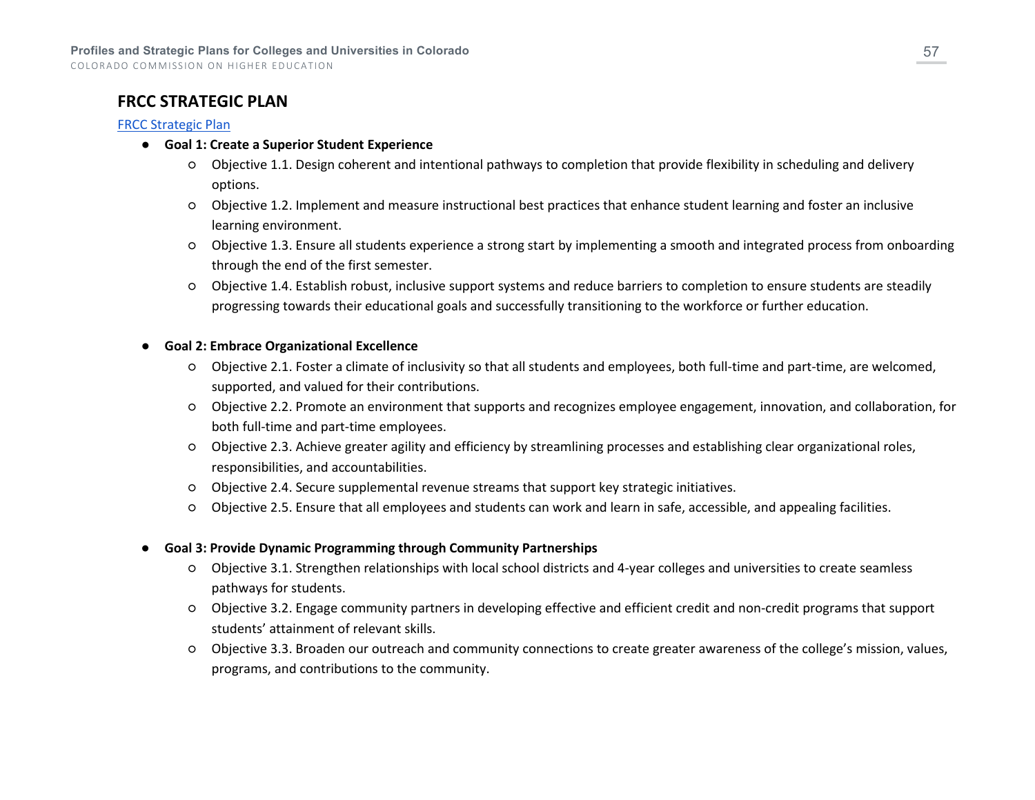## FRCC STRATEGIC PLAN

[FRCC Strategic Plan]

- **Goal 1: Create a Superior Student Experience**
  - Objective 1.1. Design coherent and intentional pathways to completion that provide flexibility in scheduling and delivery options.
  - Objective 1.2. Implement and measure instructional best practices that enhance student learning and foster an inclusive learning environment.
  - Objective 1.3. Ensure all students experience a strong start by implementing a smooth and integrated process from onboarding through the end of the first semester.
  - Objective 1.4. Establish robust, inclusive support systems and reduce barriers to completion to ensure students are steadily progressing towards their educational goals and successfully transitioning to the workforce or further education.

- **Goal 2: Embrace Organizational Excellence**
  - Objective 2.1. Foster a climate of inclusivity so that all students and employees, both full-time and part-time, are welcomed, supported, and valued for their contributions.
  - Objective 2.2. Promote an environment that supports and recognizes employee engagement, innovation, and collaboration, for both full-time and part-time employees.
  - Objective 2.3. Achieve greater agility and efficiency by streamlining processes and establishing clear organizational roles, responsibilities, and accountabilities.
  - Objective 2.4. Secure supplemental revenue streams that support key strategic initiatives.
  - Objective 2.5. Ensure that all employees and students can work and learn in safe, accessible, and appealing facilities.

- **Goal 3: Provide Dynamic Programming through Community Partnerships**
  - Objective 3.1. Strengthen relationships with local school districts and 4-year colleges and universities to create seamless pathways for students.
  - Objective 3.2. Engage community partners in developing effective and efficient credit and non-credit programs that support students' attainment of relevant skills.
  - Objective 3.3. Broaden our outreach and community connections to create greater awareness of the college's mission, values, programs, and contributions to the community.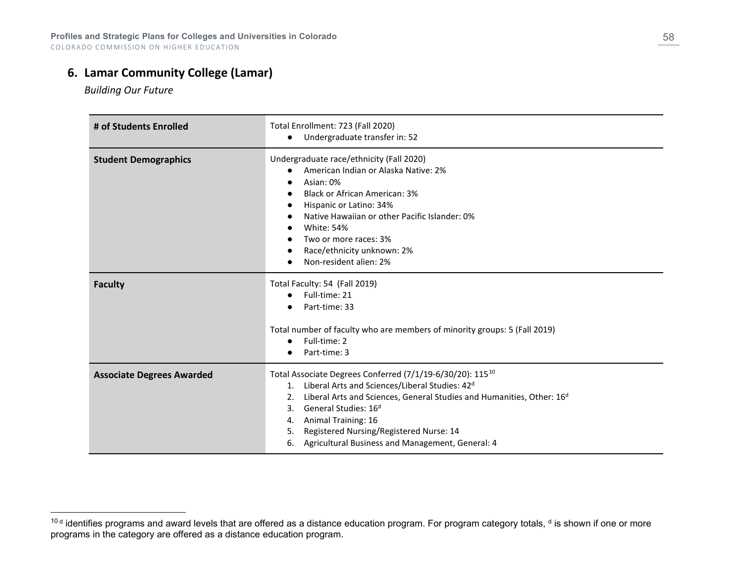## 6. Lamar Community College (Lamar)

*Building Our Future*

| | |
|---|---|
| **# of Students Enrolled** | Total Enrollment: 723 (Fall 2020)<br>● Undergraduate transfer in: 52 |
| **Student Demographics** | Undergraduate race/ethnicity (Fall 2020)<br>● American Indian or Alaska Native: 2%<br>● Asian: 0%<br>● Black or African American: 3%<br>● Hispanic or Latino: 34%<br>● Native Hawaiian or other Pacific Islander: 0%<br>● White: 54%<br>● Two or more races: 3%<br>● Race/ethnicity unknown: 2%<br>● Non-resident alien: 2% |
| **Faculty** | Total Faculty: 54 (Fall 2019)<br>● Full-time: 21<br>● Part-time: 33<br><br>Total number of faculty who are members of minority groups: 5 (Fall 2019)<br>● Full-time: 2<br>● Part-time: 3 |
| **Associate Degrees Awarded** | Total Associate Degrees Conferred (7/1/19-6/30/20): 115[10]<br>1. Liberal Arts and Sciences/Liberal Studies: 42[d]<br>2. Liberal Arts and Sciences, General Studies and Humanities, Other: 16[d]<br>3. General Studies: 16[d]<br>4. Animal Training: 16<br>5. Registered Nursing/Registered Nurse: 14<br>6. Agricultural Business and Management, General: 4 |

[10] [d] identifies programs and award levels that are offered as a distance education program. For program category totals, [d] is shown if one or more programs in the category are offered as a distance education program.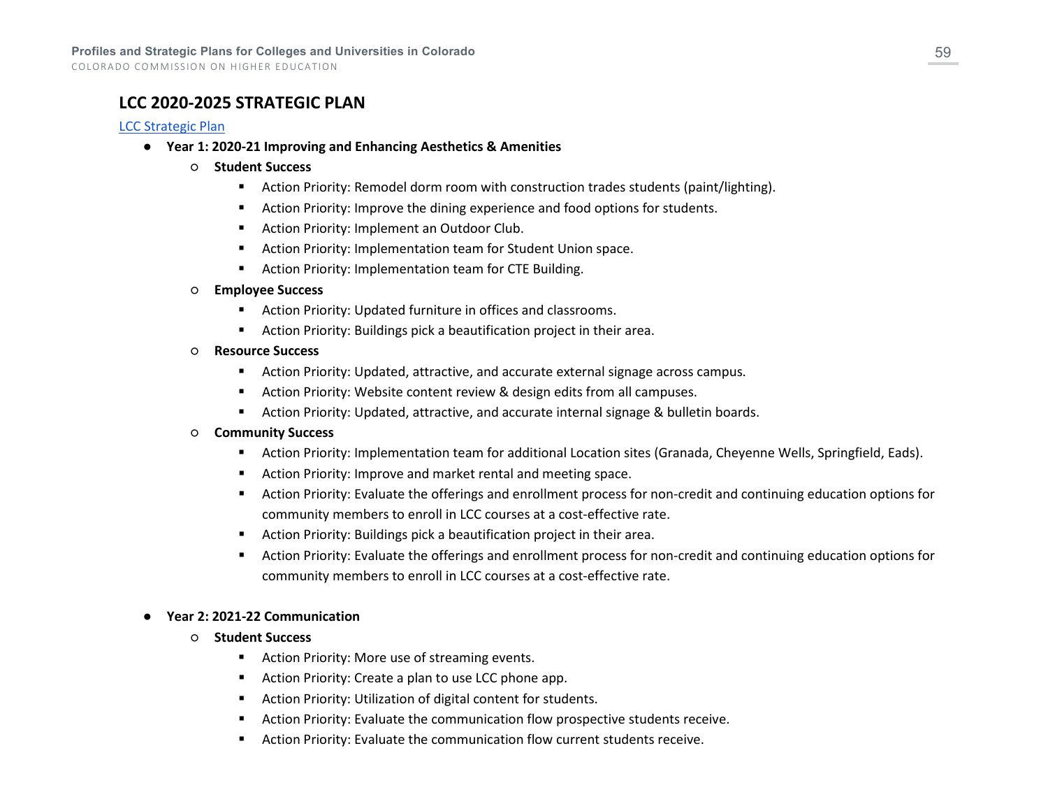## LCC 2020-2025 STRATEGIC PLAN

[LCC Strategic Plan]

- **Year 1: 2020-21 Improving and Enhancing Aesthetics & Amenities**
  - **Student Success**
    - Action Priority: Remodel dorm room with construction trades students (paint/lighting).
    - Action Priority: Improve the dining experience and food options for students.
    - Action Priority: Implement an Outdoor Club.
    - Action Priority: Implementation team for Student Union space.
    - Action Priority: Implementation team for CTE Building.
  - **Employee Success**
    - Action Priority: Updated furniture in offices and classrooms.
    - Action Priority: Buildings pick a beautification project in their area.
  - **Resource Success**
    - Action Priority: Updated, attractive, and accurate external signage across campus.
    - Action Priority: Website content review & design edits from all campuses.
    - Action Priority: Updated, attractive, and accurate internal signage & bulletin boards.
  - **Community Success**
    - Action Priority: Implementation team for additional Location sites (Granada, Cheyenne Wells, Springfield, Eads).
    - Action Priority: Improve and market rental and meeting space.
    - Action Priority: Evaluate the offerings and enrollment process for non-credit and continuing education options for community members to enroll in LCC courses at a cost-effective rate.
    - Action Priority: Buildings pick a beautification project in their area.
    - Action Priority: Evaluate the offerings and enrollment process for non-credit and continuing education options for community members to enroll in LCC courses at a cost-effective rate.

- **Year 2: 2021-22 Communication**
  - **Student Success**
    - Action Priority: More use of streaming events.
    - Action Priority: Create a plan to use LCC phone app.
    - Action Priority: Utilization of digital content for students.
    - Action Priority: Evaluate the communication flow prospective students receive.
    - Action Priority: Evaluate the communication flow current students receive.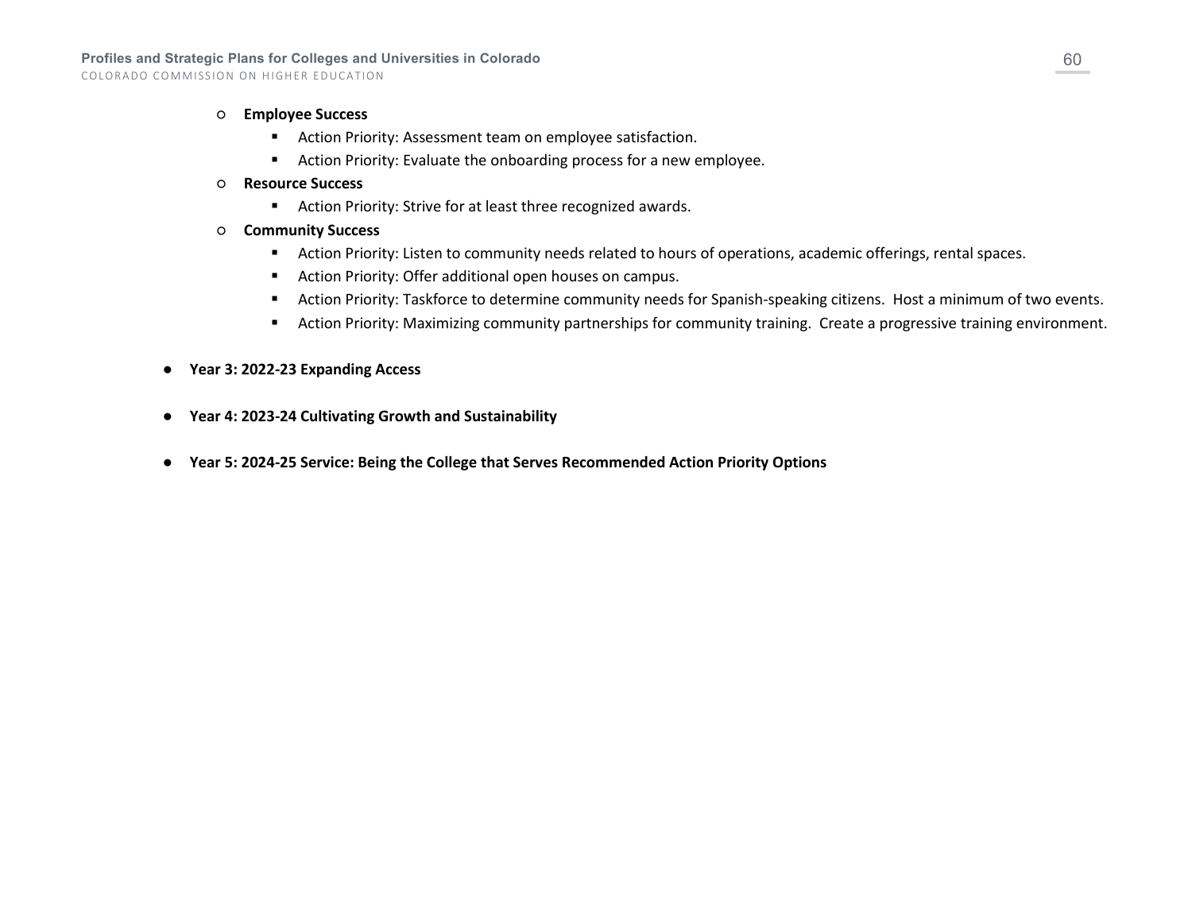- **Employee Success**
    - Action Priority: Assessment team on employee satisfaction.
    - Action Priority: Evaluate the onboarding process for a new employee.
  - **Resource Success**
    - Action Priority: Strive for at least three recognized awards.
  - **Community Success**
    - Action Priority: Listen to community needs related to hours of operations, academic offerings, rental spaces.
    - Action Priority: Offer additional open houses on campus.
    - Action Priority: Taskforce to determine community needs for Spanish-speaking citizens.  Host a minimum of two events.
    - Action Priority: Maximizing community partnerships for community training.  Create a progressive training environment.

- **Year 3: 2022-23 Expanding Access**

- **Year 4: 2023-24 Cultivating Growth and Sustainability**

- **Year 5: 2024-25 Service: Being the College that Serves Recommended Action Priority Options**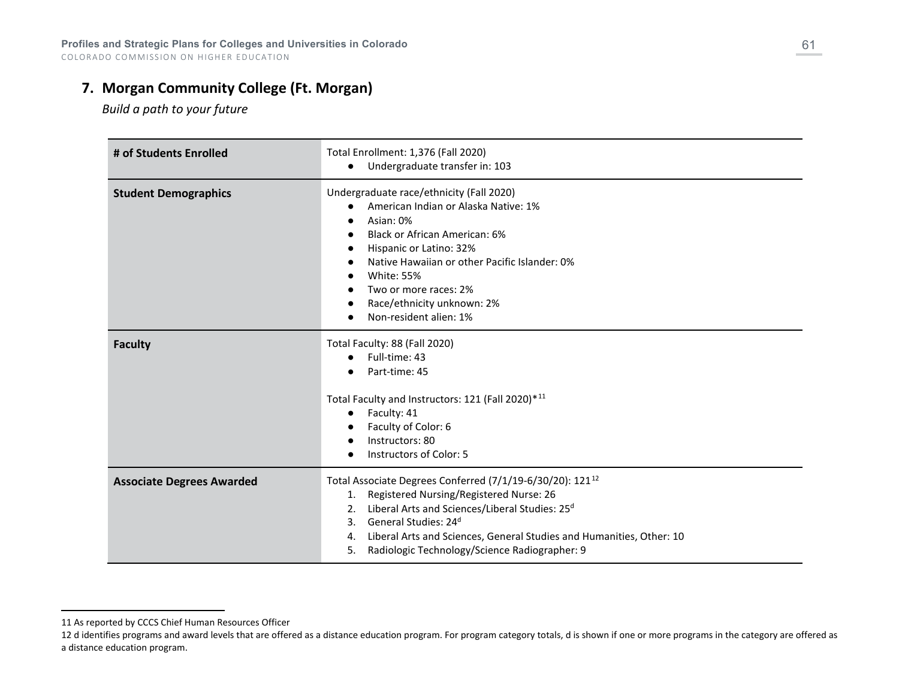## 7. Morgan Community College (Ft. Morgan)

*Build a path to your future*

| | |
|---|---|
| **# of Students Enrolled** | Total Enrollment: 1,376 (Fall 2020)<br>● Undergraduate transfer in: 103 |
| **Student Demographics** | Undergraduate race/ethnicity (Fall 2020)<br>● American Indian or Alaska Native: 1%<br>● Asian: 0%<br>● Black or African American: 6%<br>● Hispanic or Latino: 32%<br>● Native Hawaiian or other Pacific Islander: 0%<br>● White: 55%<br>● Two or more races: 2%<br>● Race/ethnicity unknown: 2%<br>● Non-resident alien: 1% |
| **Faculty** | Total Faculty: 88 (Fall 2020)<br>● Full-time: 43<br>● Part-time: 45<br><br>Total Faculty and Instructors: 121 (Fall 2020)*[11]<br>● Faculty: 41<br>● Faculty of Color: 6<br>● Instructors: 80<br>● Instructors of Color: 5 |
| **Associate Degrees Awarded** | Total Associate Degrees Conferred (7/1/19-6/30/20): 121[12]<br>1. Registered Nursing/Registered Nurse: 26<br>2. Liberal Arts and Sciences/Liberal Studies: 25[d]<br>3. General Studies: 24[d]<br>4. Liberal Arts and Sciences, General Studies and Humanities, Other: 10<br>5. Radiologic Technology/Science Radiographer: 9 |

---

11 As reported by CCCS Chief Human Resources Officer

12 d identifies programs and award levels that are offered as a distance education program. For program category totals, d is shown if one or more programs in the category are offered as a distance education program.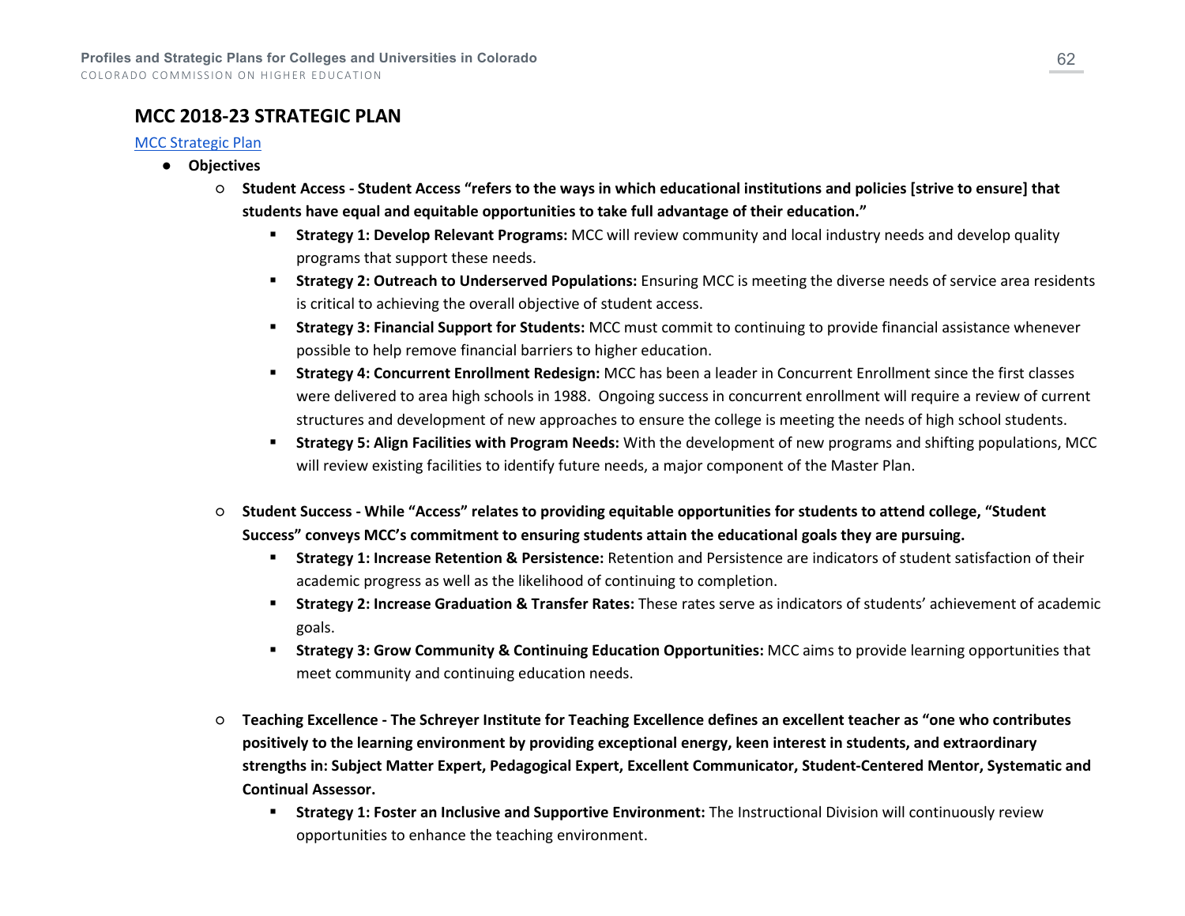## MCC 2018-23 STRATEGIC PLAN

[MCC Strategic Plan]

- **Objectives**
  - **Student Access - Student Access "refers to the ways in which educational institutions and policies [strive to ensure] that students have equal and equitable opportunities to take full advantage of their education."**
    - **Strategy 1: Develop Relevant Programs:** MCC will review community and local industry needs and develop quality programs that support these needs.
    - **Strategy 2: Outreach to Underserved Populations:** Ensuring MCC is meeting the diverse needs of service area residents is critical to achieving the overall objective of student access.
    - **Strategy 3: Financial Support for Students:** MCC must commit to continuing to provide financial assistance whenever possible to help remove financial barriers to higher education.
    - **Strategy 4: Concurrent Enrollment Redesign:** MCC has been a leader in Concurrent Enrollment since the first classes were delivered to area high schools in 1988. Ongoing success in concurrent enrollment will require a review of current structures and development of new approaches to ensure the college is meeting the needs of high school students.
    - **Strategy 5: Align Facilities with Program Needs:** With the development of new programs and shifting populations, MCC will review existing facilities to identify future needs, a major component of the Master Plan.

  - **Student Success - While "Access" relates to providing equitable opportunities for students to attend college, "Student Success" conveys MCC's commitment to ensuring students attain the educational goals they are pursuing.**
    - **Strategy 1: Increase Retention & Persistence:** Retention and Persistence are indicators of student satisfaction of their academic progress as well as the likelihood of continuing to completion.
    - **Strategy 2: Increase Graduation & Transfer Rates:** These rates serve as indicators of students' achievement of academic goals.
    - **Strategy 3: Grow Community & Continuing Education Opportunities:** MCC aims to provide learning opportunities that meet community and continuing education needs.

  - **Teaching Excellence - The Schreyer Institute for Teaching Excellence defines an excellent teacher as "one who contributes positively to the learning environment by providing exceptional energy, keen interest in students, and extraordinary strengths in: Subject Matter Expert, Pedagogical Expert, Excellent Communicator, Student-Centered Mentor, Systematic and Continual Assessor.**
    - **Strategy 1: Foster an Inclusive and Supportive Environment:** The Instructional Division will continuously review opportunities to enhance the teaching environment.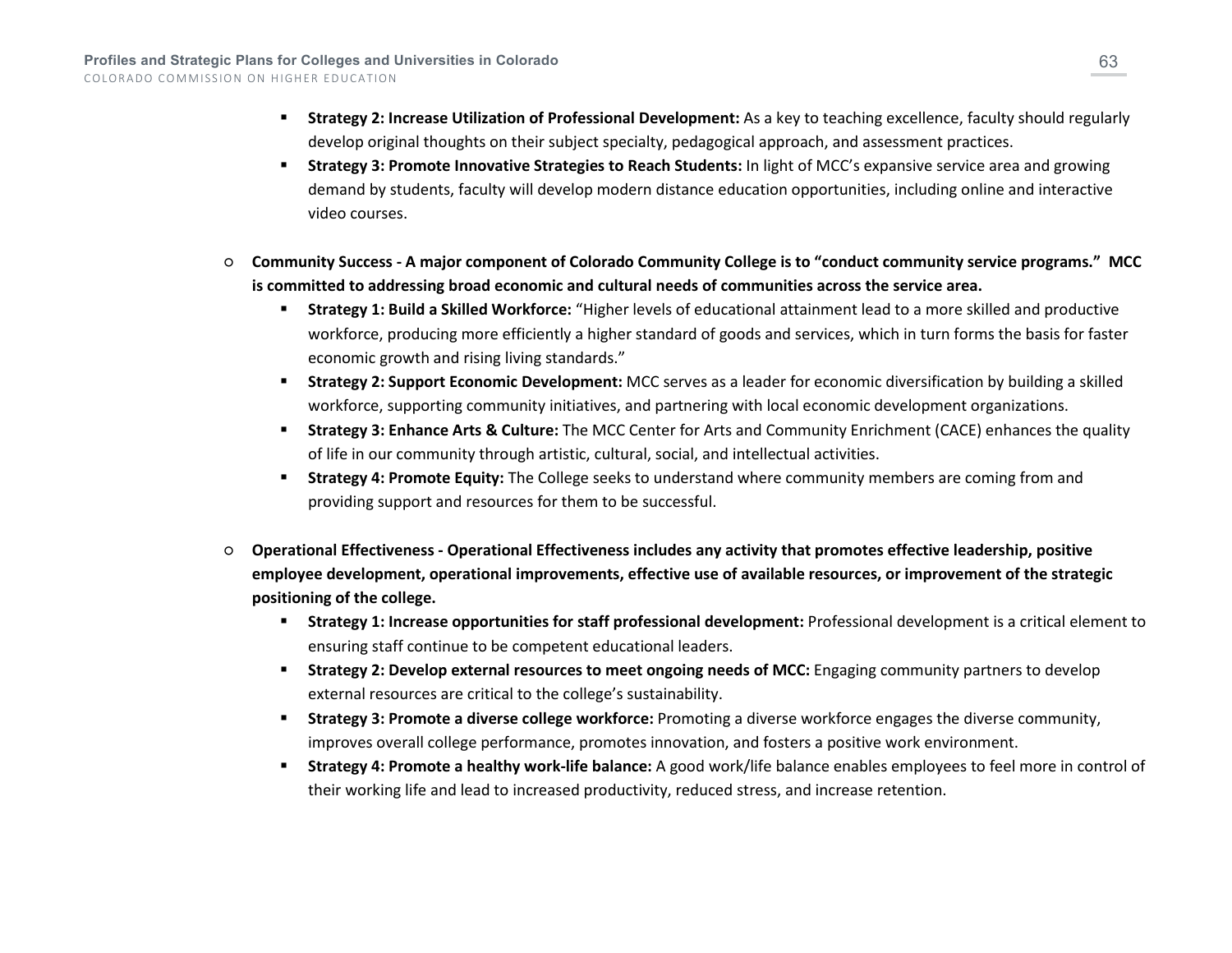- **Strategy 2: Increase Utilization of Professional Development:** As a key to teaching excellence, faculty should regularly develop original thoughts on their subject specialty, pedagogical approach, and assessment practices.
  - **Strategy 3: Promote Innovative Strategies to Reach Students:** In light of MCC's expansive service area and growing demand by students, faculty will develop modern distance education opportunities, including online and interactive video courses.

- **Community Success - A major component of Colorado Community College is to "conduct community service programs." MCC is committed to addressing broad economic and cultural needs of communities across the service area.**
  - **Strategy 1: Build a Skilled Workforce:** "Higher levels of educational attainment lead to a more skilled and productive workforce, producing more efficiently a higher standard of goods and services, which in turn forms the basis for faster economic growth and rising living standards."
  - **Strategy 2: Support Economic Development:** MCC serves as a leader for economic diversification by building a skilled workforce, supporting community initiatives, and partnering with local economic development organizations.
  - **Strategy 3: Enhance Arts & Culture:** The MCC Center for Arts and Community Enrichment (CACE) enhances the quality of life in our community through artistic, cultural, social, and intellectual activities.
  - **Strategy 4: Promote Equity:** The College seeks to understand where community members are coming from and providing support and resources for them to be successful.

- **Operational Effectiveness - Operational Effectiveness includes any activity that promotes effective leadership, positive employee development, operational improvements, effective use of available resources, or improvement of the strategic positioning of the college.**
  - **Strategy 1: Increase opportunities for staff professional development:** Professional development is a critical element to ensuring staff continue to be competent educational leaders.
  - **Strategy 2: Develop external resources to meet ongoing needs of MCC:** Engaging community partners to develop external resources are critical to the college's sustainability.
  - **Strategy 3: Promote a diverse college workforce:** Promoting a diverse workforce engages the diverse community, improves overall college performance, promotes innovation, and fosters a positive work environment.
  - **Strategy 4: Promote a healthy work-life balance:** A good work/life balance enables employees to feel more in control of their working life and lead to increased productivity, reduced stress, and increase retention.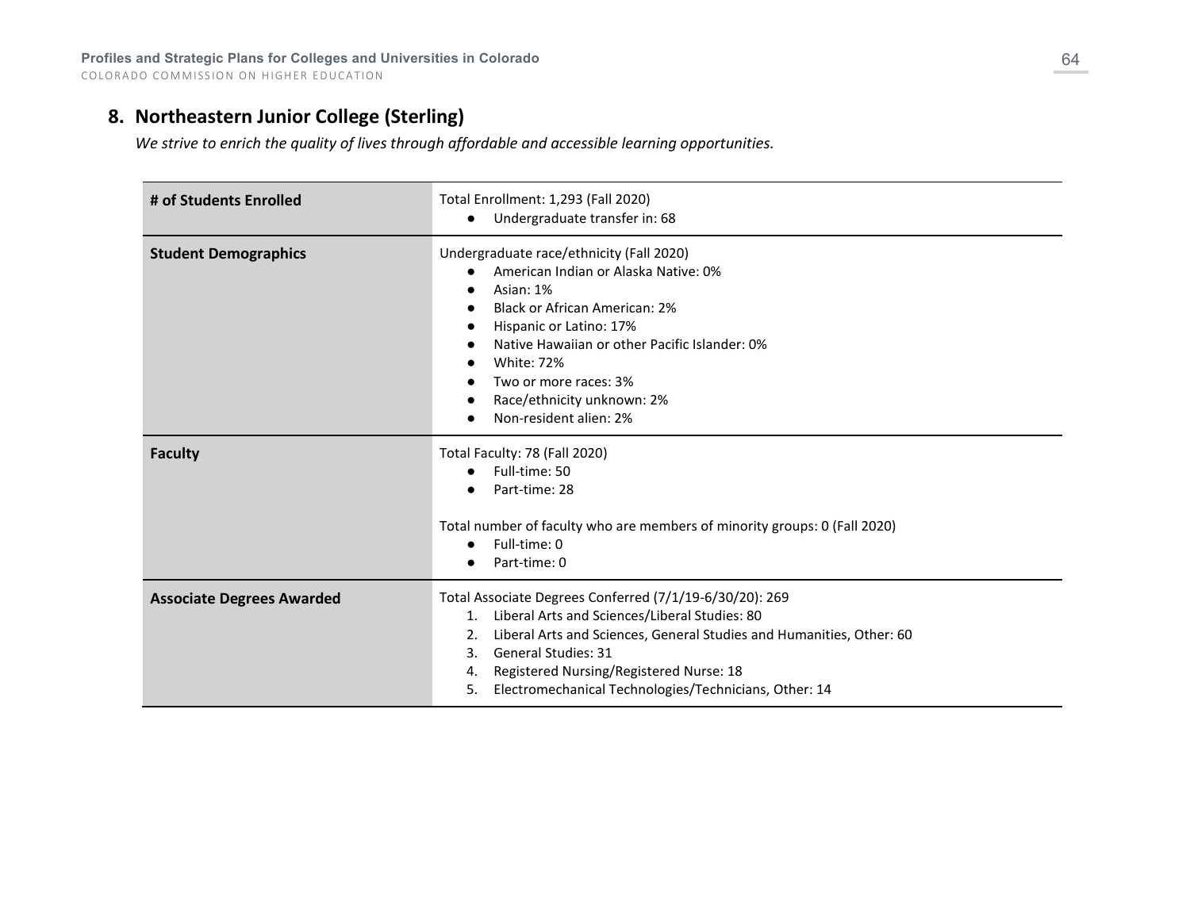## 8. Northeastern Junior College (Sterling)

*We strive to enrich the quality of lives through affordable and accessible learning opportunities.*

| | |
|---|---|
| **# of Students Enrolled** | Total Enrollment: 1,293 (Fall 2020)<br>● Undergraduate transfer in: 68 |
| **Student Demographics** | Undergraduate race/ethnicity (Fall 2020)<br>● American Indian or Alaska Native: 0%<br>● Asian: 1%<br>● Black or African American: 2%<br>● Hispanic or Latino: 17%<br>● Native Hawaiian or other Pacific Islander: 0%<br>● White: 72%<br>● Two or more races: 3%<br>● Race/ethnicity unknown: 2%<br>● Non-resident alien: 2% |
| **Faculty** | Total Faculty: 78 (Fall 2020)<br>● Full-time: 50<br>● Part-time: 28<br><br>Total number of faculty who are members of minority groups: 0 (Fall 2020)<br>● Full-time: 0<br>● Part-time: 0 |
| **Associate Degrees Awarded** | Total Associate Degrees Conferred (7/1/19-6/30/20): 269<br>1. Liberal Arts and Sciences/Liberal Studies: 80<br>2. Liberal Arts and Sciences, General Studies and Humanities, Other: 60<br>3. General Studies: 31<br>4. Registered Nursing/Registered Nurse: 18<br>5. Electromechanical Technologies/Technicians, Other: 14 |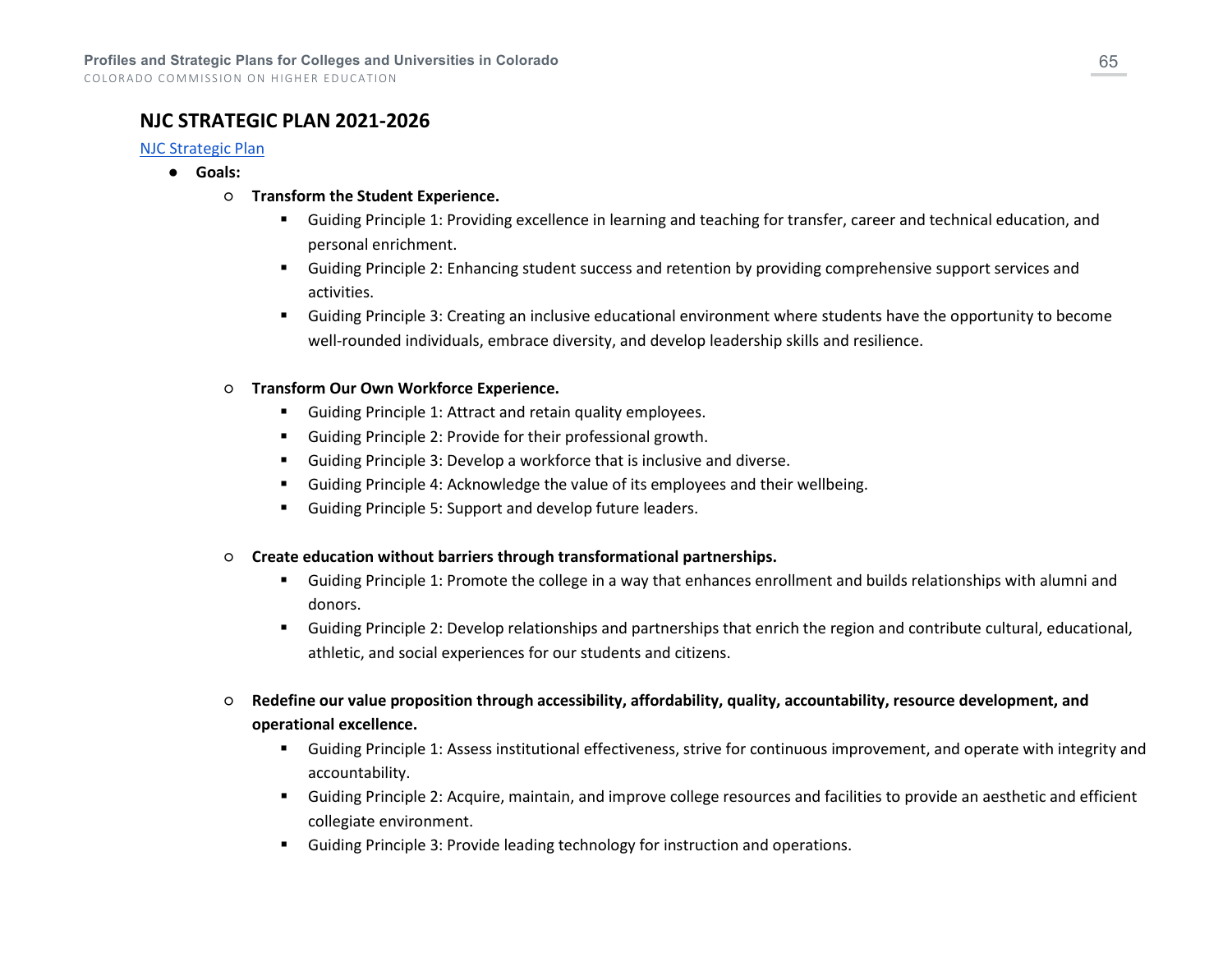## NJC STRATEGIC PLAN 2021-2026

[NJC Strategic Plan]

- **Goals:**
  - **Transform the Student Experience.**
    - Guiding Principle 1: Providing excellence in learning and teaching for transfer, career and technical education, and personal enrichment.
    - Guiding Principle 2: Enhancing student success and retention by providing comprehensive support services and activities.
    - Guiding Principle 3: Creating an inclusive educational environment where students have the opportunity to become well-rounded individuals, embrace diversity, and develop leadership skills and resilience.
  - **Transform Our Own Workforce Experience.**
    - Guiding Principle 1: Attract and retain quality employees.
    - Guiding Principle 2: Provide for their professional growth.
    - Guiding Principle 3: Develop a workforce that is inclusive and diverse.
    - Guiding Principle 4: Acknowledge the value of its employees and their wellbeing.
    - Guiding Principle 5: Support and develop future leaders.
  - **Create education without barriers through transformational partnerships.**
    - Guiding Principle 1: Promote the college in a way that enhances enrollment and builds relationships with alumni and donors.
    - Guiding Principle 2: Develop relationships and partnerships that enrich the region and contribute cultural, educational, athletic, and social experiences for our students and citizens.
  - **Redefine our value proposition through accessibility, affordability, quality, accountability, resource development, and operational excellence.**
    - Guiding Principle 1: Assess institutional effectiveness, strive for continuous improvement, and operate with integrity and accountability.
    - Guiding Principle 2: Acquire, maintain, and improve college resources and facilities to provide an aesthetic and efficient collegiate environment.
    - Guiding Principle 3: Provide leading technology for instruction and operations.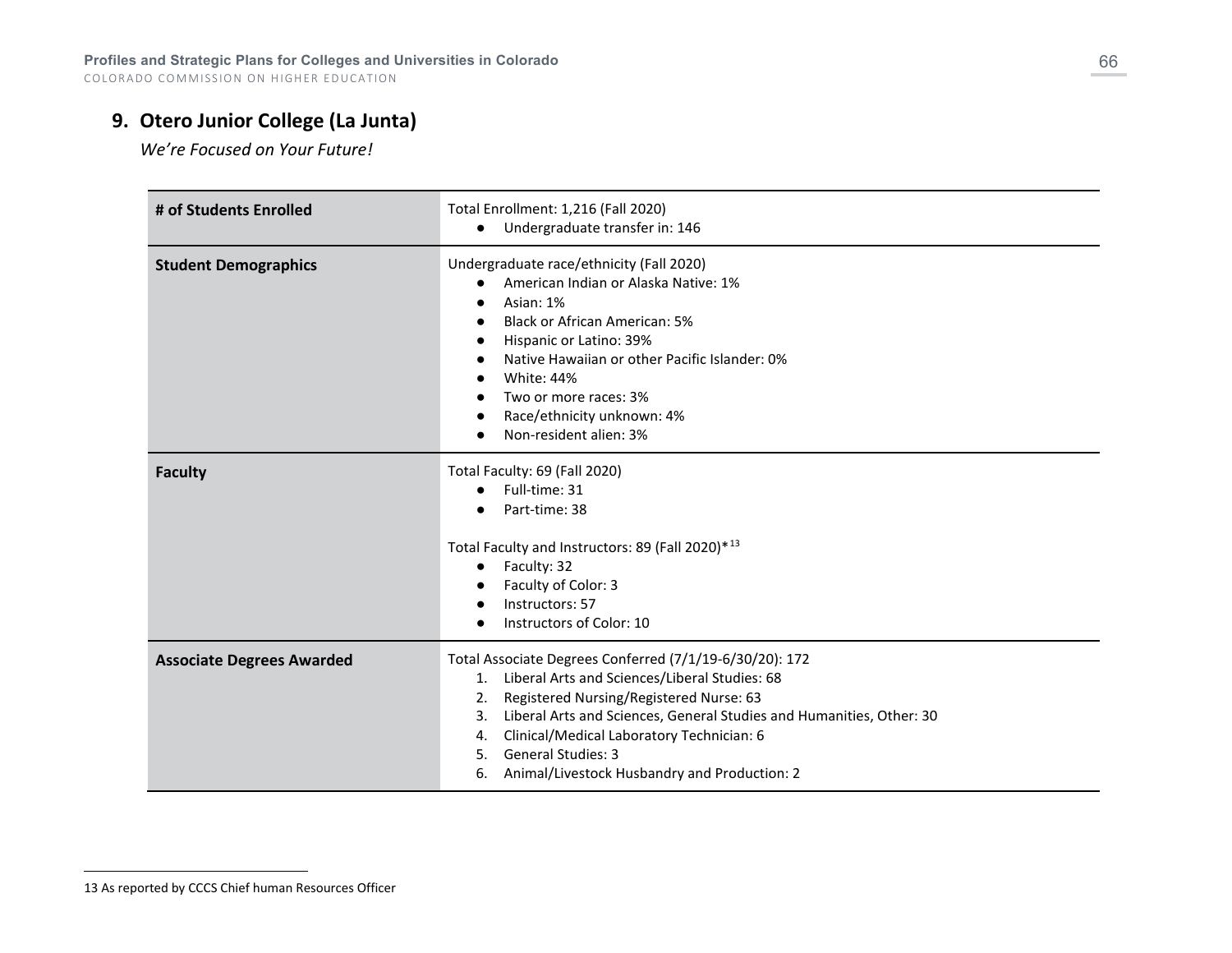## 9. Otero Junior College (La Junta)

*We're Focused on Your Future!*

| | |
|---|---|
| **# of Students Enrolled** | Total Enrollment: 1,216 (Fall 2020)<br>● Undergraduate transfer in: 146 |
| **Student Demographics** | Undergraduate race/ethnicity (Fall 2020)<br>● American Indian or Alaska Native: 1%<br>● Asian: 1%<br>● Black or African American: 5%<br>● Hispanic or Latino: 39%<br>● Native Hawaiian or other Pacific Islander: 0%<br>● White: 44%<br>● Two or more races: 3%<br>● Race/ethnicity unknown: 4%<br>● Non-resident alien: 3% |
| **Faculty** | Total Faculty: 69 (Fall 2020)<br>● Full-time: 31<br>● Part-time: 38<br><br>Total Faculty and Instructors: 89 (Fall 2020)*[13]<br>● Faculty: 32<br>● Faculty of Color: 3<br>● Instructors: 57<br>● Instructors of Color: 10 |
| **Associate Degrees Awarded** | Total Associate Degrees Conferred (7/1/19-6/30/20): 172<br>1. Liberal Arts and Sciences/Liberal Studies: 68<br>2. Registered Nursing/Registered Nurse: 63<br>3. Liberal Arts and Sciences, General Studies and Humanities, Other: 30<br>4. Clinical/Medical Laboratory Technician: 6<br>5. General Studies: 3<br>6. Animal/Livestock Husbandry and Production: 2 |

13 As reported by CCCS Chief human Resources Officer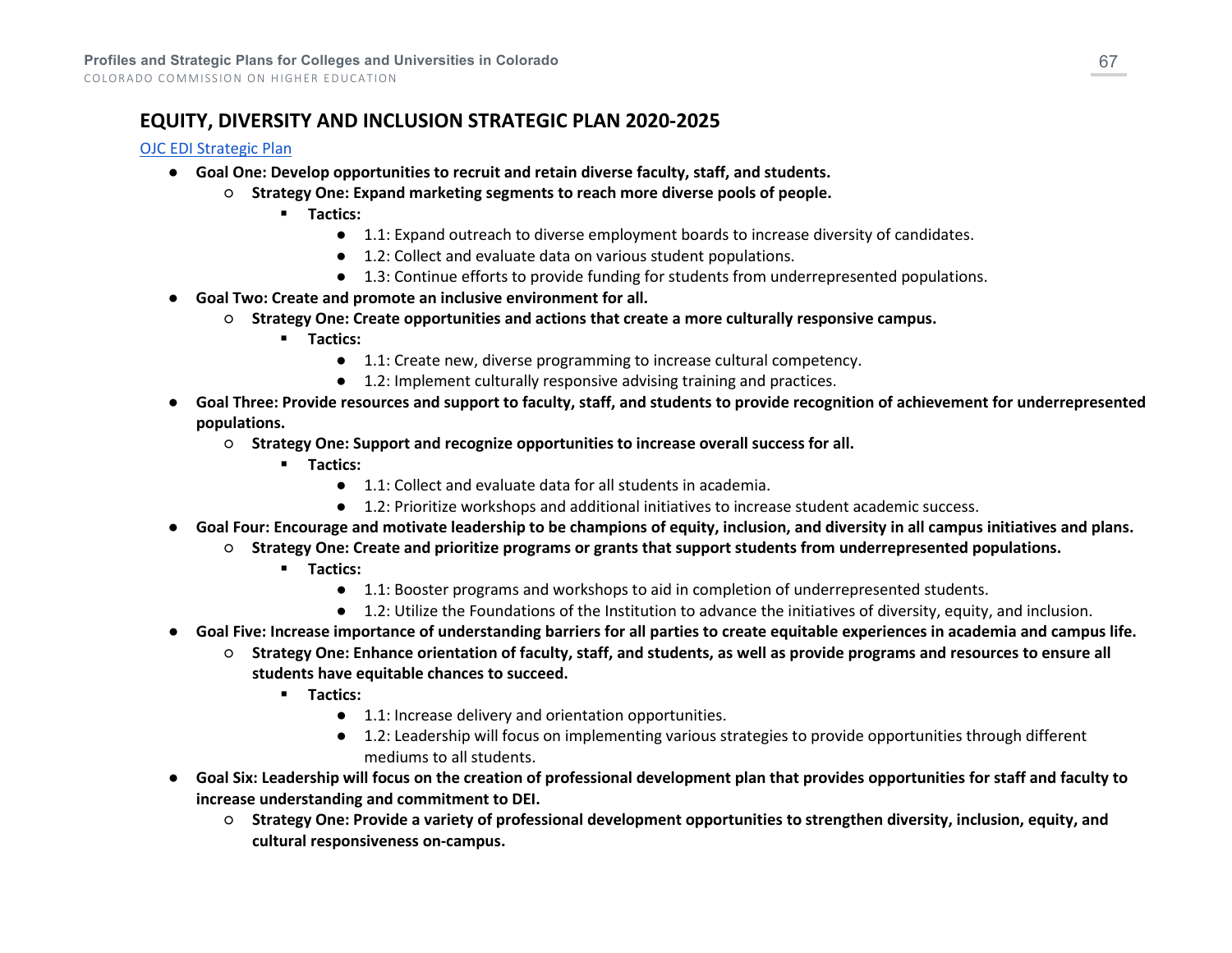## EQUITY, DIVERSITY AND INCLUSION STRATEGIC PLAN 2020-2025

[OJC EDI Strategic Plan]

- **Goal One: Develop opportunities to recruit and retain diverse faculty, staff, and students.**
    - **Strategy One: Expand marketing segments to reach more diverse pools of people.**
        - **Tactics:**
            - 1.1: Expand outreach to diverse employment boards to increase diversity of candidates.
            - 1.2: Collect and evaluate data on various student populations.
            - 1.3: Continue efforts to provide funding for students from underrepresented populations.
- **Goal Two: Create and promote an inclusive environment for all.**
    - **Strategy One: Create opportunities and actions that create a more culturally responsive campus.**
        - **Tactics:**
            - 1.1: Create new, diverse programming to increase cultural competency.
            - 1.2: Implement culturally responsive advising training and practices.
- **Goal Three: Provide resources and support to faculty, staff, and students to provide recognition of achievement for underrepresented populations.**
    - **Strategy One: Support and recognize opportunities to increase overall success for all.**
        - **Tactics:**
            - 1.1: Collect and evaluate data for all students in academia.
            - 1.2: Prioritize workshops and additional initiatives to increase student academic success.
- **Goal Four: Encourage and motivate leadership to be champions of equity, inclusion, and diversity in all campus initiatives and plans.**
    - **Strategy One: Create and prioritize programs or grants that support students from underrepresented populations.**
        - **Tactics:**
            - 1.1: Booster programs and workshops to aid in completion of underrepresented students.
            - 1.2: Utilize the Foundations of the Institution to advance the initiatives of diversity, equity, and inclusion.
- **Goal Five: Increase importance of understanding barriers for all parties to create equitable experiences in academia and campus life.**
    - **Strategy One: Enhance orientation of faculty, staff, and students, as well as provide programs and resources to ensure all students have equitable chances to succeed.**
        - **Tactics:**
            - 1.1: Increase delivery and orientation opportunities.
            - 1.2: Leadership will focus on implementing various strategies to provide opportunities through different mediums to all students.
- **Goal Six: Leadership will focus on the creation of professional development plan that provides opportunities for staff and faculty to increase understanding and commitment to DEI.**
    - **Strategy One: Provide a variety of professional development opportunities to strengthen diversity, inclusion, equity, and cultural responsiveness on-campus.**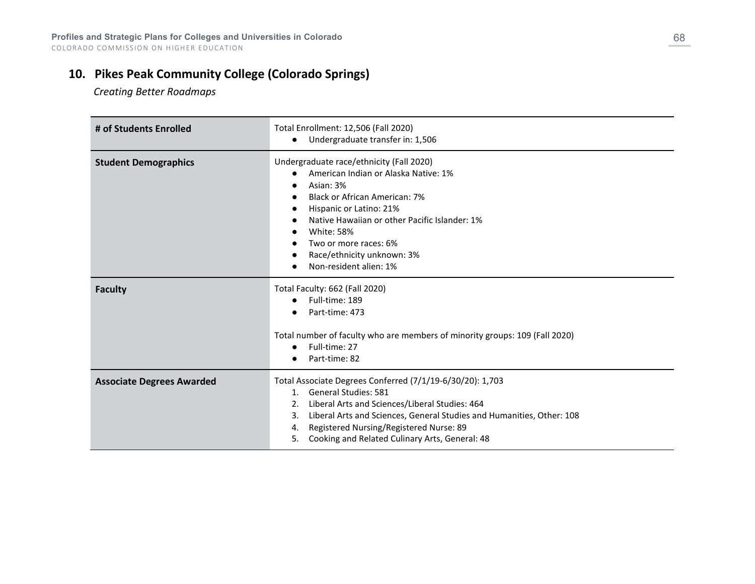## 10. Pikes Peak Community College (Colorado Springs)

*Creating Better Roadmaps*

| | |
|---|---|
| **# of Students Enrolled** | Total Enrollment: 12,506 (Fall 2020)<br>● Undergraduate transfer in: 1,506 |
| **Student Demographics** | Undergraduate race/ethnicity (Fall 2020)<br>● American Indian or Alaska Native: 1%<br>● Asian: 3%<br>● Black or African American: 7%<br>● Hispanic or Latino: 21%<br>● Native Hawaiian or other Pacific Islander: 1%<br>● White: 58%<br>● Two or more races: 6%<br>● Race/ethnicity unknown: 3%<br>● Non-resident alien: 1% |
| **Faculty** | Total Faculty: 662 (Fall 2020)<br>● Full-time: 189<br>● Part-time: 473<br><br>Total number of faculty who are members of minority groups: 109 (Fall 2020)<br>● Full-time: 27<br>● Part-time: 82 |
| **Associate Degrees Awarded** | Total Associate Degrees Conferred (7/1/19-6/30/20): 1,703<br>1. General Studies: 581<br>2. Liberal Arts and Sciences/Liberal Studies: 464<br>3. Liberal Arts and Sciences, General Studies and Humanities, Other: 108<br>4. Registered Nursing/Registered Nurse: 89<br>5. Cooking and Related Culinary Arts, General: 48 |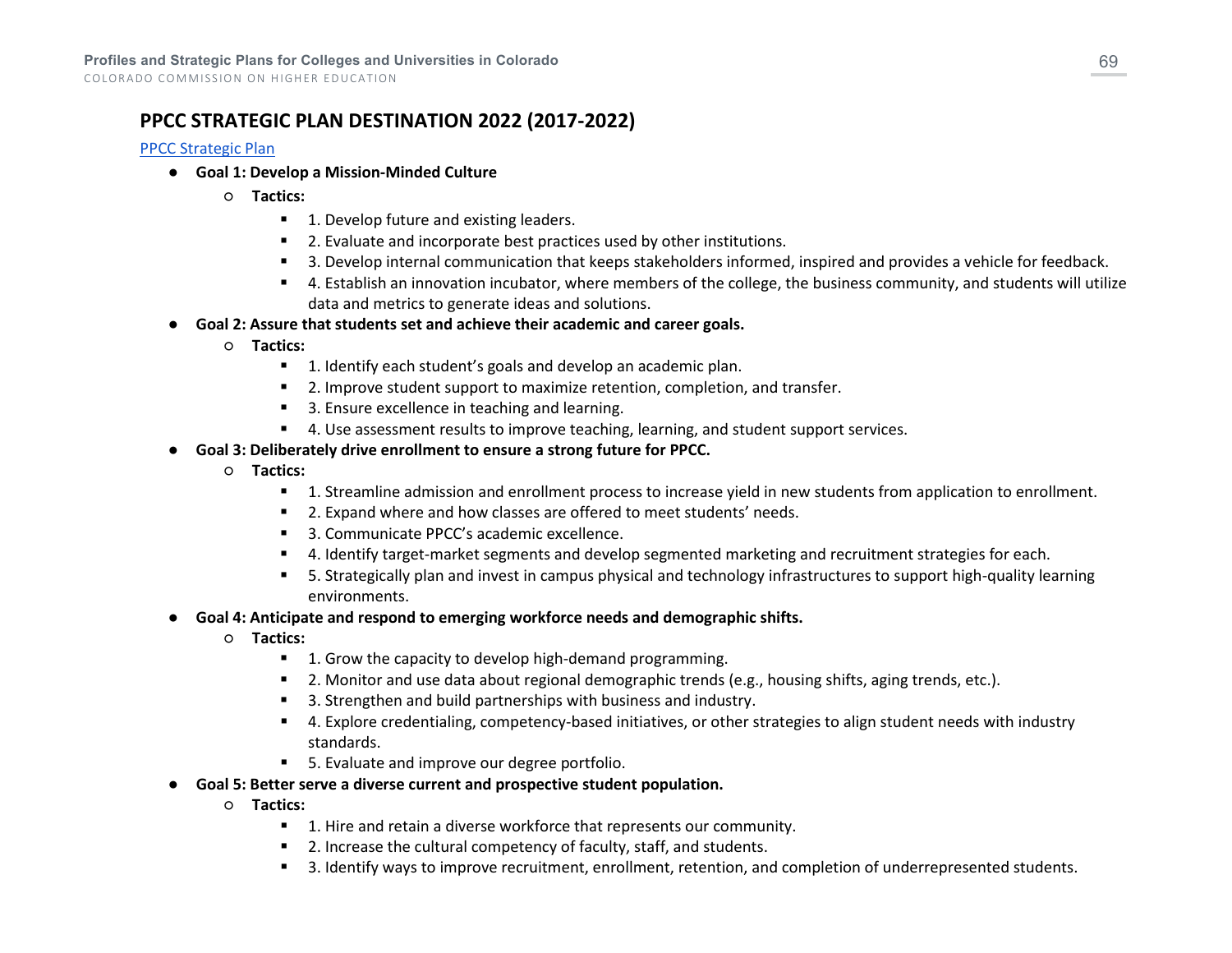## PPCC STRATEGIC PLAN DESTINATION 2022 (2017-2022)

[PPCC Strategic Plan]

- **Goal 1: Develop a Mission-Minded Culture**
  - **Tactics:**
    - 1. Develop future and existing leaders.
    - 2. Evaluate and incorporate best practices used by other institutions.
    - 3. Develop internal communication that keeps stakeholders informed, inspired and provides a vehicle for feedback.
    - 4. Establish an innovation incubator, where members of the college, the business community, and students will utilize data and metrics to generate ideas and solutions.
- **Goal 2: Assure that students set and achieve their academic and career goals.**
  - **Tactics:**
    - 1. Identify each student's goals and develop an academic plan.
    - 2. Improve student support to maximize retention, completion, and transfer.
    - 3. Ensure excellence in teaching and learning.
    - 4. Use assessment results to improve teaching, learning, and student support services.
- **Goal 3: Deliberately drive enrollment to ensure a strong future for PPCC.**
  - **Tactics:**
    - 1. Streamline admission and enrollment process to increase yield in new students from application to enrollment.
    - 2. Expand where and how classes are offered to meet students' needs.
    - 3. Communicate PPCC's academic excellence.
    - 4. Identify target-market segments and develop segmented marketing and recruitment strategies for each.
    - 5. Strategically plan and invest in campus physical and technology infrastructures to support high-quality learning environments.
- **Goal 4: Anticipate and respond to emerging workforce needs and demographic shifts.**
  - **Tactics:**
    - 1. Grow the capacity to develop high-demand programming.
    - 2. Monitor and use data about regional demographic trends (e.g., housing shifts, aging trends, etc.).
    - 3. Strengthen and build partnerships with business and industry.
    - 4. Explore credentialing, competency-based initiatives, or other strategies to align student needs with industry standards.
    - 5. Evaluate and improve our degree portfolio.
- **Goal 5: Better serve a diverse current and prospective student population.**
  - **Tactics:**
    - 1. Hire and retain a diverse workforce that represents our community.
    - 2. Increase the cultural competency of faculty, staff, and students.
    - 3. Identify ways to improve recruitment, enrollment, retention, and completion of underrepresented students.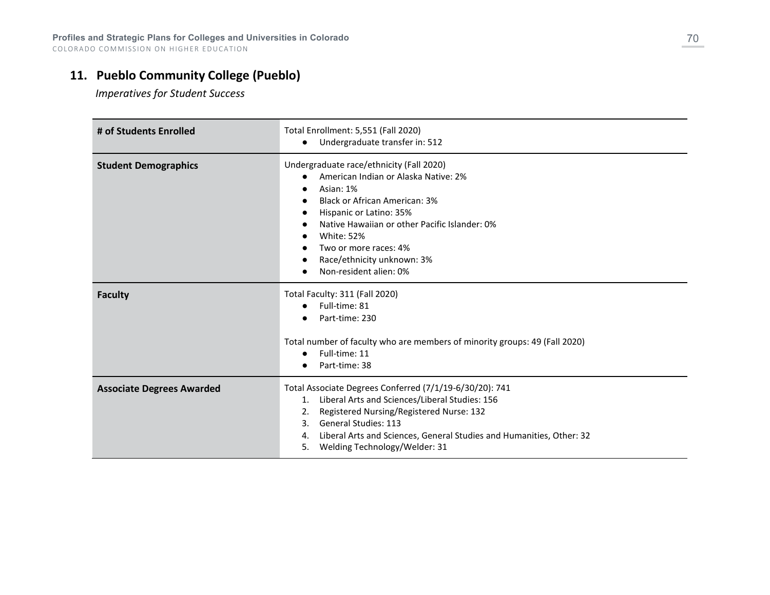## 11. Pueblo Community College (Pueblo)

*Imperatives for Student Success*

| | |
|---|---|
| **# of Students Enrolled** | Total Enrollment: 5,551 (Fall 2020)<br>● Undergraduate transfer in: 512 |
| **Student Demographics** | Undergraduate race/ethnicity (Fall 2020)<br>● American Indian or Alaska Native: 2%<br>● Asian: 1%<br>● Black or African American: 3%<br>● Hispanic or Latino: 35%<br>● Native Hawaiian or other Pacific Islander: 0%<br>● White: 52%<br>● Two or more races: 4%<br>● Race/ethnicity unknown: 3%<br>● Non-resident alien: 0% |
| **Faculty** | Total Faculty: 311 (Fall 2020)<br>● Full-time: 81<br>● Part-time: 230<br><br>Total number of faculty who are members of minority groups: 49 (Fall 2020)<br>● Full-time: 11<br>● Part-time: 38 |
| **Associate Degrees Awarded** | Total Associate Degrees Conferred (7/1/19-6/30/20): 741<br>1. Liberal Arts and Sciences/Liberal Studies: 156<br>2. Registered Nursing/Registered Nurse: 132<br>3. General Studies: 113<br>4. Liberal Arts and Sciences, General Studies and Humanities, Other: 32<br>5. Welding Technology/Welder: 31 |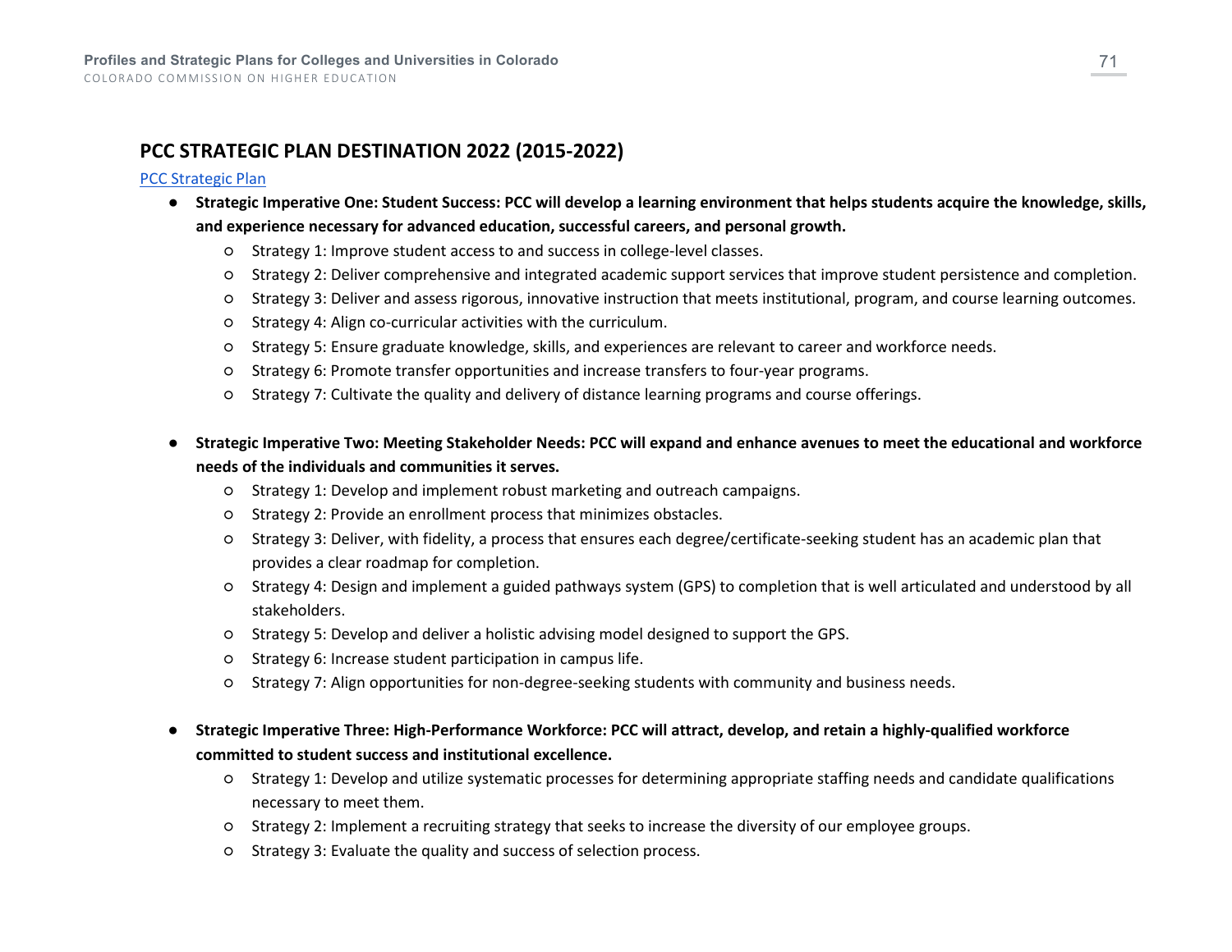## PCC STRATEGIC PLAN DESTINATION 2022 (2015-2022)

PCC Strategic Plan

- **Strategic Imperative One: Student Success: PCC will develop a learning environment that helps students acquire the knowledge, skills, and experience necessary for advanced education, successful careers, and personal growth.**
  - Strategy 1: Improve student access to and success in college-level classes.
  - Strategy 2: Deliver comprehensive and integrated academic support services that improve student persistence and completion.
  - Strategy 3: Deliver and assess rigorous, innovative instruction that meets institutional, program, and course learning outcomes.
  - Strategy 4: Align co-curricular activities with the curriculum.
  - Strategy 5: Ensure graduate knowledge, skills, and experiences are relevant to career and workforce needs.
  - Strategy 6: Promote transfer opportunities and increase transfers to four-year programs.
  - Strategy 7: Cultivate the quality and delivery of distance learning programs and course offerings.

- **Strategic Imperative Two: Meeting Stakeholder Needs: PCC will expand and enhance avenues to meet the educational and workforce needs of the individuals and communities it serves.**
  - Strategy 1: Develop and implement robust marketing and outreach campaigns.
  - Strategy 2: Provide an enrollment process that minimizes obstacles.
  - Strategy 3: Deliver, with fidelity, a process that ensures each degree/certificate-seeking student has an academic plan that provides a clear roadmap for completion.
  - Strategy 4: Design and implement a guided pathways system (GPS) to completion that is well articulated and understood by all stakeholders.
  - Strategy 5: Develop and deliver a holistic advising model designed to support the GPS.
  - Strategy 6: Increase student participation in campus life.
  - Strategy 7: Align opportunities for non-degree-seeking students with community and business needs.

- **Strategic Imperative Three: High-Performance Workforce: PCC will attract, develop, and retain a highly-qualified workforce committed to student success and institutional excellence.**
  - Strategy 1: Develop and utilize systematic processes for determining appropriate staffing needs and candidate qualifications necessary to meet them.
  - Strategy 2: Implement a recruiting strategy that seeks to increase the diversity of our employee groups.
  - Strategy 3: Evaluate the quality and success of selection process.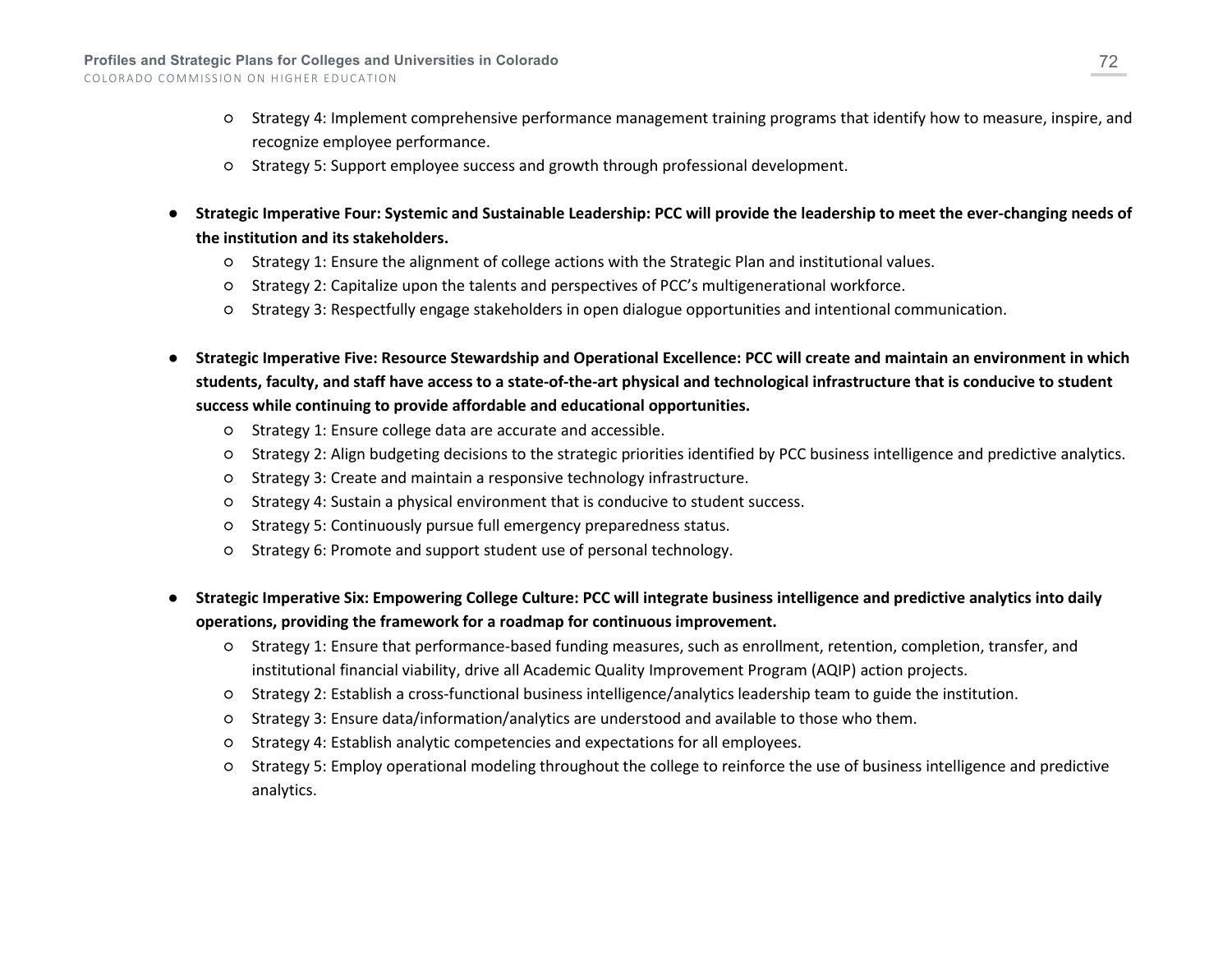- Strategy 4: Implement comprehensive performance management training programs that identify how to measure, inspire, and recognize employee performance.
- Strategy 5: Support employee success and growth through professional development.

- **Strategic Imperative Four: Systemic and Sustainable Leadership: PCC will provide the leadership to meet the ever-changing needs of the institution and its stakeholders.**
  - Strategy 1: Ensure the alignment of college actions with the Strategic Plan and institutional values.
  - Strategy 2: Capitalize upon the talents and perspectives of PCC's multigenerational workforce.
  - Strategy 3: Respectfully engage stakeholders in open dialogue opportunities and intentional communication.

- **Strategic Imperative Five: Resource Stewardship and Operational Excellence: PCC will create and maintain an environment in which students, faculty, and staff have access to a state-of-the-art physical and technological infrastructure that is conducive to student success while continuing to provide affordable and educational opportunities.**
  - Strategy 1: Ensure college data are accurate and accessible.
  - Strategy 2: Align budgeting decisions to the strategic priorities identified by PCC business intelligence and predictive analytics.
  - Strategy 3: Create and maintain a responsive technology infrastructure.
  - Strategy 4: Sustain a physical environment that is conducive to student success.
  - Strategy 5: Continuously pursue full emergency preparedness status.
  - Strategy 6: Promote and support student use of personal technology.

- **Strategic Imperative Six: Empowering College Culture: PCC will integrate business intelligence and predictive analytics into daily operations, providing the framework for a roadmap for continuous improvement.**
  - Strategy 1: Ensure that performance-based funding measures, such as enrollment, retention, completion, transfer, and institutional financial viability, drive all Academic Quality Improvement Program (AQIP) action projects.
  - Strategy 2: Establish a cross-functional business intelligence/analytics leadership team to guide the institution.
  - Strategy 3: Ensure data/information/analytics are understood and available to those who them.
  - Strategy 4: Establish analytic competencies and expectations for all employees.
  - Strategy 5: Employ operational modeling throughout the college to reinforce the use of business intelligence and predictive analytics.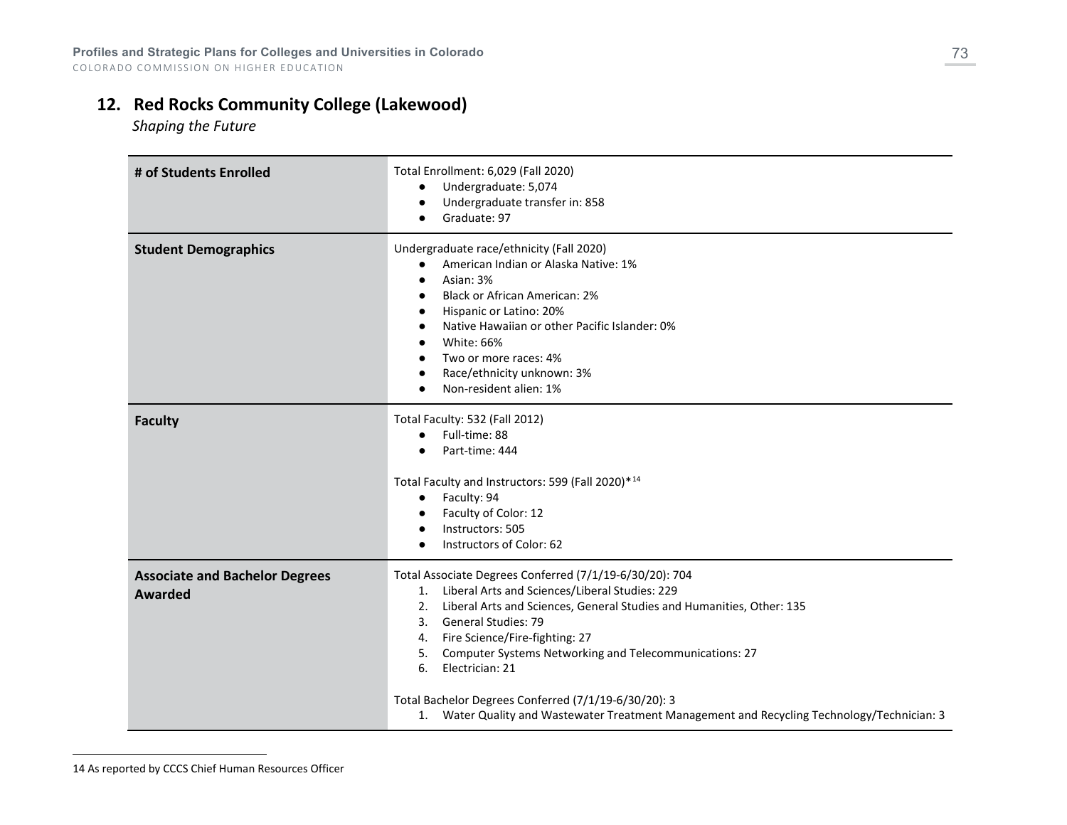## 12. Red Rocks Community College (Lakewood)

*Shaping the Future*

| | |
|---|---|
| **# of Students Enrolled** | Total Enrollment: 6,029 (Fall 2020)<br>● Undergraduate: 5,074<br>● Undergraduate transfer in: 858<br>● Graduate: 97 |
| **Student Demographics** | Undergraduate race/ethnicity (Fall 2020)<br>● American Indian or Alaska Native: 1%<br>● Asian: 3%<br>● Black or African American: 2%<br>● Hispanic or Latino: 20%<br>● Native Hawaiian or other Pacific Islander: 0%<br>● White: 66%<br>● Two or more races: 4%<br>● Race/ethnicity unknown: 3%<br>● Non-resident alien: 1% |
| **Faculty** | Total Faculty: 532 (Fall 2012)<br>● Full-time: 88<br>● Part-time: 444<br><br>Total Faculty and Instructors: 599 (Fall 2020)*[14]<br>● Faculty: 94<br>● Faculty of Color: 12<br>● Instructors: 505<br>● Instructors of Color: 62 |
| **Associate and Bachelor Degrees Awarded** | Total Associate Degrees Conferred (7/1/19-6/30/20): 704<br>1. Liberal Arts and Sciences/Liberal Studies: 229<br>2. Liberal Arts and Sciences, General Studies and Humanities, Other: 135<br>3. General Studies: 79<br>4. Fire Science/Fire-fighting: 27<br>5. Computer Systems Networking and Telecommunications: 27<br>6. Electrician: 21<br><br>Total Bachelor Degrees Conferred (7/1/19-6/30/20): 3<br>1. Water Quality and Wastewater Treatment Management and Recycling Technology/Technician: 3 |

14 As reported by CCCS Chief Human Resources Officer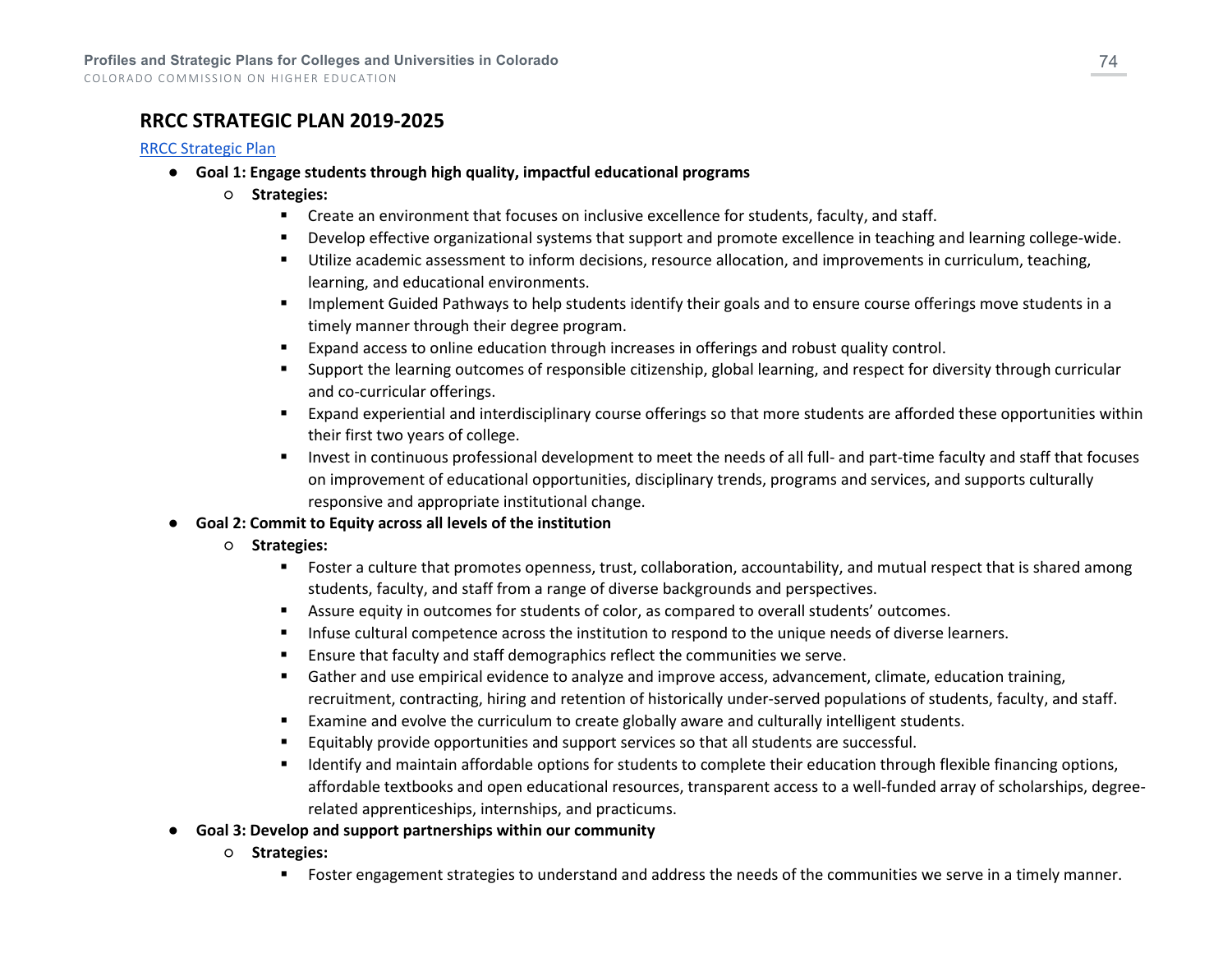## RRCC STRATEGIC PLAN 2019-2025

RRCC Strategic Plan

- **Goal 1: Engage students through high quality, impactful educational programs**
  - **Strategies:**
    - Create an environment that focuses on inclusive excellence for students, faculty, and staff.
    - Develop effective organizational systems that support and promote excellence in teaching and learning college-wide.
    - Utilize academic assessment to inform decisions, resource allocation, and improvements in curriculum, teaching, learning, and educational environments.
    - Implement Guided Pathways to help students identify their goals and to ensure course offerings move students in a timely manner through their degree program.
    - Expand access to online education through increases in offerings and robust quality control.
    - Support the learning outcomes of responsible citizenship, global learning, and respect for diversity through curricular and co-curricular offerings.
    - Expand experiential and interdisciplinary course offerings so that more students are afforded these opportunities within their first two years of college.
    - Invest in continuous professional development to meet the needs of all full- and part-time faculty and staff that focuses on improvement of educational opportunities, disciplinary trends, programs and services, and supports culturally responsive and appropriate institutional change.
- **Goal 2: Commit to Equity across all levels of the institution**
  - **Strategies:**
    - Foster a culture that promotes openness, trust, collaboration, accountability, and mutual respect that is shared among students, faculty, and staff from a range of diverse backgrounds and perspectives.
    - Assure equity in outcomes for students of color, as compared to overall students' outcomes.
    - Infuse cultural competence across the institution to respond to the unique needs of diverse learners.
    - Ensure that faculty and staff demographics reflect the communities we serve.
    - Gather and use empirical evidence to analyze and improve access, advancement, climate, education training, recruitment, contracting, hiring and retention of historically under-served populations of students, faculty, and staff.
    - Examine and evolve the curriculum to create globally aware and culturally intelligent students.
    - Equitably provide opportunities and support services so that all students are successful.
    - Identify and maintain affordable options for students to complete their education through flexible financing options, affordable textbooks and open educational resources, transparent access to a well-funded array of scholarships, degree-related apprenticeships, internships, and practicums.
- **Goal 3: Develop and support partnerships within our community**
  - **Strategies:**
    - Foster engagement strategies to understand and address the needs of the communities we serve in a timely manner.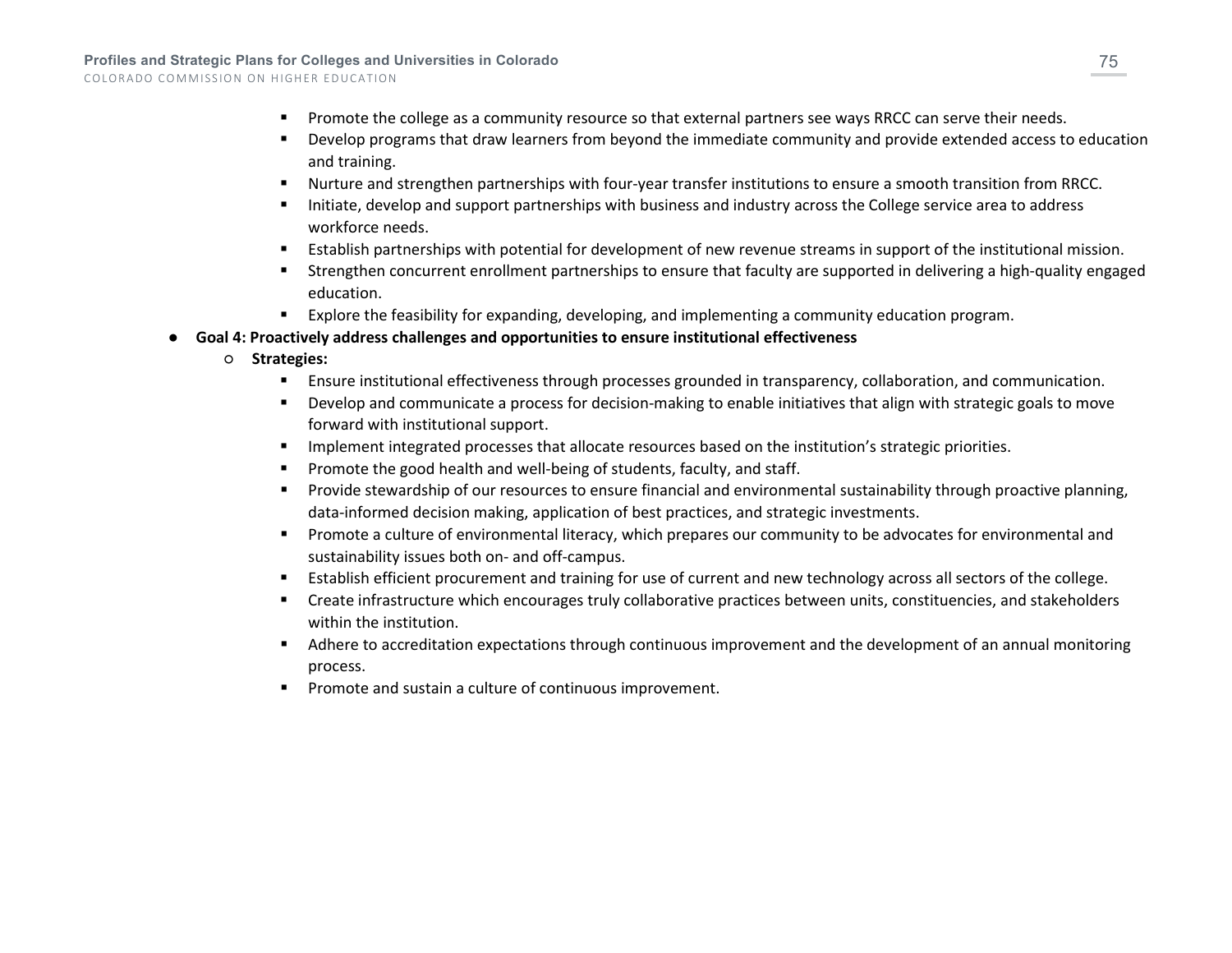- Promote the college as a community resource so that external partners see ways RRCC can serve their needs.
    - Develop programs that draw learners from beyond the immediate community and provide extended access to education and training.
    - Nurture and strengthen partnerships with four-year transfer institutions to ensure a smooth transition from RRCC.
    - Initiate, develop and support partnerships with business and industry across the College service area to address workforce needs.
    - Establish partnerships with potential for development of new revenue streams in support of the institutional mission.
    - Strengthen concurrent enrollment partnerships to ensure that faculty are supported in delivering a high-quality engaged education.
    - Explore the feasibility for expanding, developing, and implementing a community education program.
- **Goal 4: Proactively address challenges and opportunities to ensure institutional effectiveness**
  - **Strategies:**
    - Ensure institutional effectiveness through processes grounded in transparency, collaboration, and communication.
    - Develop and communicate a process for decision-making to enable initiatives that align with strategic goals to move forward with institutional support.
    - Implement integrated processes that allocate resources based on the institution's strategic priorities.
    - Promote the good health and well-being of students, faculty, and staff.
    - Provide stewardship of our resources to ensure financial and environmental sustainability through proactive planning, data-informed decision making, application of best practices, and strategic investments.
    - Promote a culture of environmental literacy, which prepares our community to be advocates for environmental and sustainability issues both on- and off-campus.
    - Establish efficient procurement and training for use of current and new technology across all sectors of the college.
    - Create infrastructure which encourages truly collaborative practices between units, constituencies, and stakeholders within the institution.
    - Adhere to accreditation expectations through continuous improvement and the development of an annual monitoring process.
    - Promote and sustain a culture of continuous improvement.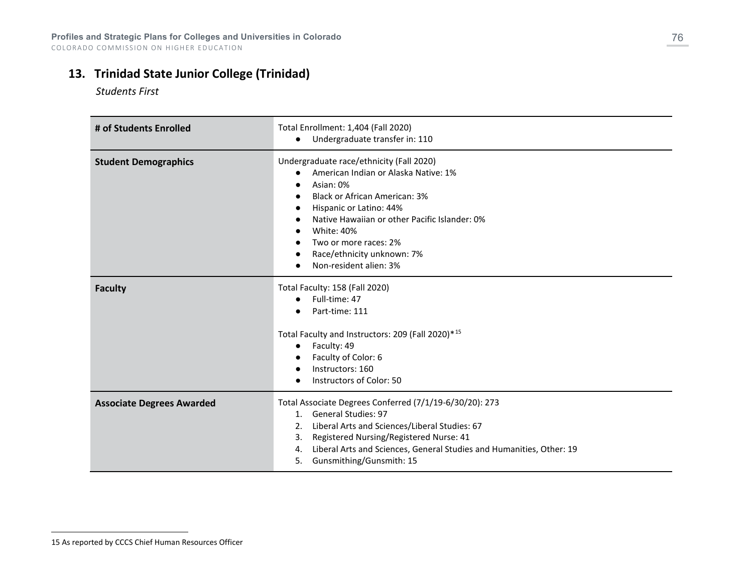## 13. Trinidad State Junior College (Trinidad)

*Students First*

| | |
|---|---|
| **# of Students Enrolled** | Total Enrollment: 1,404 (Fall 2020)<br>● Undergraduate transfer in: 110 |
| **Student Demographics** | Undergraduate race/ethnicity (Fall 2020)<br>● American Indian or Alaska Native: 1%<br>● Asian: 0%<br>● Black or African American: 3%<br>● Hispanic or Latino: 44%<br>● Native Hawaiian or other Pacific Islander: 0%<br>● White: 40%<br>● Two or more races: 2%<br>● Race/ethnicity unknown: 7%<br>● Non-resident alien: 3% |
| **Faculty** | Total Faculty: 158 (Fall 2020)<br>● Full-time: 47<br>● Part-time: 111<br><br>Total Faculty and Instructors: 209 (Fall 2020)*[15]<br>● Faculty: 49<br>● Faculty of Color: 6<br>● Instructors: 160<br>● Instructors of Color: 50 |
| **Associate Degrees Awarded** | Total Associate Degrees Conferred (7/1/19-6/30/20): 273<br>1. General Studies: 97<br>2. Liberal Arts and Sciences/Liberal Studies: 67<br>3. Registered Nursing/Registered Nurse: 41<br>4. Liberal Arts and Sciences, General Studies and Humanities, Other: 19<br>5. Gunsmithing/Gunsmith: 15 |

15 As reported by CCCS Chief Human Resources Officer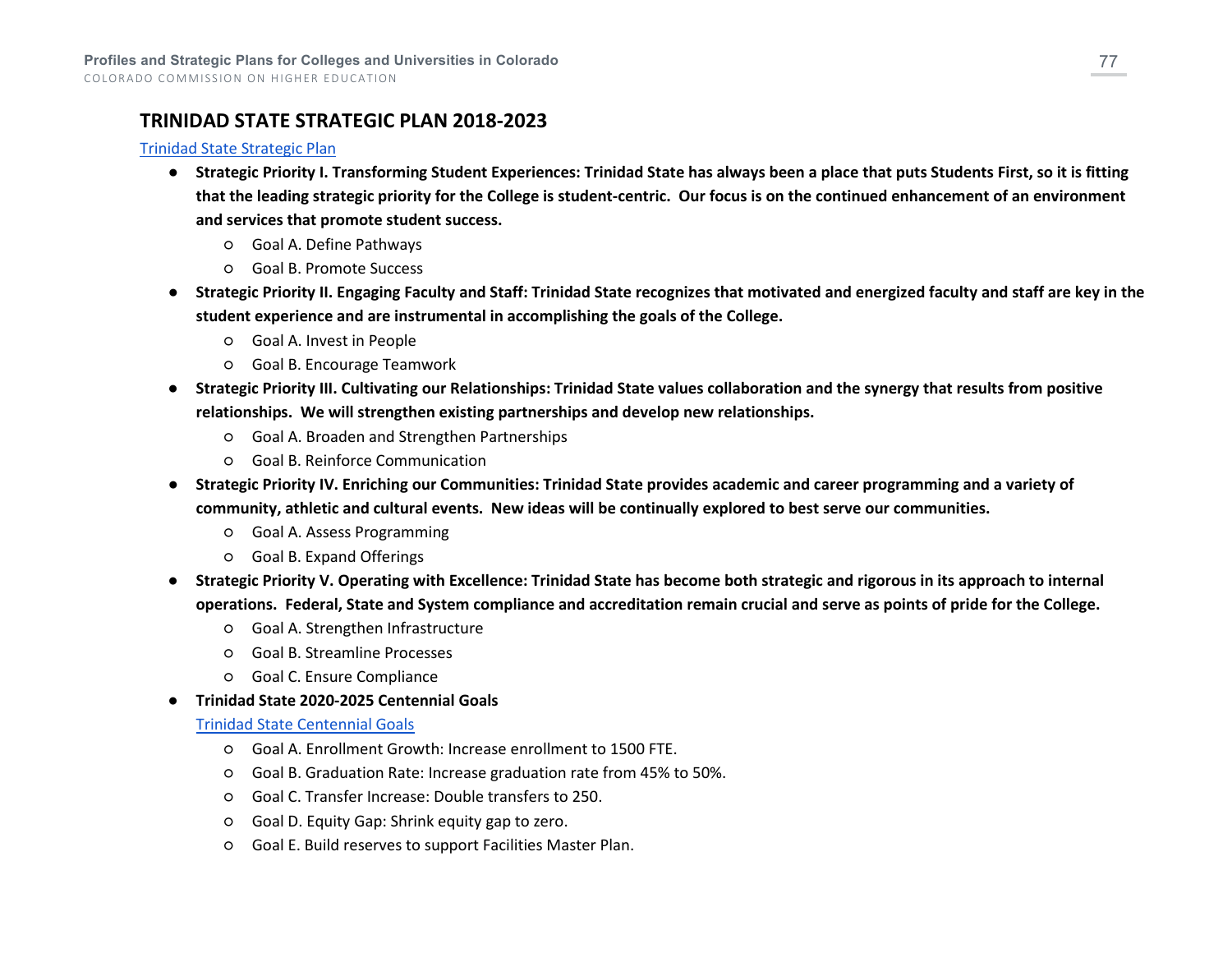## TRINIDAD STATE STRATEGIC PLAN 2018-2023

Trinidad State Strategic Plan

- **Strategic Priority I. Transforming Student Experiences: Trinidad State has always been a place that puts Students First, so it is fitting that the leading strategic priority for the College is student-centric. Our focus is on the continued enhancement of an environment and services that promote student success.**
  - Goal A. Define Pathways
  - Goal B. Promote Success
- **Strategic Priority II. Engaging Faculty and Staff: Trinidad State recognizes that motivated and energized faculty and staff are key in the student experience and are instrumental in accomplishing the goals of the College.**
  - Goal A. Invest in People
  - Goal B. Encourage Teamwork
- **Strategic Priority III. Cultivating our Relationships: Trinidad State values collaboration and the synergy that results from positive relationships. We will strengthen existing partnerships and develop new relationships.**
  - Goal A. Broaden and Strengthen Partnerships
  - Goal B. Reinforce Communication
- **Strategic Priority IV. Enriching our Communities: Trinidad State provides academic and career programming and a variety of community, athletic and cultural events. New ideas will be continually explored to best serve our communities.**
  - Goal A. Assess Programming
  - Goal B. Expand Offerings
- **Strategic Priority V. Operating with Excellence: Trinidad State has become both strategic and rigorous in its approach to internal operations. Federal, State and System compliance and accreditation remain crucial and serve as points of pride for the College.**
  - Goal A. Strengthen Infrastructure
  - Goal B. Streamline Processes
  - Goal C. Ensure Compliance
- **Trinidad State 2020-2025 Centennial Goals**

  Trinidad State Centennial Goals
  - Goal A. Enrollment Growth: Increase enrollment to 1500 FTE.
  - Goal B. Graduation Rate: Increase graduation rate from 45% to 50%.
  - Goal C. Transfer Increase: Double transfers to 250.
  - Goal D. Equity Gap: Shrink equity gap to zero.
  - Goal E. Build reserves to support Facilities Master Plan.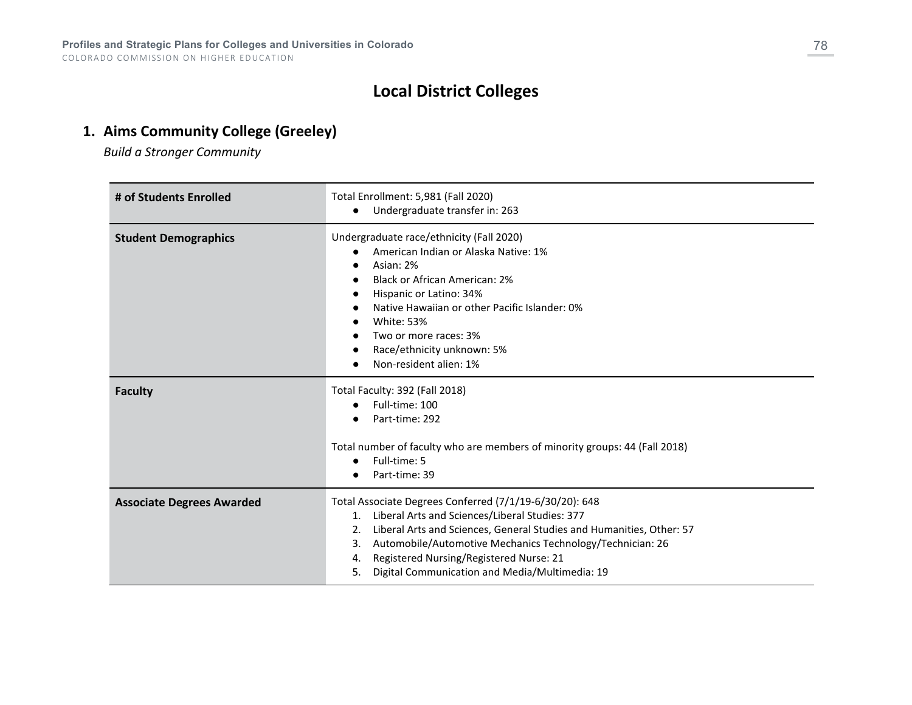# Local District Colleges

## 1. Aims Community College (Greeley)

*Build a Stronger Community*

| | |
|---|---|
| **# of Students Enrolled** | Total Enrollment: 5,981 (Fall 2020)<br>• Undergraduate transfer in: 263 |
| **Student Demographics** | Undergraduate race/ethnicity (Fall 2020)<br>• American Indian or Alaska Native: 1%<br>• Asian: 2%<br>• Black or African American: 2%<br>• Hispanic or Latino: 34%<br>• Native Hawaiian or other Pacific Islander: 0%<br>• White: 53%<br>• Two or more races: 3%<br>• Race/ethnicity unknown: 5%<br>• Non-resident alien: 1% |
| **Faculty** | Total Faculty: 392 (Fall 2018)<br>• Full-time: 100<br>• Part-time: 292<br><br>Total number of faculty who are members of minority groups: 44 (Fall 2018)<br>• Full-time: 5<br>• Part-time: 39 |
| **Associate Degrees Awarded** | Total Associate Degrees Conferred (7/1/19-6/30/20): 648<br>1. Liberal Arts and Sciences/Liberal Studies: 377<br>2. Liberal Arts and Sciences, General Studies and Humanities, Other: 57<br>3. Automobile/Automotive Mechanics Technology/Technician: 26<br>4. Registered Nursing/Registered Nurse: 21<br>5. Digital Communication and Media/Multimedia: 19 |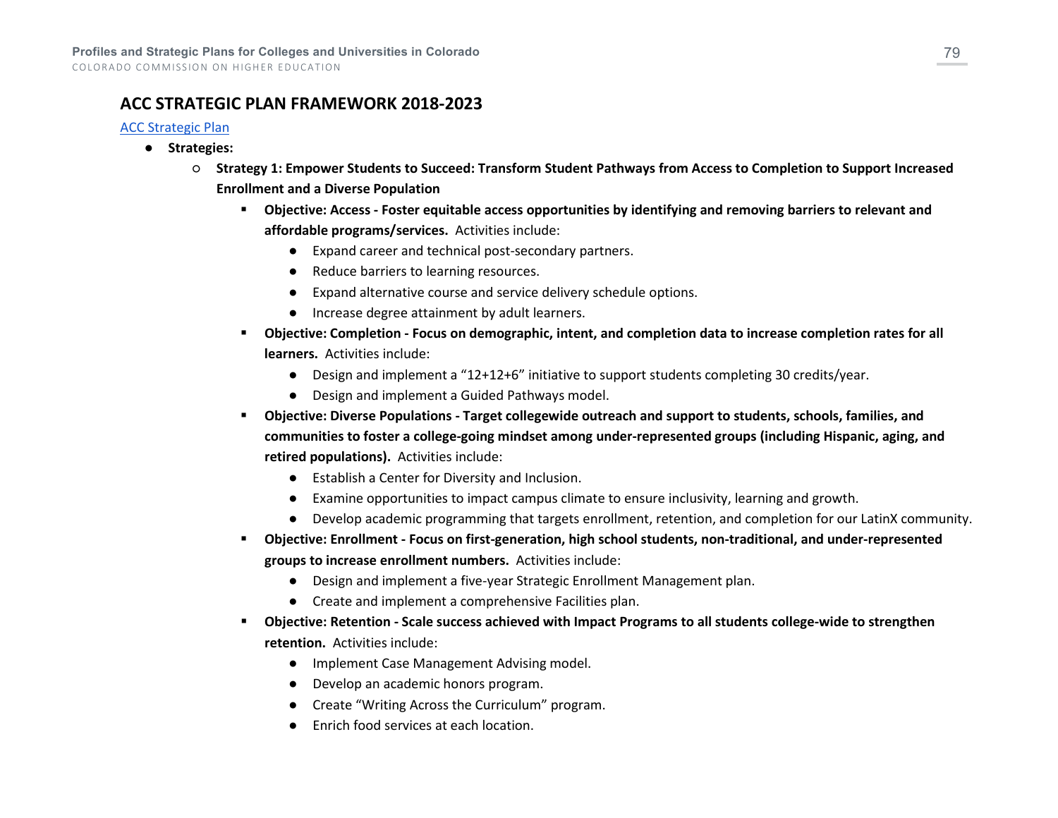## ACC STRATEGIC PLAN FRAMEWORK 2018-2023

[ACC Strategic Plan](ACC Strategic Plan)

- **Strategies:**
  - **Strategy 1: Empower Students to Succeed: Transform Student Pathways from Access to Completion to Support Increased Enrollment and a Diverse Population**
    - **Objective: Access - Foster equitable access opportunities by identifying and removing barriers to relevant and affordable programs/services.** Activities include:
      - Expand career and technical post-secondary partners.
      - Reduce barriers to learning resources.
      - Expand alternative course and service delivery schedule options.
      - Increase degree attainment by adult learners.
    - **Objective: Completion - Focus on demographic, intent, and completion data to increase completion rates for all learners.** Activities include:
      - Design and implement a "12+12+6" initiative to support students completing 30 credits/year.
      - Design and implement a Guided Pathways model.
    - **Objective: Diverse Populations - Target collegewide outreach and support to students, schools, families, and communities to foster a college-going mindset among under-represented groups (including Hispanic, aging, and retired populations).** Activities include:
      - Establish a Center for Diversity and Inclusion.
      - Examine opportunities to impact campus climate to ensure inclusivity, learning and growth.
      - Develop academic programming that targets enrollment, retention, and completion for our LatinX community.
    - **Objective: Enrollment - Focus on first-generation, high school students, non-traditional, and under-represented groups to increase enrollment numbers.** Activities include:
      - Design and implement a five-year Strategic Enrollment Management plan.
      - Create and implement a comprehensive Facilities plan.
    - **Objective: Retention - Scale success achieved with Impact Programs to all students college-wide to strengthen retention.** Activities include:
      - Implement Case Management Advising model.
      - Develop an academic honors program.
      - Create "Writing Across the Curriculum" program.
      - Enrich food services at each location.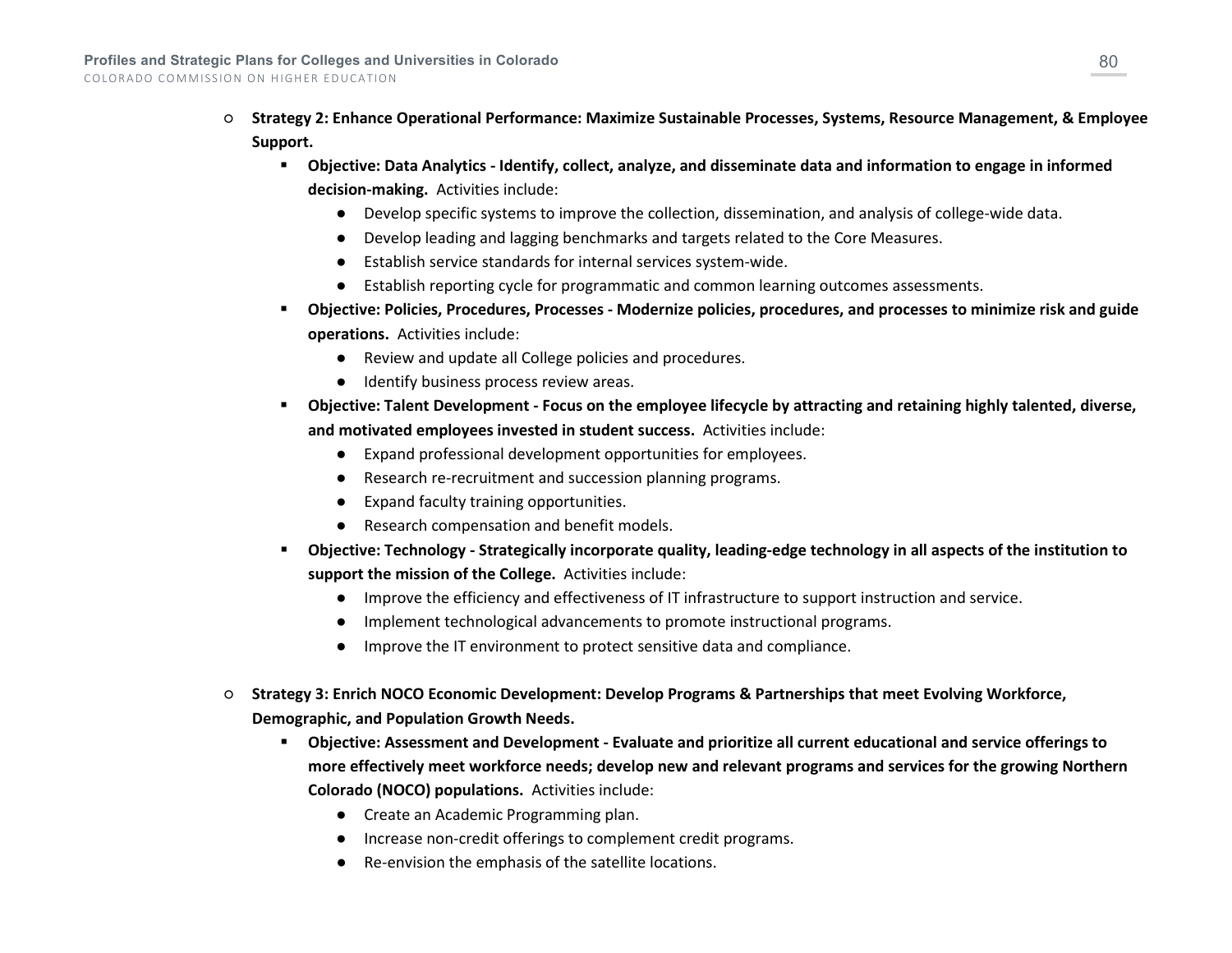- **Strategy 2: Enhance Operational Performance: Maximize Sustainable Processes, Systems, Resource Management, & Employee Support.**
  - **Objective: Data Analytics - Identify, collect, analyze, and disseminate data and information to engage in informed decision-making.** Activities include:
    - Develop specific systems to improve the collection, dissemination, and analysis of college-wide data.
    - Develop leading and lagging benchmarks and targets related to the Core Measures.
    - Establish service standards for internal services system-wide.
    - Establish reporting cycle for programmatic and common learning outcomes assessments.
  - **Objective: Policies, Procedures, Processes - Modernize policies, procedures, and processes to minimize risk and guide operations.** Activities include:
    - Review and update all College policies and procedures.
    - Identify business process review areas.
  - **Objective: Talent Development - Focus on the employee lifecycle by attracting and retaining highly talented, diverse, and motivated employees invested in student success.** Activities include:
    - Expand professional development opportunities for employees.
    - Research re-recruitment and succession planning programs.
    - Expand faculty training opportunities.
    - Research compensation and benefit models.
  - **Objective: Technology - Strategically incorporate quality, leading-edge technology in all aspects of the institution to support the mission of the College.** Activities include:
    - Improve the efficiency and effectiveness of IT infrastructure to support instruction and service.
    - Implement technological advancements to promote instructional programs.
    - Improve the IT environment to protect sensitive data and compliance.

- **Strategy 3: Enrich NOCO Economic Development: Develop Programs & Partnerships that meet Evolving Workforce, Demographic, and Population Growth Needs.**
  - **Objective: Assessment and Development - Evaluate and prioritize all current educational and service offerings to more effectively meet workforce needs; develop new and relevant programs and services for the growing Northern Colorado (NOCO) populations.** Activities include:
    - Create an Academic Programming plan.
    - Increase non-credit offerings to complement credit programs.
    - Re-envision the emphasis of the satellite locations.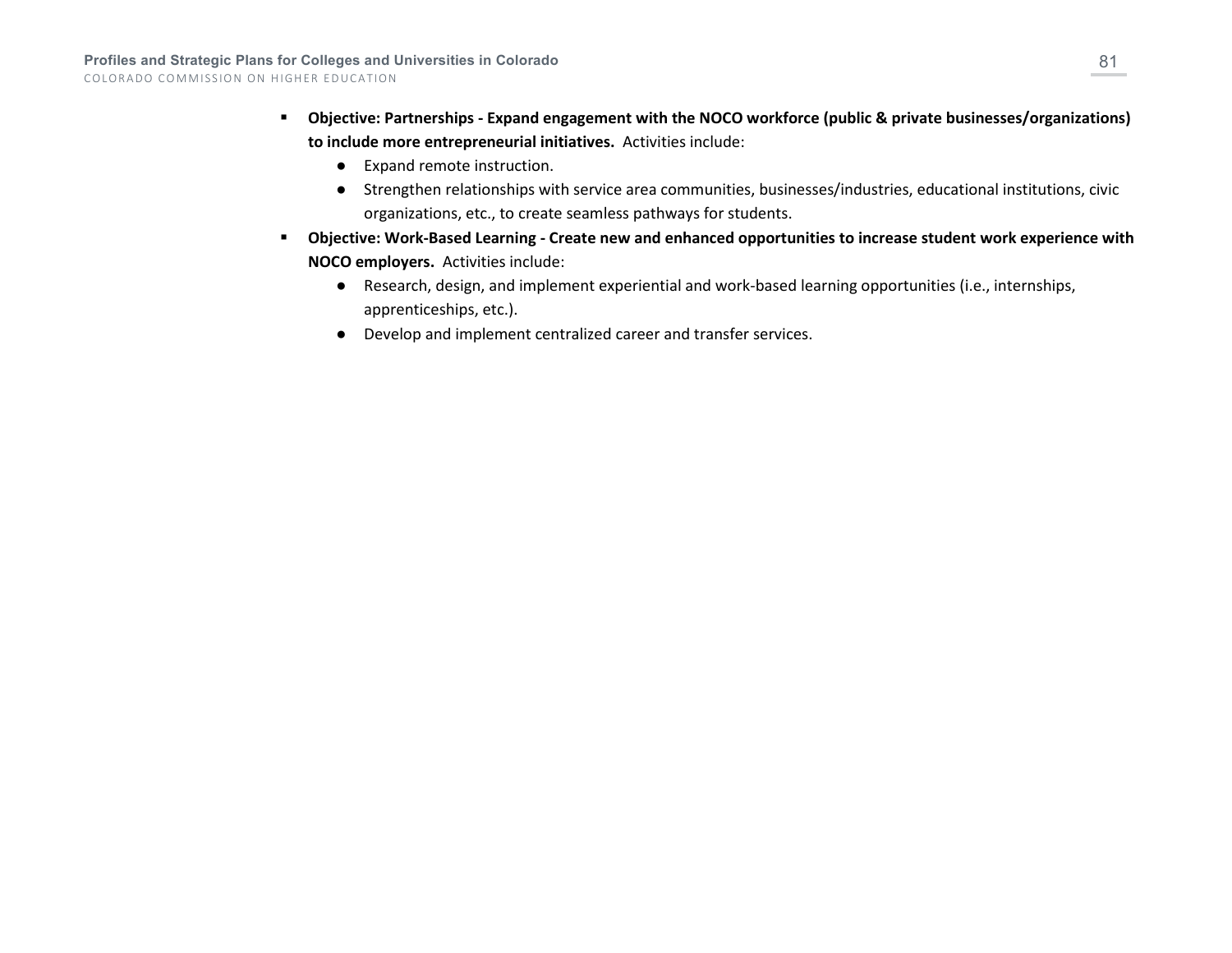- **Objective: Partnerships - Expand engagement with the NOCO workforce (public & private businesses/organizations) to include more entrepreneurial initiatives.** Activities include:
  - Expand remote instruction.
  - Strengthen relationships with service area communities, businesses/industries, educational institutions, civic organizations, etc., to create seamless pathways for students.
- **Objective: Work-Based Learning - Create new and enhanced opportunities to increase student work experience with NOCO employers.** Activities include:
  - Research, design, and implement experiential and work-based learning opportunities (i.e., internships, apprenticeships, etc.).
  - Develop and implement centralized career and transfer services.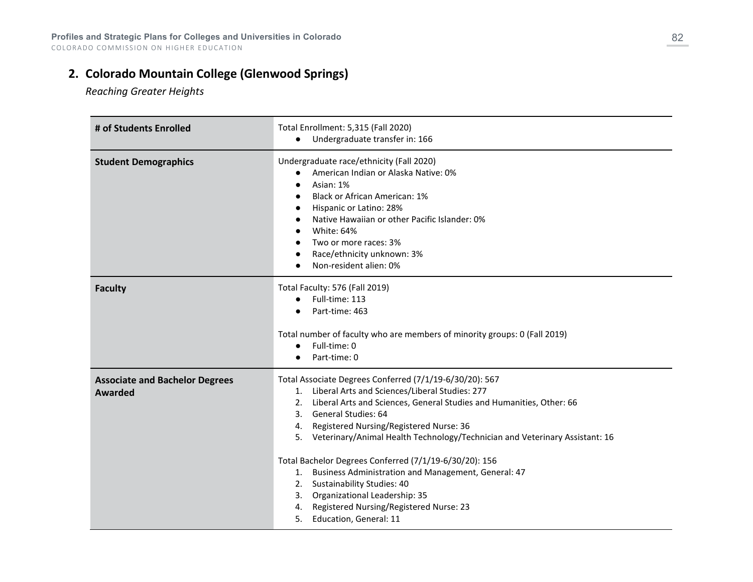## 2. Colorado Mountain College (Glenwood Springs)

*Reaching Greater Heights*

| | |
|---|---|
| **# of Students Enrolled** | Total Enrollment: 5,315 (Fall 2020)<br>• Undergraduate transfer in: 166 |
| **Student Demographics** | Undergraduate race/ethnicity (Fall 2020)<br>• American Indian or Alaska Native: 0%<br>• Asian: 1%<br>• Black or African American: 1%<br>• Hispanic or Latino: 28%<br>• Native Hawaiian or other Pacific Islander: 0%<br>• White: 64%<br>• Two or more races: 3%<br>• Race/ethnicity unknown: 3%<br>• Non-resident alien: 0% |
| **Faculty** | Total Faculty: 576 (Fall 2019)<br>• Full-time: 113<br>• Part-time: 463<br><br>Total number of faculty who are members of minority groups: 0 (Fall 2019)<br>• Full-time: 0<br>• Part-time: 0 |
| **Associate and Bachelor Degrees Awarded** | Total Associate Degrees Conferred (7/1/19-6/30/20): 567<br>1. Liberal Arts and Sciences/Liberal Studies: 277<br>2. Liberal Arts and Sciences, General Studies and Humanities, Other: 66<br>3. General Studies: 64<br>4. Registered Nursing/Registered Nurse: 36<br>5. Veterinary/Animal Health Technology/Technician and Veterinary Assistant: 16<br><br>Total Bachelor Degrees Conferred (7/1/19-6/30/20): 156<br>1. Business Administration and Management, General: 47<br>2. Sustainability Studies: 40<br>3. Organizational Leadership: 35<br>4. Registered Nursing/Registered Nurse: 23<br>5. Education, General: 11 |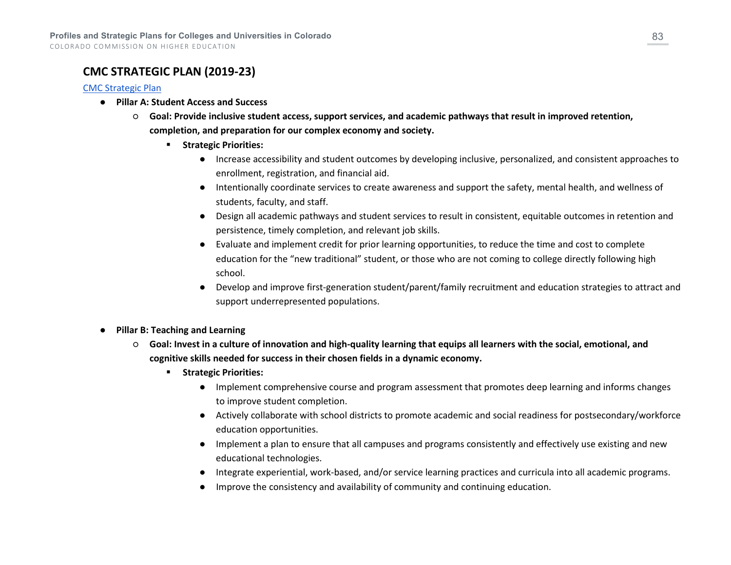## CMC STRATEGIC PLAN (2019-23)

[CMC Strategic Plan]

- **Pillar A: Student Access and Success**
  - **Goal: Provide inclusive student access, support services, and academic pathways that result in improved retention, completion, and preparation for our complex economy and society.**
    - **Strategic Priorities:**
      - Increase accessibility and student outcomes by developing inclusive, personalized, and consistent approaches to enrollment, registration, and financial aid.
      - Intentionally coordinate services to create awareness and support the safety, mental health, and wellness of students, faculty, and staff.
      - Design all academic pathways and student services to result in consistent, equitable outcomes in retention and persistence, timely completion, and relevant job skills.
      - Evaluate and implement credit for prior learning opportunities, to reduce the time and cost to complete education for the "new traditional" student, or those who are not coming to college directly following high school.
      - Develop and improve first-generation student/parent/family recruitment and education strategies to attract and support underrepresented populations.

- **Pillar B: Teaching and Learning**
  - **Goal: Invest in a culture of innovation and high-quality learning that equips all learners with the social, emotional, and cognitive skills needed for success in their chosen fields in a dynamic economy.**
    - **Strategic Priorities:**
      - Implement comprehensive course and program assessment that promotes deep learning and informs changes to improve student completion.
      - Actively collaborate with school districts to promote academic and social readiness for postsecondary/workforce education opportunities.
      - Implement a plan to ensure that all campuses and programs consistently and effectively use existing and new educational technologies.
      - Integrate experiential, work-based, and/or service learning practices and curricula into all academic programs.
      - Improve the consistency and availability of community and continuing education.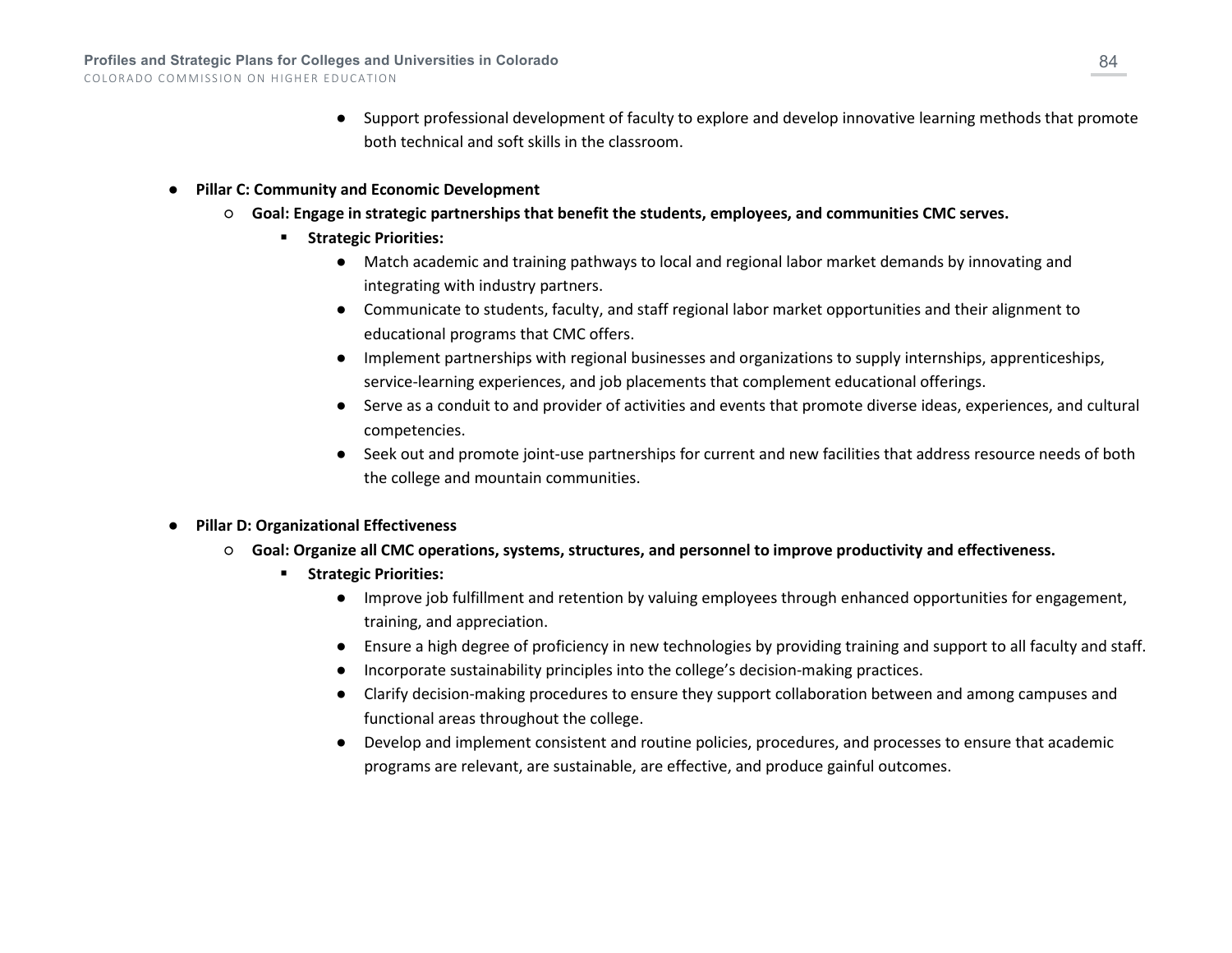- Support professional development of faculty to explore and develop innovative learning methods that promote both technical and soft skills in the classroom.

- **Pillar C: Community and Economic Development**
  - **Goal: Engage in strategic partnerships that benefit the students, employees, and communities CMC serves.**
    - **Strategic Priorities:**
      - Match academic and training pathways to local and regional labor market demands by innovating and integrating with industry partners.
      - Communicate to students, faculty, and staff regional labor market opportunities and their alignment to educational programs that CMC offers.
      - Implement partnerships with regional businesses and organizations to supply internships, apprenticeships, service-learning experiences, and job placements that complement educational offerings.
      - Serve as a conduit to and provider of activities and events that promote diverse ideas, experiences, and cultural competencies.
      - Seek out and promote joint-use partnerships for current and new facilities that address resource needs of both the college and mountain communities.

- **Pillar D: Organizational Effectiveness**
  - **Goal: Organize all CMC operations, systems, structures, and personnel to improve productivity and effectiveness.**
    - **Strategic Priorities:**
      - Improve job fulfillment and retention by valuing employees through enhanced opportunities for engagement, training, and appreciation.
      - Ensure a high degree of proficiency in new technologies by providing training and support to all faculty and staff.
      - Incorporate sustainability principles into the college's decision-making practices.
      - Clarify decision-making procedures to ensure they support collaboration between and among campuses and functional areas throughout the college.
      - Develop and implement consistent and routine policies, procedures, and processes to ensure that academic programs are relevant, are sustainable, are effective, and produce gainful outcomes.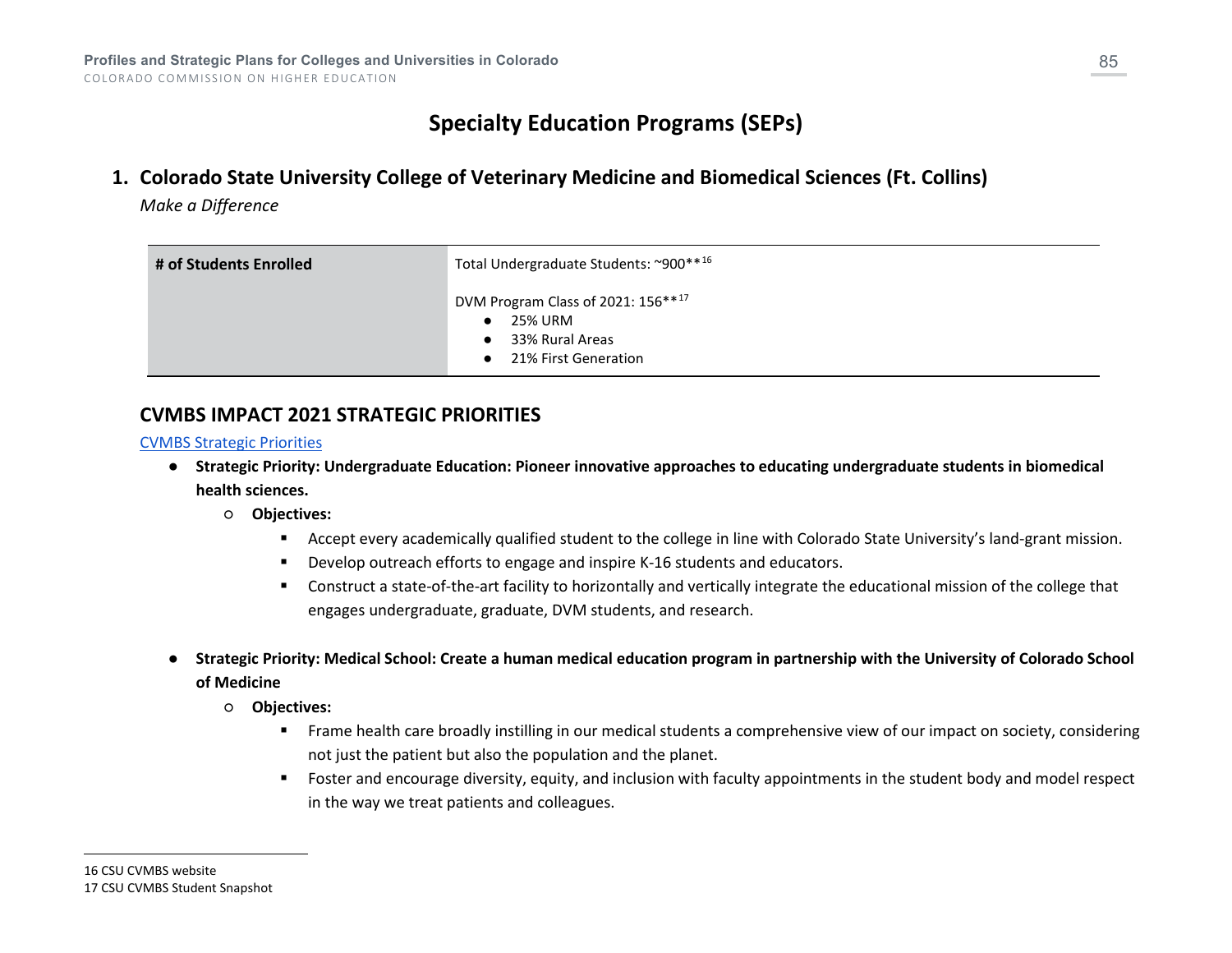# Specialty Education Programs (SEPs)

## 1. Colorado State University College of Veterinary Medicine and Biomedical Sciences (Ft. Collins)

*Make a Difference*

| # of Students Enrolled | Total Undergraduate Students: ~900**[16]<br><br>DVM Program Class of 2021: 156**[17]<br>● 25% URM<br>● 33% Rural Areas<br>● 21% First Generation |
|---|---|

## CVMBS IMPACT 2021 STRATEGIC PRIORITIES

[CVMBS Strategic Priorities]

- **Strategic Priority: Undergraduate Education: Pioneer innovative approaches to educating undergraduate students in biomedical health sciences.**
  - **Objectives:**
    - Accept every academically qualified student to the college in line with Colorado State University's land-grant mission.
    - Develop outreach efforts to engage and inspire K-16 students and educators.
    - Construct a state-of-the-art facility to horizontally and vertically integrate the educational mission of the college that engages undergraduate, graduate, DVM students, and research.

- **Strategic Priority: Medical School: Create a human medical education program in partnership with the University of Colorado School of Medicine**
  - **Objectives:**
    - Frame health care broadly instilling in our medical students a comprehensive view of our impact on society, considering not just the patient but also the population and the planet.
    - Foster and encourage diversity, equity, and inclusion with faculty appointments in the student body and model respect in the way we treat patients and colleagues.

---

16 CSU CVMBS website
17 CSU CVMBS Student Snapshot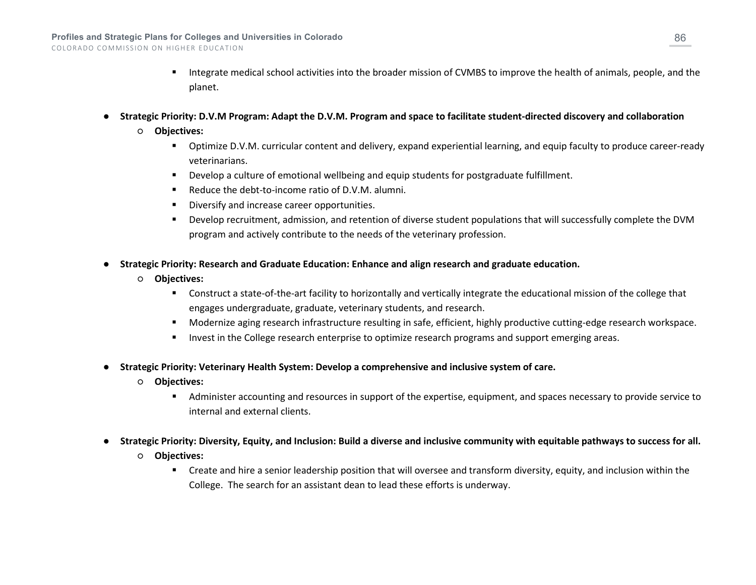- Integrate medical school activities into the broader mission of CVMBS to improve the health of animals, people, and the planet.

- **Strategic Priority: D.V.M Program: Adapt the D.V.M. Program and space to facilitate student-directed discovery and collaboration**
  - **Objectives:**
    - Optimize D.V.M. curricular content and delivery, expand experiential learning, and equip faculty to produce career-ready veterinarians.
    - Develop a culture of emotional wellbeing and equip students for postgraduate fulfillment.
    - Reduce the debt-to-income ratio of D.V.M. alumni.
    - Diversify and increase career opportunities.
    - Develop recruitment, admission, and retention of diverse student populations that will successfully complete the DVM program and actively contribute to the needs of the veterinary profession.

- **Strategic Priority: Research and Graduate Education: Enhance and align research and graduate education.**
  - **Objectives:**
    - Construct a state-of-the-art facility to horizontally and vertically integrate the educational mission of the college that engages undergraduate, graduate, veterinary students, and research.
    - Modernize aging research infrastructure resulting in safe, efficient, highly productive cutting-edge research workspace.
    - Invest in the College research enterprise to optimize research programs and support emerging areas.

- **Strategic Priority: Veterinary Health System: Develop a comprehensive and inclusive system of care.**
  - **Objectives:**
    - Administer accounting and resources in support of the expertise, equipment, and spaces necessary to provide service to internal and external clients.

- **Strategic Priority: Diversity, Equity, and Inclusion: Build a diverse and inclusive community with equitable pathways to success for all.**
  - **Objectives:**
    - Create and hire a senior leadership position that will oversee and transform diversity, equity, and inclusion within the College. The search for an assistant dean to lead these efforts is underway.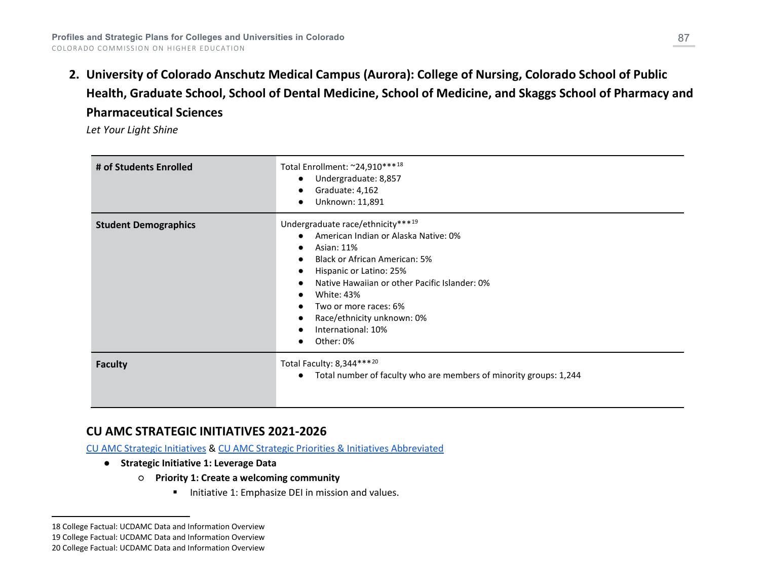## 2. University of Colorado Anschutz Medical Campus (Aurora): College of Nursing, Colorado School of Public Health, Graduate School, School of Dental Medicine, School of Medicine, and Skaggs School of Pharmacy and Pharmaceutical Sciences

*Let Your Light Shine*

| | |
|---|---|
| **# of Students Enrolled** | Total Enrollment: ~24,910***[18]<br>● Undergraduate: 8,857<br>● Graduate: 4,162<br>● Unknown: 11,891 |
| **Student Demographics** | Undergraduate race/ethnicity***[19]<br>● American Indian or Alaska Native: 0%<br>● Asian: 11%<br>● Black or African American: 5%<br>● Hispanic or Latino: 25%<br>● Native Hawaiian or other Pacific Islander: 0%<br>● White: 43%<br>● Two or more races: 6%<br>● Race/ethnicity unknown: 0%<br>● International: 10%<br>● Other: 0% |
| **Faculty** | Total Faculty: 8,344***[20]<br>● Total number of faculty who are members of minority groups: 1,244 |

### CU AMC STRATEGIC INITIATIVES 2021-2026

CU AMC Strategic Initiatives & CU AMC Strategic Priorities & Initiatives Abbreviated

- **Strategic Initiative 1: Leverage Data**
  - **Priority 1: Create a welcoming community**
    - Initiative 1: Emphasize DEI in mission and values.

18 College Factual: UCDAMC Data and Information Overview
19 College Factual: UCDAMC Data and Information Overview
20 College Factual: UCDAMC Data and Information Overview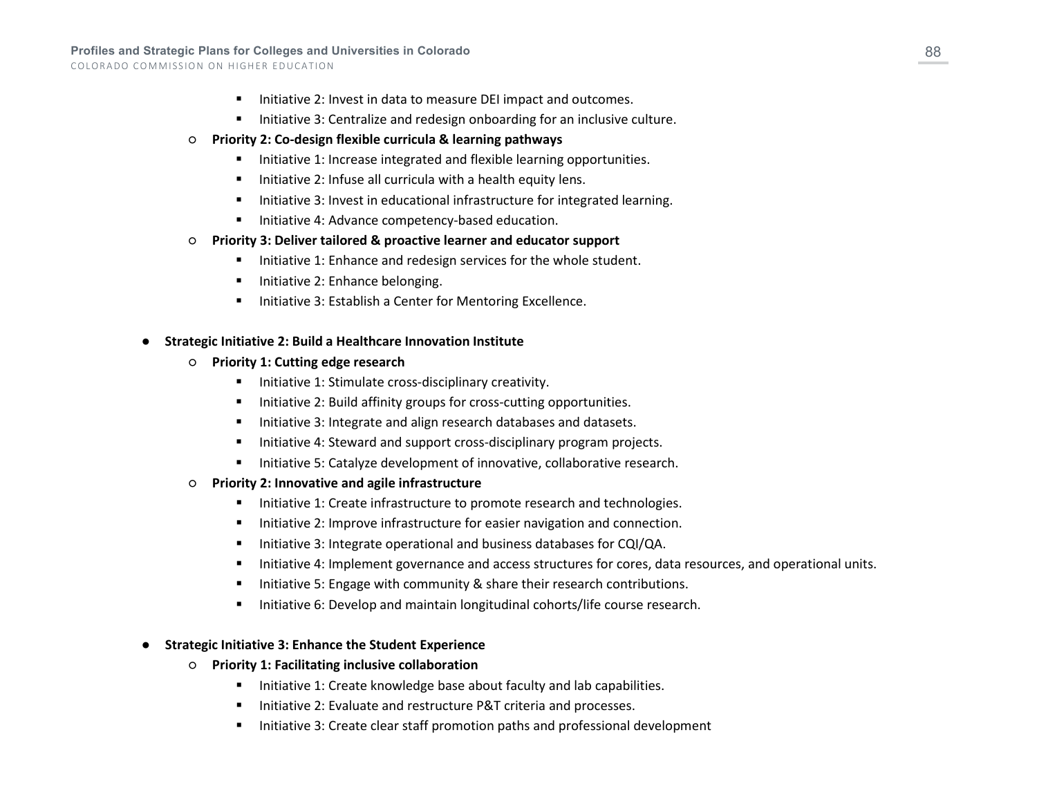- Initiative 2: Invest in data to measure DEI impact and outcomes.
    - Initiative 3: Centralize and redesign onboarding for an inclusive culture.
  - **Priority 2: Co-design flexible curricula & learning pathways**
    - Initiative 1: Increase integrated and flexible learning opportunities.
    - Initiative 2: Infuse all curricula with a health equity lens.
    - Initiative 3: Invest in educational infrastructure for integrated learning.
    - Initiative 4: Advance competency-based education.
  - **Priority 3: Deliver tailored & proactive learner and educator support**
    - Initiative 1: Enhance and redesign services for the whole student.
    - Initiative 2: Enhance belonging.
    - Initiative 3: Establish a Center for Mentoring Excellence.

- **Strategic Initiative 2: Build a Healthcare Innovation Institute**
  - **Priority 1: Cutting edge research**
    - Initiative 1: Stimulate cross-disciplinary creativity.
    - Initiative 2: Build affinity groups for cross-cutting opportunities.
    - Initiative 3: Integrate and align research databases and datasets.
    - Initiative 4: Steward and support cross-disciplinary program projects.
    - Initiative 5: Catalyze development of innovative, collaborative research.
  - **Priority 2: Innovative and agile infrastructure**
    - Initiative 1: Create infrastructure to promote research and technologies.
    - Initiative 2: Improve infrastructure for easier navigation and connection.
    - Initiative 3: Integrate operational and business databases for CQI/QA.
    - Initiative 4: Implement governance and access structures for cores, data resources, and operational units.
    - Initiative 5: Engage with community & share their research contributions.
    - Initiative 6: Develop and maintain longitudinal cohorts/life course research.

- **Strategic Initiative 3: Enhance the Student Experience**
  - **Priority 1: Facilitating inclusive collaboration**
    - Initiative 1: Create knowledge base about faculty and lab capabilities.
    - Initiative 2: Evaluate and restructure P&T criteria and processes.
    - Initiative 3: Create clear staff promotion paths and professional development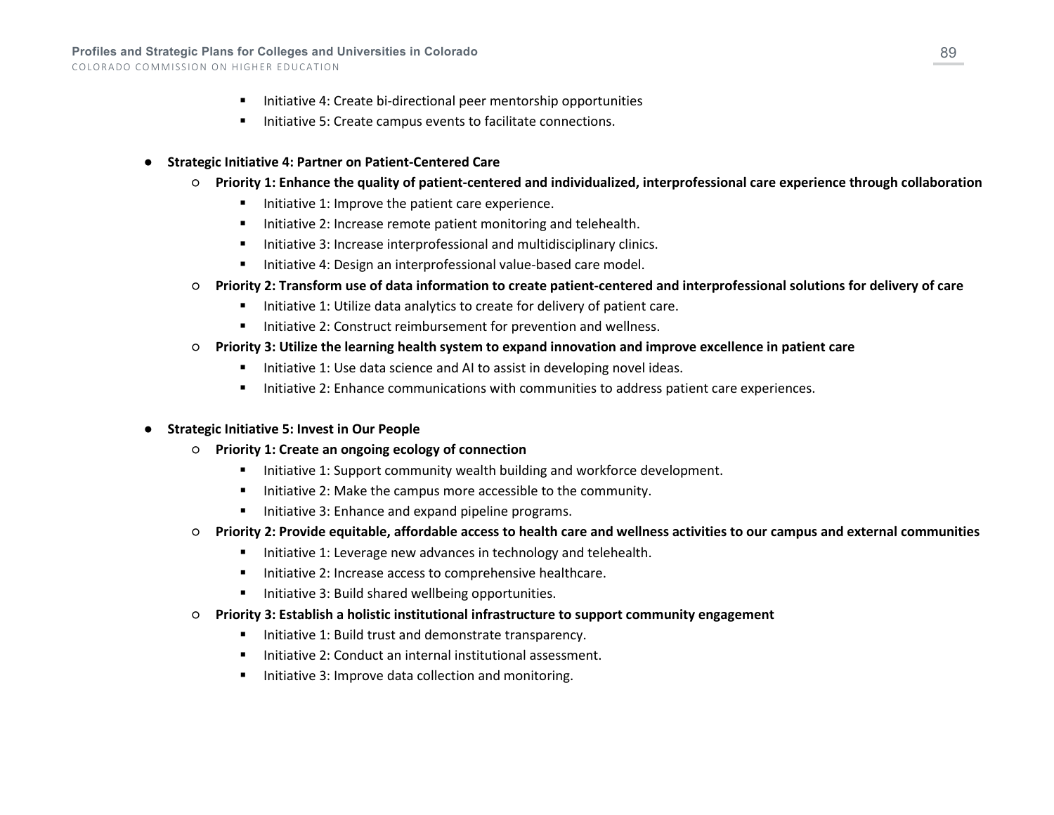- Initiative 4: Create bi-directional peer mentorship opportunities
    - Initiative 5: Create campus events to facilitate connections.

- **Strategic Initiative 4: Partner on Patient-Centered Care**
  - **Priority 1: Enhance the quality of patient-centered and individualized, interprofessional care experience through collaboration**
    - Initiative 1: Improve the patient care experience.
    - Initiative 2: Increase remote patient monitoring and telehealth.
    - Initiative 3: Increase interprofessional and multidisciplinary clinics.
    - Initiative 4: Design an interprofessional value-based care model.
  - **Priority 2: Transform use of data information to create patient-centered and interprofessional solutions for delivery of care**
    - Initiative 1: Utilize data analytics to create for delivery of patient care.
    - Initiative 2: Construct reimbursement for prevention and wellness.
  - **Priority 3: Utilize the learning health system to expand innovation and improve excellence in patient care**
    - Initiative 1: Use data science and AI to assist in developing novel ideas.
    - Initiative 2: Enhance communications with communities to address patient care experiences.

- **Strategic Initiative 5: Invest in Our People**
  - **Priority 1: Create an ongoing ecology of connection**
    - Initiative 1: Support community wealth building and workforce development.
    - Initiative 2: Make the campus more accessible to the community.
    - Initiative 3: Enhance and expand pipeline programs.
  - **Priority 2: Provide equitable, affordable access to health care and wellness activities to our campus and external communities**
    - Initiative 1: Leverage new advances in technology and telehealth.
    - Initiative 2: Increase access to comprehensive healthcare.
    - Initiative 3: Build shared wellbeing opportunities.
  - **Priority 3: Establish a holistic institutional infrastructure to support community engagement**
    - Initiative 1: Build trust and demonstrate transparency.
    - Initiative 2: Conduct an internal institutional assessment.
    - Initiative 3: Improve data collection and monitoring.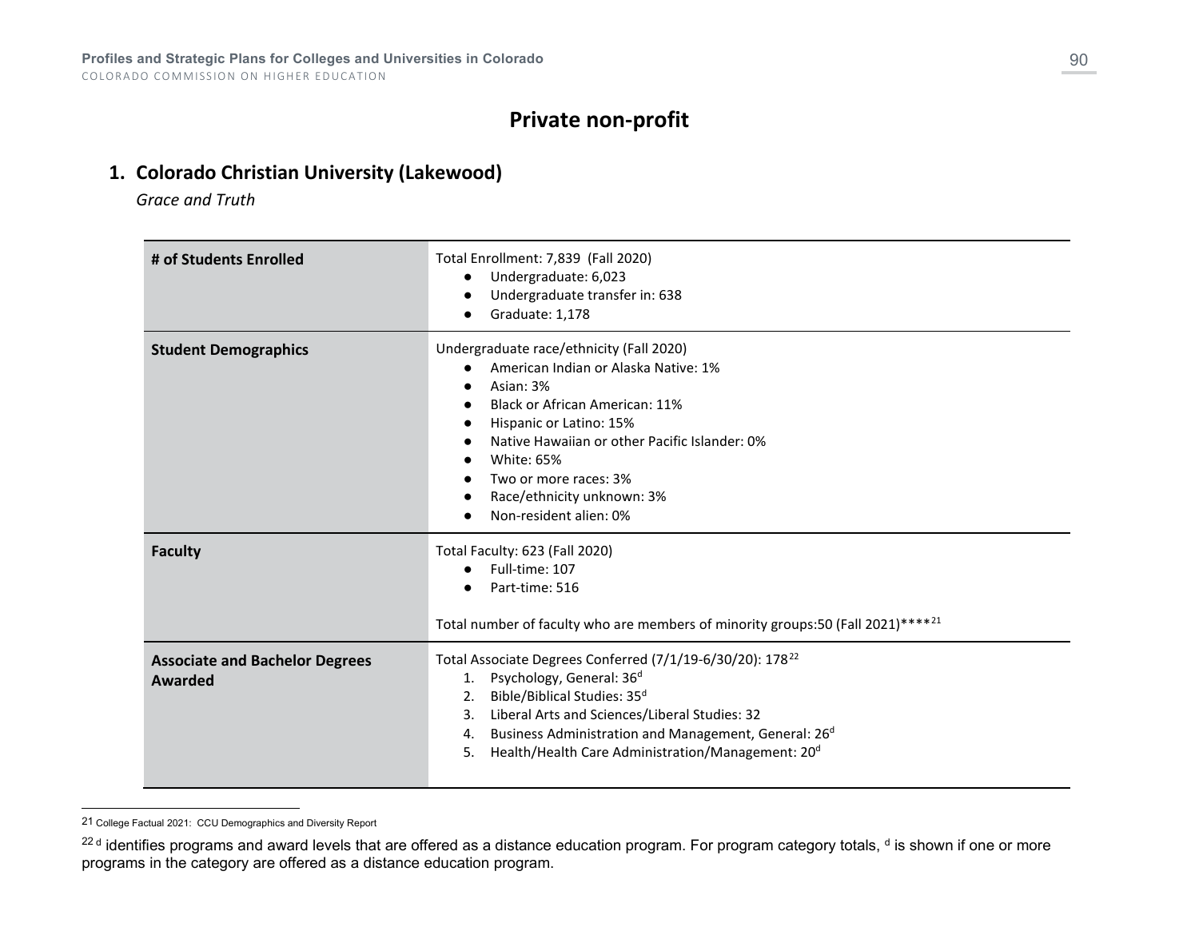# Private non-profit

## 1. Colorado Christian University (Lakewood)

*Grace and Truth*

| | |
|---|---|
| **# of Students Enrolled** | Total Enrollment: 7,839 (Fall 2020)<br>● Undergraduate: 6,023<br>● Undergraduate transfer in: 638<br>● Graduate: 1,178 |
| **Student Demographics** | Undergraduate race/ethnicity (Fall 2020)<br>● American Indian or Alaska Native: 1%<br>● Asian: 3%<br>● Black or African American: 11%<br>● Hispanic or Latino: 15%<br>● Native Hawaiian or other Pacific Islander: 0%<br>● White: 65%<br>● Two or more races: 3%<br>● Race/ethnicity unknown: 3%<br>● Non-resident alien: 0% |
| **Faculty** | Total Faculty: 623 (Fall 2020)<br>● Full-time: 107<br>● Part-time: 516<br><br>Total number of faculty who are members of minority groups:50 (Fall 2021)****[21] |
| **Associate and Bachelor Degrees Awarded** | Total Associate Degrees Conferred (7/1/19-6/30/20): 178[22]<br>1. Psychology, General: 36[d]<br>2. Bible/Biblical Studies: 35[d]<br>3. Liberal Arts and Sciences/Liberal Studies: 32<br>4. Business Administration and Management, General: 26[d]<br>5. Health/Health Care Administration/Management: 20[d] |

---

21 College Factual 2021: CCU Demographics and Diversity Report

22 [d] identifies programs and award levels that are offered as a distance education program. For program category totals, [d] is shown if one or more programs in the category are offered as a distance education program.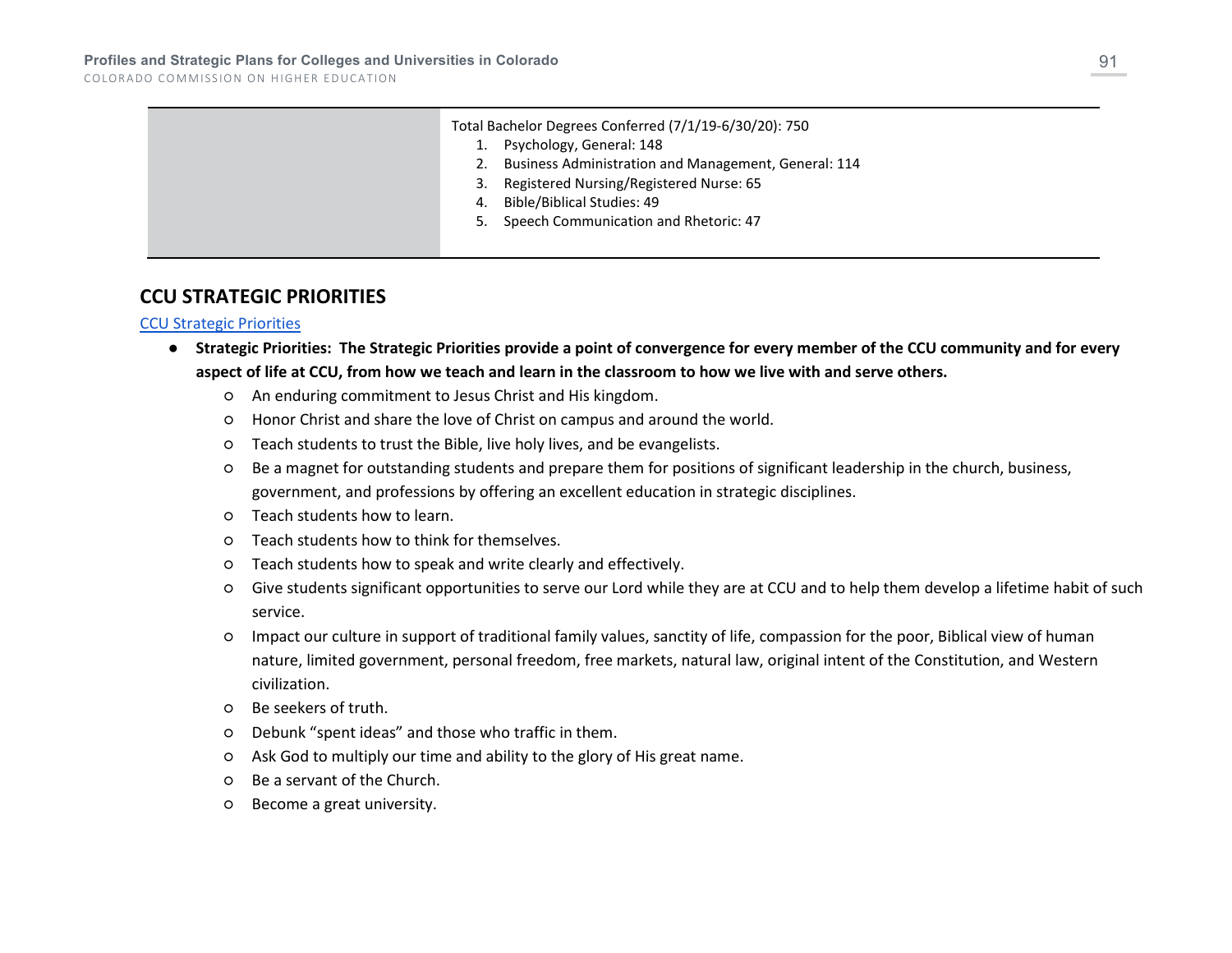| | Total Bachelor Degrees Conferred (7/1/19-6/30/20): 750<br>1. Psychology, General: 148<br>2. Business Administration and Management, General: 114<br>3. Registered Nursing/Registered Nurse: 65<br>4. Bible/Biblical Studies: 49<br>5. Speech Communication and Rhetoric: 47 |
|---|---|

## CCU STRATEGIC PRIORITIES

CCU Strategic Priorities

- **Strategic Priorities: The Strategic Priorities provide a point of convergence for every member of the CCU community and for every aspect of life at CCU, from how we teach and learn in the classroom to how we live with and serve others.**
    - An enduring commitment to Jesus Christ and His kingdom.
    - Honor Christ and share the love of Christ on campus and around the world.
    - Teach students to trust the Bible, live holy lives, and be evangelists.
    - Be a magnet for outstanding students and prepare them for positions of significant leadership in the church, business, government, and professions by offering an excellent education in strategic disciplines.
    - Teach students how to learn.
    - Teach students how to think for themselves.
    - Teach students how to speak and write clearly and effectively.
    - Give students significant opportunities to serve our Lord while they are at CCU and to help them develop a lifetime habit of such service.
    - Impact our culture in support of traditional family values, sanctity of life, compassion for the poor, Biblical view of human nature, limited government, personal freedom, free markets, natural law, original intent of the Constitution, and Western civilization.
    - Be seekers of truth.
    - Debunk "spent ideas" and those who traffic in them.
    - Ask God to multiply our time and ability to the glory of His great name.
    - Be a servant of the Church.
    - Become a great university.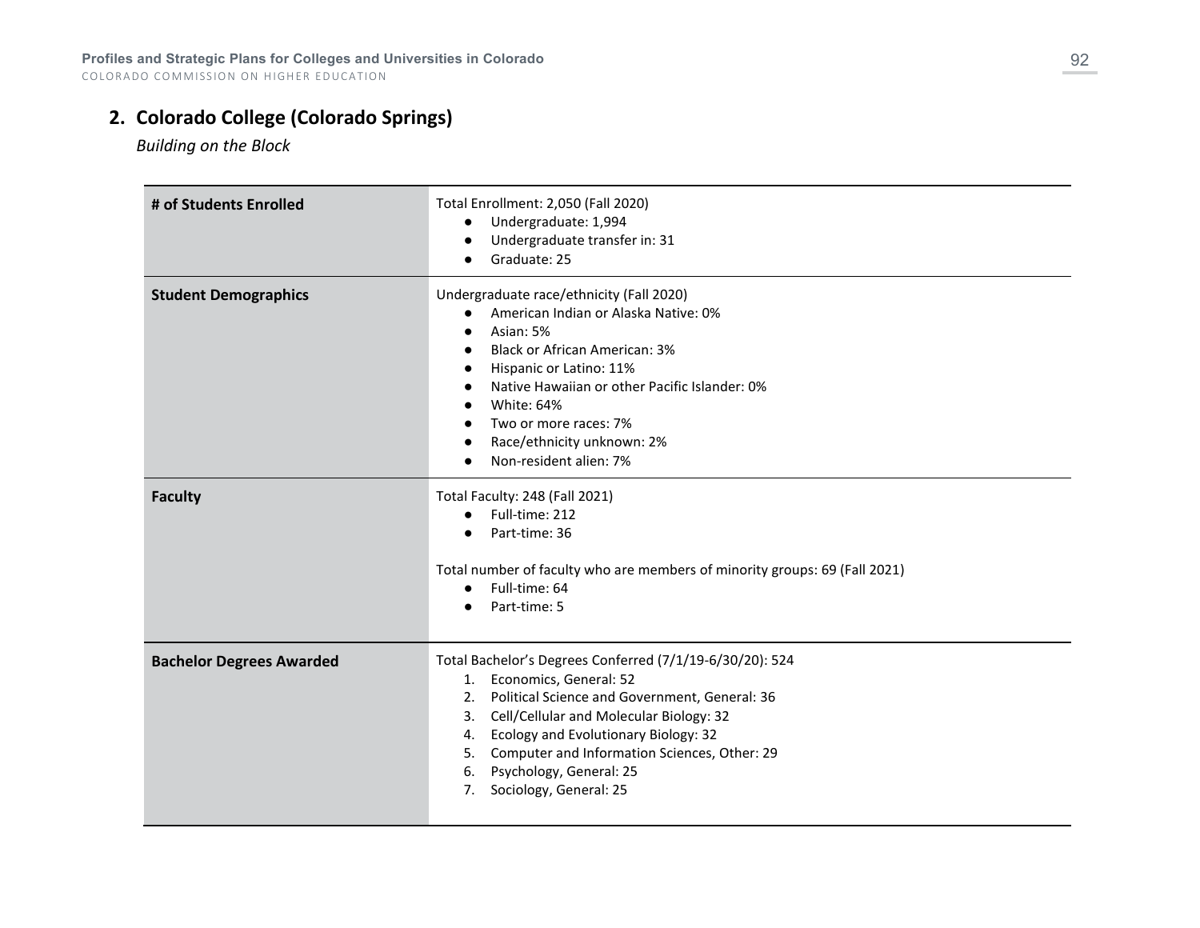## 2. Colorado College (Colorado Springs)

*Building on the Block*

| | |
|---|---|
| **# of Students Enrolled** | Total Enrollment: 2,050 (Fall 2020)<br>● Undergraduate: 1,994<br>● Undergraduate transfer in: 31<br>● Graduate: 25 |
| **Student Demographics** | Undergraduate race/ethnicity (Fall 2020)<br>● American Indian or Alaska Native: 0%<br>● Asian: 5%<br>● Black or African American: 3%<br>● Hispanic or Latino: 11%<br>● Native Hawaiian or other Pacific Islander: 0%<br>● White: 64%<br>● Two or more races: 7%<br>● Race/ethnicity unknown: 2%<br>● Non-resident alien: 7% |
| **Faculty** | Total Faculty: 248 (Fall 2021)<br>● Full-time: 212<br>● Part-time: 36<br><br>Total number of faculty who are members of minority groups: 69 (Fall 2021)<br>● Full-time: 64<br>● Part-time: 5 |
| **Bachelor Degrees Awarded** | Total Bachelor's Degrees Conferred (7/1/19-6/30/20): 524<br>1. Economics, General: 52<br>2. Political Science and Government, General: 36<br>3. Cell/Cellular and Molecular Biology: 32<br>4. Ecology and Evolutionary Biology: 32<br>5. Computer and Information Sciences, Other: 29<br>6. Psychology, General: 25<br>7. Sociology, General: 25 |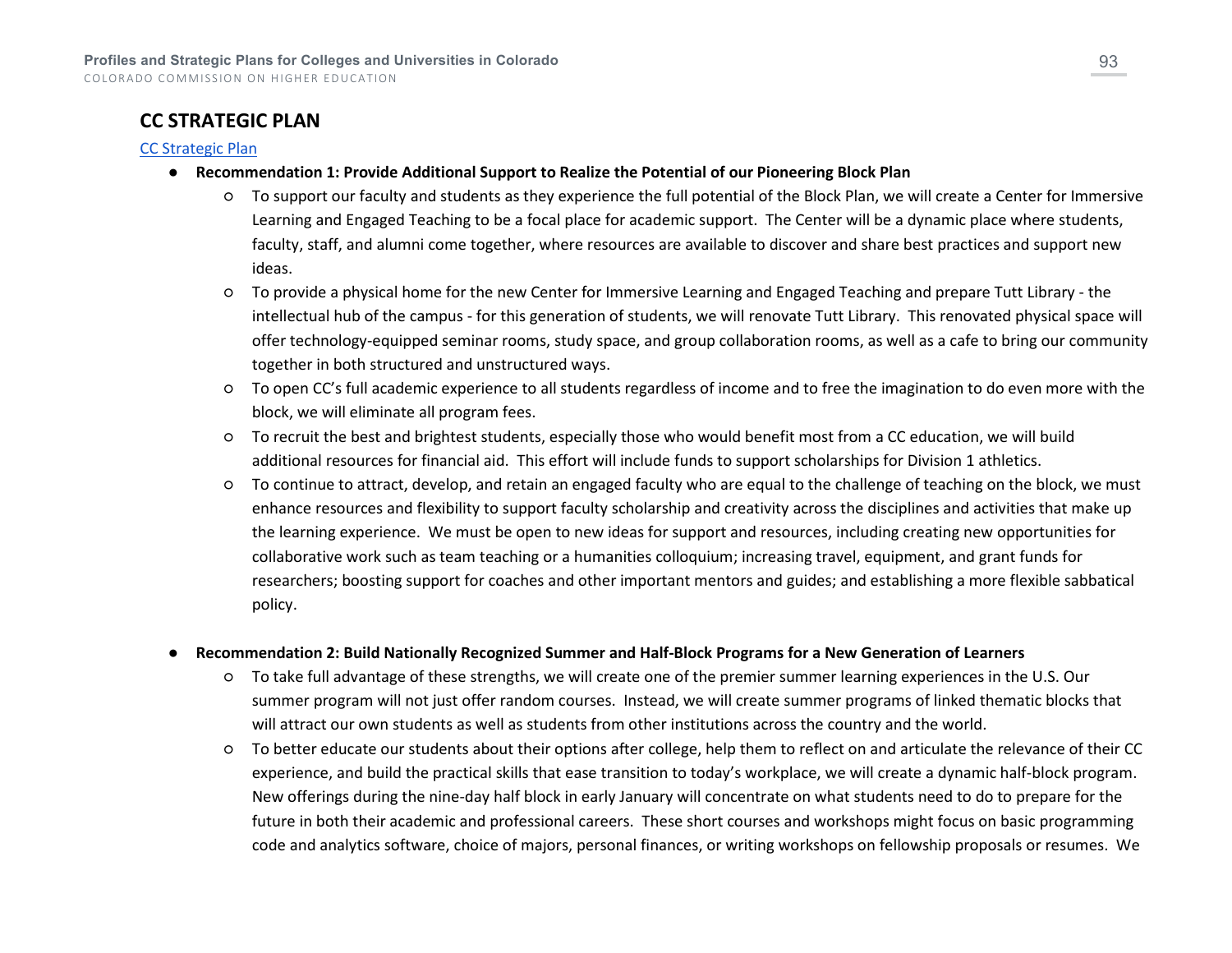## CC STRATEGIC PLAN

CC Strategic Plan

- **Recommendation 1: Provide Additional Support to Realize the Potential of our Pioneering Block Plan**
  - To support our faculty and students as they experience the full potential of the Block Plan, we will create a Center for Immersive Learning and Engaged Teaching to be a focal place for academic support. The Center will be a dynamic place where students, faculty, staff, and alumni come together, where resources are available to discover and share best practices and support new ideas.
  - To provide a physical home for the new Center for Immersive Learning and Engaged Teaching and prepare Tutt Library - the intellectual hub of the campus - for this generation of students, we will renovate Tutt Library. This renovated physical space will offer technology-equipped seminar rooms, study space, and group collaboration rooms, as well as a cafe to bring our community together in both structured and unstructured ways.
  - To open CC's full academic experience to all students regardless of income and to free the imagination to do even more with the block, we will eliminate all program fees.
  - To recruit the best and brightest students, especially those who would benefit most from a CC education, we will build additional resources for financial aid. This effort will include funds to support scholarships for Division 1 athletics.
  - To continue to attract, develop, and retain an engaged faculty who are equal to the challenge of teaching on the block, we must enhance resources and flexibility to support faculty scholarship and creativity across the disciplines and activities that make up the learning experience. We must be open to new ideas for support and resources, including creating new opportunities for collaborative work such as team teaching or a humanities colloquium; increasing travel, equipment, and grant funds for researchers; boosting support for coaches and other important mentors and guides; and establishing a more flexible sabbatical policy.

- **Recommendation 2: Build Nationally Recognized Summer and Half-Block Programs for a New Generation of Learners**
  - To take full advantage of these strengths, we will create one of the premier summer learning experiences in the U.S. Our summer program will not just offer random courses. Instead, we will create summer programs of linked thematic blocks that will attract our own students as well as students from other institutions across the country and the world.
  - To better educate our students about their options after college, help them to reflect on and articulate the relevance of their CC experience, and build the practical skills that ease transition to today's workplace, we will create a dynamic half-block program. New offerings during the nine-day half block in early January will concentrate on what students need to do to prepare for the future in both their academic and professional careers. These short courses and workshops might focus on basic programming code and analytics software, choice of majors, personal finances, or writing workshops on fellowship proposals or resumes. We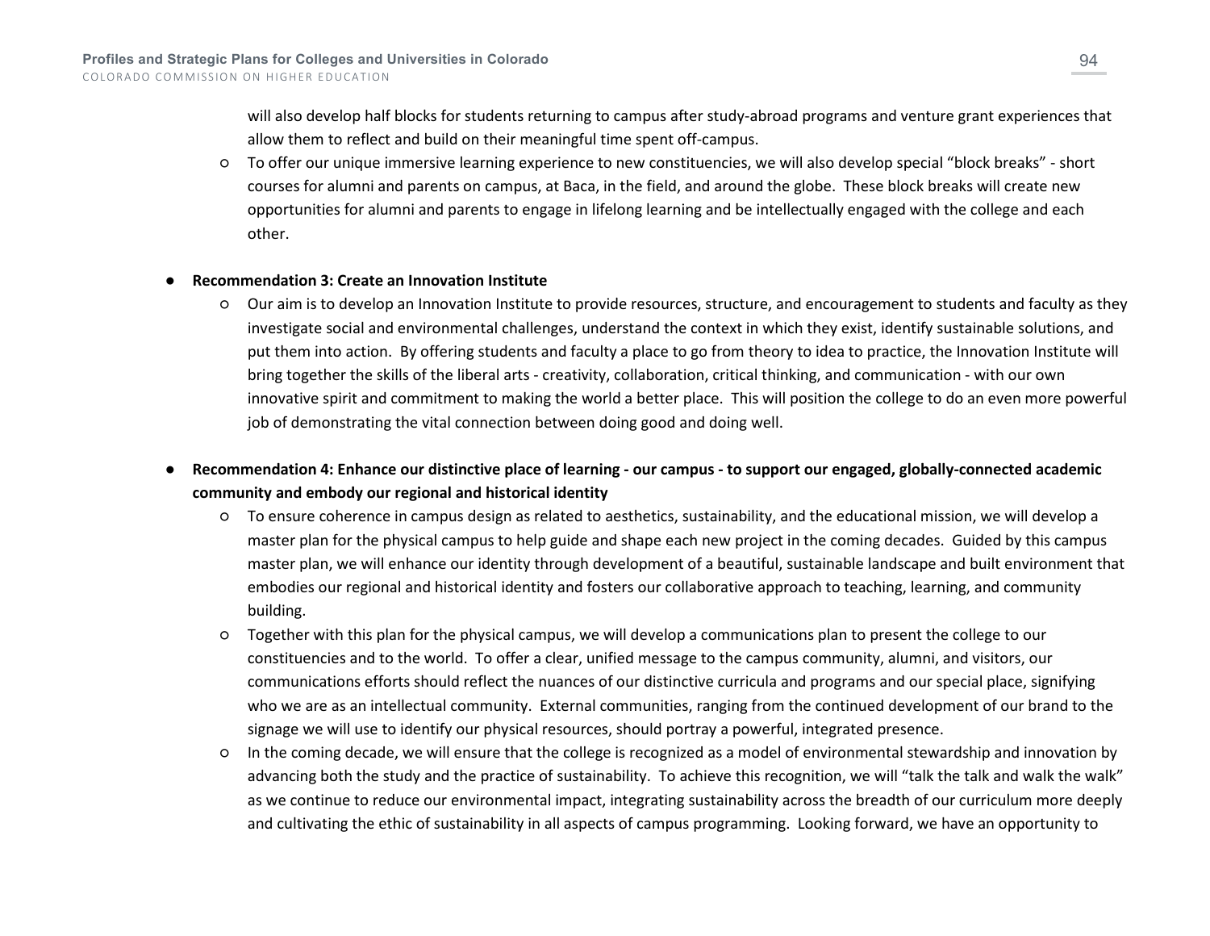will also develop half blocks for students returning to campus after study-abroad programs and venture grant experiences that allow them to reflect and build on their meaningful time spent off-campus.
  - To offer our unique immersive learning experience to new constituencies, we will also develop special "block breaks" - short courses for alumni and parents on campus, at Baca, in the field, and around the globe. These block breaks will create new opportunities for alumni and parents to engage in lifelong learning and be intellectually engaged with the college and each other.

- **Recommendation 3: Create an Innovation Institute**
  - Our aim is to develop an Innovation Institute to provide resources, structure, and encouragement to students and faculty as they investigate social and environmental challenges, understand the context in which they exist, identify sustainable solutions, and put them into action. By offering students and faculty a place to go from theory to idea to practice, the Innovation Institute will bring together the skills of the liberal arts - creativity, collaboration, critical thinking, and communication - with our own innovative spirit and commitment to making the world a better place. This will position the college to do an even more powerful job of demonstrating the vital connection between doing good and doing well.

- **Recommendation 4: Enhance our distinctive place of learning - our campus - to support our engaged, globally-connected academic community and embody our regional and historical identity**
  - To ensure coherence in campus design as related to aesthetics, sustainability, and the educational mission, we will develop a master plan for the physical campus to help guide and shape each new project in the coming decades. Guided by this campus master plan, we will enhance our identity through development of a beautiful, sustainable landscape and built environment that embodies our regional and historical identity and fosters our collaborative approach to teaching, learning, and community building.
  - Together with this plan for the physical campus, we will develop a communications plan to present the college to our constituencies and to the world. To offer a clear, unified message to the campus community, alumni, and visitors, our communications efforts should reflect the nuances of our distinctive curricula and programs and our special place, signifying who we are as an intellectual community. External communities, ranging from the continued development of our brand to the signage we will use to identify our physical resources, should portray a powerful, integrated presence.
  - In the coming decade, we will ensure that the college is recognized as a model of environmental stewardship and innovation by advancing both the study and the practice of sustainability. To achieve this recognition, we will "talk the talk and walk the walk" as we continue to reduce our environmental impact, integrating sustainability across the breadth of our curriculum more deeply and cultivating the ethic of sustainability in all aspects of campus programming. Looking forward, we have an opportunity to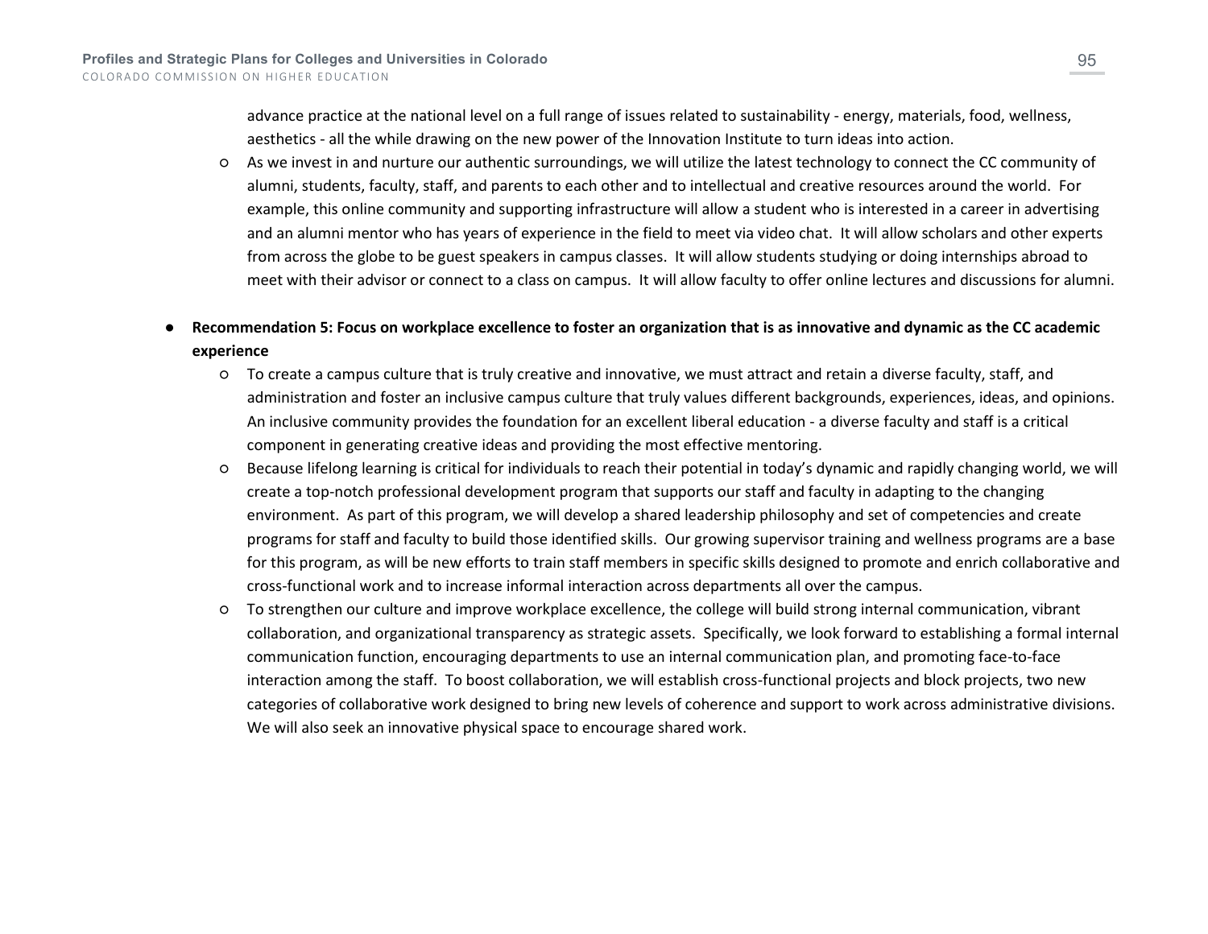advance practice at the national level on a full range of issues related to sustainability - energy, materials, food, wellness, aesthetics - all the while drawing on the new power of the Innovation Institute to turn ideas into action.

  - As we invest in and nurture our authentic surroundings, we will utilize the latest technology to connect the CC community of alumni, students, faculty, staff, and parents to each other and to intellectual and creative resources around the world. For example, this online community and supporting infrastructure will allow a student who is interested in a career in advertising and an alumni mentor who has years of experience in the field to meet via video chat. It will allow scholars and other experts from across the globe to be guest speakers in campus classes. It will allow students studying or doing internships abroad to meet with their advisor or connect to a class on campus. It will allow faculty to offer online lectures and discussions for alumni.

- **Recommendation 5: Focus on workplace excellence to foster an organization that is as innovative and dynamic as the CC academic experience**
  - To create a campus culture that is truly creative and innovative, we must attract and retain a diverse faculty, staff, and administration and foster an inclusive campus culture that truly values different backgrounds, experiences, ideas, and opinions. An inclusive community provides the foundation for an excellent liberal education - a diverse faculty and staff is a critical component in generating creative ideas and providing the most effective mentoring.
  - Because lifelong learning is critical for individuals to reach their potential in today's dynamic and rapidly changing world, we will create a top-notch professional development program that supports our staff and faculty in adapting to the changing environment. As part of this program, we will develop a shared leadership philosophy and set of competencies and create programs for staff and faculty to build those identified skills. Our growing supervisor training and wellness programs are a base for this program, as will be new efforts to train staff members in specific skills designed to promote and enrich collaborative and cross-functional work and to increase informal interaction across departments all over the campus.
  - To strengthen our culture and improve workplace excellence, the college will build strong internal communication, vibrant collaboration, and organizational transparency as strategic assets. Specifically, we look forward to establishing a formal internal communication function, encouraging departments to use an internal communication plan, and promoting face-to-face interaction among the staff. To boost collaboration, we will establish cross-functional projects and block projects, two new categories of collaborative work designed to bring new levels of coherence and support to work across administrative divisions. We will also seek an innovative physical space to encourage shared work.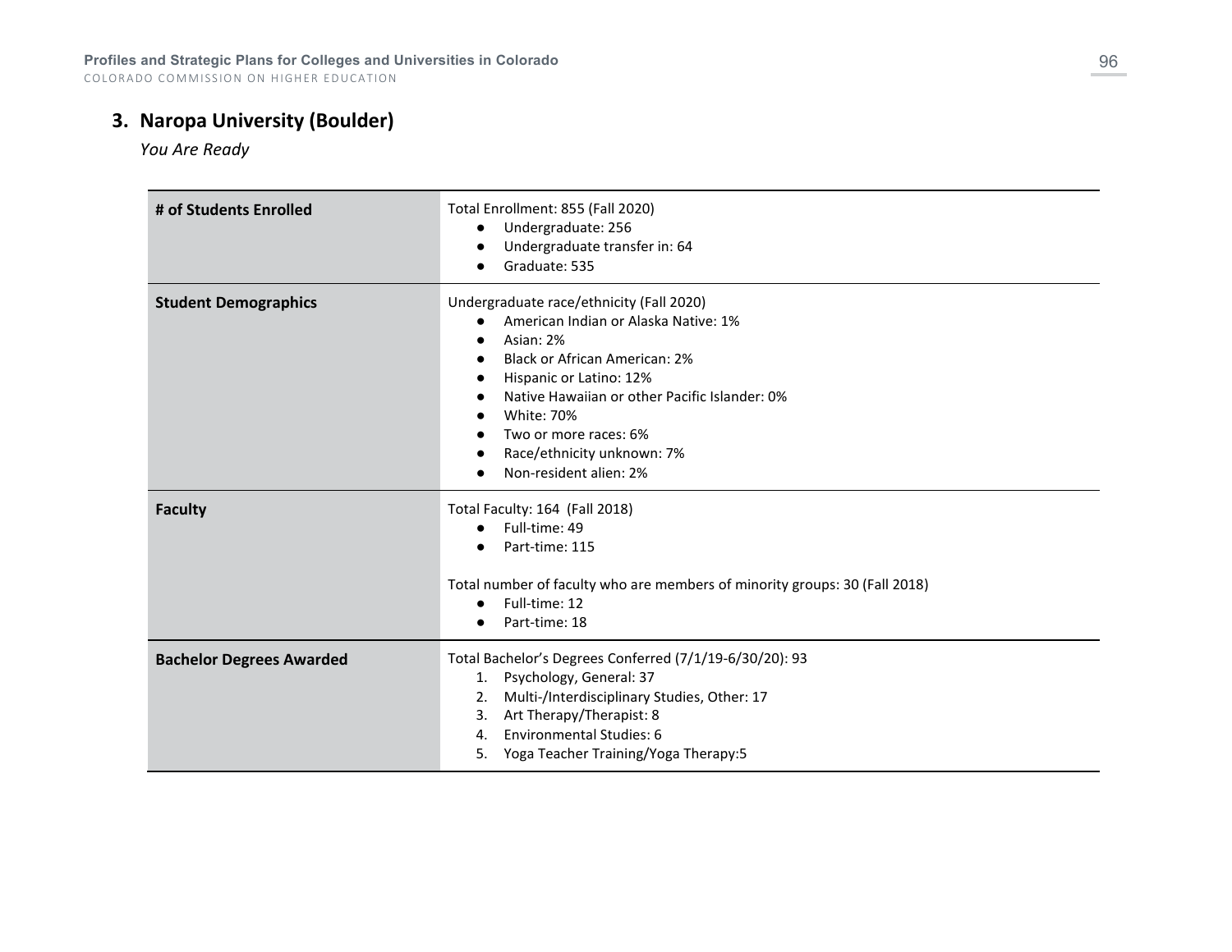### 3. Naropa University (Boulder)

*You Are Ready*

| | |
|---|---|
| **# of Students Enrolled** | Total Enrollment: 855 (Fall 2020)<br>● Undergraduate: 256<br>● Undergraduate transfer in: 64<br>● Graduate: 535 |
| **Student Demographics** | Undergraduate race/ethnicity (Fall 2020)<br>● American Indian or Alaska Native: 1%<br>● Asian: 2%<br>● Black or African American: 2%<br>● Hispanic or Latino: 12%<br>● Native Hawaiian or other Pacific Islander: 0%<br>● White: 70%<br>● Two or more races: 6%<br>● Race/ethnicity unknown: 7%<br>● Non-resident alien: 2% |
| **Faculty** | Total Faculty: 164 (Fall 2018)<br>● Full-time: 49<br>● Part-time: 115<br><br>Total number of faculty who are members of minority groups: 30 (Fall 2018)<br>● Full-time: 12<br>● Part-time: 18 |
| **Bachelor Degrees Awarded** | Total Bachelor's Degrees Conferred (7/1/19-6/30/20): 93<br>1. Psychology, General: 37<br>2. Multi-/Interdisciplinary Studies, Other: 17<br>3. Art Therapy/Therapist: 8<br>4. Environmental Studies: 6<br>5. Yoga Teacher Training/Yoga Therapy:5 |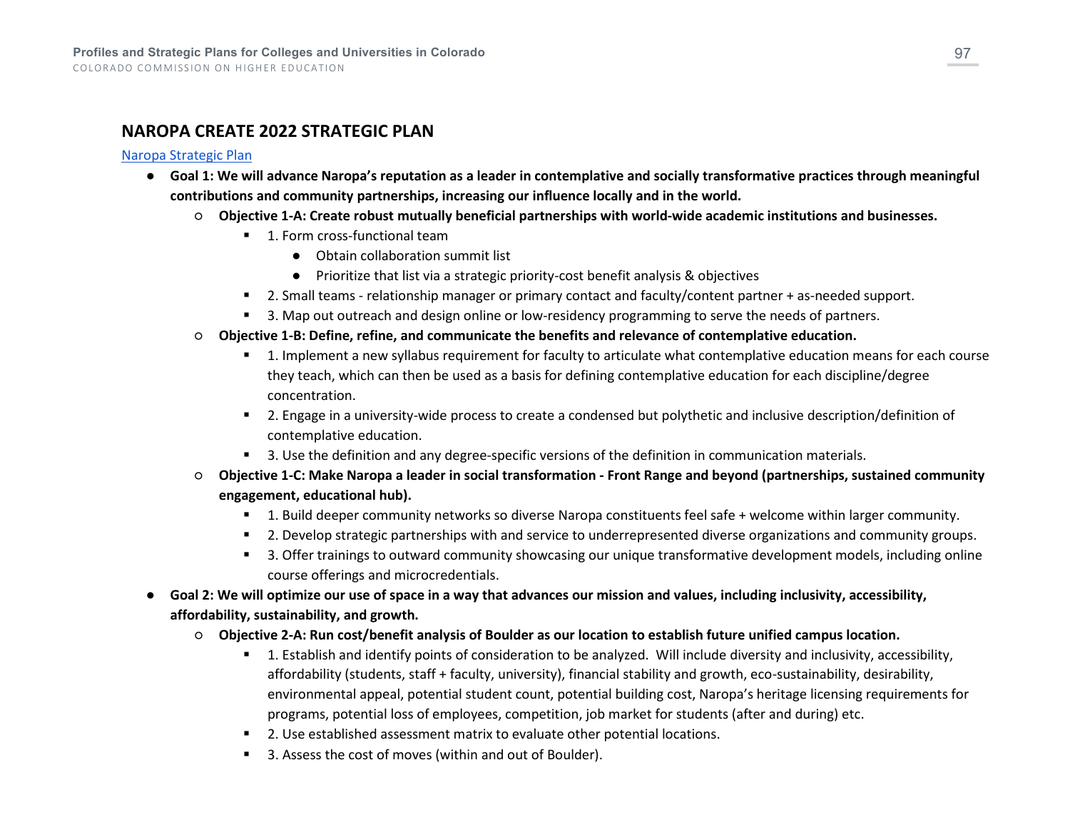## NAROPA CREATE 2022 STRATEGIC PLAN

[Naropa Strategic Plan]

- **Goal 1: We will advance Naropa's reputation as a leader in contemplative and socially transformative practices through meaningful contributions and community partnerships, increasing our influence locally and in the world.**
  - **Objective 1-A: Create robust mutually beneficial partnerships with world-wide academic institutions and businesses.**
    - 1. Form cross-functional team
      - Obtain collaboration summit list
      - Prioritize that list via a strategic priority-cost benefit analysis & objectives
    - 2. Small teams - relationship manager or primary contact and faculty/content partner + as-needed support.
    - 3. Map out outreach and design online or low-residency programming to serve the needs of partners.
  - **Objective 1-B: Define, refine, and communicate the benefits and relevance of contemplative education.**
    - 1. Implement a new syllabus requirement for faculty to articulate what contemplative education means for each course they teach, which can then be used as a basis for defining contemplative education for each discipline/degree concentration.
    - 2. Engage in a university-wide process to create a condensed but polythetic and inclusive description/definition of contemplative education.
    - 3. Use the definition and any degree-specific versions of the definition in communication materials.
  - **Objective 1-C: Make Naropa a leader in social transformation - Front Range and beyond (partnerships, sustained community engagement, educational hub).**
    - 1. Build deeper community networks so diverse Naropa constituents feel safe + welcome within larger community.
    - 2. Develop strategic partnerships with and service to underrepresented diverse organizations and community groups.
    - 3. Offer trainings to outward community showcasing our unique transformative development models, including online course offerings and microcredentials.
- **Goal 2: We will optimize our use of space in a way that advances our mission and values, including inclusivity, accessibility, affordability, sustainability, and growth.**
  - **Objective 2-A: Run cost/benefit analysis of Boulder as our location to establish future unified campus location.**
    - 1. Establish and identify points of consideration to be analyzed. Will include diversity and inclusivity, accessibility, affordability (students, staff + faculty, university), financial stability and growth, eco-sustainability, desirability, environmental appeal, potential student count, potential building cost, Naropa's heritage licensing requirements for programs, potential loss of employees, competition, job market for students (after and during) etc.
    - 2. Use established assessment matrix to evaluate other potential locations.
    - 3. Assess the cost of moves (within and out of Boulder).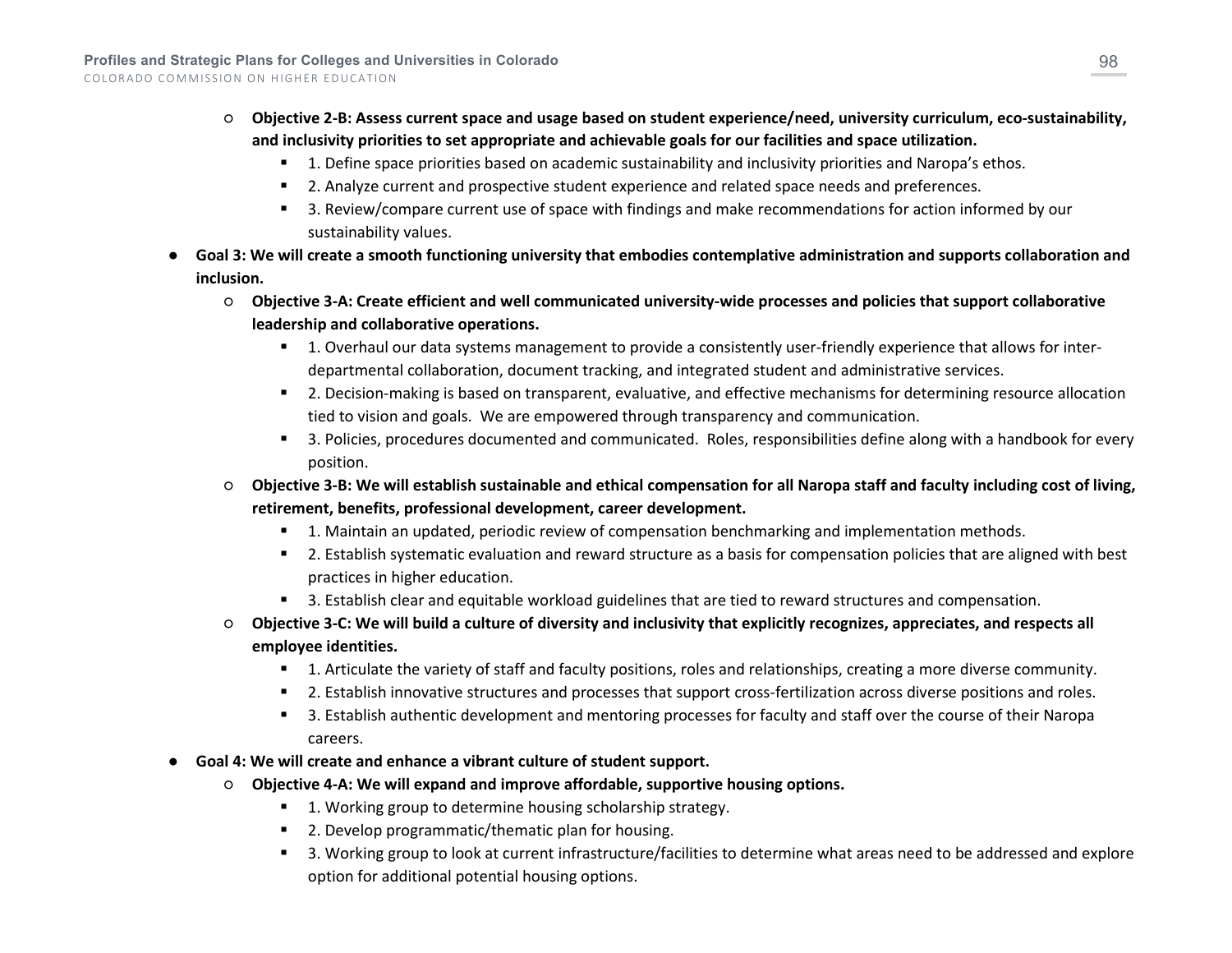- **Objective 2-B: Assess current space and usage based on student experience/need, university curriculum, eco-sustainability, and inclusivity priorities to set appropriate and achievable goals for our facilities and space utilization.**
  - 1. Define space priorities based on academic sustainability and inclusivity priorities and Naropa's ethos.
  - 2. Analyze current and prospective student experience and related space needs and preferences.
  - 3. Review/compare current use of space with findings and make recommendations for action informed by our sustainability values.

- **Goal 3: We will create a smooth functioning university that embodies contemplative administration and supports collaboration and inclusion.**
  - **Objective 3-A: Create efficient and well communicated university-wide processes and policies that support collaborative leadership and collaborative operations.**
    - 1. Overhaul our data systems management to provide a consistently user-friendly experience that allows for inter-departmental collaboration, document tracking, and integrated student and administrative services.
    - 2. Decision-making is based on transparent, evaluative, and effective mechanisms for determining resource allocation tied to vision and goals. We are empowered through transparency and communication.
    - 3. Policies, procedures documented and communicated. Roles, responsibilities define along with a handbook for every position.
  - **Objective 3-B: We will establish sustainable and ethical compensation for all Naropa staff and faculty including cost of living, retirement, benefits, professional development, career development.**
    - 1. Maintain an updated, periodic review of compensation benchmarking and implementation methods.
    - 2. Establish systematic evaluation and reward structure as a basis for compensation policies that are aligned with best practices in higher education.
    - 3. Establish clear and equitable workload guidelines that are tied to reward structures and compensation.
  - **Objective 3-C: We will build a culture of diversity and inclusivity that explicitly recognizes, appreciates, and respects all employee identities.**
    - 1. Articulate the variety of staff and faculty positions, roles and relationships, creating a more diverse community.
    - 2. Establish innovative structures and processes that support cross-fertilization across diverse positions and roles.
    - 3. Establish authentic development and mentoring processes for faculty and staff over the course of their Naropa careers.

- **Goal 4: We will create and enhance a vibrant culture of student support.**
  - **Objective 4-A: We will expand and improve affordable, supportive housing options.**
    - 1. Working group to determine housing scholarship strategy.
    - 2. Develop programmatic/thematic plan for housing.
    - 3. Working group to look at current infrastructure/facilities to determine what areas need to be addressed and explore option for additional potential housing options.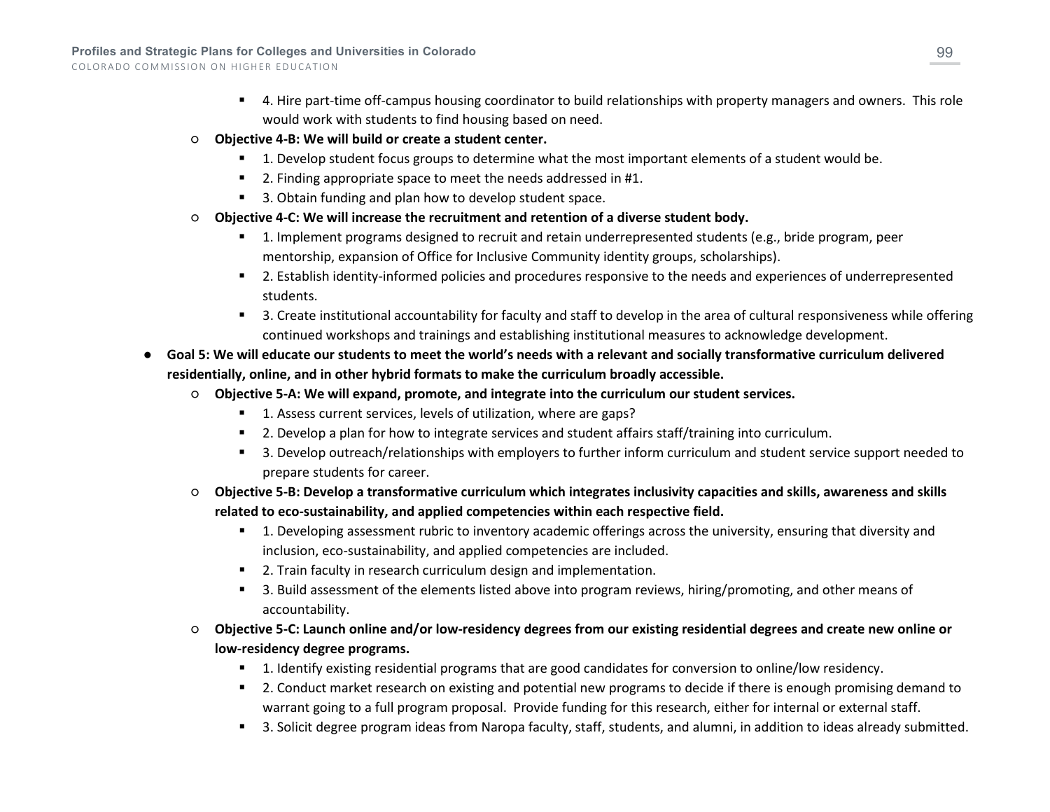- 4. Hire part-time off-campus housing coordinator to build relationships with property managers and owners. This role would work with students to find housing based on need.
    - **Objective 4-B: We will build or create a student center.**
        - 1. Develop student focus groups to determine what the most important elements of a student would be.
        - 2. Finding appropriate space to meet the needs addressed in #1.
        - 3. Obtain funding and plan how to develop student space.
    - **Objective 4-C: We will increase the recruitment and retention of a diverse student body.**
        - 1. Implement programs designed to recruit and retain underrepresented students (e.g., bride program, peer mentorship, expansion of Office for Inclusive Community identity groups, scholarships).
        - 2. Establish identity-informed policies and procedures responsive to the needs and experiences of underrepresented students.
        - 3. Create institutional accountability for faculty and staff to develop in the area of cultural responsiveness while offering continued workshops and trainings and establishing institutional measures to acknowledge development.
- **Goal 5: We will educate our students to meet the world's needs with a relevant and socially transformative curriculum delivered residentially, online, and in other hybrid formats to make the curriculum broadly accessible.**
    - **Objective 5-A: We will expand, promote, and integrate into the curriculum our student services.**
        - 1. Assess current services, levels of utilization, where are gaps?
        - 2. Develop a plan for how to integrate services and student affairs staff/training into curriculum.
        - 3. Develop outreach/relationships with employers to further inform curriculum and student service support needed to prepare students for career.
    - **Objective 5-B: Develop a transformative curriculum which integrates inclusivity capacities and skills, awareness and skills related to eco-sustainability, and applied competencies within each respective field.**
        - 1. Developing assessment rubric to inventory academic offerings across the university, ensuring that diversity and inclusion, eco-sustainability, and applied competencies are included.
        - 2. Train faculty in research curriculum design and implementation.
        - 3. Build assessment of the elements listed above into program reviews, hiring/promoting, and other means of accountability.
    - **Objective 5-C: Launch online and/or low-residency degrees from our existing residential degrees and create new online or low-residency degree programs.**
        - 1. Identify existing residential programs that are good candidates for conversion to online/low residency.
        - 2. Conduct market research on existing and potential new programs to decide if there is enough promising demand to warrant going to a full program proposal. Provide funding for this research, either for internal or external staff.
        - 3. Solicit degree program ideas from Naropa faculty, staff, students, and alumni, in addition to ideas already submitted.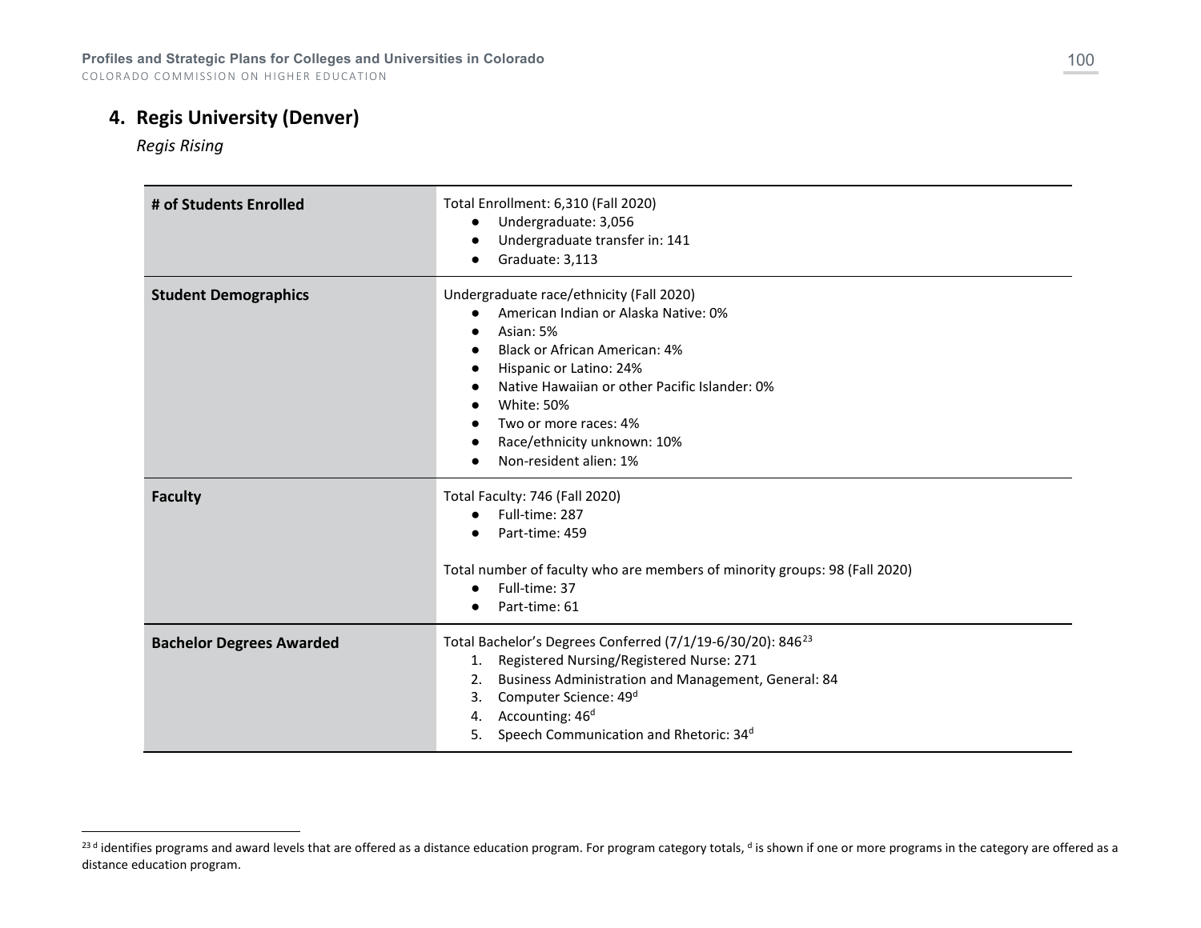## 4. Regis University (Denver)

*Regis Rising*

| | |
|---|---|
| **# of Students Enrolled** | Total Enrollment: 6,310 (Fall 2020)<br>● Undergraduate: 3,056<br>● Undergraduate transfer in: 141<br>● Graduate: 3,113 |
| **Student Demographics** | Undergraduate race/ethnicity (Fall 2020)<br>● American Indian or Alaska Native: 0%<br>● Asian: 5%<br>● Black or African American: 4%<br>● Hispanic or Latino: 24%<br>● Native Hawaiian or other Pacific Islander: 0%<br>● White: 50%<br>● Two or more races: 4%<br>● Race/ethnicity unknown: 10%<br>● Non-resident alien: 1% |
| **Faculty** | Total Faculty: 746 (Fall 2020)<br>● Full-time: 287<br>● Part-time: 459<br><br>Total number of faculty who are members of minority groups: 98 (Fall 2020)<br>● Full-time: 37<br>● Part-time: 61 |
| **Bachelor Degrees Awarded** | Total Bachelor's Degrees Conferred (7/1/19-6/30/20): 846[23]<br>1. Registered Nursing/Registered Nurse: 271<br>2. Business Administration and Management, General: 84<br>3. Computer Science: 49[d]<br>4. Accounting: 46[d]<br>5. Speech Communication and Rhetoric: 34[d] |

[23] [d] identifies programs and award levels that are offered as a distance education program. For program category totals, [d] is shown if one or more programs in the category are offered as a distance education program.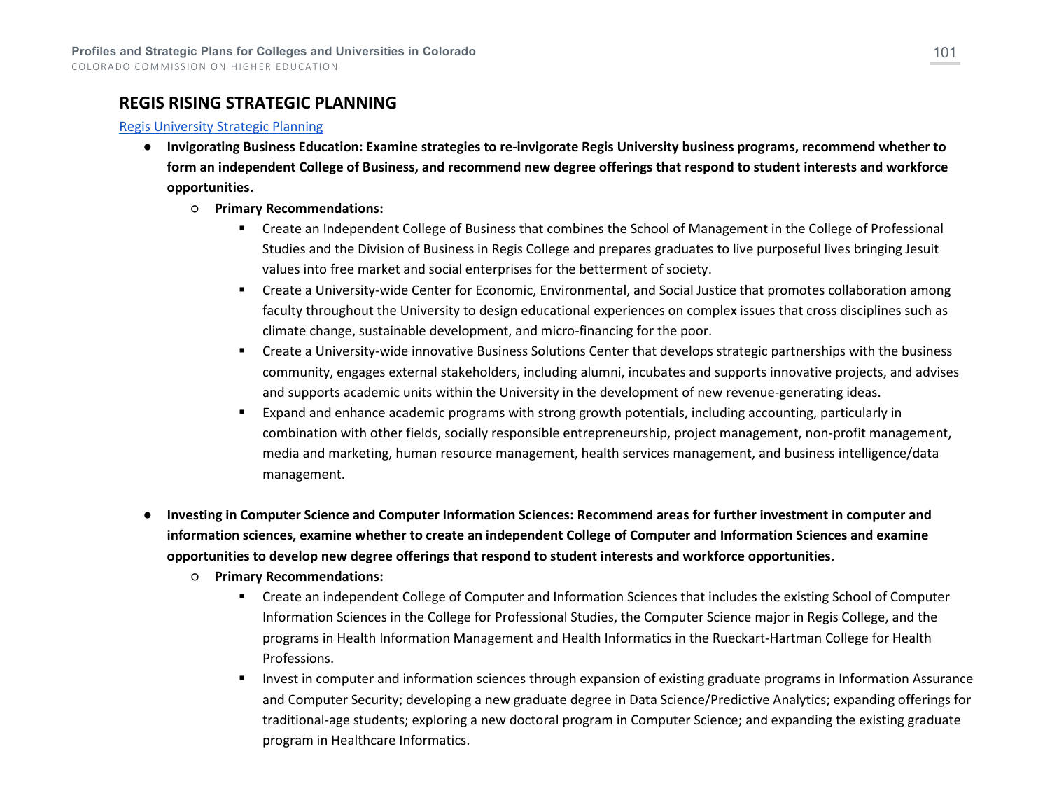## REGIS RISING STRATEGIC PLANNING

[Regis University Strategic Planning]

- **Invigorating Business Education: Examine strategies to re-invigorate Regis University business programs, recommend whether to form an independent College of Business, and recommend new degree offerings that respond to student interests and workforce opportunities.**
  - **Primary Recommendations:**
    - Create an Independent College of Business that combines the School of Management in the College of Professional Studies and the Division of Business in Regis College and prepares graduates to live purposeful lives bringing Jesuit values into free market and social enterprises for the betterment of society.
    - Create a University-wide Center for Economic, Environmental, and Social Justice that promotes collaboration among faculty throughout the University to design educational experiences on complex issues that cross disciplines such as climate change, sustainable development, and micro-financing for the poor.
    - Create a University-wide innovative Business Solutions Center that develops strategic partnerships with the business community, engages external stakeholders, including alumni, incubates and supports innovative projects, and advises and supports academic units within the University in the development of new revenue-generating ideas.
    - Expand and enhance academic programs with strong growth potentials, including accounting, particularly in combination with other fields, socially responsible entrepreneurship, project management, non-profit management, media and marketing, human resource management, health services management, and business intelligence/data management.

- **Investing in Computer Science and Computer Information Sciences: Recommend areas for further investment in computer and information sciences, examine whether to create an independent College of Computer and Information Sciences and examine opportunities to develop new degree offerings that respond to student interests and workforce opportunities.**
  - **Primary Recommendations:**
    - Create an independent College of Computer and Information Sciences that includes the existing School of Computer Information Sciences in the College for Professional Studies, the Computer Science major in Regis College, and the programs in Health Information Management and Health Informatics in the Rueckart-Hartman College for Health Professions.
    - Invest in computer and information sciences through expansion of existing graduate programs in Information Assurance and Computer Security; developing a new graduate degree in Data Science/Predictive Analytics; expanding offerings for traditional-age students; exploring a new doctoral program in Computer Science; and expanding the existing graduate program in Healthcare Informatics.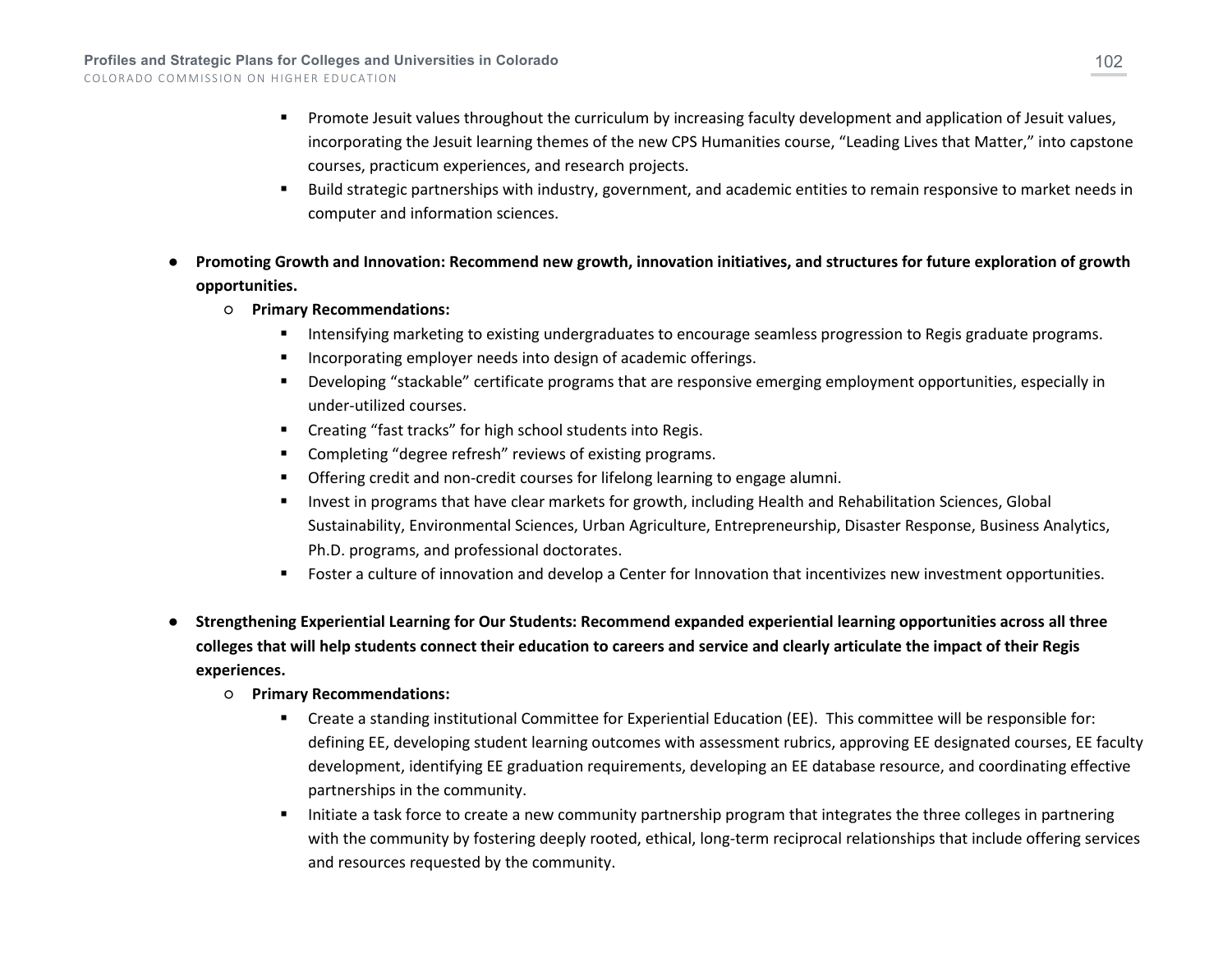- Promote Jesuit values throughout the curriculum by increasing faculty development and application of Jesuit values, incorporating the Jesuit learning themes of the new CPS Humanities course, "Leading Lives that Matter," into capstone courses, practicum experiences, and research projects.
    - Build strategic partnerships with industry, government, and academic entities to remain responsive to market needs in computer and information sciences.

- **Promoting Growth and Innovation: Recommend new growth, innovation initiatives, and structures for future exploration of growth opportunities.**
  - **Primary Recommendations:**
    - Intensifying marketing to existing undergraduates to encourage seamless progression to Regis graduate programs.
    - Incorporating employer needs into design of academic offerings.
    - Developing "stackable" certificate programs that are responsive emerging employment opportunities, especially in under-utilized courses.
    - Creating "fast tracks" for high school students into Regis.
    - Completing "degree refresh" reviews of existing programs.
    - Offering credit and non-credit courses for lifelong learning to engage alumni.
    - Invest in programs that have clear markets for growth, including Health and Rehabilitation Sciences, Global Sustainability, Environmental Sciences, Urban Agriculture, Entrepreneurship, Disaster Response, Business Analytics, Ph.D. programs, and professional doctorates.
    - Foster a culture of innovation and develop a Center for Innovation that incentivizes new investment opportunities.

- **Strengthening Experiential Learning for Our Students: Recommend expanded experiential learning opportunities across all three colleges that will help students connect their education to careers and service and clearly articulate the impact of their Regis experiences.**
  - **Primary Recommendations:**
    - Create a standing institutional Committee for Experiential Education (EE). This committee will be responsible for: defining EE, developing student learning outcomes with assessment rubrics, approving EE designated courses, EE faculty development, identifying EE graduation requirements, developing an EE database resource, and coordinating effective partnerships in the community.
    - Initiate a task force to create a new community partnership program that integrates the three colleges in partnering with the community by fostering deeply rooted, ethical, long-term reciprocal relationships that include offering services and resources requested by the community.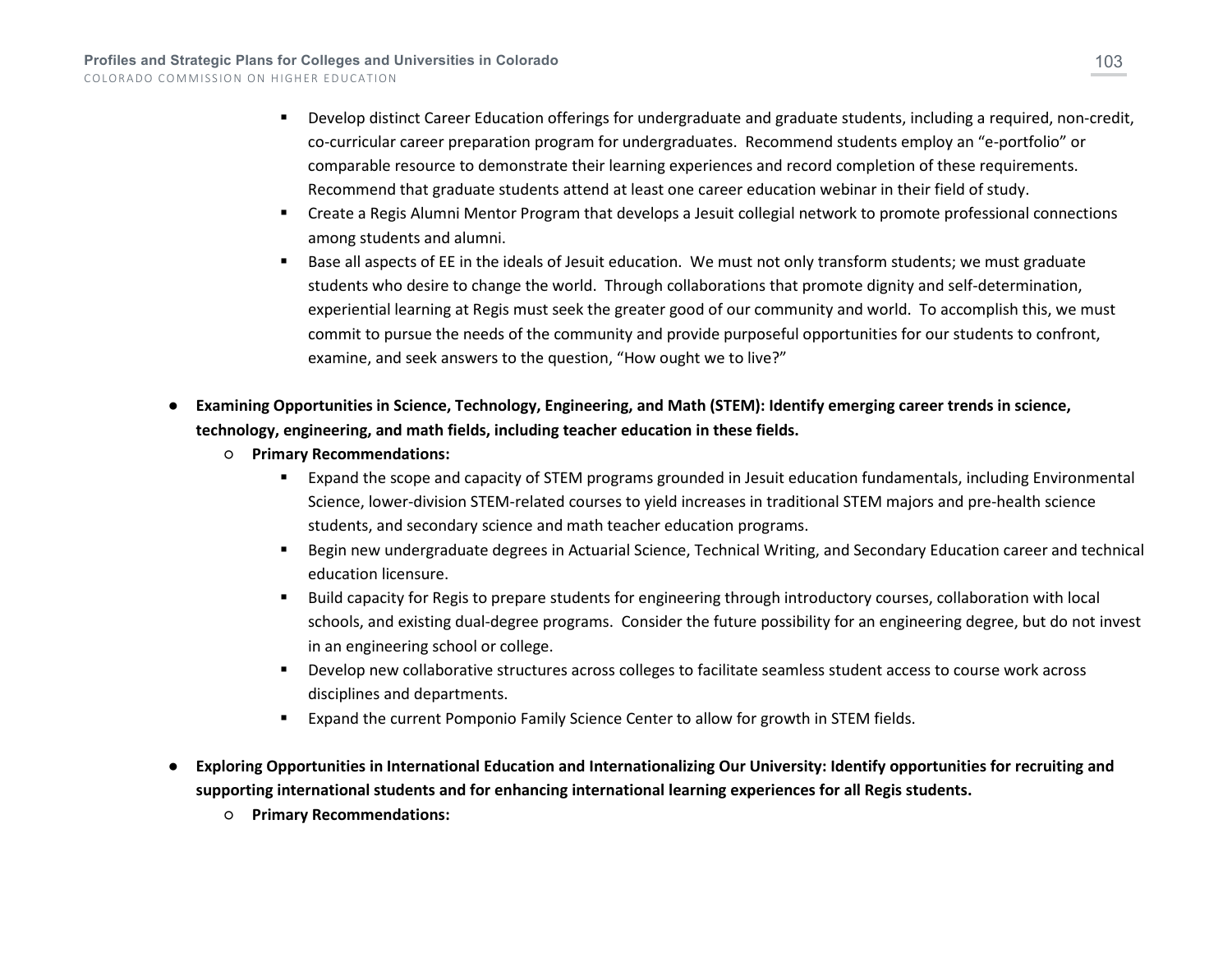- Develop distinct Career Education offerings for undergraduate and graduate students, including a required, non-credit, co-curricular career preparation program for undergraduates. Recommend students employ an "e-portfolio" or comparable resource to demonstrate their learning experiences and record completion of these requirements. Recommend that graduate students attend at least one career education webinar in their field of study.
    - Create a Regis Alumni Mentor Program that develops a Jesuit collegial network to promote professional connections among students and alumni.
    - Base all aspects of EE in the ideals of Jesuit education. We must not only transform students; we must graduate students who desire to change the world. Through collaborations that promote dignity and self-determination, experiential learning at Regis must seek the greater good of our community and world. To accomplish this, we must commit to pursue the needs of the community and provide purposeful opportunities for our students to confront, examine, and seek answers to the question, "How ought we to live?"

- **Examining Opportunities in Science, Technology, Engineering, and Math (STEM): Identify emerging career trends in science, technology, engineering, and math fields, including teacher education in these fields.**
  - **Primary Recommendations:**
    - Expand the scope and capacity of STEM programs grounded in Jesuit education fundamentals, including Environmental Science, lower-division STEM-related courses to yield increases in traditional STEM majors and pre-health science students, and secondary science and math teacher education programs.
    - Begin new undergraduate degrees in Actuarial Science, Technical Writing, and Secondary Education career and technical education licensure.
    - Build capacity for Regis to prepare students for engineering through introductory courses, collaboration with local schools, and existing dual-degree programs. Consider the future possibility for an engineering degree, but do not invest in an engineering school or college.
    - Develop new collaborative structures across colleges to facilitate seamless student access to course work across disciplines and departments.
    - Expand the current Pomponio Family Science Center to allow for growth in STEM fields.

- **Exploring Opportunities in International Education and Internationalizing Our University: Identify opportunities for recruiting and supporting international students and for enhancing international learning experiences for all Regis students.**
  - **Primary Recommendations:**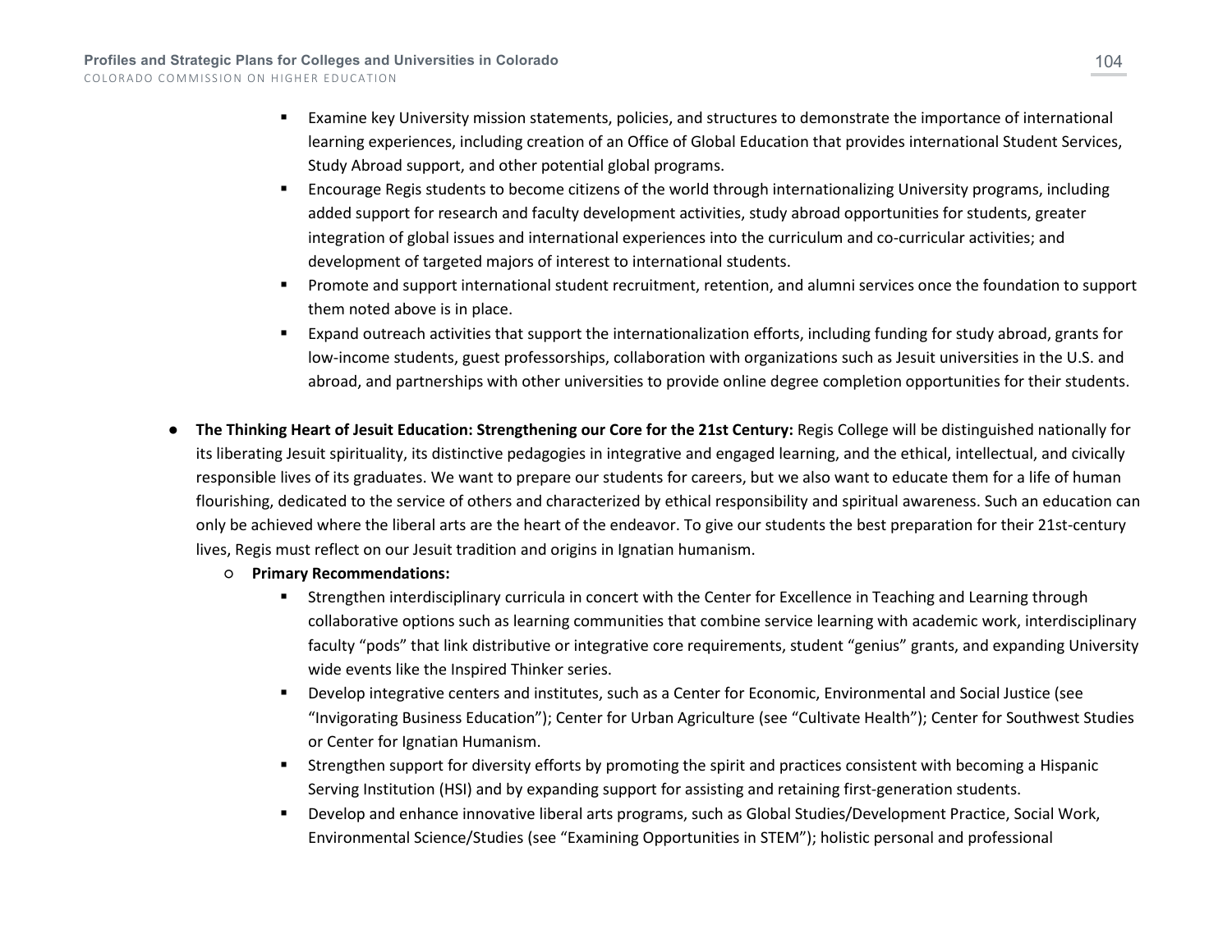- Examine key University mission statements, policies, and structures to demonstrate the importance of international learning experiences, including creation of an Office of Global Education that provides international Student Services, Study Abroad support, and other potential global programs.
    - Encourage Regis students to become citizens of the world through internationalizing University programs, including added support for research and faculty development activities, study abroad opportunities for students, greater integration of global issues and international experiences into the curriculum and co-curricular activities; and development of targeted majors of interest to international students.
    - Promote and support international student recruitment, retention, and alumni services once the foundation to support them noted above is in place.
    - Expand outreach activities that support the internationalization efforts, including funding for study abroad, grants for low-income students, guest professorships, collaboration with organizations such as Jesuit universities in the U.S. and abroad, and partnerships with other universities to provide online degree completion opportunities for their students.

- **The Thinking Heart of Jesuit Education: Strengthening our Core for the 21st Century:** Regis College will be distinguished nationally for its liberating Jesuit spirituality, its distinctive pedagogies in integrative and engaged learning, and the ethical, intellectual, and civically responsible lives of its graduates. We want to prepare our students for careers, but we also want to educate them for a life of human flourishing, dedicated to the service of others and characterized by ethical responsibility and spiritual awareness. Such an education can only be achieved where the liberal arts are the heart of the endeavor. To give our students the best preparation for their 21st-century lives, Regis must reflect on our Jesuit tradition and origins in Ignatian humanism.
  - **Primary Recommendations:**
    - Strengthen interdisciplinary curricula in concert with the Center for Excellence in Teaching and Learning through collaborative options such as learning communities that combine service learning with academic work, interdisciplinary faculty "pods" that link distributive or integrative core requirements, student "genius" grants, and expanding University wide events like the Inspired Thinker series.
    - Develop integrative centers and institutes, such as a Center for Economic, Environmental and Social Justice (see "Invigorating Business Education"); Center for Urban Agriculture (see "Cultivate Health"); Center for Southwest Studies or Center for Ignatian Humanism.
    - Strengthen support for diversity efforts by promoting the spirit and practices consistent with becoming a Hispanic Serving Institution (HSI) and by expanding support for assisting and retaining first-generation students.
    - Develop and enhance innovative liberal arts programs, such as Global Studies/Development Practice, Social Work, Environmental Science/Studies (see "Examining Opportunities in STEM"); holistic personal and professional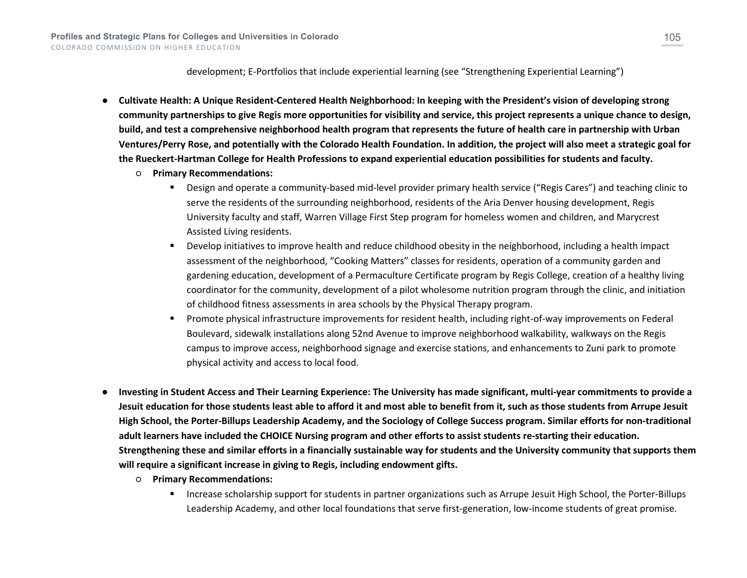development; E-Portfolios that include experiential learning (see "Strengthening Experiential Learning")

- **Cultivate Health: A Unique Resident-Centered Health Neighborhood: In keeping with the President's vision of developing strong community partnerships to give Regis more opportunities for visibility and service, this project represents a unique chance to design, build, and test a comprehensive neighborhood health program that represents the future of health care in partnership with Urban Ventures/Perry Rose, and potentially with the Colorado Health Foundation. In addition, the project will also meet a strategic goal for the Rueckert-Hartman College for Health Professions to expand experiential education possibilities for students and faculty.**
  - **Primary Recommendations:**
    - Design and operate a community-based mid-level provider primary health service ("Regis Cares") and teaching clinic to serve the residents of the surrounding neighborhood, residents of the Aria Denver housing development, Regis University faculty and staff, Warren Village First Step program for homeless women and children, and Marycrest Assisted Living residents.
    - Develop initiatives to improve health and reduce childhood obesity in the neighborhood, including a health impact assessment of the neighborhood, "Cooking Matters" classes for residents, operation of a community garden and gardening education, development of a Permaculture Certificate program by Regis College, creation of a healthy living coordinator for the community, development of a pilot wholesome nutrition program through the clinic, and initiation of childhood fitness assessments in area schools by the Physical Therapy program.
    - Promote physical infrastructure improvements for resident health, including right-of-way improvements on Federal Boulevard, sidewalk installations along 52nd Avenue to improve neighborhood walkability, walkways on the Regis campus to improve access, neighborhood signage and exercise stations, and enhancements to Zuni park to promote physical activity and access to local food.

- **Investing in Student Access and Their Learning Experience: The University has made significant, multi-year commitments to provide a Jesuit education for those students least able to afford it and most able to benefit from it, such as those students from Arrupe Jesuit High School, the Porter-Billups Leadership Academy, and the Sociology of College Success program. Similar efforts for non-traditional adult learners have included the CHOICE Nursing program and other efforts to assist students re-starting their education. Strengthening these and similar efforts in a financially sustainable way for students and the University community that supports them will require a significant increase in giving to Regis, including endowment gifts.**
  - **Primary Recommendations:**
    - Increase scholarship support for students in partner organizations such as Arrupe Jesuit High School, the Porter-Billups Leadership Academy, and other local foundations that serve first-generation, low-income students of great promise.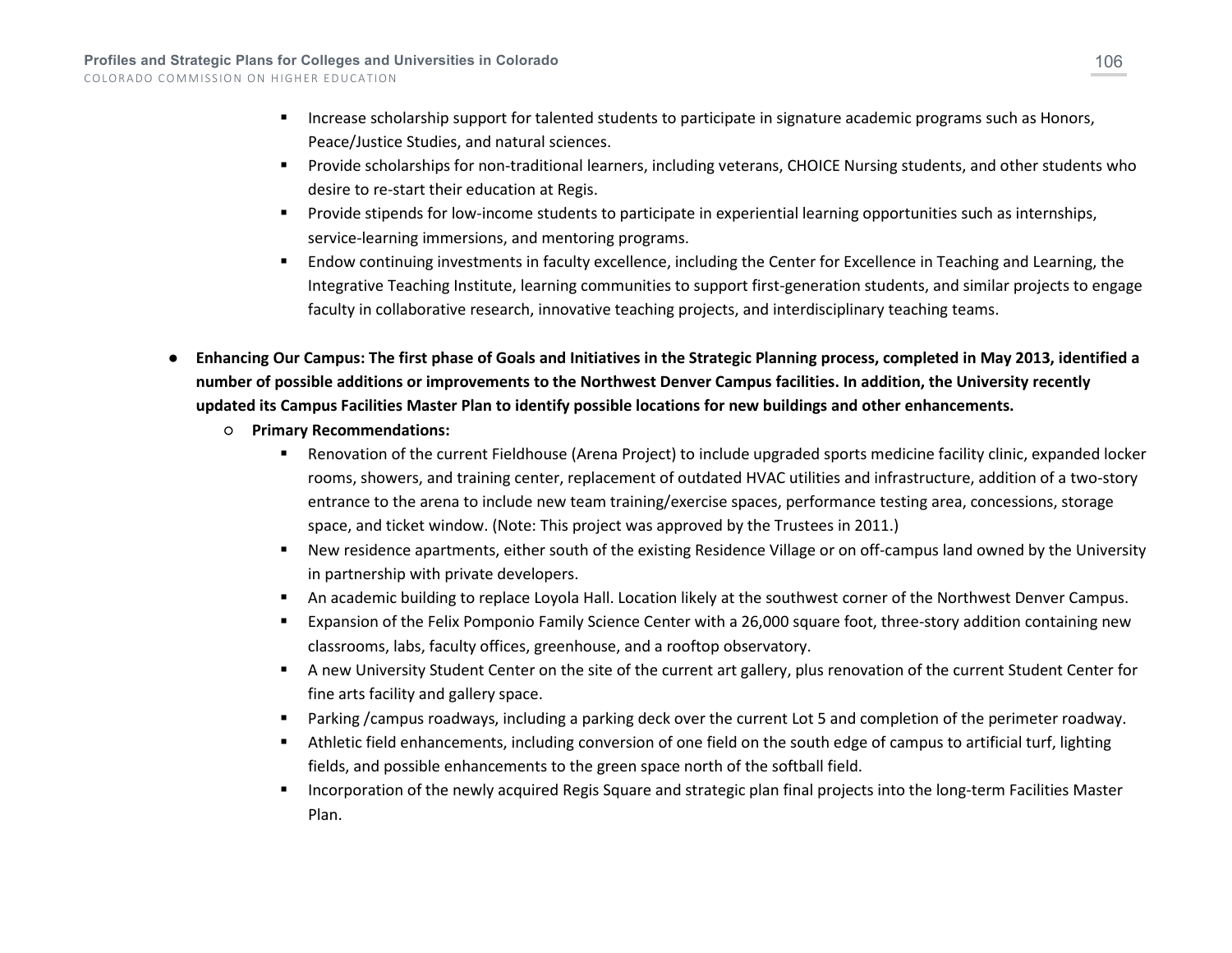- Increase scholarship support for talented students to participate in signature academic programs such as Honors, Peace/Justice Studies, and natural sciences.
    - Provide scholarships for non-traditional learners, including veterans, CHOICE Nursing students, and other students who desire to re-start their education at Regis.
    - Provide stipends for low-income students to participate in experiential learning opportunities such as internships, service-learning immersions, and mentoring programs.
    - Endow continuing investments in faculty excellence, including the Center for Excellence in Teaching and Learning, the Integrative Teaching Institute, learning communities to support first-generation students, and similar projects to engage faculty in collaborative research, innovative teaching projects, and interdisciplinary teaching teams.

- **Enhancing Our Campus: The first phase of Goals and Initiatives in the Strategic Planning process, completed in May 2013, identified a number of possible additions or improvements to the Northwest Denver Campus facilities. In addition, the University recently updated its Campus Facilities Master Plan to identify possible locations for new buildings and other enhancements.**
  - **Primary Recommendations:**
    - Renovation of the current Fieldhouse (Arena Project) to include upgraded sports medicine facility clinic, expanded locker rooms, showers, and training center, replacement of outdated HVAC utilities and infrastructure, addition of a two-story entrance to the arena to include new team training/exercise spaces, performance testing area, concessions, storage space, and ticket window. (Note: This project was approved by the Trustees in 2011.)
    - New residence apartments, either south of the existing Residence Village or on off-campus land owned by the University in partnership with private developers.
    - An academic building to replace Loyola Hall. Location likely at the southwest corner of the Northwest Denver Campus.
    - Expansion of the Felix Pomponio Family Science Center with a 26,000 square foot, three-story addition containing new classrooms, labs, faculty offices, greenhouse, and a rooftop observatory.
    - A new University Student Center on the site of the current art gallery, plus renovation of the current Student Center for fine arts facility and gallery space.
    - Parking /campus roadways, including a parking deck over the current Lot 5 and completion of the perimeter roadway.
    - Athletic field enhancements, including conversion of one field on the south edge of campus to artificial turf, lighting fields, and possible enhancements to the green space north of the softball field.
    - Incorporation of the newly acquired Regis Square and strategic plan final projects into the long-term Facilities Master Plan.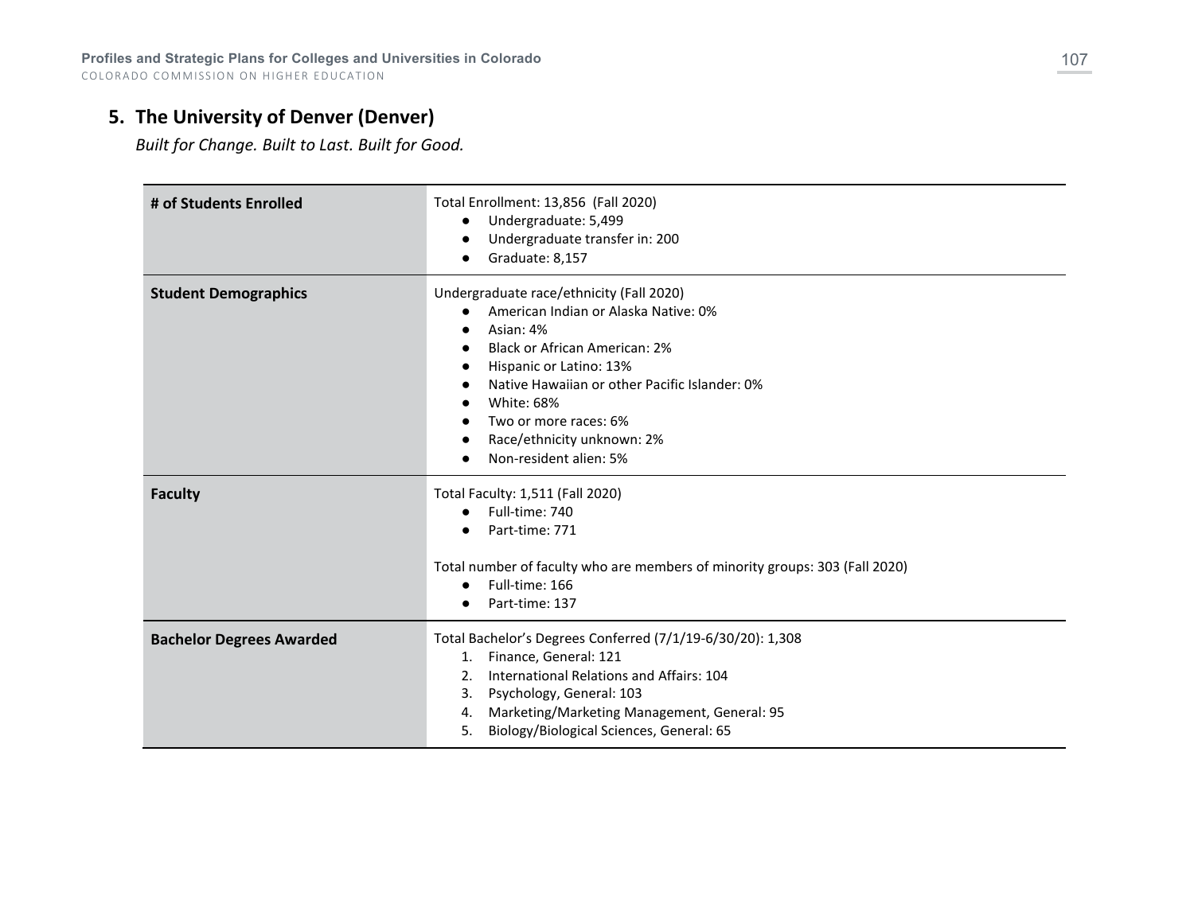## 5. The University of Denver (Denver)

*Built for Change. Built to Last. Built for Good.*

| | |
|---|---|
| **# of Students Enrolled** | Total Enrollment: 13,856 (Fall 2020)<br>● Undergraduate: 5,499<br>● Undergraduate transfer in: 200<br>● Graduate: 8,157 |
| **Student Demographics** | Undergraduate race/ethnicity (Fall 2020)<br>● American Indian or Alaska Native: 0%<br>● Asian: 4%<br>● Black or African American: 2%<br>● Hispanic or Latino: 13%<br>● Native Hawaiian or other Pacific Islander: 0%<br>● White: 68%<br>● Two or more races: 6%<br>● Race/ethnicity unknown: 2%<br>● Non-resident alien: 5% |
| **Faculty** | Total Faculty: 1,511 (Fall 2020)<br>● Full-time: 740<br>● Part-time: 771<br><br>Total number of faculty who are members of minority groups: 303 (Fall 2020)<br>● Full-time: 166<br>● Part-time: 137 |
| **Bachelor Degrees Awarded** | Total Bachelor's Degrees Conferred (7/1/19-6/30/20): 1,308<br>1. Finance, General: 121<br>2. International Relations and Affairs: 104<br>3. Psychology, General: 103<br>4. Marketing/Marketing Management, General: 95<br>5. Biology/Biological Sciences, General: 65 |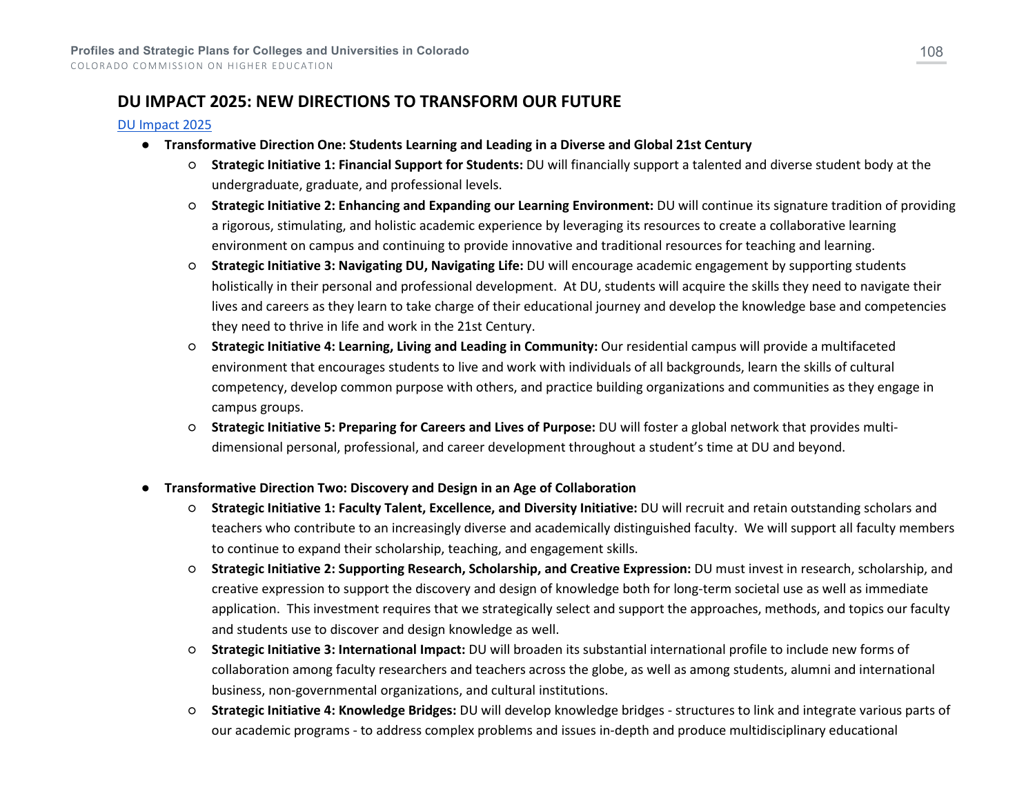## DU IMPACT 2025: NEW DIRECTIONS TO TRANSFORM OUR FUTURE

[DU Impact 2025]

- **Transformative Direction One: Students Learning and Leading in a Diverse and Global 21st Century**
  - **Strategic Initiative 1: Financial Support for Students:** DU will financially support a talented and diverse student body at the undergraduate, graduate, and professional levels.
  - **Strategic Initiative 2: Enhancing and Expanding our Learning Environment:** DU will continue its signature tradition of providing a rigorous, stimulating, and holistic academic experience by leveraging its resources to create a collaborative learning environment on campus and continuing to provide innovative and traditional resources for teaching and learning.
  - **Strategic Initiative 3: Navigating DU, Navigating Life:** DU will encourage academic engagement by supporting students holistically in their personal and professional development. At DU, students will acquire the skills they need to navigate their lives and careers as they learn to take charge of their educational journey and develop the knowledge base and competencies they need to thrive in life and work in the 21st Century.
  - **Strategic Initiative 4: Learning, Living and Leading in Community:** Our residential campus will provide a multifaceted environment that encourages students to live and work with individuals of all backgrounds, learn the skills of cultural competency, develop common purpose with others, and practice building organizations and communities as they engage in campus groups.
  - **Strategic Initiative 5: Preparing for Careers and Lives of Purpose:** DU will foster a global network that provides multi-dimensional personal, professional, and career development throughout a student's time at DU and beyond.

- **Transformative Direction Two: Discovery and Design in an Age of Collaboration**
  - **Strategic Initiative 1: Faculty Talent, Excellence, and Diversity Initiative:** DU will recruit and retain outstanding scholars and teachers who contribute to an increasingly diverse and academically distinguished faculty. We will support all faculty members to continue to expand their scholarship, teaching, and engagement skills.
  - **Strategic Initiative 2: Supporting Research, Scholarship, and Creative Expression:** DU must invest in research, scholarship, and creative expression to support the discovery and design of knowledge both for long-term societal use as well as immediate application. This investment requires that we strategically select and support the approaches, methods, and topics our faculty and students use to discover and design knowledge as well.
  - **Strategic Initiative 3: International Impact:** DU will broaden its substantial international profile to include new forms of collaboration among faculty researchers and teachers across the globe, as well as among students, alumni and international business, non-governmental organizations, and cultural institutions.
  - **Strategic Initiative 4: Knowledge Bridges:** DU will develop knowledge bridges - structures to link and integrate various parts of our academic programs - to address complex problems and issues in-depth and produce multidisciplinary educational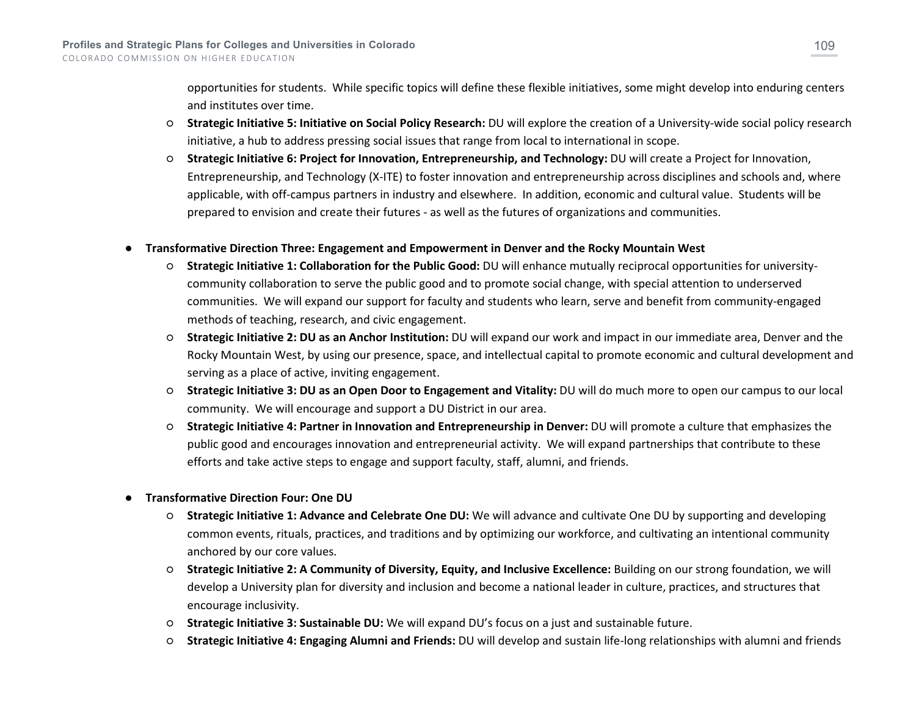opportunities for students. While specific topics will define these flexible initiatives, some might develop into enduring centers and institutes over time.
  - **Strategic Initiative 5: Initiative on Social Policy Research:** DU will explore the creation of a University-wide social policy research initiative, a hub to address pressing social issues that range from local to international in scope.
  - **Strategic Initiative 6: Project for Innovation, Entrepreneurship, and Technology:** DU will create a Project for Innovation, Entrepreneurship, and Technology (X-ITE) to foster innovation and entrepreneurship across disciplines and schools and, where applicable, with off-campus partners in industry and elsewhere. In addition, economic and cultural value. Students will be prepared to envision and create their futures - as well as the futures of organizations and communities.

- **Transformative Direction Three: Engagement and Empowerment in Denver and the Rocky Mountain West**
  - **Strategic Initiative 1: Collaboration for the Public Good:** DU will enhance mutually reciprocal opportunities for university-community collaboration to serve the public good and to promote social change, with special attention to underserved communities. We will expand our support for faculty and students who learn, serve and benefit from community-engaged methods of teaching, research, and civic engagement.
  - **Strategic Initiative 2: DU as an Anchor Institution:** DU will expand our work and impact in our immediate area, Denver and the Rocky Mountain West, by using our presence, space, and intellectual capital to promote economic and cultural development and serving as a place of active, inviting engagement.
  - **Strategic Initiative 3: DU as an Open Door to Engagement and Vitality:** DU will do much more to open our campus to our local community. We will encourage and support a DU District in our area.
  - **Strategic Initiative 4: Partner in Innovation and Entrepreneurship in Denver:** DU will promote a culture that emphasizes the public good and encourages innovation and entrepreneurial activity. We will expand partnerships that contribute to these efforts and take active steps to engage and support faculty, staff, alumni, and friends.

- **Transformative Direction Four: One DU**
  - **Strategic Initiative 1: Advance and Celebrate One DU:** We will advance and cultivate One DU by supporting and developing common events, rituals, practices, and traditions and by optimizing our workforce, and cultivating an intentional community anchored by our core values.
  - **Strategic Initiative 2: A Community of Diversity, Equity, and Inclusive Excellence:** Building on our strong foundation, we will develop a University plan for diversity and inclusion and become a national leader in culture, practices, and structures that encourage inclusivity.
  - **Strategic Initiative 3: Sustainable DU:** We will expand DU's focus on a just and sustainable future.
  - **Strategic Initiative 4: Engaging Alumni and Friends:** DU will develop and sustain life-long relationships with alumni and friends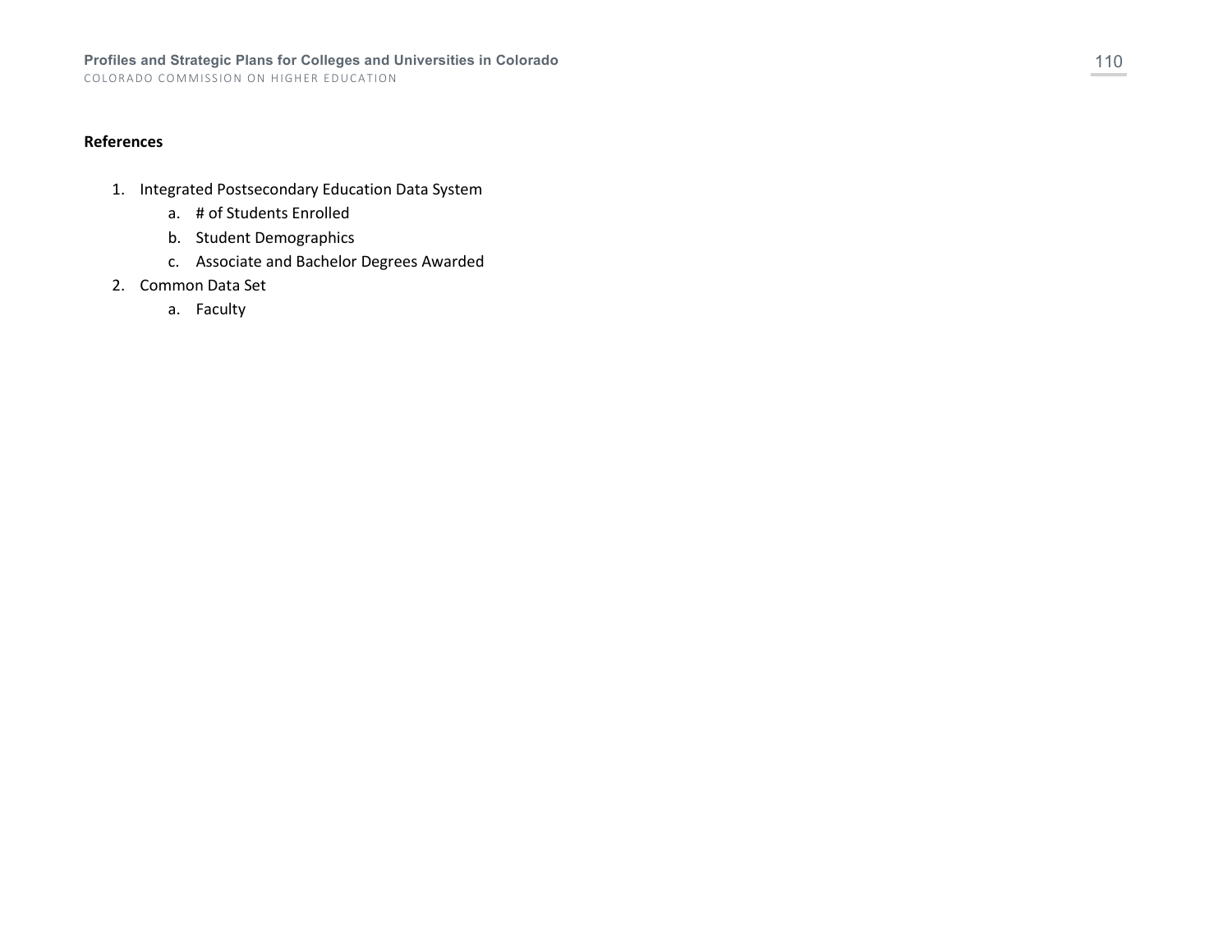**References**

1. Integrated Postsecondary Education Data System
    a. # of Students Enrolled
    b. Student Demographics
    c. Associate and Bachelor Degrees Awarded
2. Common Data Set
    a. Faculty